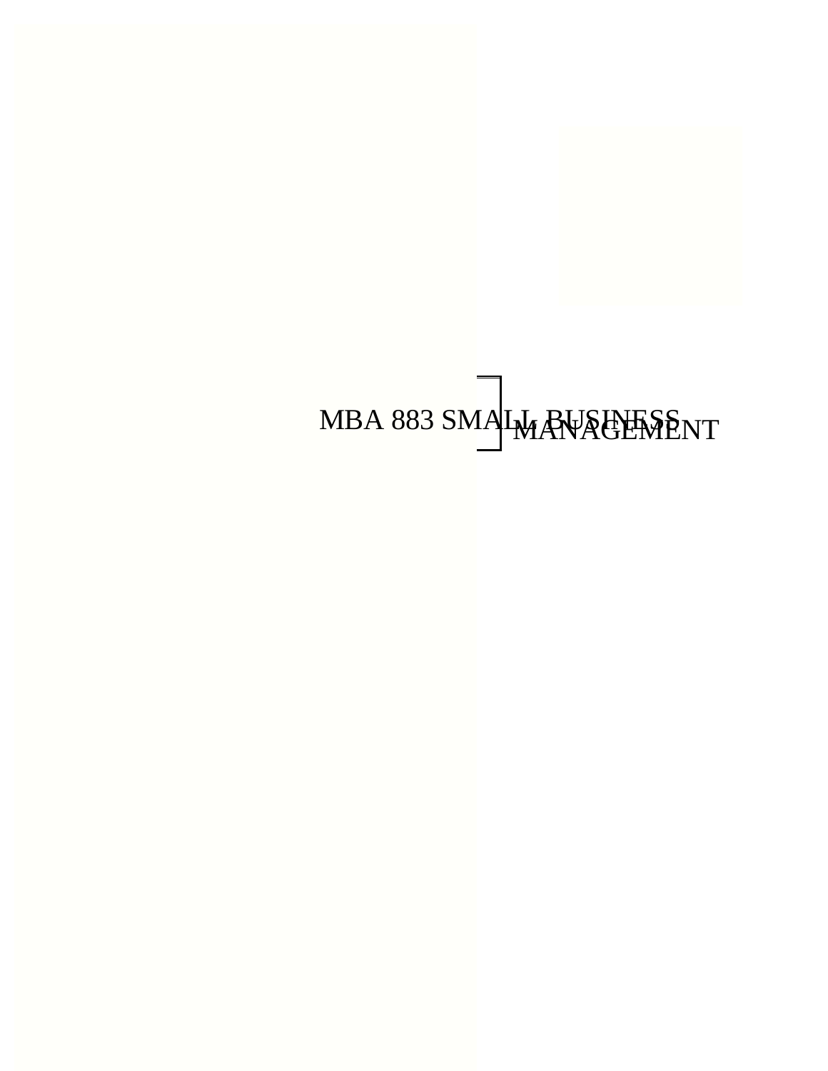# MBA 883 SMALL BUSINESS MANAGEMENT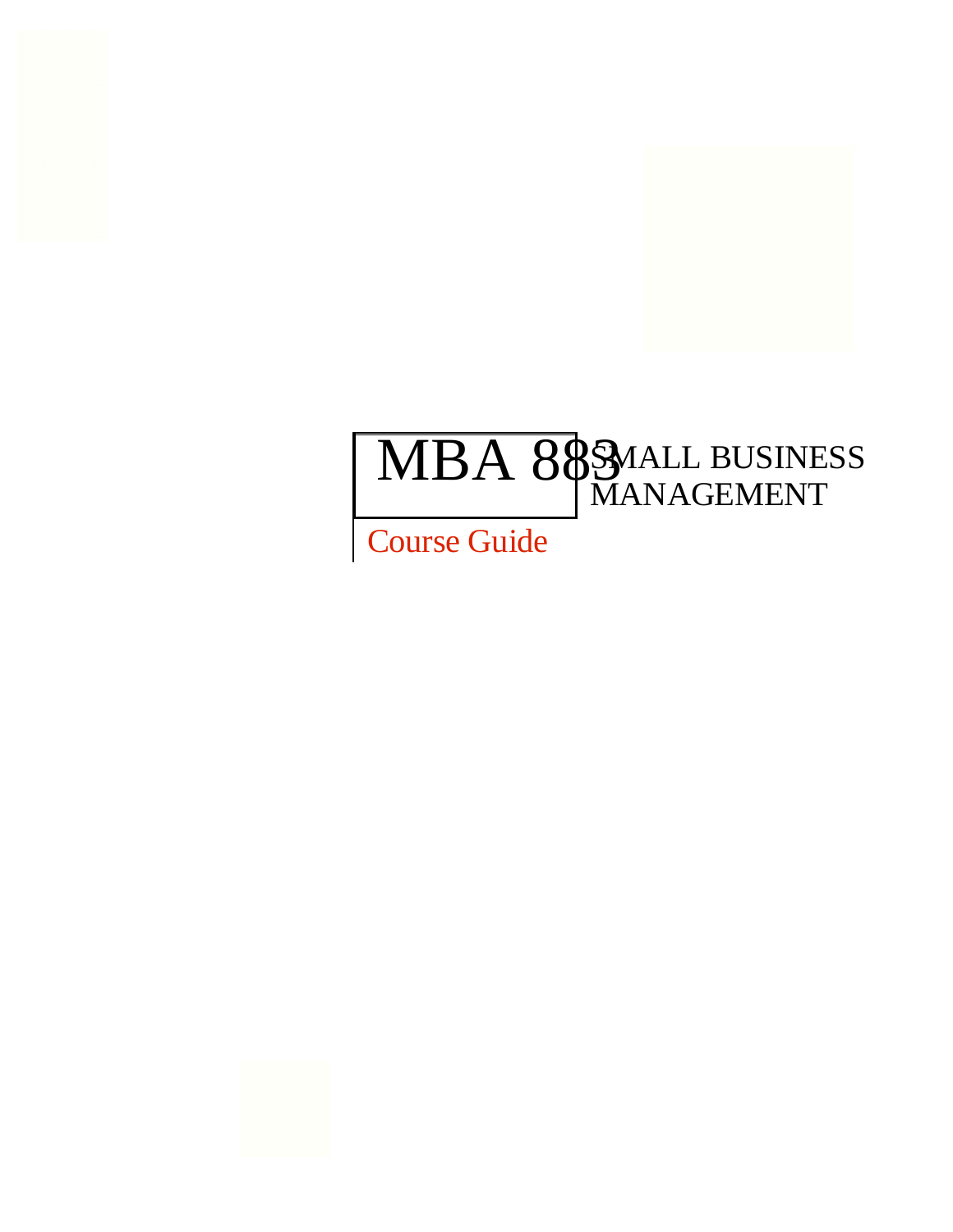# MBA 883 SMALL BUSINESS MANAGEMENT

Course Guide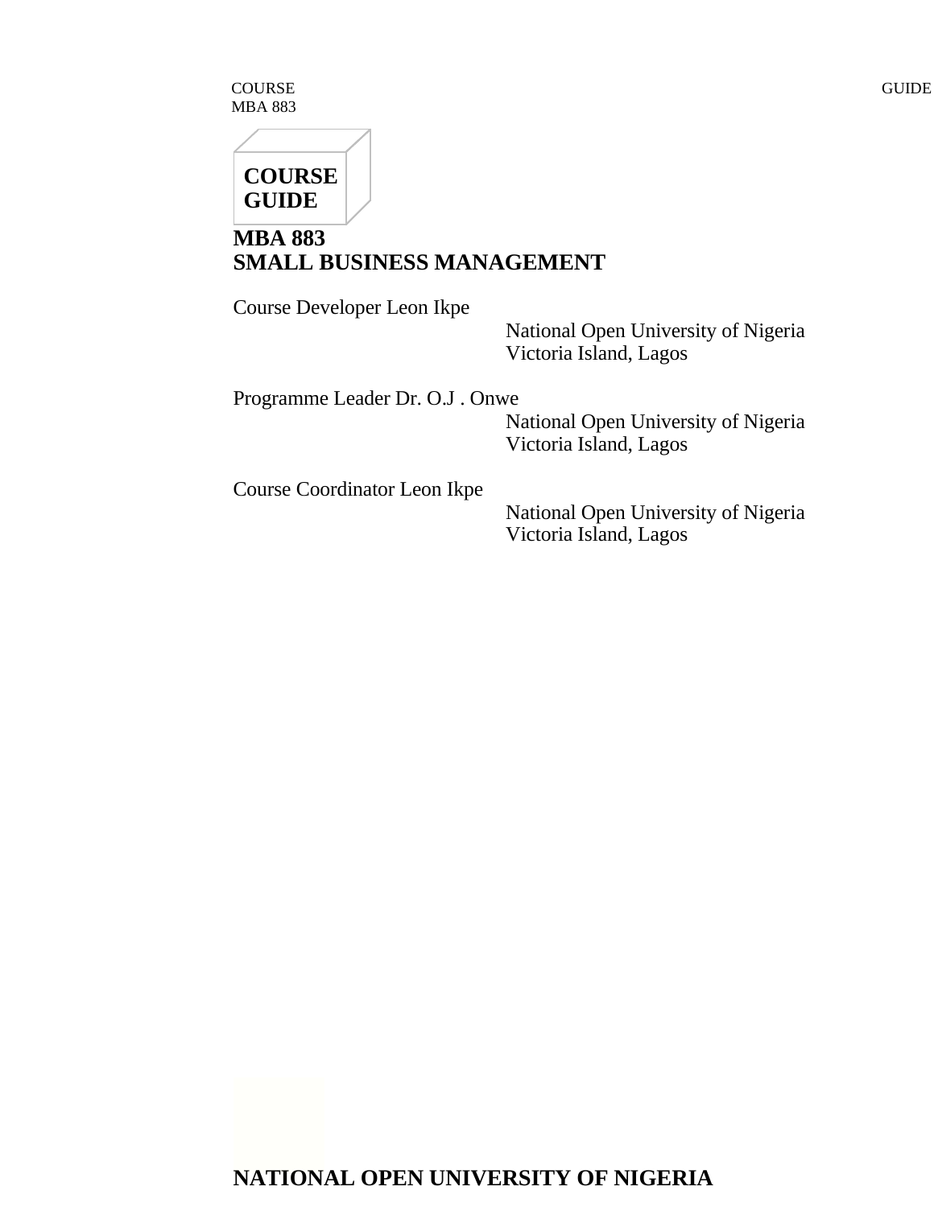**COURSE GUIDE**

# MBA 883
# SMALL BUSINESS MANAGEMENT

Course Developer Leon Ikpe
National Open University of Nigeria
Victoria Island, Lagos

Programme Leader Dr. O.J . Onwe
National Open University of Nigeria
Victoria Island, Lagos

Course Coordinator Leon Ikpe
National Open University of Nigeria
Victoria Island, Lagos

**NATIONAL OPEN UNIVERSITY OF NIGERIA**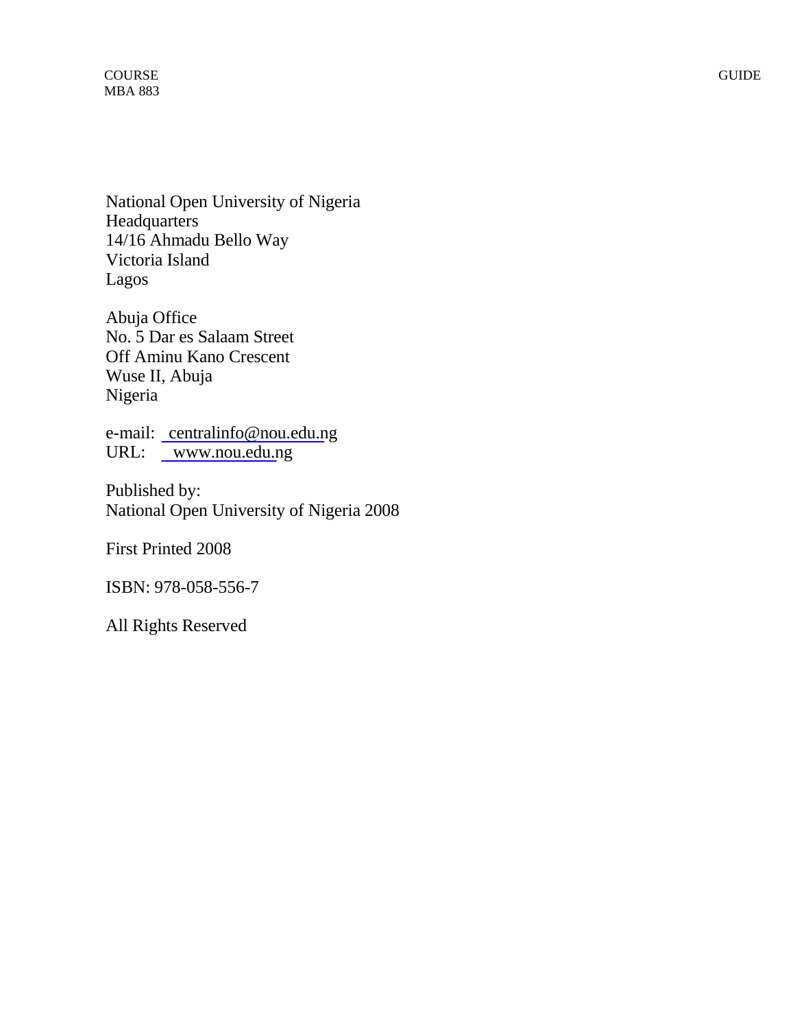National Open University of Nigeria
Headquarters
14/16 Ahmadu Bello Way
Victoria Island
Lagos

Abuja Office
No. 5 Dar es Salaam Street
Off Aminu Kano Crescent
Wuse II, Abuja
Nigeria

e-mail: centralinfo@nou.edu.ng
URL: www.nou.edu.ng

Published by:
National Open University of Nigeria 2008

First Printed 2008

ISBN: 978-058-556-7

All Rights Reserved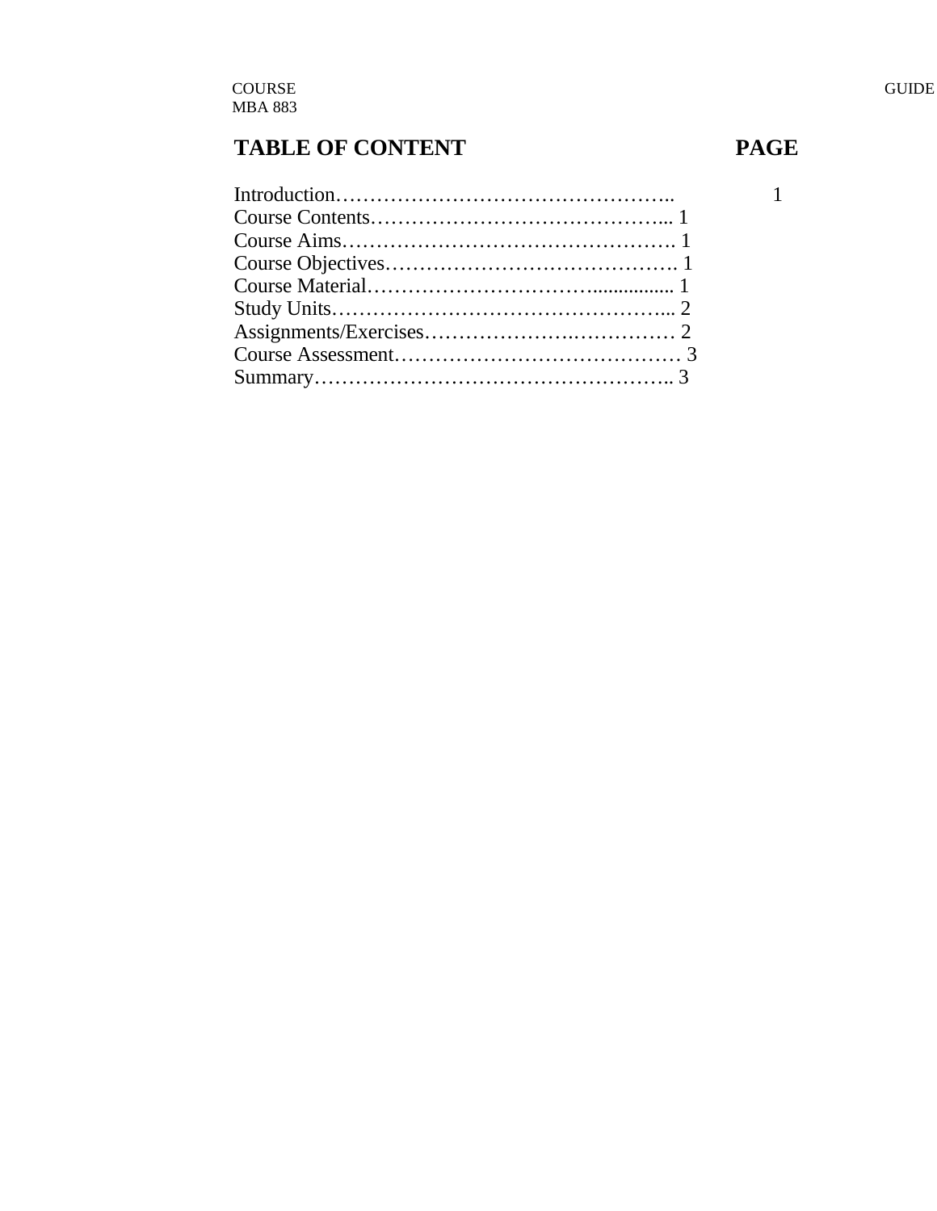# TABLE OF CONTENT PAGE

Introduction………………………………………….. 1
Course Contents……………………………………... 1
Course Aims…………………………………………. 1
Course Objectives……………………………………. 1
Course Material………………………….................. 1
Study Units…………………………………………... 2
Assignments/Exercises………………….…………… 2
Course Assessment…………………………………… 3
Summary…………………………………………….. 3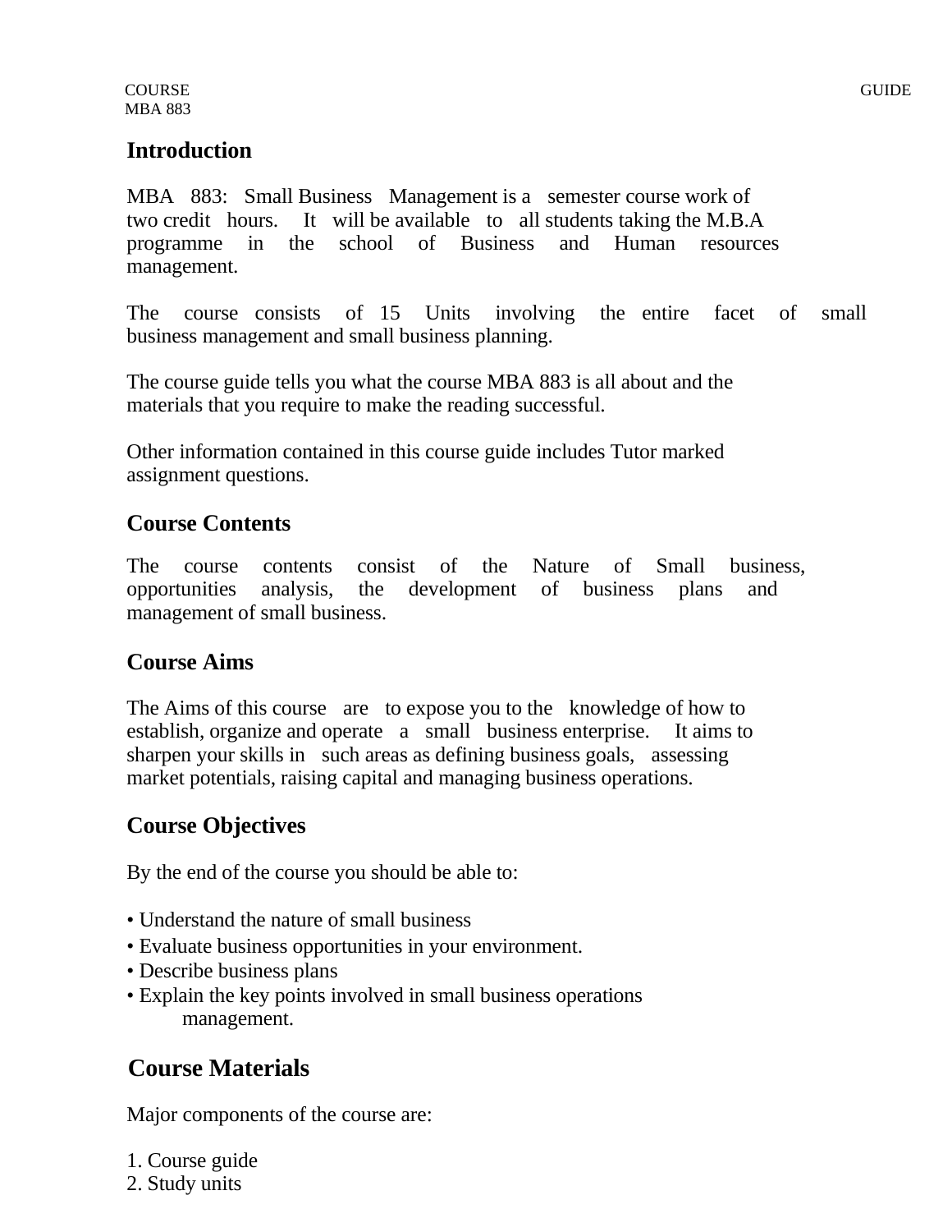## Introduction

MBA 883: Small Business Management is a semester course work of two credit hours. It will be available to all students taking the M.B.A programme in the school of Business and Human resources management.

The course consists of 15 Units involving the entire facet of small business management and small business planning.

The course guide tells you what the course MBA 883 is all about and the materials that you require to make the reading successful.

Other information contained in this course guide includes Tutor marked assignment questions.

## Course Contents

The course contents consist of the Nature of Small business, opportunities analysis, the development of business plans and management of small business.

## Course Aims

The Aims of this course are to expose you to the knowledge of how to establish, organize and operate a small business enterprise. It aims to sharpen your skills in such areas as defining business goals, assessing market potentials, raising capital and managing business operations.

## Course Objectives

By the end of the course you should be able to:

- Understand the nature of small business
- Evaluate business opportunities in your environment.
- Describe business plans
- Explain the key points involved in small business operations management.

## Course Materials

Major components of the course are:

1. Course guide
2. Study units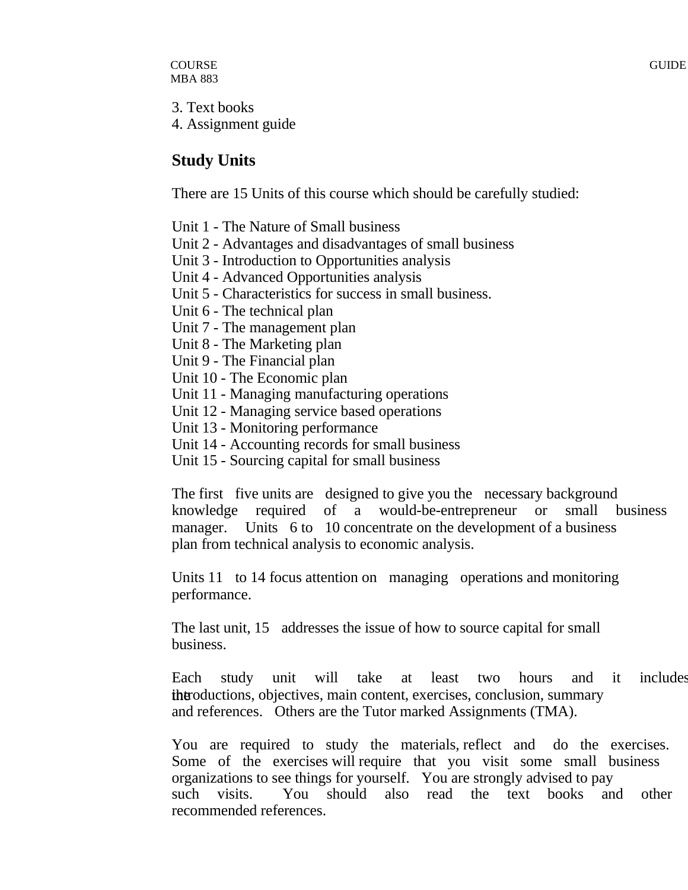3. Text books
4. Assignment guide

## Study Units

There are 15 Units of this course which should be carefully studied:

Unit 1 - The Nature of Small business
Unit 2 - Advantages and disadvantages of small business
Unit 3 - Introduction to Opportunities analysis
Unit 4 - Advanced Opportunities analysis
Unit 5 - Characteristics for success in small business.
Unit 6 - The technical plan
Unit 7 - The management plan
Unit 8 - The Marketing plan
Unit 9 - The Financial plan
Unit 10 - The Economic plan
Unit 11 - Managing manufacturing operations
Unit 12 - Managing service based operations
Unit 13 - Monitoring performance
Unit 14 - Accounting records for small business
Unit 15 - Sourcing capital for small business

The first five units are designed to give you the necessary background knowledge required of a would-be-entrepreneur or small business manager. Units 6 to 10 concentrate on the development of a business plan from technical analysis to economic analysis.

Units 11 to 14 focus attention on managing operations and monitoring performance.

The last unit, 15 addresses the issue of how to source capital for small business.

Each study unit will take at least two hours and it includes the introductions, objectives, main content, exercises, conclusion, summary and references. Others are the Tutor marked Assignments (TMA).

You are required to study the materials, reflect and do the exercises. Some of the exercises will require that you visit some small business organizations to see things for yourself. You are strongly advised to pay such visits. You should also read the text books and other recommended references.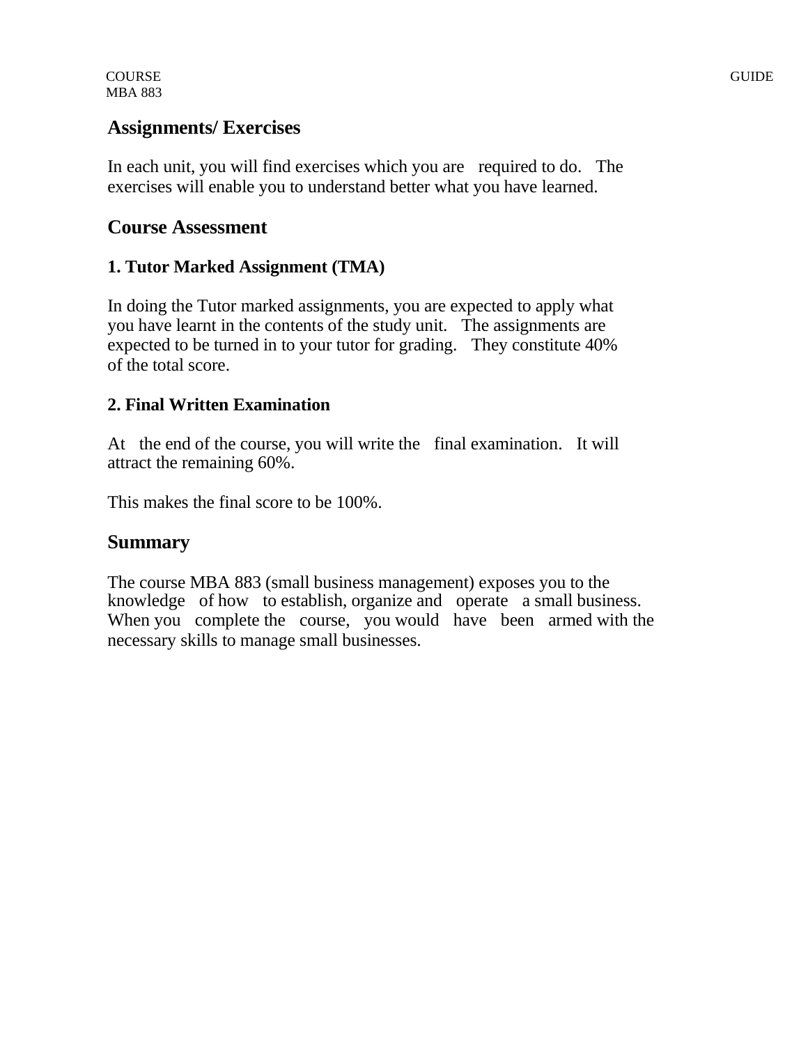## Assignments/ Exercises

In each unit, you will find exercises which you are required to do. The exercises will enable you to understand better what you have learned.

## Course Assessment

### 1. Tutor Marked Assignment (TMA)

In doing the Tutor marked assignments, you are expected to apply what you have learnt in the contents of the study unit. The assignments are expected to be turned in to your tutor for grading. They constitute 40% of the total score.

### 2. Final Written Examination

At the end of the course, you will write the final examination. It will attract the remaining 60%.

This makes the final score to be 100%.

## Summary

The course MBA 883 (small business management) exposes you to the knowledge of how to establish, organize and operate a small business. When you complete the course, you would have been armed with the necessary skills to manage small businesses.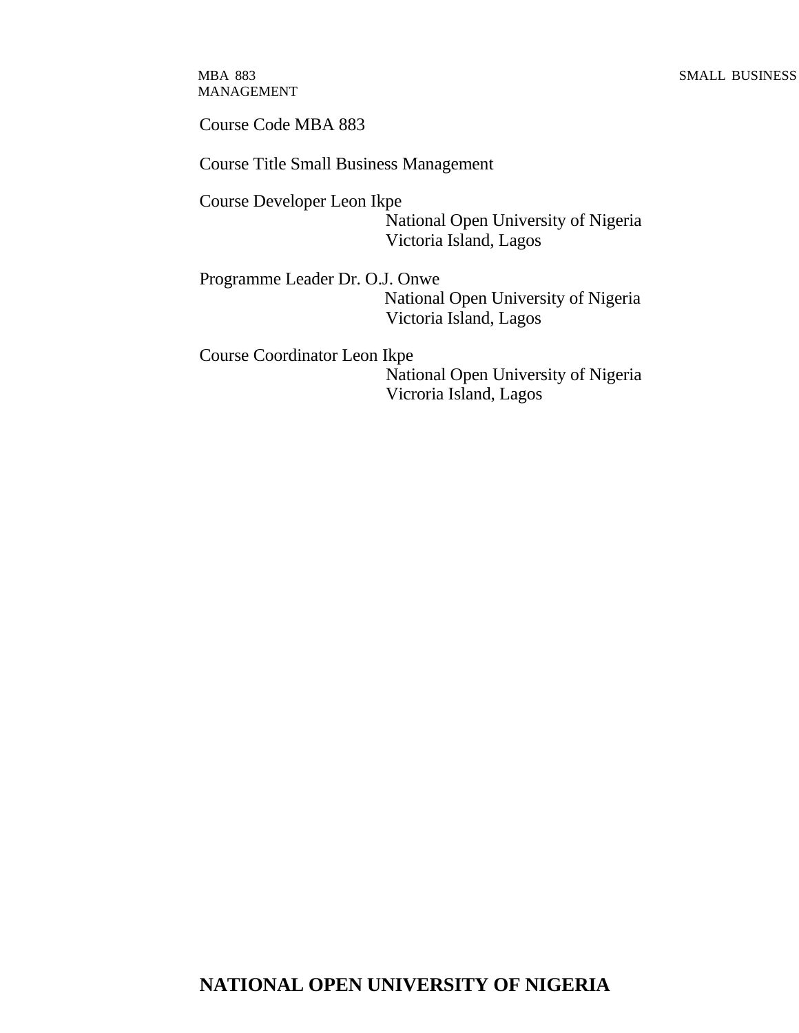Course Code MBA 883

Course Title Small Business Management

Course Developer Leon Ikpe
National Open University of Nigeria
Victoria Island, Lagos

Programme Leader Dr. O.J. Onwe
National Open University of Nigeria
Victoria Island, Lagos

Course Coordinator Leon Ikpe
National Open University of Nigeria
Vicroria Island, Lagos

**NATIONAL OPEN UNIVERSITY OF NIGERIA**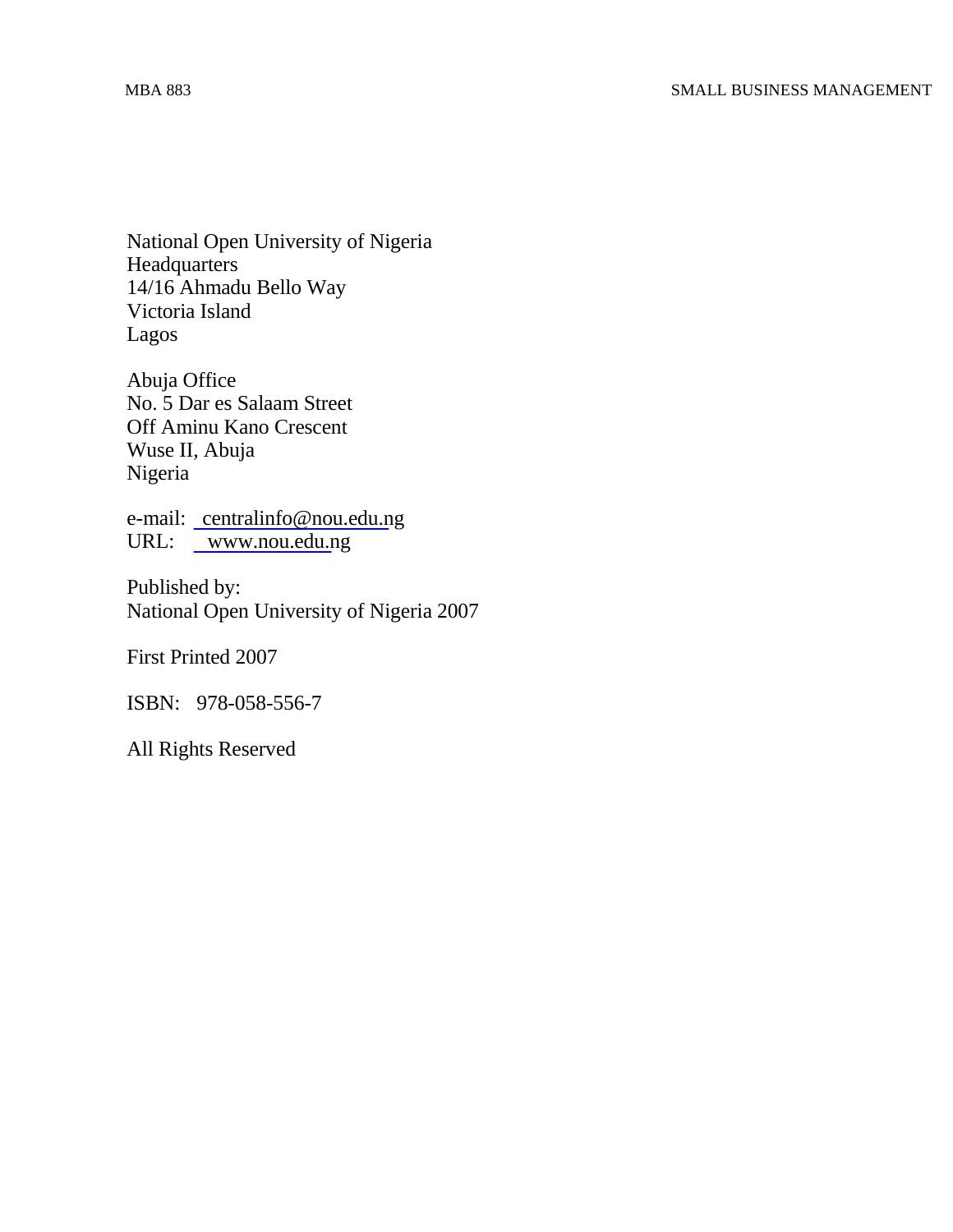National Open University of Nigeria
Headquarters
14/16 Ahmadu Bello Way
Victoria Island
Lagos

Abuja Office
No. 5 Dar es Salaam Street
Off Aminu Kano Crescent
Wuse II, Abuja
Nigeria

e-mail: centralinfo@nou.edu.ng
URL: www.nou.edu.ng

Published by:
National Open University of Nigeria 2007

First Printed 2007

ISBN: 978-058-556-7

All Rights Reserved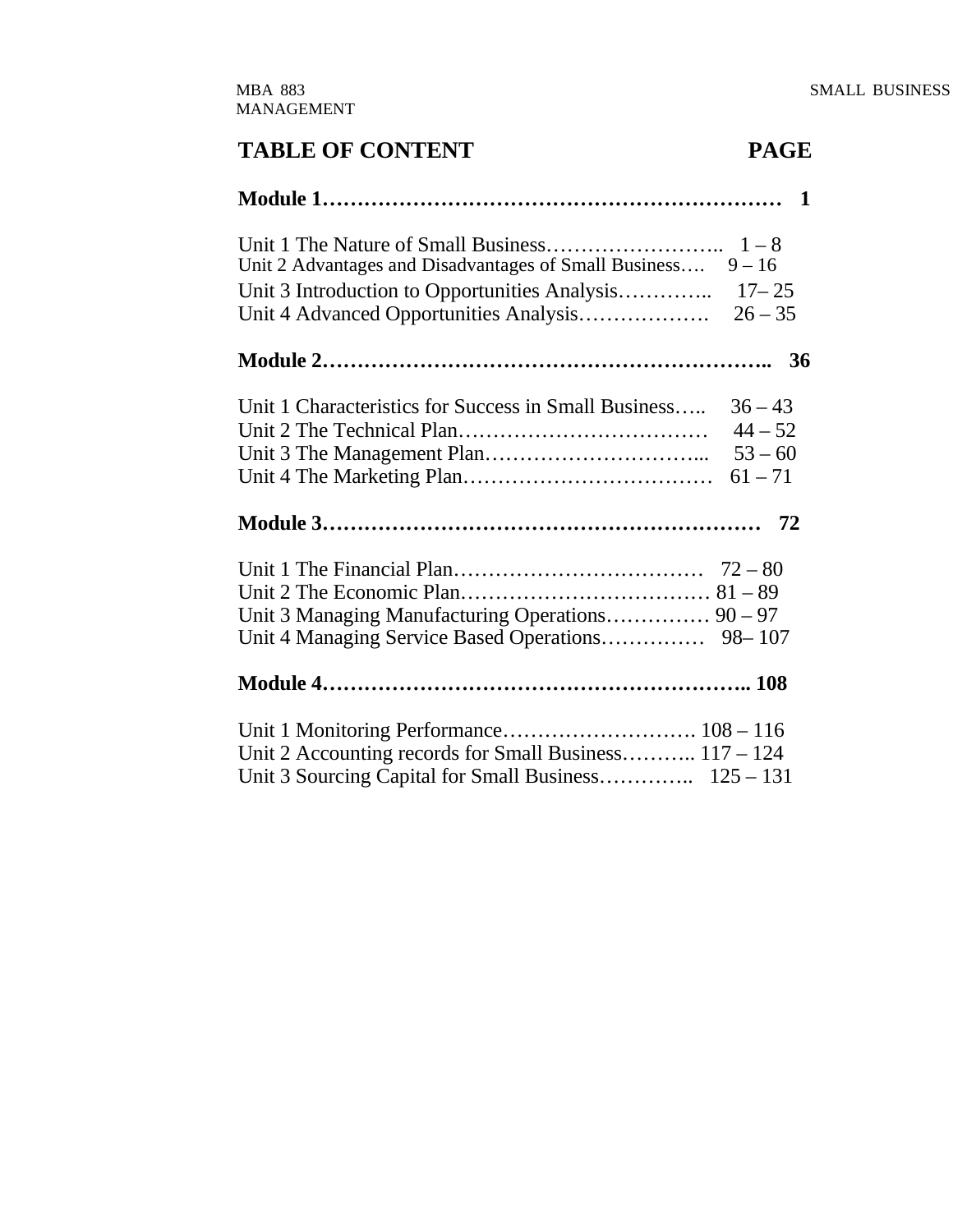# TABLE OF CONTENT PAGE

**Module 1………………………………………………………… 1**

Unit 1 The Nature of Small Business…………………….. 1 – 8
Unit 2 Advantages and Disadvantages of Small Business…. 9 – 16
Unit 3 Introduction to Opportunities Analysis………….. 17– 25
Unit 4 Advanced Opportunities Analysis………………. 26 – 35

**Module 2…………………………………………………….. 36**

Unit 1 Characteristics for Success in Small Business….. 36 – 43
Unit 2 The Technical Plan……………………………… 44 – 52
Unit 3 The Management Plan…………………………... 53 – 60
Unit 4 The Marketing Plan……………………………… 61 – 71

**Module 3……………………………………………………… 72**

Unit 1 The Financial Plan……………………………… 72 – 80
Unit 2 The Economic Plan……………………………… 81 – 89
Unit 3 Managing Manufacturing Operations…………… 90 – 97
Unit 4 Managing Service Based Operations…………… 98– 107

**Module 4………………………………………………….. 108**

Unit 1 Monitoring Performance………………………. 108 – 116
Unit 2 Accounting records for Small Business……….. 117 – 124
Unit 3 Sourcing Capital for Small Business………….. 125 – 131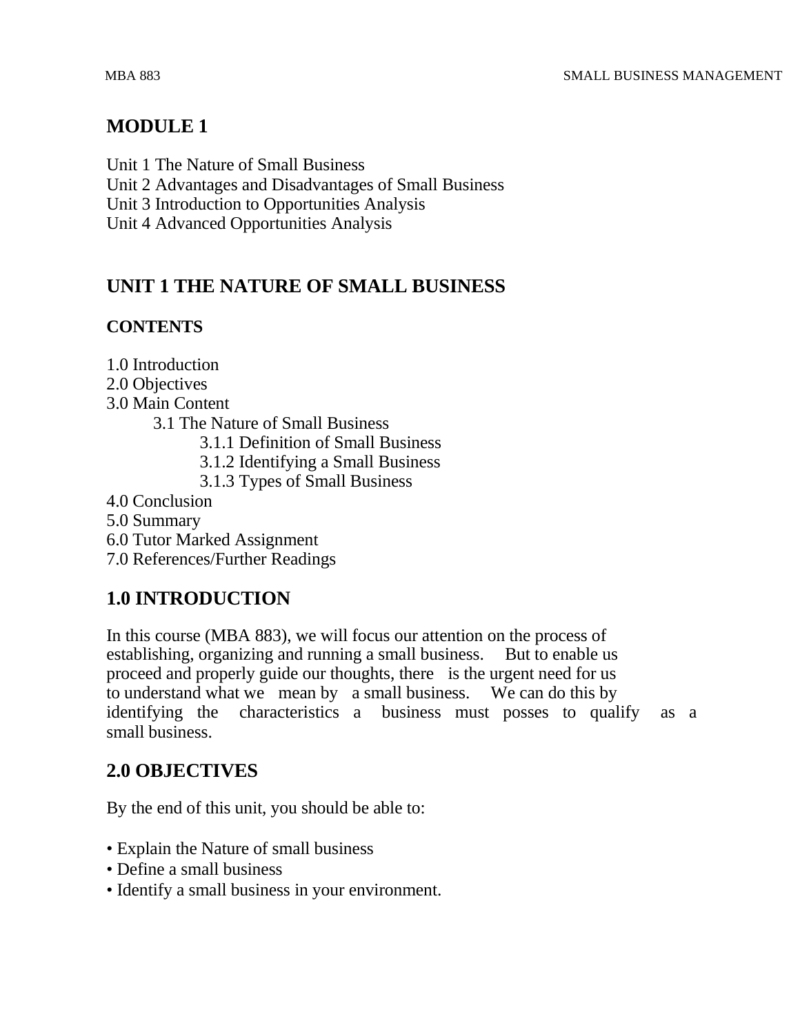# MODULE 1

Unit 1 The Nature of Small Business
Unit 2 Advantages and Disadvantages of Small Business
Unit 3 Introduction to Opportunities Analysis
Unit 4 Advanced Opportunities Analysis

## UNIT 1 THE NATURE OF SMALL BUSINESS

### CONTENTS

1.0 Introduction
2.0 Objectives
3.0 Main Content
    3.1 The Nature of Small Business
        3.1.1 Definition of Small Business
        3.1.2 Identifying a Small Business
        3.1.3 Types of Small Business
4.0 Conclusion
5.0 Summary
6.0 Tutor Marked Assignment
7.0 References/Further Readings

## 1.0 INTRODUCTION

In this course (MBA 883), we will focus our attention on the process of establishing, organizing and running a small business. But to enable us proceed and properly guide our thoughts, there is the urgent need for us to understand what we mean by a small business. We can do this by identifying the characteristics a business must posses to qualify as a small business.

## 2.0 OBJECTIVES

By the end of this unit, you should be able to:

- Explain the Nature of small business
- Define a small business
- Identify a small business in your environment.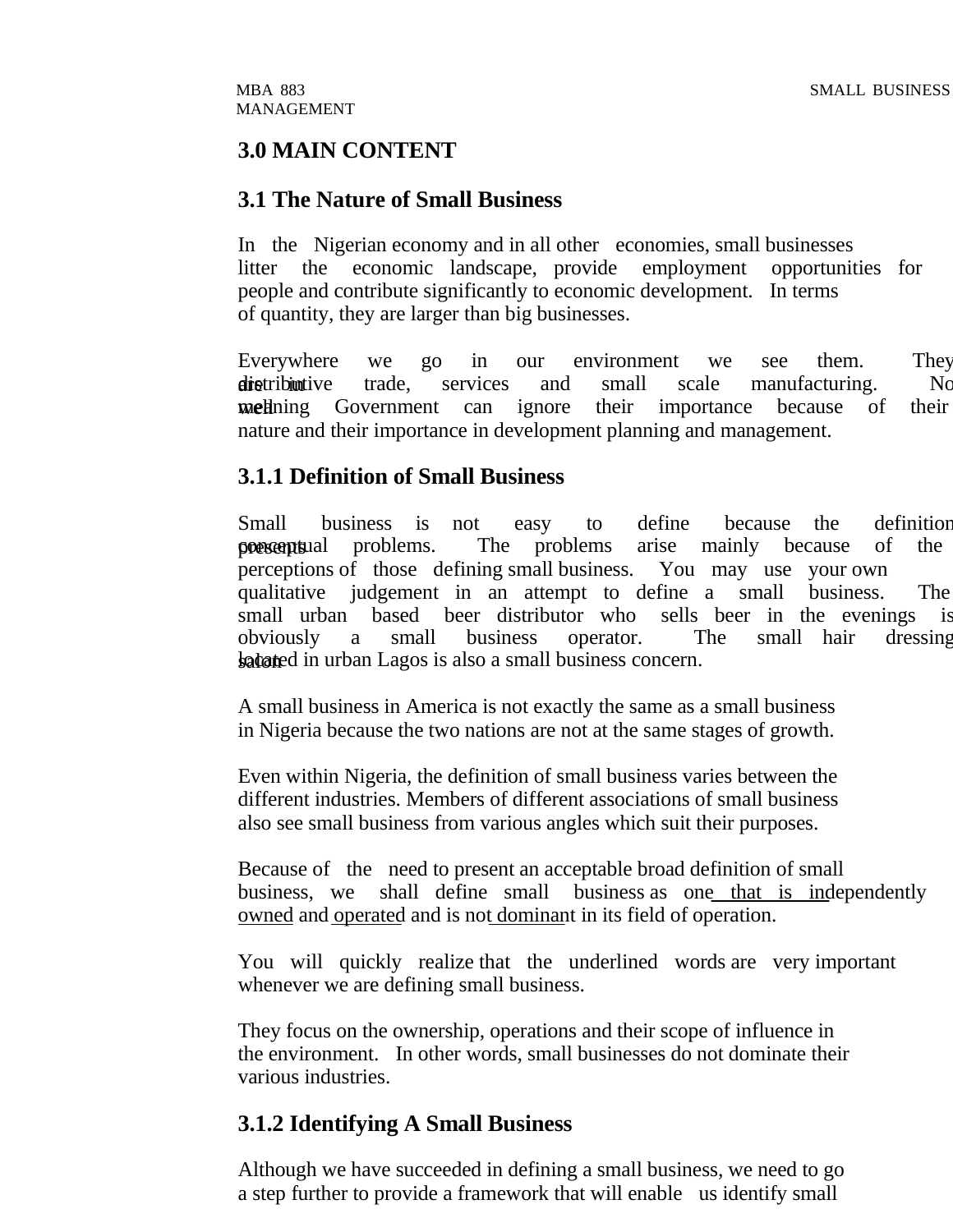## 3.0 MAIN CONTENT

### 3.1 The Nature of Small Business

In the Nigerian economy and in all other economies, small businesses litter the economic landscape, provide employment opportunities for people and contribute significantly to economic development. In terms of quantity, they are larger than big businesses.

Everywhere we go in our environment we see them. They are in distributive trade, services and small scale manufacturing. No well meaning Government can ignore their importance because of their nature and their importance in development planning and management.

#### 3.1.1 Definition of Small Business

Small business is not easy to define because the definition presents conceptual problems. The problems arise mainly because of the perceptions of those defining small business. You may use your own qualitative judgement in an attempt to define a small business. The small urban based beer distributor who sells beer in the evenings is obviously a small business operator. The small hair dressing salon located in urban Lagos is also a small business concern.

A small business in America is not exactly the same as a small business in Nigeria because the two nations are not at the same stages of growth.

Even within Nigeria, the definition of small business varies between the different industries. Members of different associations of small business also see small business from various angles which suit their purposes.

Because of the need to present an acceptable broad definition of small business, we shall define small business as one that is independently owned and operated and is not dominant in its field of operation.

You will quickly realize that the underlined words are very important whenever we are defining small business.

They focus on the ownership, operations and their scope of influence in the environment. In other words, small businesses do not dominate their various industries.

#### 3.1.2 Identifying A Small Business

Although we have succeeded in defining a small business, we need to go a step further to provide a framework that will enable us identify small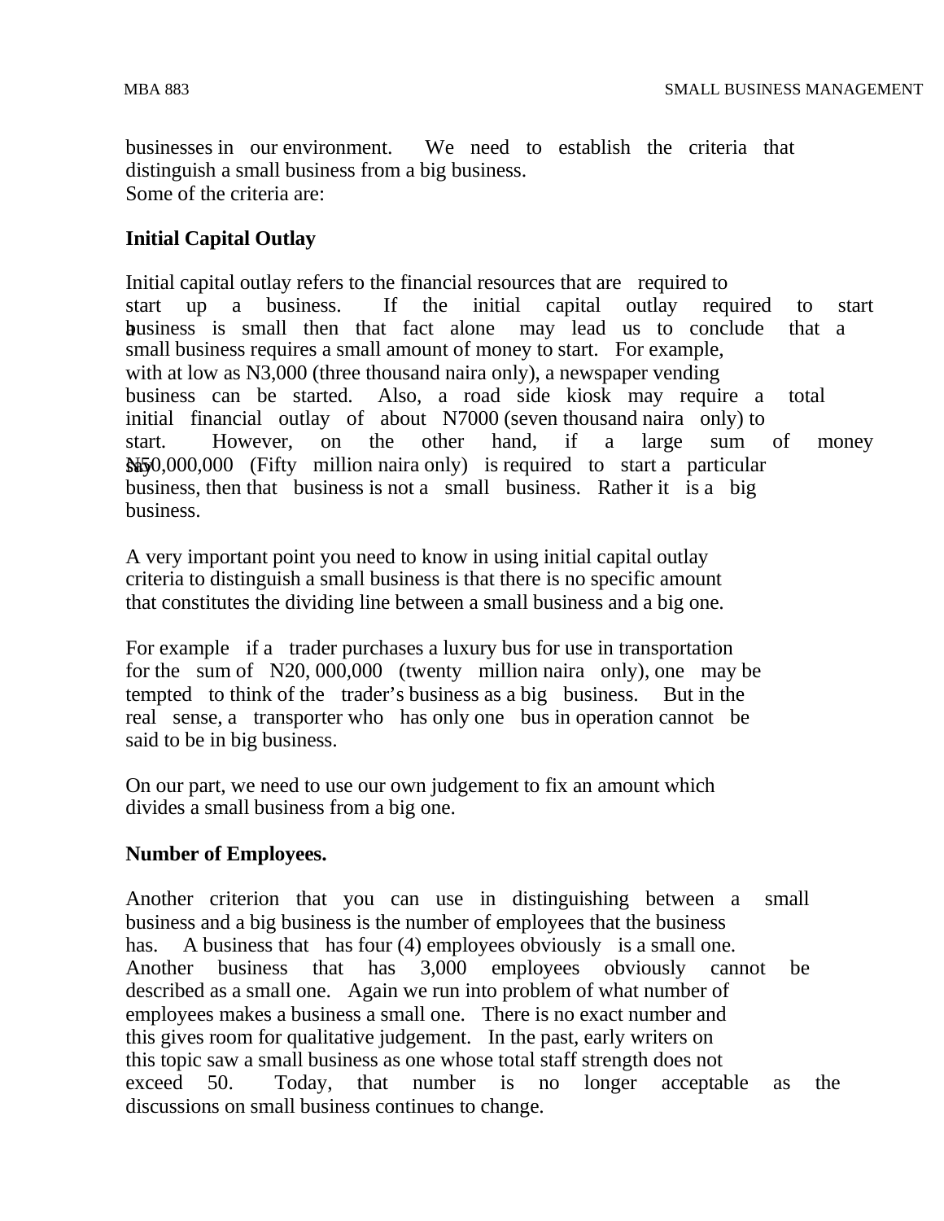businesses in our environment. We need to establish the criteria that distinguish a small business from a big business.
Some of the criteria are:

**Initial Capital Outlay**

Initial capital outlay refers to the financial resources that are required to start up a business. If the initial capital outlay required to start a business is small then that fact alone may lead us to conclude that a small business requires a small amount of money to start. For example, with at low as N3,000 (three thousand naira only), a newspaper vending business can be started. Also, a road side kiosk may require a total initial financial outlay of about N7000 (seven thousand naira only) to start. However, on the other hand, if a large sum of money say N50,000,000 (Fifty million naira only) is required to start a particular business, then that business is not a small business. Rather it is a big business.

A very important point you need to know in using initial capital outlay criteria to distinguish a small business is that there is no specific amount that constitutes the dividing line between a small business and a big one.

For example if a trader purchases a luxury bus for use in transportation for the sum of N20, 000,000 (twenty million naira only), one may be tempted to think of the trader's business as a big business. But in the real sense, a transporter who has only one bus in operation cannot be said to be in big business.

On our part, we need to use our own judgement to fix an amount which divides a small business from a big one.

**Number of Employees.**

Another criterion that you can use in distinguishing between a small business and a big business is the number of employees that the business has. A business that has four (4) employees obviously is a small one. Another business that has 3,000 employees obviously cannot be described as a small one. Again we run into problem of what number of employees makes a business a small one. There is no exact number and this gives room for qualitative judgement. In the past, early writers on this topic saw a small business as one whose total staff strength does not exceed 50. Today, that number is no longer acceptable as the discussions on small business continues to change.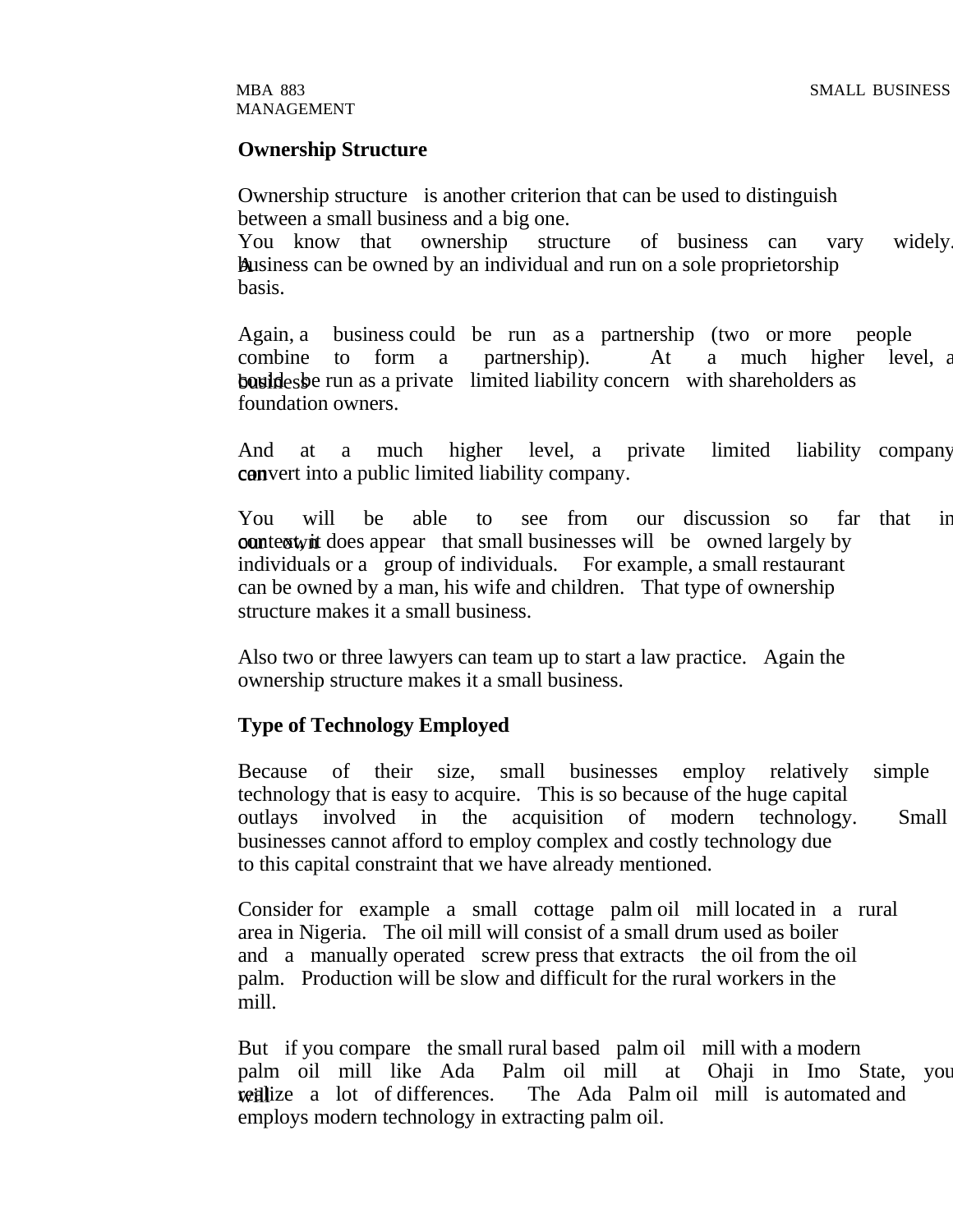### Ownership Structure

Ownership structure is another criterion that can be used to distinguish between a small business and a big one.

You know that ownership structure of business can vary widely. A business can be owned by an individual and run on a sole proprietorship basis.

Again, a business could be run as a partnership (two or more people combine to form a partnership). At a much higher level, a business could be run as a private limited liability concern with shareholders as foundation owners.

And at a much higher level, a private limited liability company can convert into a public limited liability company.

You will be able to see from our discussion so far that in our own context, it does appear that small businesses will be owned largely by individuals or a group of individuals. For example, a small restaurant can be owned by a man, his wife and children. That type of ownership structure makes it a small business.

Also two or three lawyers can team up to start a law practice. Again the ownership structure makes it a small business.

### Type of Technology Employed

Because of their size, small businesses employ relatively simple technology that is easy to acquire. This is so because of the huge capital outlays involved in the acquisition of modern technology. Small businesses cannot afford to employ complex and costly technology due to this capital constraint that we have already mentioned.

Consider for example a small cottage palm oil mill located in a rural area in Nigeria. The oil mill will consist of a small drum used as boiler and a manually operated screw press that extracts the oil from the oil palm. Production will be slow and difficult for the rural workers in the mill.

But if you compare the small rural based palm oil mill with a modern palm oil mill like Ada Palm oil mill at Ohaji in Imo State, you will realize a lot of differences. The Ada Palm oil mill is automated and employs modern technology in extracting palm oil.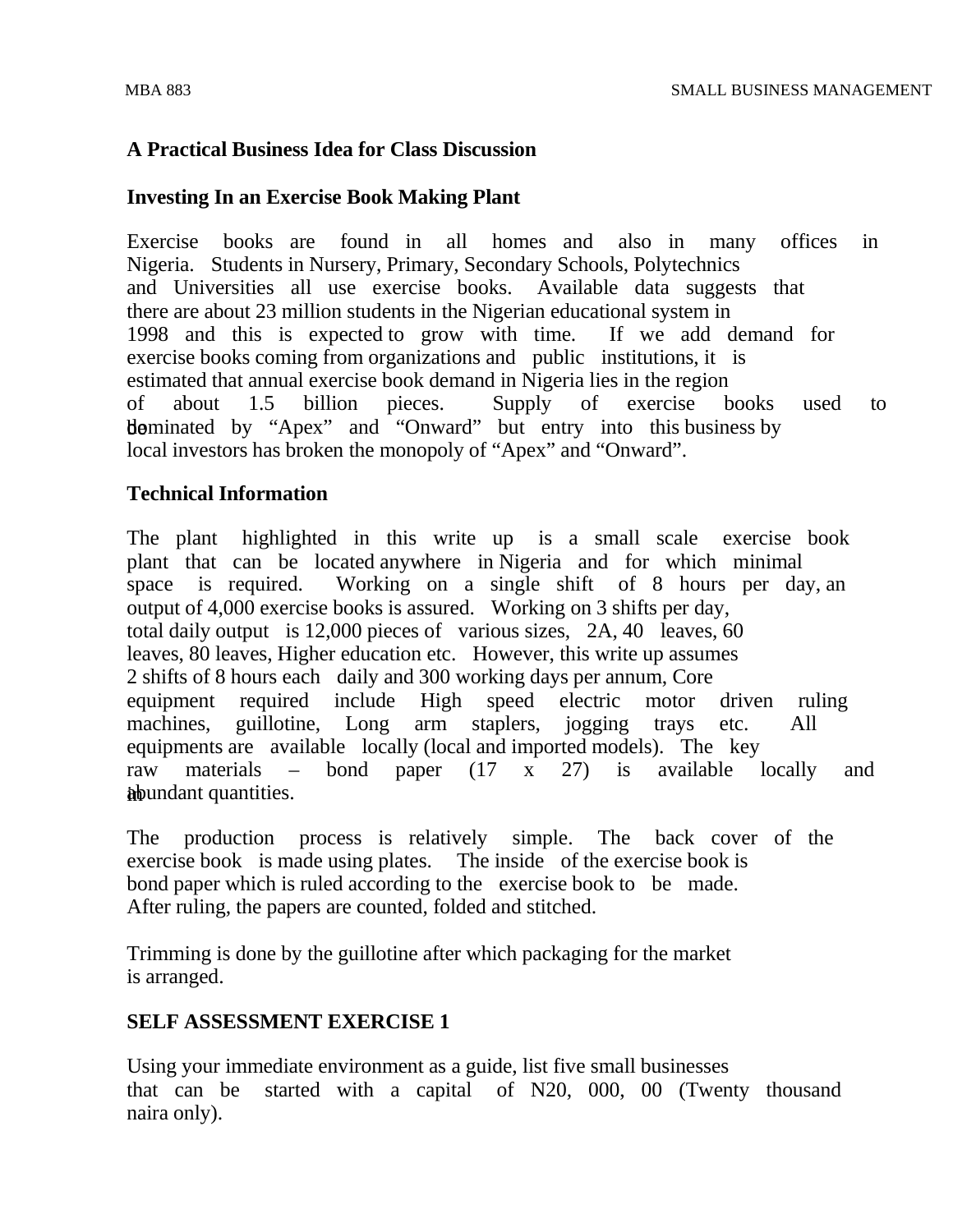**A Practical Business Idea for Class Discussion**

**Investing In an Exercise Book Making Plant**

Exercise books are found in all homes and also in many offices in Nigeria. Students in Nursery, Primary, Secondary Schools, Polytechnics and Universities all use exercise books. Available data suggests that there are about 23 million students in the Nigerian educational system in 1998 and this is expected to grow with time. If we add demand for exercise books coming from organizations and public institutions, it is estimated that annual exercise book demand in Nigeria lies in the region of about 1.5 billion pieces. Supply of exercise books used to be dominated by "Apex" and "Onward" but entry into this business by local investors has broken the monopoly of "Apex" and "Onward".

**Technical Information**

The plant highlighted in this write up is a small scale exercise book plant that can be located anywhere in Nigeria and for which minimal space is required. Working on a single shift of 8 hours per day, an output of 4,000 exercise books is assured. Working on 3 shifts per day, total daily output is 12,000 pieces of various sizes, 2A, 40 leaves, 60 leaves, 80 leaves, Higher education etc. However, this write up assumes 2 shifts of 8 hours each daily and 300 working days per annum, Core equipment required include High speed electric motor driven ruling machines, guillotine, Long arm staplers, jogging trays etc. All equipments are available locally (local and imported models). The key raw materials – bond paper (17 x 27) is available locally and in abundant quantities.

The production process is relatively simple. The back cover of the exercise book is made using plates. The inside of the exercise book is bond paper which is ruled according to the exercise book to be made. After ruling, the papers are counted, folded and stitched.

Trimming is done by the guillotine after which packaging for the market is arranged.

**SELF ASSESSMENT EXERCISE 1**

Using your immediate environment as a guide, list five small businesses that can be started with a capital of N20, 000, 00 (Twenty thousand naira only).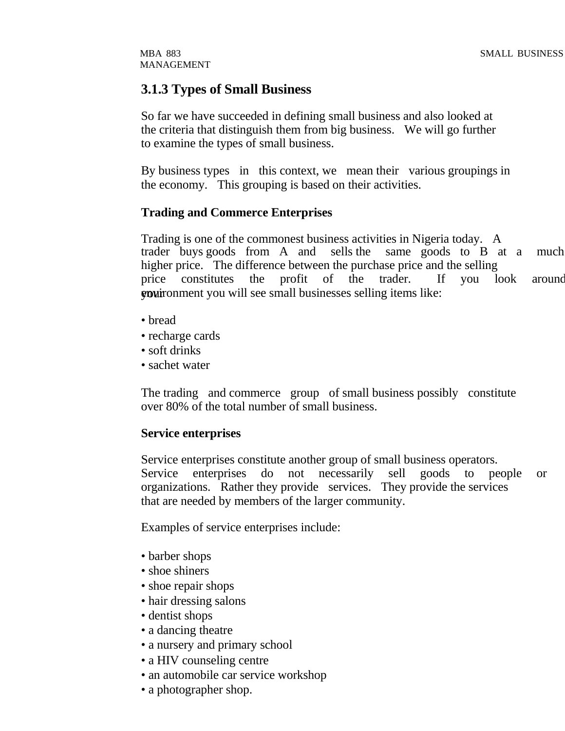### 3.1.3 Types of Small Business

So far we have succeeded in defining small business and also looked at the criteria that distinguish them from big business. We will go further to examine the types of small business.

By business types in this context, we mean their various groupings in the economy. This grouping is based on their activities.

**Trading and Commerce Enterprises**

Trading is one of the commonest business activities in Nigeria today. A trader buys goods from A and sells the same goods to B at a much higher price. The difference between the purchase price and the selling price constitutes the profit of the trader. If you look around your environment you will see small businesses selling items like:

- bread
- recharge cards
- soft drinks
- sachet water

The trading and commerce group of small business possibly constitute over 80% of the total number of small business.

**Service enterprises**

Service enterprises constitute another group of small business operators. Service enterprises do not necessarily sell goods to people or organizations. Rather they provide services. They provide the services that are needed by members of the larger community.

Examples of service enterprises include:

- barber shops
- shoe shiners
- shoe repair shops
- hair dressing salons
- dentist shops
- a dancing theatre
- a nursery and primary school
- a HIV counseling centre
- an automobile car service workshop
- a photographer shop.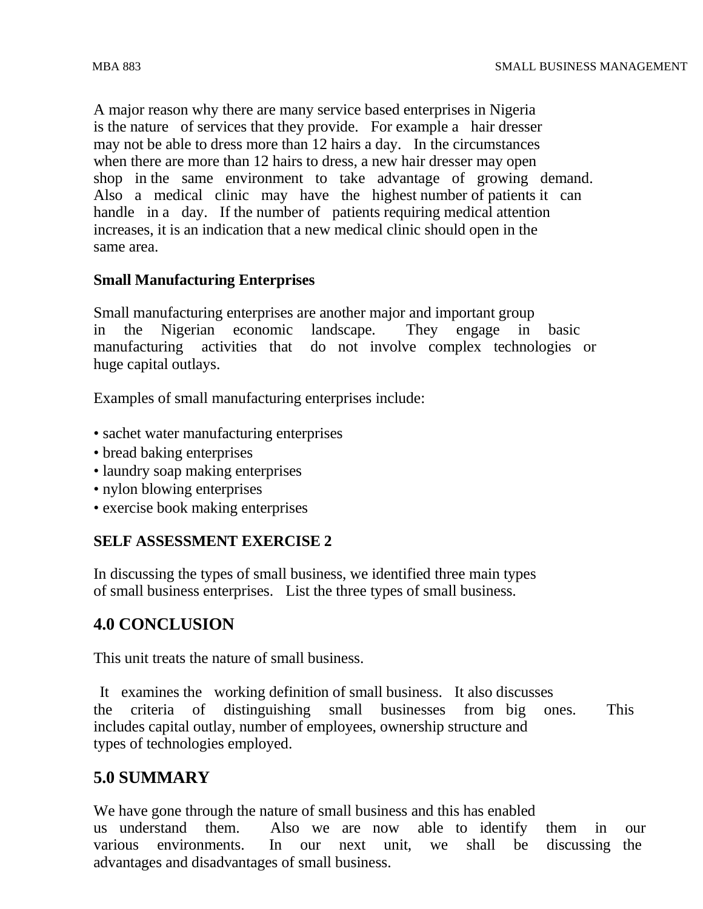A major reason why there are many service based enterprises in Nigeria is the nature of services that they provide. For example a hair dresser may not be able to dress more than 12 hairs a day. In the circumstances when there are more than 12 hairs to dress, a new hair dresser may open shop in the same environment to take advantage of growing demand. Also a medical clinic may have the highest number of patients it can handle in a day. If the number of patients requiring medical attention increases, it is an indication that a new medical clinic should open in the same area.

**Small Manufacturing Enterprises**

Small manufacturing enterprises are another major and important group in the Nigerian economic landscape. They engage in basic manufacturing activities that do not involve complex technologies or huge capital outlays.

Examples of small manufacturing enterprises include:

- sachet water manufacturing enterprises
- bread baking enterprises
- laundry soap making enterprises
- nylon blowing enterprises
- exercise book making enterprises

**SELF ASSESSMENT EXERCISE 2**

In discussing the types of small business, we identified three main types of small business enterprises. List the three types of small business.

## 4.0 CONCLUSION

This unit treats the nature of small business.

It examines the working definition of small business. It also discusses the criteria of distinguishing small businesses from big ones. This includes capital outlay, number of employees, ownership structure and types of technologies employed.

## 5.0 SUMMARY

We have gone through the nature of small business and this has enabled us understand them. Also we are now able to identify them in our various environments. In our next unit, we shall be discussing the advantages and disadvantages of small business.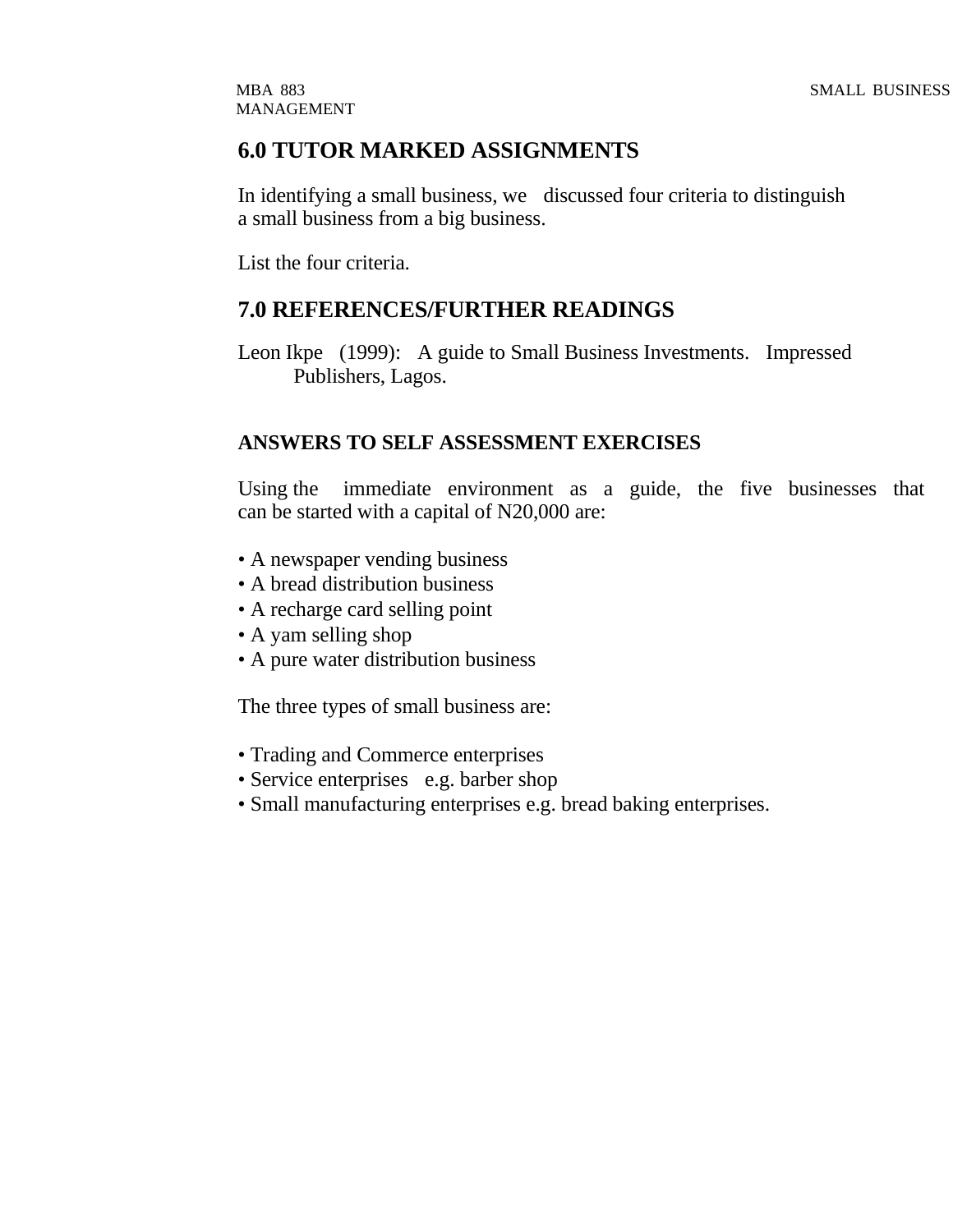## 6.0 TUTOR MARKED ASSIGNMENTS

In identifying a small business, we discussed four criteria to distinguish a small business from a big business.

List the four criteria.

## 7.0 REFERENCES/FURTHER READINGS

Leon Ikpe (1999): A guide to Small Business Investments. Impressed Publishers, Lagos.

### ANSWERS TO SELF ASSESSMENT EXERCISES

Using the immediate environment as a guide, the five businesses that can be started with a capital of N20,000 are:

- A newspaper vending business
- A bread distribution business
- A recharge card selling point
- A yam selling shop
- A pure water distribution business

The three types of small business are:

- Trading and Commerce enterprises
- Service enterprises e.g. barber shop
- Small manufacturing enterprises e.g. bread baking enterprises.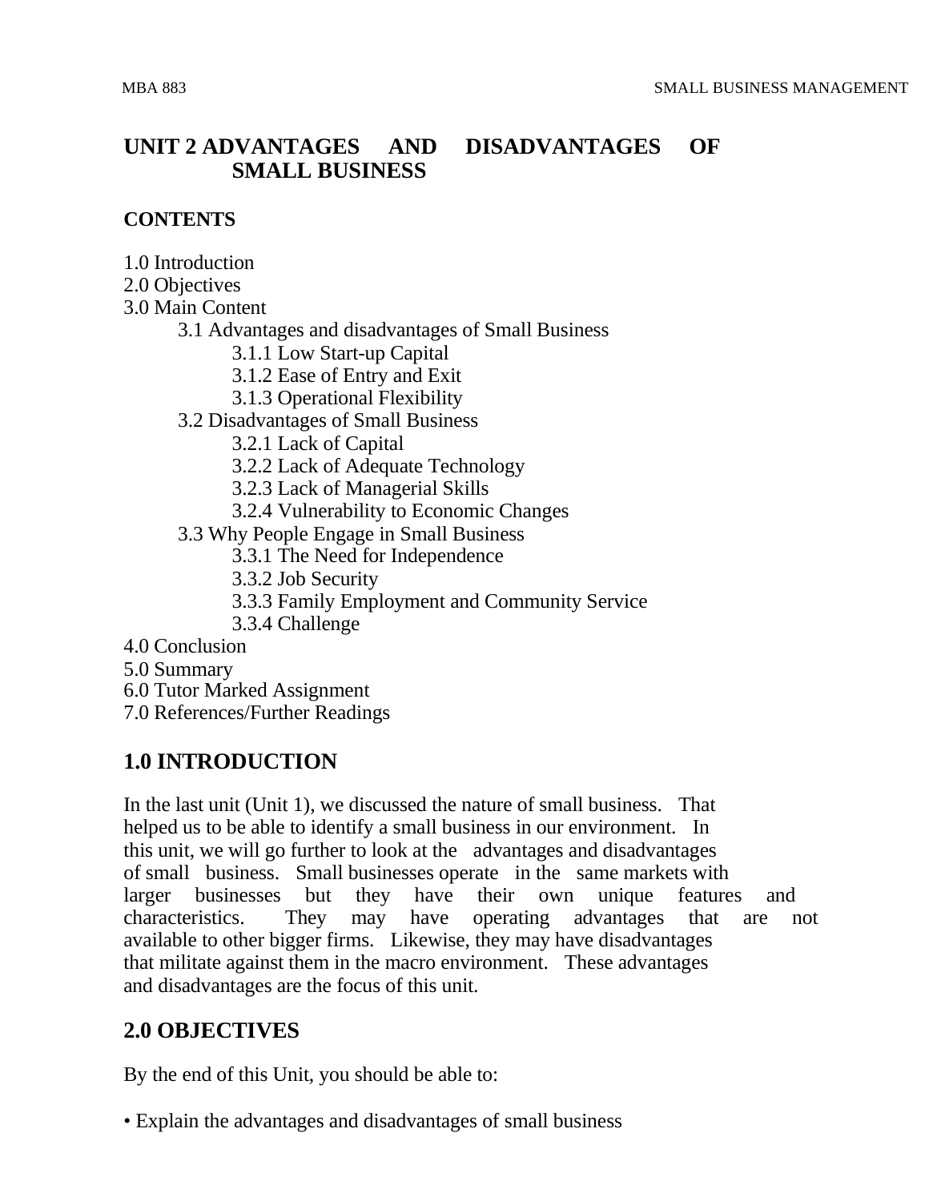# UNIT 2 ADVANTAGES AND DISADVANTAGES OF SMALL BUSINESS

**CONTENTS**

1.0 Introduction
2.0 Objectives
3.0 Main Content
- 3.1 Advantages and disadvantages of Small Business
  - 3.1.1 Low Start-up Capital
  - 3.1.2 Ease of Entry and Exit
  - 3.1.3 Operational Flexibility
- 3.2 Disadvantages of Small Business
  - 3.2.1 Lack of Capital
  - 3.2.2 Lack of Adequate Technology
  - 3.2.3 Lack of Managerial Skills
  - 3.2.4 Vulnerability to Economic Changes
- 3.3 Why People Engage in Small Business
  - 3.3.1 The Need for Independence
  - 3.3.2 Job Security
  - 3.3.3 Family Employment and Community Service
  - 3.3.4 Challenge

4.0 Conclusion
5.0 Summary
6.0 Tutor Marked Assignment
7.0 References/Further Readings

## 1.0 INTRODUCTION

In the last unit (Unit 1), we discussed the nature of small business. That helped us to be able to identify a small business in our environment. In this unit, we will go further to look at the advantages and disadvantages of small business. Small businesses operate in the same markets with larger businesses but they have their own unique features and characteristics. They may have operating advantages that are not available to other bigger firms. Likewise, they may have disadvantages that militate against them in the macro environment. These advantages and disadvantages are the focus of this unit.

## 2.0 OBJECTIVES

By the end of this Unit, you should be able to:

- Explain the advantages and disadvantages of small business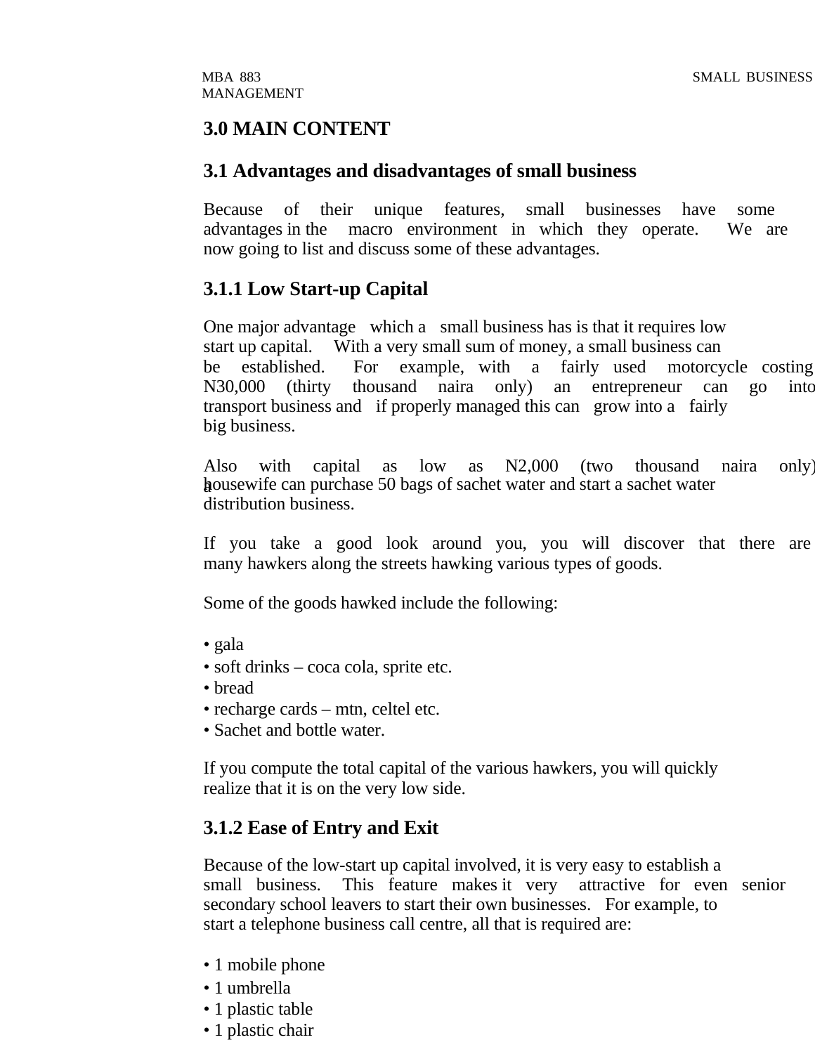# 3.0 MAIN CONTENT

## 3.1 Advantages and disadvantages of small business

Because of their unique features, small businesses have some advantages in the macro environment in which they operate. We are now going to list and discuss some of these advantages.

### 3.1.1 Low Start-up Capital

One major advantage which a small business has is that it requires low start up capital. With a very small sum of money, a small business can be established. For example, with a fairly used motorcycle costing N30,000 (thirty thousand naira only) an entrepreneur can go into transport business and if properly managed this can grow into a fairly big business.

Also with capital as low as N2,000 (two thousand naira only) a housewife can purchase 50 bags of sachet water and start a sachet water distribution business.

If you take a good look around you, you will discover that there are many hawkers along the streets hawking various types of goods.

Some of the goods hawked include the following:

- gala
- soft drinks – coca cola, sprite etc.
- bread
- recharge cards – mtn, celtel etc.
- Sachet and bottle water.

If you compute the total capital of the various hawkers, you will quickly realize that it is on the very low side.

### 3.1.2 Ease of Entry and Exit

Because of the low-start up capital involved, it is very easy to establish a small business. This feature makes it very attractive for even senior secondary school leavers to start their own businesses. For example, to start a telephone business call centre, all that is required are:

- 1 mobile phone
- 1 umbrella
- 1 plastic table
- 1 plastic chair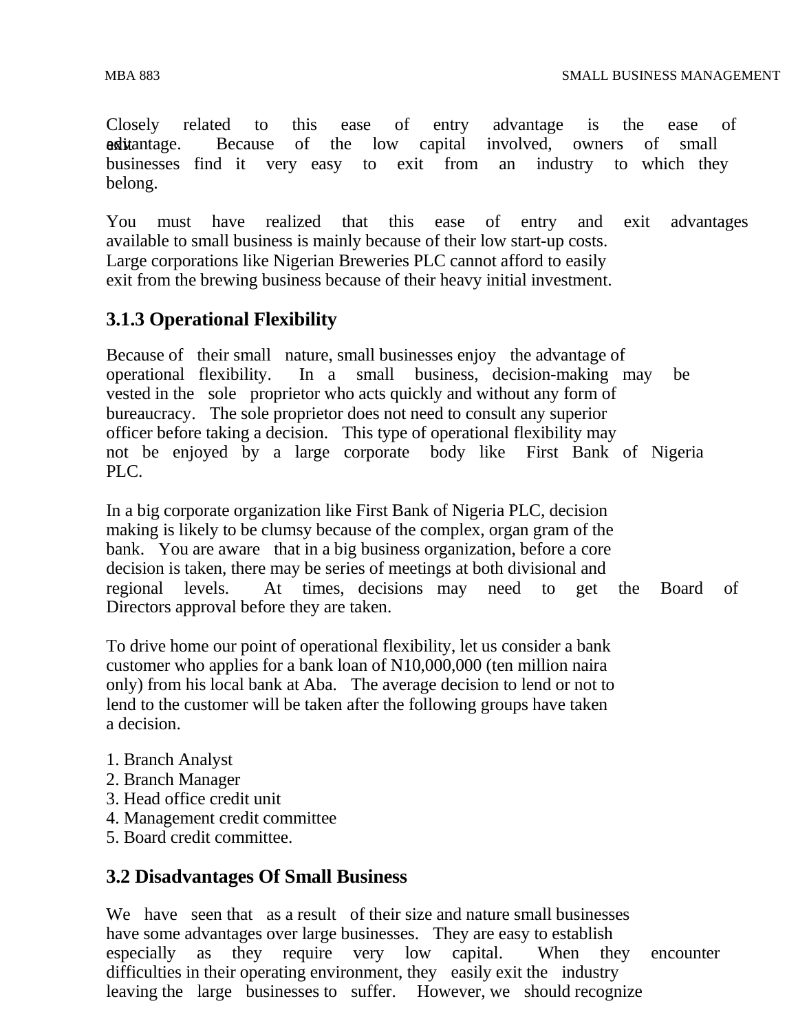Closely related to this ease of entry advantage is the ease of exit advantage. Because of the low capital involved, owners of small businesses find it very easy to exit from an industry to which they belong.

You must have realized that this ease of entry and exit advantages available to small business is mainly because of their low start-up costs. Large corporations like Nigerian Breweries PLC cannot afford to easily exit from the brewing business because of their heavy initial investment.

### 3.1.3 Operational Flexibility

Because of their small nature, small businesses enjoy the advantage of operational flexibility. In a small business, decision-making may be vested in the sole proprietor who acts quickly and without any form of bureaucracy. The sole proprietor does not need to consult any superior officer before taking a decision. This type of operational flexibility may not be enjoyed by a large corporate body like First Bank of Nigeria PLC.

In a big corporate organization like First Bank of Nigeria PLC, decision making is likely to be clumsy because of the complex, organ gram of the bank. You are aware that in a big business organization, before a core decision is taken, there may be series of meetings at both divisional and regional levels. At times, decisions may need to get the Board of Directors approval before they are taken.

To drive home our point of operational flexibility, let us consider a bank customer who applies for a bank loan of N10,000,000 (ten million naira only) from his local bank at Aba. The average decision to lend or not to lend to the customer will be taken after the following groups have taken a decision.

1. Branch Analyst
2. Branch Manager
3. Head office credit unit
4. Management credit committee
5. Board credit committee.

## 3.2 Disadvantages Of Small Business

We have seen that as a result of their size and nature small businesses have some advantages over large businesses. They are easy to establish especially as they require very low capital. When they encounter difficulties in their operating environment, they easily exit the industry leaving the large businesses to suffer. However, we should recognize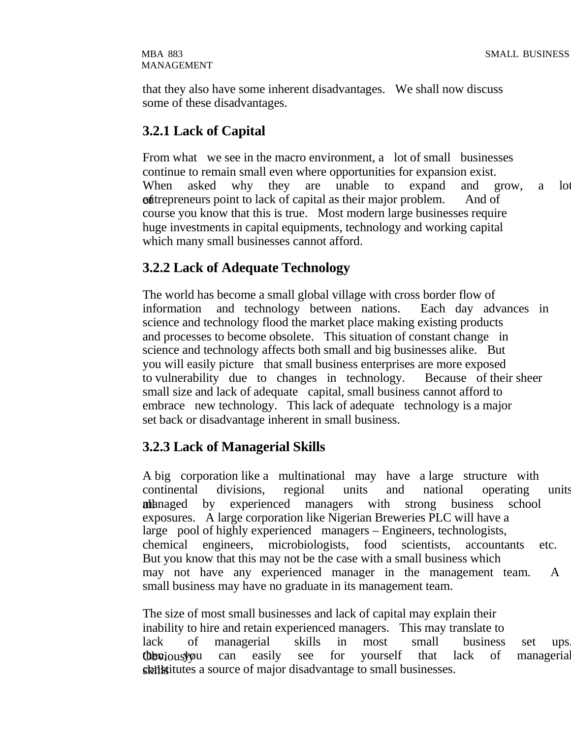that they also have some inherent disadvantages. We shall now discuss some of these disadvantages.

### 3.2.1 Lack of Capital

From what we see in the macro environment, a lot of small businesses continue to remain small even where opportunities for expansion exist. When asked why they are unable to expand and grow, a lot of entrepreneurs point to lack of capital as their major problem. And of course you know that this is true. Most modern large businesses require huge investments in capital equipments, technology and working capital which many small businesses cannot afford.

### 3.2.2 Lack of Adequate Technology

The world has become a small global village with cross border flow of information and technology between nations. Each day advances in science and technology flood the market place making existing products and processes to become obsolete. This situation of constant change in science and technology affects both small and big businesses alike. But you will easily picture that small business enterprises are more exposed to vulnerability due to changes in technology. Because of their sheer small size and lack of adequate capital, small business cannot afford to embrace new technology. This lack of adequate technology is a major set back or disadvantage inherent in small business.

### 3.2.3 Lack of Managerial Skills

A big corporation like a multinational may have a large structure with continental divisions, regional units and national operating units all managed by experienced managers with strong business school exposures. A large corporation like Nigerian Breweries PLC will have a large pool of highly experienced managers – Engineers, technologists, chemical engineers, microbiologists, food scientists, accountants etc. But you know that this may not be the case with a small business which may not have any experienced manager in the management team. A small business may have no graduate in its management team.

The size of most small businesses and lack of capital may explain their inability to hire and retain experienced managers. This may translate to lack of managerial skills in most small business set ups. Obviously then, you can easily see for yourself that lack of managerial skills constitutes a source of major disadvantage to small businesses.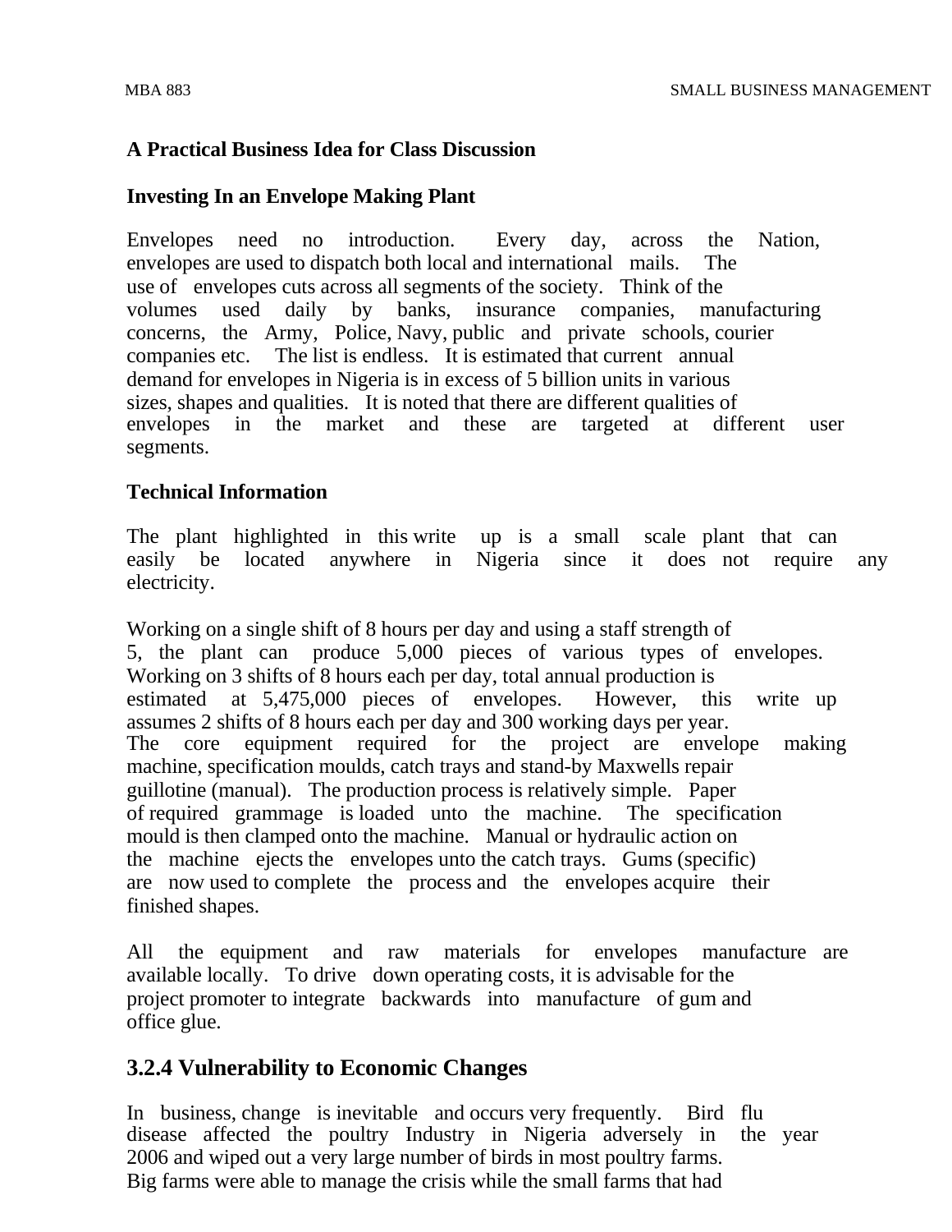**A Practical Business Idea for Class Discussion**

**Investing In an Envelope Making Plant**

Envelopes need no introduction. Every day, across the Nation, envelopes are used to dispatch both local and international mails. The use of envelopes cuts across all segments of the society. Think of the volumes used daily by banks, insurance companies, manufacturing concerns, the Army, Police, Navy, public and private schools, courier companies etc. The list is endless. It is estimated that current annual demand for envelopes in Nigeria is in excess of 5 billion units in various sizes, shapes and qualities. It is noted that there are different qualities of envelopes in the market and these are targeted at different user segments.

**Technical Information**

The plant highlighted in this write up is a small scale plant that can easily be located anywhere in Nigeria since it does not require any electricity.

Working on a single shift of 8 hours per day and using a staff strength of 5, the plant can produce 5,000 pieces of various types of envelopes. Working on 3 shifts of 8 hours each per day, total annual production is estimated at 5,475,000 pieces of envelopes. However, this write up assumes 2 shifts of 8 hours each per day and 300 working days per year. The core equipment required for the project are envelope making machine, specification moulds, catch trays and stand-by Maxwells repair guillotine (manual). The production process is relatively simple. Paper of required grammage is loaded unto the machine. The specification mould is then clamped onto the machine. Manual or hydraulic action on the machine ejects the envelopes unto the catch trays. Gums (specific) are now used to complete the process and the envelopes acquire their finished shapes.

All the equipment and raw materials for envelopes manufacture are available locally. To drive down operating costs, it is advisable for the project promoter to integrate backwards into manufacture of gum and office glue.

## 3.2.4 Vulnerability to Economic Changes

In business, change is inevitable and occurs very frequently. Bird flu disease affected the poultry Industry in Nigeria adversely in the year 2006 and wiped out a very large number of birds in most poultry farms. Big farms were able to manage the crisis while the small farms that had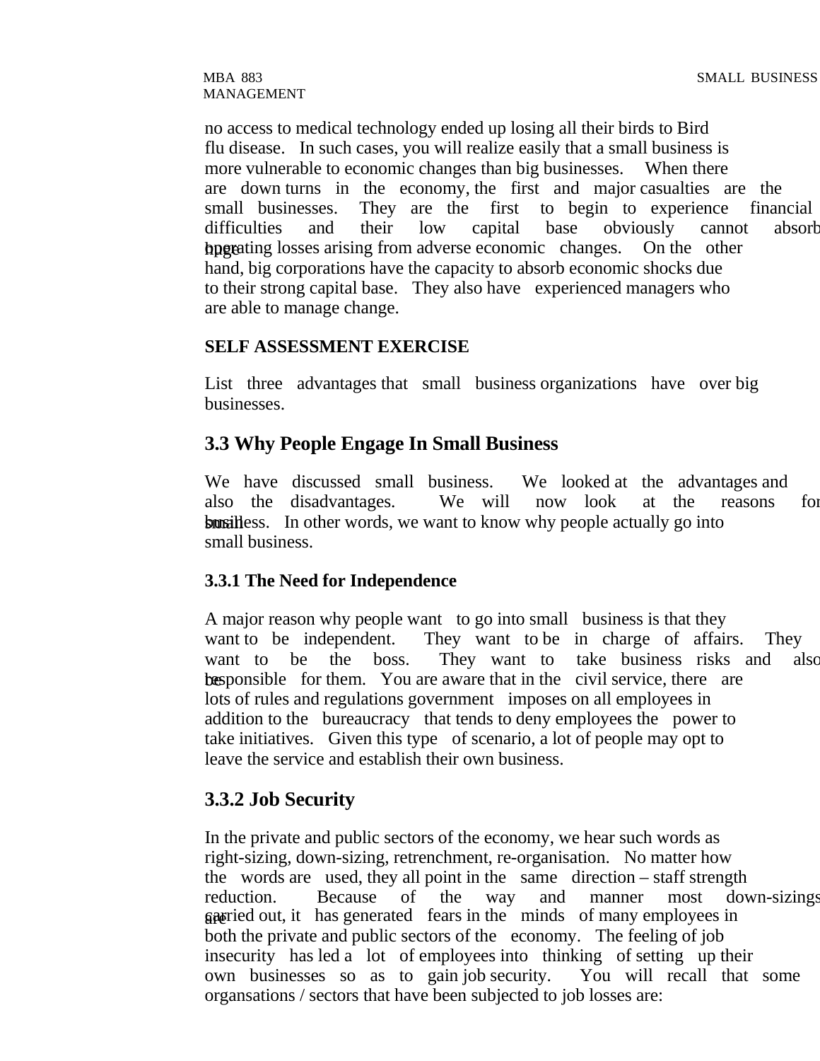no access to medical technology ended up losing all their birds to Bird flu disease. In such cases, you will realize easily that a small business is more vulnerable to economic changes than big businesses. When there are down turns in the economy, the first and major casualties are the small businesses. They are the first to begin to experience financial difficulties and their low capital base obviously cannot absorb huge operating losses arising from adverse economic changes. On the other hand, big corporations have the capacity to absorb economic shocks due to their strong capital base. They also have experienced managers who are able to manage change.

**SELF ASSESSMENT EXERCISE**

List three advantages that small business organizations have over big businesses.

## 3.3 Why People Engage In Small Business

We have discussed small business. We looked at the advantages and also the disadvantages. We will now look at the reasons for small business. In other words, we want to know why people actually go into small business.

### 3.3.1 The Need for Independence

A major reason why people want to go into small business is that they want to be independent. They want to be in charge of affairs. They want to be the boss. They want to take business risks and also be responsible for them. You are aware that in the civil service, there are lots of rules and regulations government imposes on all employees in addition to the bureaucracy that tends to deny employees the power to take initiatives. Given this type of scenario, a lot of people may opt to leave the service and establish their own business.

## 3.3.2 Job Security

In the private and public sectors of the economy, we hear such words as right-sizing, down-sizing, retrenchment, re-organisation. No matter how the words are used, they all point in the same direction – staff strength reduction. Because of the way and manner most down-sizings are carried out, it has generated fears in the minds of many employees in both the private and public sectors of the economy. The feeling of job insecurity has led a lot of employees into thinking of setting up their own businesses so as to gain job security. You will recall that some organsations / sectors that have been subjected to job losses are: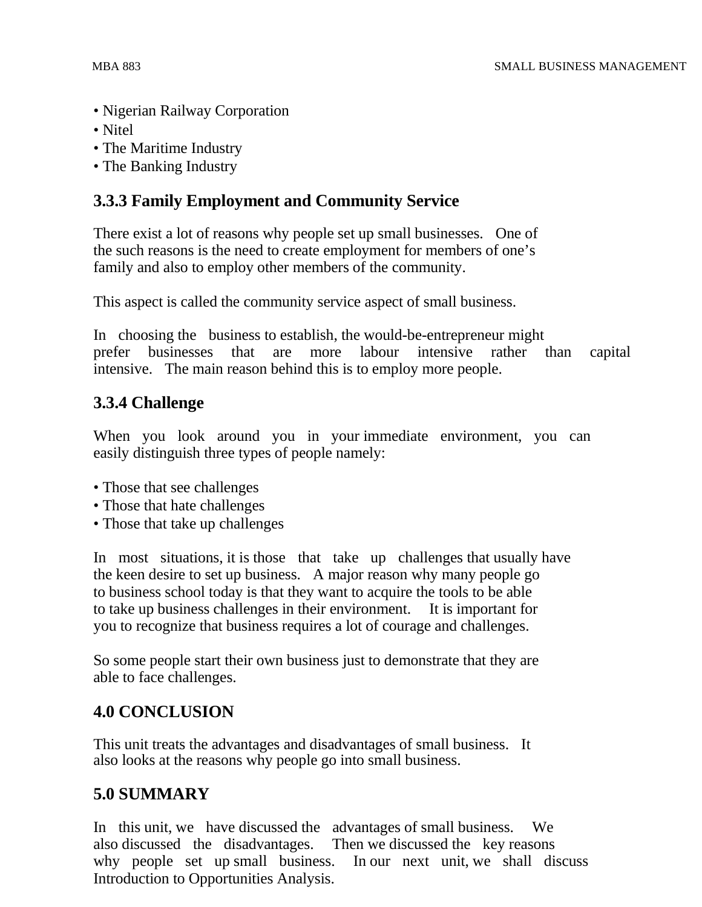- Nigerian Railway Corporation
- Nitel
- The Maritime Industry
- The Banking Industry

### 3.3.3 Family Employment and Community Service

There exist a lot of reasons why people set up small businesses. One of the such reasons is the need to create employment for members of one's family and also to employ other members of the community.

This aspect is called the community service aspect of small business.

In choosing the business to establish, the would-be-entrepreneur might prefer businesses that are more labour intensive rather than capital intensive. The main reason behind this is to employ more people.

### 3.3.4 Challenge

When you look around you in your immediate environment, you can easily distinguish three types of people namely:

- Those that see challenges
- Those that hate challenges
- Those that take up challenges

In most situations, it is those that take up challenges that usually have the keen desire to set up business. A major reason why many people go to business school today is that they want to acquire the tools to be able to take up business challenges in their environment. It is important for you to recognize that business requires a lot of courage and challenges.

So some people start their own business just to demonstrate that they are able to face challenges.

## 4.0 CONCLUSION

This unit treats the advantages and disadvantages of small business. It also looks at the reasons why people go into small business.

## 5.0 SUMMARY

In this unit, we have discussed the advantages of small business. We also discussed the disadvantages. Then we discussed the key reasons why people set up small business. In our next unit, we shall discuss Introduction to Opportunities Analysis.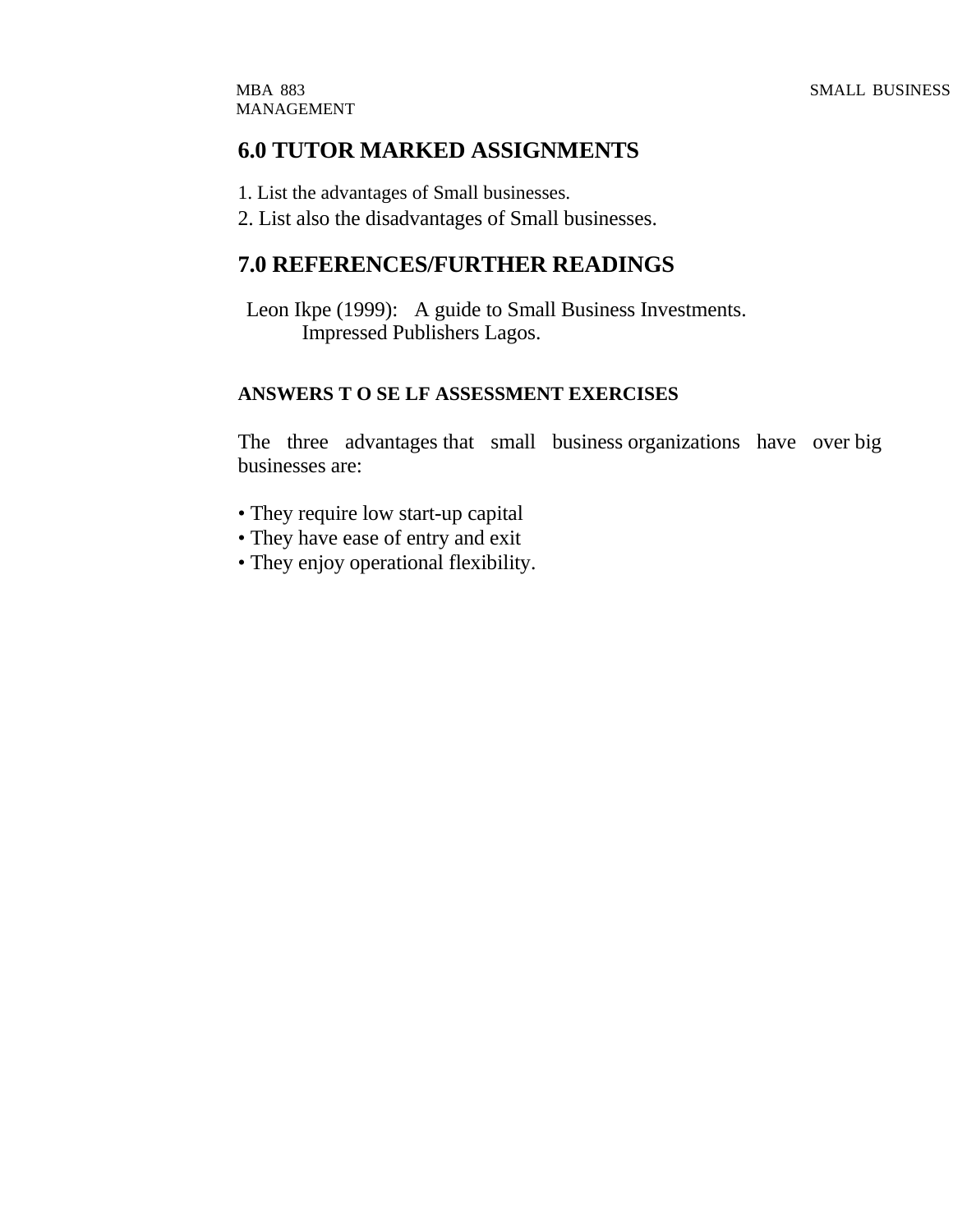## 6.0 TUTOR MARKED ASSIGNMENTS

1. List the advantages of Small businesses.
2. List also the disadvantages of Small businesses.

## 7.0 REFERENCES/FURTHER READINGS

Leon Ikpe (1999): A guide to Small Business Investments. Impressed Publishers Lagos.

### ANSWERS T O SE LF ASSESSMENT EXERCISES

The three advantages that small business organizations have over big businesses are:

- They require low start-up capital
- They have ease of entry and exit
- They enjoy operational flexibility.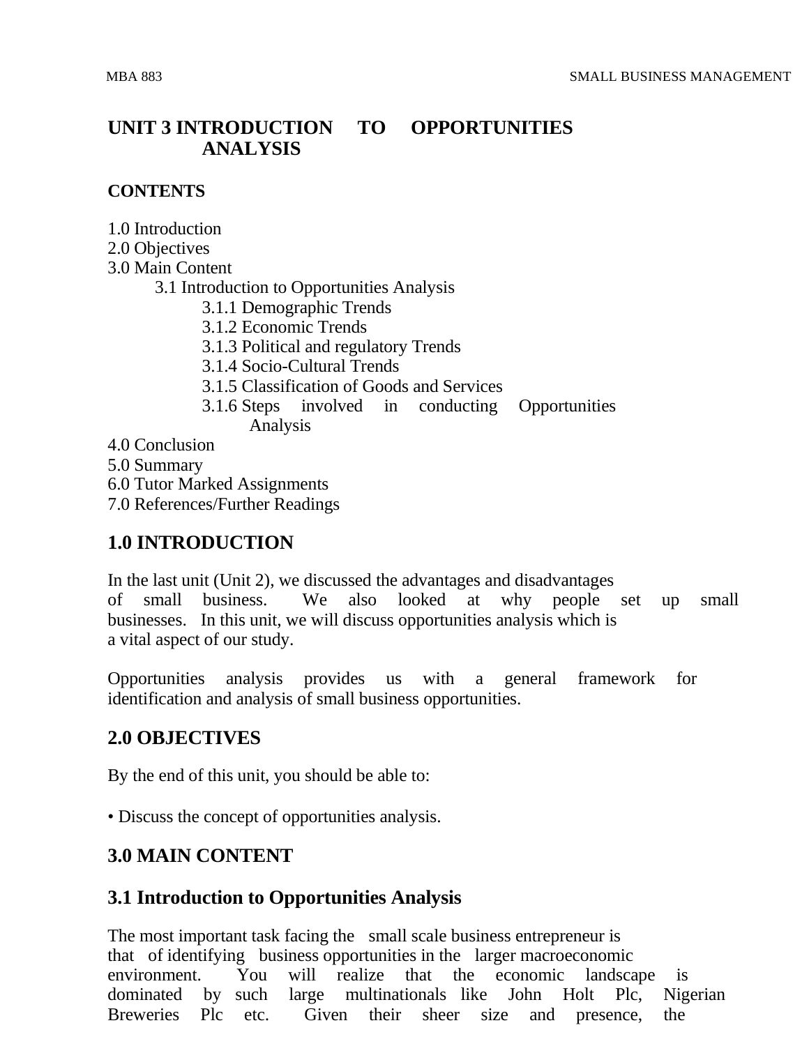# UNIT 3 INTRODUCTION TO OPPORTUNITIES ANALYSIS

**CONTENTS**

1.0 Introduction
2.0 Objectives
3.0 Main Content
- 3.1 Introduction to Opportunities Analysis
  - 3.1.1 Demographic Trends
  - 3.1.2 Economic Trends
  - 3.1.3 Political and regulatory Trends
  - 3.1.4 Socio-Cultural Trends
  - 3.1.5 Classification of Goods and Services
  - 3.1.6 Steps involved in conducting Opportunities Analysis

4.0 Conclusion
5.0 Summary
6.0 Tutor Marked Assignments
7.0 References/Further Readings

## 1.0 INTRODUCTION

In the last unit (Unit 2), we discussed the advantages and disadvantages of small business. We also looked at why people set up small businesses. In this unit, we will discuss opportunities analysis which is a vital aspect of our study.

Opportunities analysis provides us with a general framework for identification and analysis of small business opportunities.

## 2.0 OBJECTIVES

By the end of this unit, you should be able to:

- Discuss the concept of opportunities analysis.

## 3.0 MAIN CONTENT

## 3.1 Introduction to Opportunities Analysis

The most important task facing the small scale business entrepreneur is that of identifying business opportunities in the larger macroeconomic environment. You will realize that the economic landscape is dominated by such large multinationals like John Holt Plc, Nigerian Breweries Plc etc. Given their sheer size and presence, the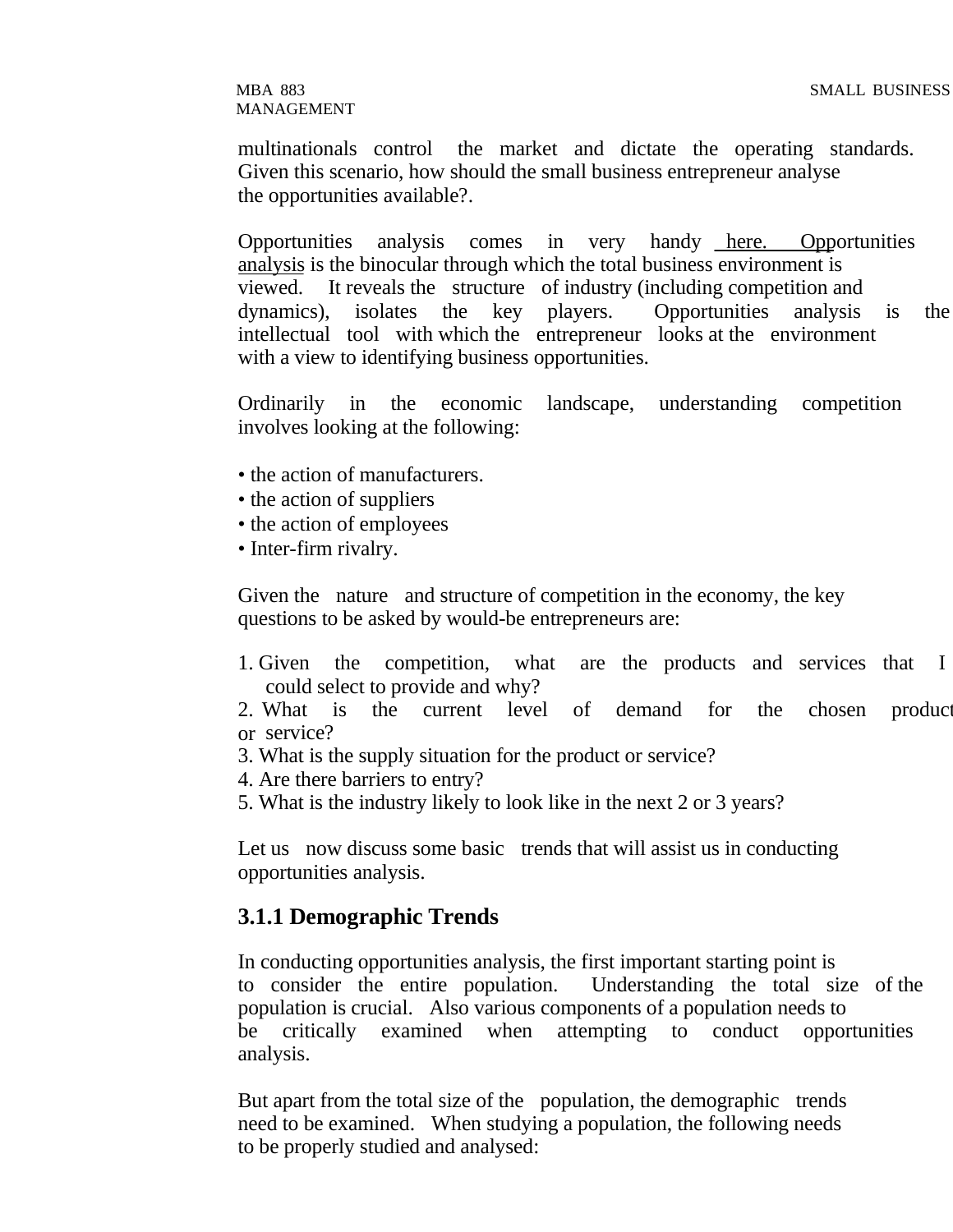multinationals control the market and dictate the operating standards. Given this scenario, how should the small business entrepreneur analyse the opportunities available?.

Opportunities analysis comes in very handy here. Opportunities analysis is the binocular through which the total business environment is viewed. It reveals the structure of industry (including competition and dynamics), isolates the key players. Opportunities analysis is the intellectual tool with which the entrepreneur looks at the environment with a view to identifying business opportunities.

Ordinarily in the economic landscape, understanding competition involves looking at the following:

- the action of manufacturers.
- the action of suppliers
- the action of employees
- Inter-firm rivalry.

Given the nature and structure of competition in the economy, the key questions to be asked by would-be entrepreneurs are:

1. Given the competition, what are the products and services that I could select to provide and why?
2. What is the current level of demand for the chosen product or service?
3. What is the supply situation for the product or service?
4. Are there barriers to entry?
5. What is the industry likely to look like in the next 2 or 3 years?

Let us now discuss some basic trends that will assist us in conducting opportunities analysis.

### 3.1.1 Demographic Trends

In conducting opportunities analysis, the first important starting point is to consider the entire population. Understanding the total size of the population is crucial. Also various components of a population needs to be critically examined when attempting to conduct opportunities analysis.

But apart from the total size of the population, the demographic trends need to be examined. When studying a population, the following needs to be properly studied and analysed: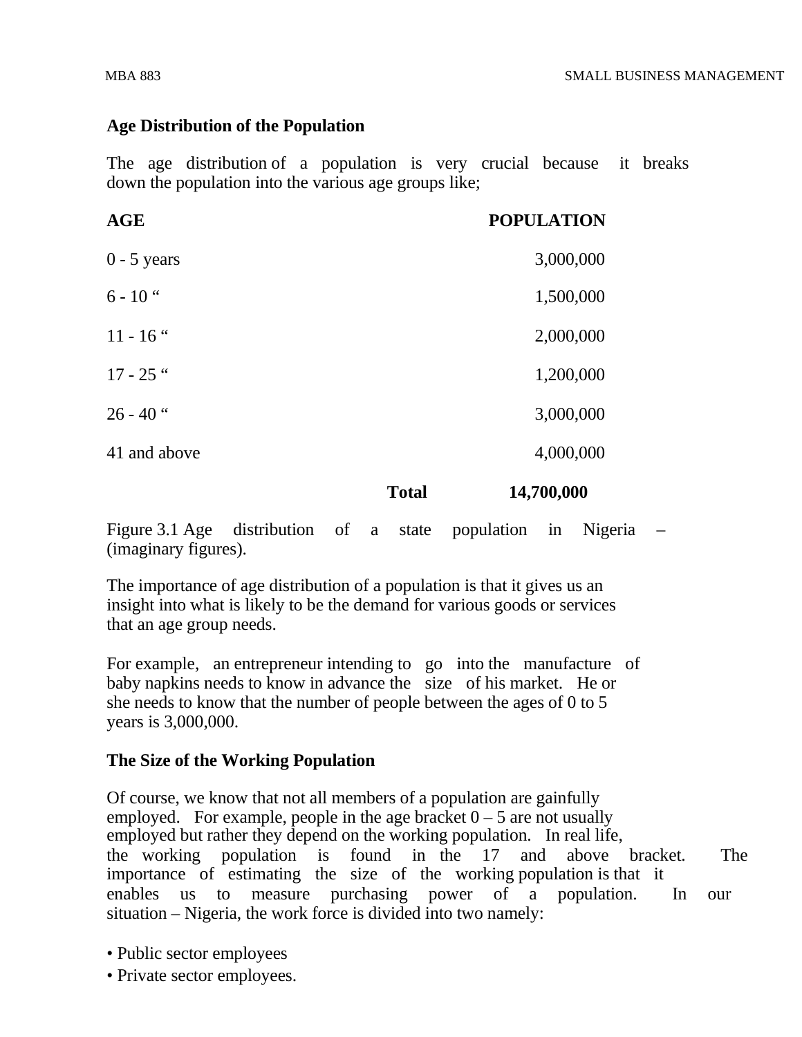## Age Distribution of the Population

The age distribution of a population is very crucial because it breaks down the population into the various age groups like;

| AGE | POPULATION |
|---|---|
| 0 - 5 years | 3,000,000 |
| 6 - 10 " | 1,500,000 |
| 11 - 16 " | 2,000,000 |
| 17 - 25 " | 1,200,000 |
| 26 - 40 " | 3,000,000 |
| 41 and above | 4,000,000 |
| **Total** | **14,700,000** |

Figure 3.1 Age distribution of a state population in Nigeria – (imaginary figures).

The importance of age distribution of a population is that it gives us an insight into what is likely to be the demand for various goods or services that an age group needs.

For example, an entrepreneur intending to go into the manufacture of baby napkins needs to know in advance the size of his market. He or she needs to know that the number of people between the ages of 0 to 5 years is 3,000,000.

## The Size of the Working Population

Of course, we know that not all members of a population are gainfully employed. For example, people in the age bracket 0 – 5 are not usually employed but rather they depend on the working population. In real life, the working population is found in the 17 and above bracket. The importance of estimating the size of the working population is that it enables us to measure purchasing power of a population. In our situation – Nigeria, the work force is divided into two namely:

- Public sector employees
- Private sector employees.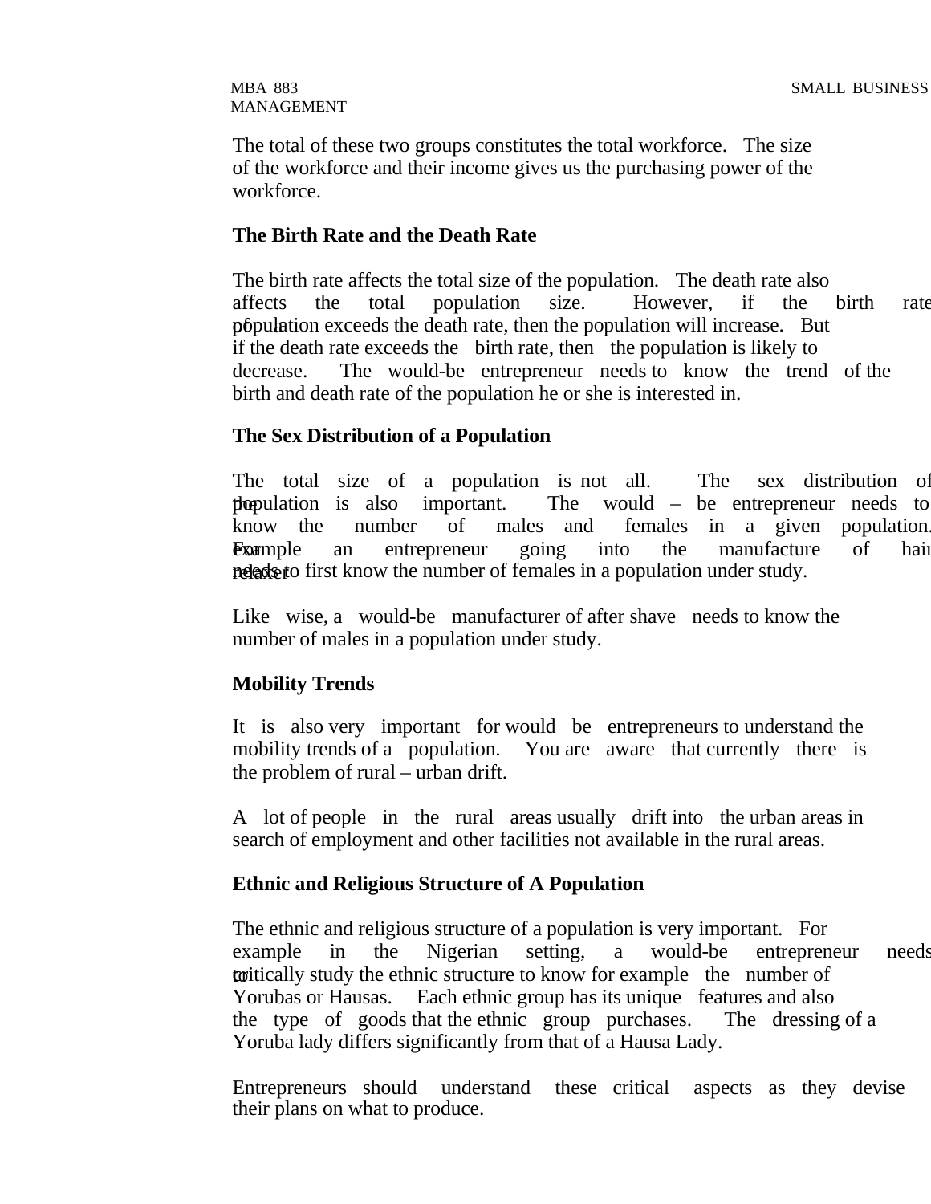The total of these two groups constitutes the total workforce. The size of the workforce and their income gives us the purchasing power of the workforce.

**The Birth Rate and the Death Rate**

The birth rate affects the total size of the population. The death rate also affects the total population size. However, if the birth rate of a population exceeds the death rate, then the population will increase. But if the death rate exceeds the birth rate, then the population is likely to decrease. The would-be entrepreneur needs to know the trend of the birth and death rate of the population he or she is interested in.

**The Sex Distribution of a Population**

The total size of a population is not all. The sex distribution of the population is also important. The would – be entrepreneur needs to know the number of males and females in a given population. For example an entrepreneur going into the manufacture of hair relaxer needs to first know the number of females in a population under study.

Like wise, a would-be manufacturer of after shave needs to know the number of males in a population under study.

**Mobility Trends**

It is also very important for would be entrepreneurs to understand the mobility trends of a population. You are aware that currently there is the problem of rural – urban drift.

A lot of people in the rural areas usually drift into the urban areas in search of employment and other facilities not available in the rural areas.

**Ethnic and Religious Structure of A Population**

The ethnic and religious structure of a population is very important. For example in the Nigerian setting, a would-be entrepreneur needs to critically study the ethnic structure to know for example the number of Yorubas or Hausas. Each ethnic group has its unique features and also the type of goods that the ethnic group purchases. The dressing of a Yoruba lady differs significantly from that of a Hausa Lady.

Entrepreneurs should understand these critical aspects as they devise their plans on what to produce.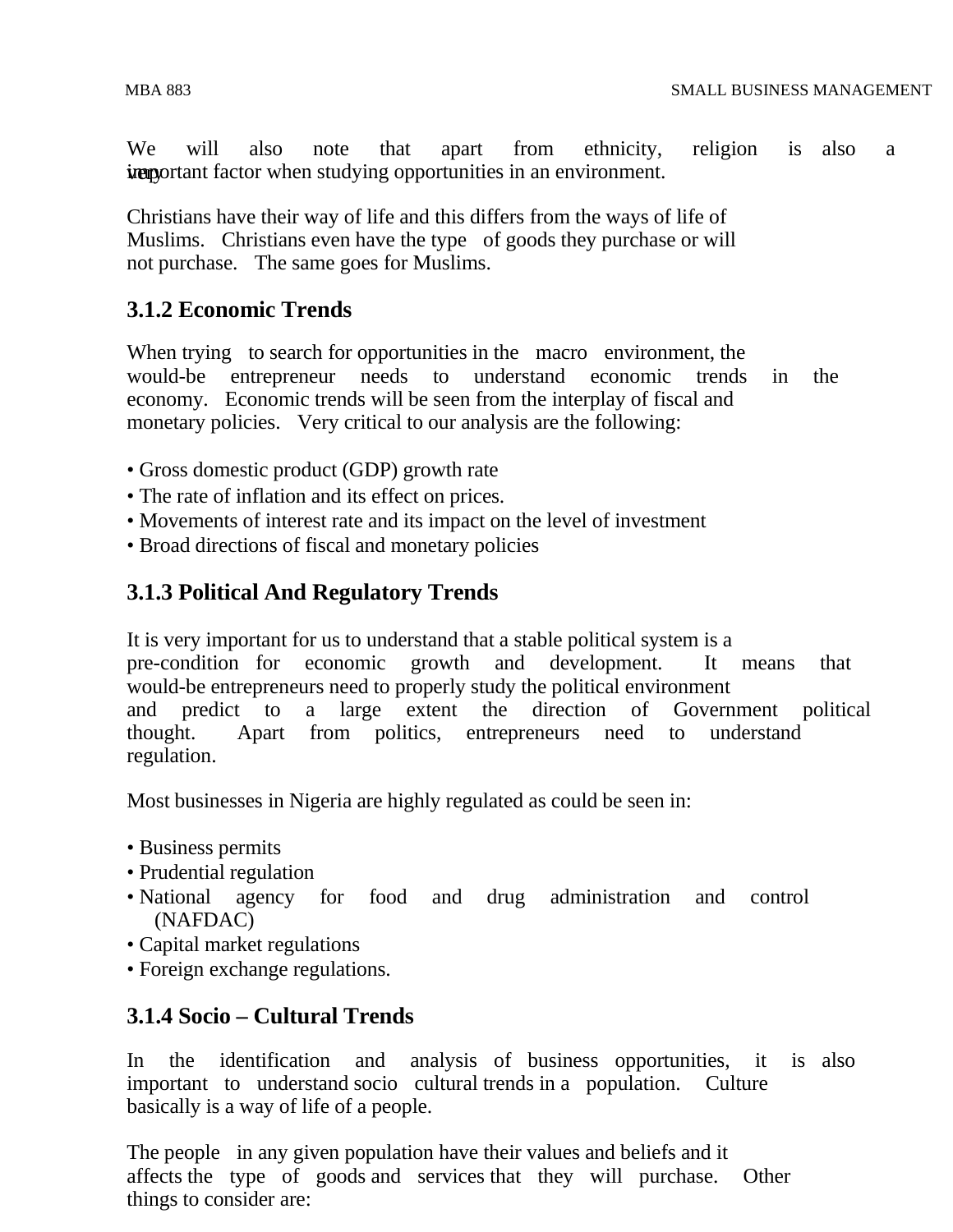We will also note that apart from ethnicity, religion is also a very important factor when studying opportunities in an environment.

Christians have their way of life and this differs from the ways of life of Muslims. Christians even have the type of goods they purchase or will not purchase. The same goes for Muslims.

### 3.1.2 Economic Trends

When trying to search for opportunities in the macro environment, the would-be entrepreneur needs to understand economic trends in the economy. Economic trends will be seen from the interplay of fiscal and monetary policies. Very critical to our analysis are the following:

- Gross domestic product (GDP) growth rate
- The rate of inflation and its effect on prices.
- Movements of interest rate and its impact on the level of investment
- Broad directions of fiscal and monetary policies

### 3.1.3 Political And Regulatory Trends

It is very important for us to understand that a stable political system is a pre-condition for economic growth and development. It means that would-be entrepreneurs need to properly study the political environment and predict to a large extent the direction of Government political thought. Apart from politics, entrepreneurs need to understand regulation.

Most businesses in Nigeria are highly regulated as could be seen in:

- Business permits
- Prudential regulation
- National agency for food and drug administration and control (NAFDAC)
- Capital market regulations
- Foreign exchange regulations.

### 3.1.4 Socio – Cultural Trends

In the identification and analysis of business opportunities, it is also important to understand socio cultural trends in a population. Culture basically is a way of life of a people.

The people in any given population have their values and beliefs and it affects the type of goods and services that they will purchase. Other things to consider are: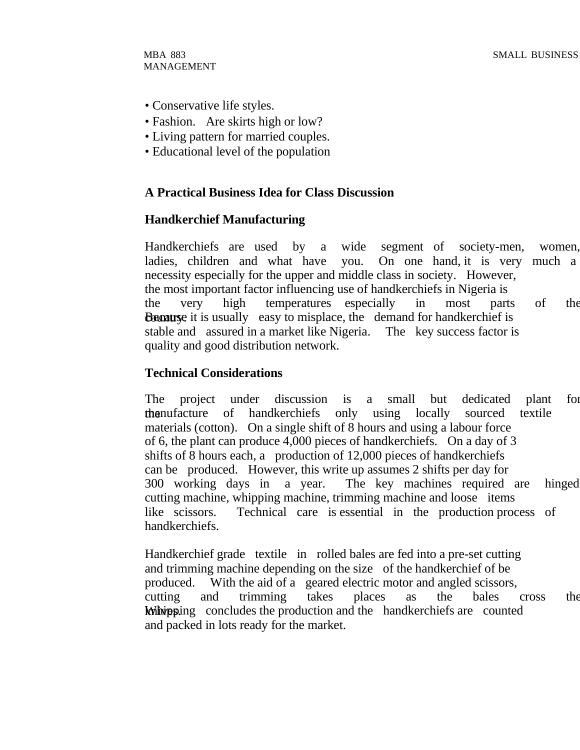- Conservative life styles.
- Fashion. Are skirts high or low?
- Living pattern for married couples.
- Educational level of the population

**A Practical Business Idea for Class Discussion**

**Handkerchief Manufacturing**

Handkerchiefs are used by a wide segment of society-men, women, ladies, children and what have you. On one hand, it is very much a necessity especially for the upper and middle class in society. However, the most important factor influencing use of handkerchiefs in Nigeria is the very high temperatures especially in most parts of the country. Because it is usually easy to misplace, the demand for handkerchief is stable and assured in a market like Nigeria. The key success factor is quality and good distribution network.

**Technical Considerations**

The project under discussion is a small but dedicated plant for the manufacture of handkerchiefs only using locally sourced textile materials (cotton). On a single shift of 8 hours and using a labour force of 6, the plant can produce 4,000 pieces of handkerchiefs. On a day of 3 shifts of 8 hours each, a production of 12,000 pieces of handkerchiefs can be produced. However, this write up assumes 2 shifts per day for 300 working days in a year. The key machines required are hinged cutting machine, whipping machine, trimming machine and loose items like scissors. Technical care is essential in the production process of handkerchiefs.

Handkerchief grade textile in rolled bales are fed into a pre-set cutting and trimming machine depending on the size of the handkerchief of be produced. With the aid of a geared electric motor and angled scissors, cutting and trimming takes places as the bales cross the knives. Whipping concludes the production and the handkerchiefs are counted and packed in lots ready for the market.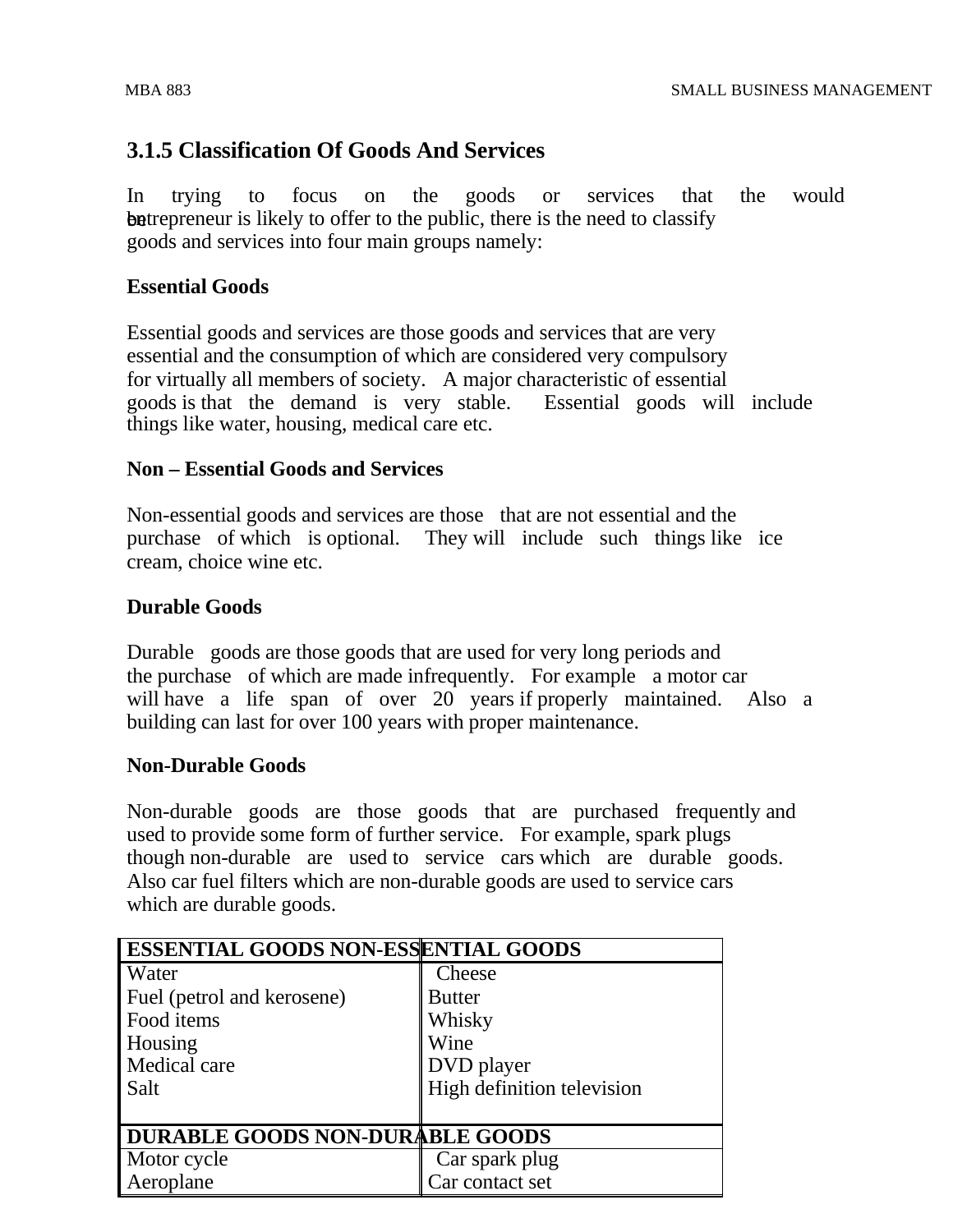### 3.1.5 Classification Of Goods And Services

In trying to focus on the goods or services that the would be entrepreneur is likely to offer to the public, there is the need to classify goods and services into four main groups namely:

**Essential Goods**

Essential goods and services are those goods and services that are very essential and the consumption of which are considered very compulsory for virtually all members of society. A major characteristic of essential goods is that the demand is very stable. Essential goods will include things like water, housing, medical care etc.

**Non – Essential Goods and Services**

Non-essential goods and services are those that are not essential and the purchase of which is optional. They will include such things like ice cream, choice wine etc.

**Durable Goods**

Durable goods are those goods that are used for very long periods and the purchase of which are made infrequently. For example a motor car will have a life span of over 20 years if properly maintained. Also a building can last for over 100 years with proper maintenance.

**Non-Durable Goods**

Non-durable goods are those goods that are purchased frequently and used to provide some form of further service. For example, spark plugs though non-durable are used to service cars which are durable goods. Also car fuel filters which are non-durable goods are used to service cars which are durable goods.

| ESSENTIAL GOODS | NON-ESSENTIAL GOODS |
|---|---|
| Water | Cheese |
| Fuel (petrol and kerosene) | Butter |
| Food items | Whisky |
| Housing | Wine |
| Medical care | DVD player |
| Salt | High definition television |
| **DURABLE GOODS** | **NON-DURABLE GOODS** |
| Motor cycle | Car spark plug |
| Aeroplane | Car contact set |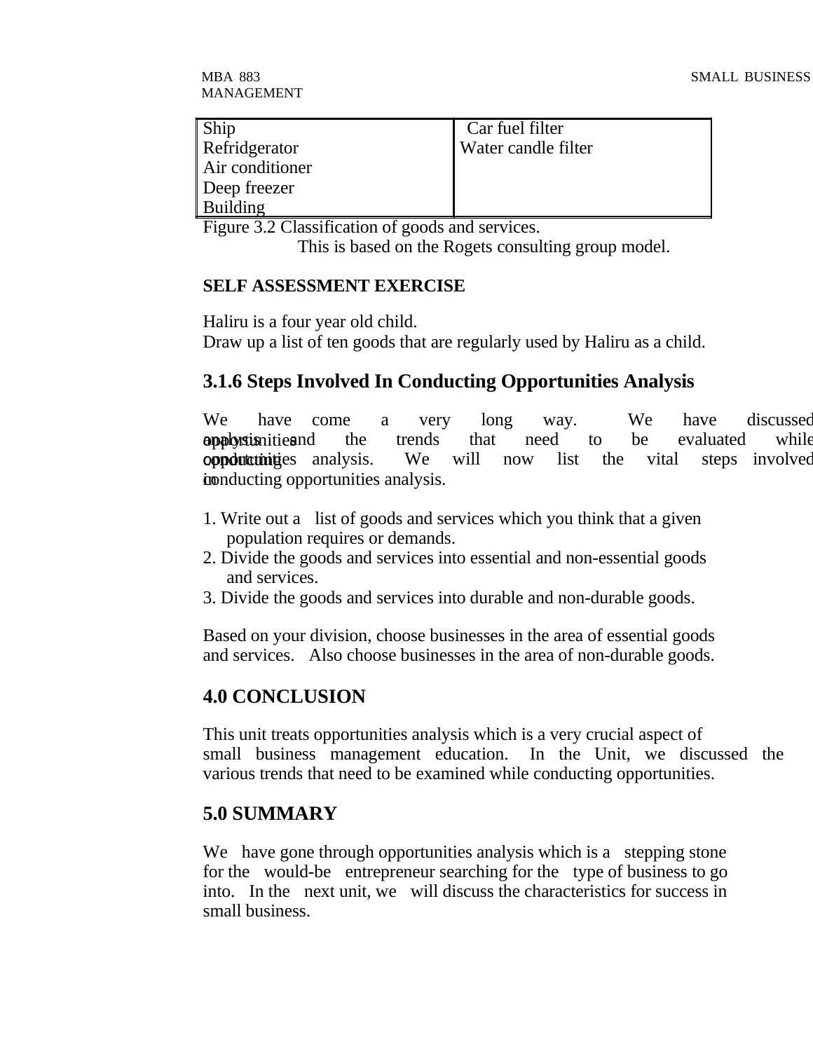| | |
|---|---|
| Ship<br>Refridgerator<br>Air conditioner<br>Deep freezer<br>Building | Car fuel filter<br>Water candle filter |

Figure 3.2 Classification of goods and services.

This is based on the Rogets consulting group model.

**SELF ASSESSMENT EXERCISE**

Haliru is a four year old child.
Draw up a list of ten goods that are regularly used by Haliru as a child.

### 3.1.6 Steps Involved In Conducting Opportunities Analysis

We have come a very long way. We have discussed opportunities analysis and the trends that need to be evaluated while conducting opportunities analysis. We will now list the vital steps involved in conducting opportunities analysis.

1. Write out a list of goods and services which you think that a given population requires or demands.
2. Divide the goods and services into essential and non-essential goods and services.
3. Divide the goods and services into durable and non-durable goods.

Based on your division, choose businesses in the area of essential goods and services. Also choose businesses in the area of non-durable goods.

## 4.0 CONCLUSION

This unit treats opportunities analysis which is a very crucial aspect of small business management education. In the Unit, we discussed the various trends that need to be examined while conducting opportunities.

## 5.0 SUMMARY

We have gone through opportunities analysis which is a stepping stone for the would-be entrepreneur searching for the type of business to go into. In the next unit, we will discuss the characteristics for success in small business.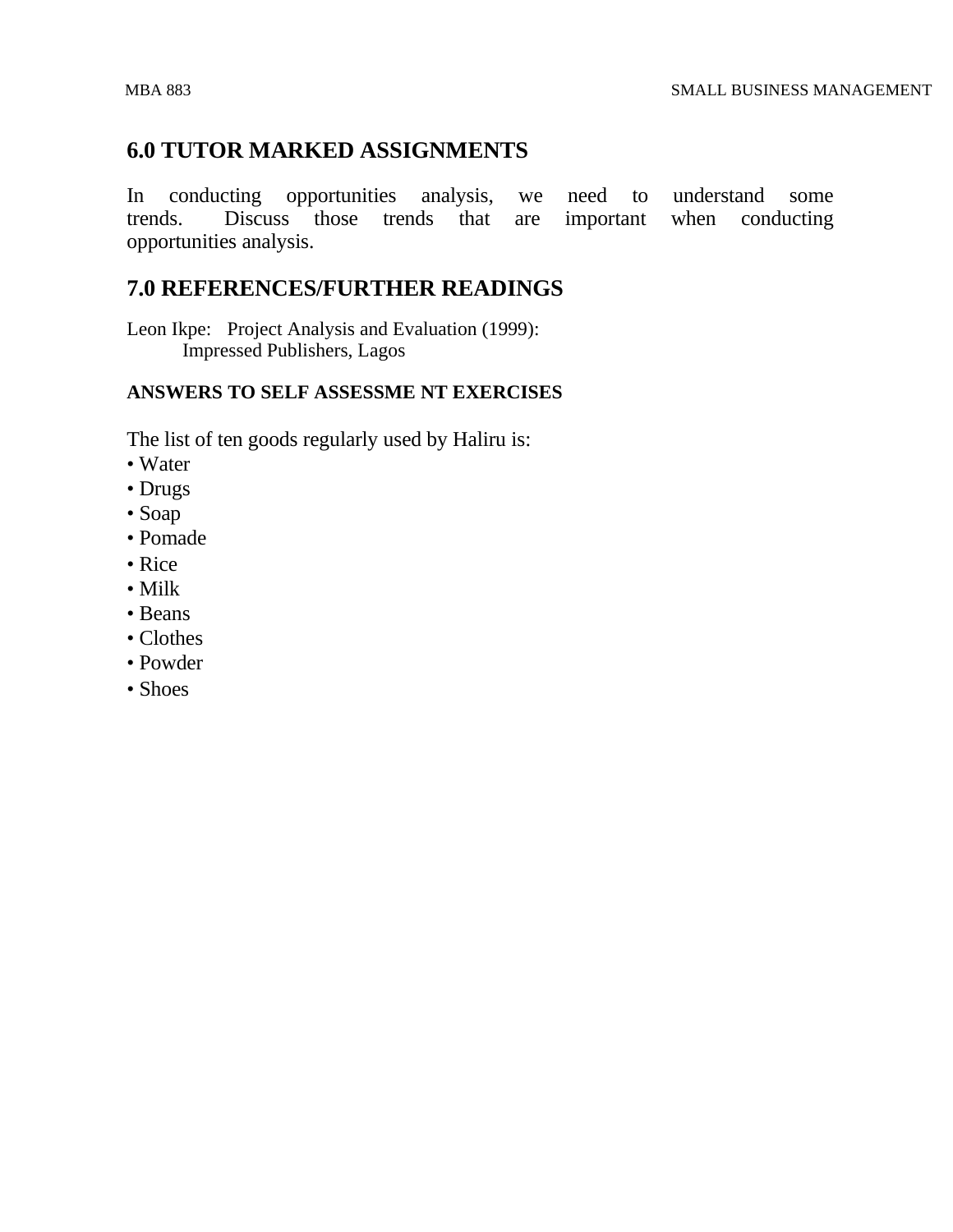## 6.0 TUTOR MARKED ASSIGNMENTS

In conducting opportunities analysis, we need to understand some trends. Discuss those trends that are important when conducting opportunities analysis.

## 7.0 REFERENCES/FURTHER READINGS

Leon Ikpe: Project Analysis and Evaluation (1999):
Impressed Publishers, Lagos

**ANSWERS TO SELF ASSESSME NT EXERCISES**

The list of ten goods regularly used by Haliru is:

- Water
- Drugs
- Soap
- Pomade
- Rice
- Milk
- Beans
- Clothes
- Powder
- Shoes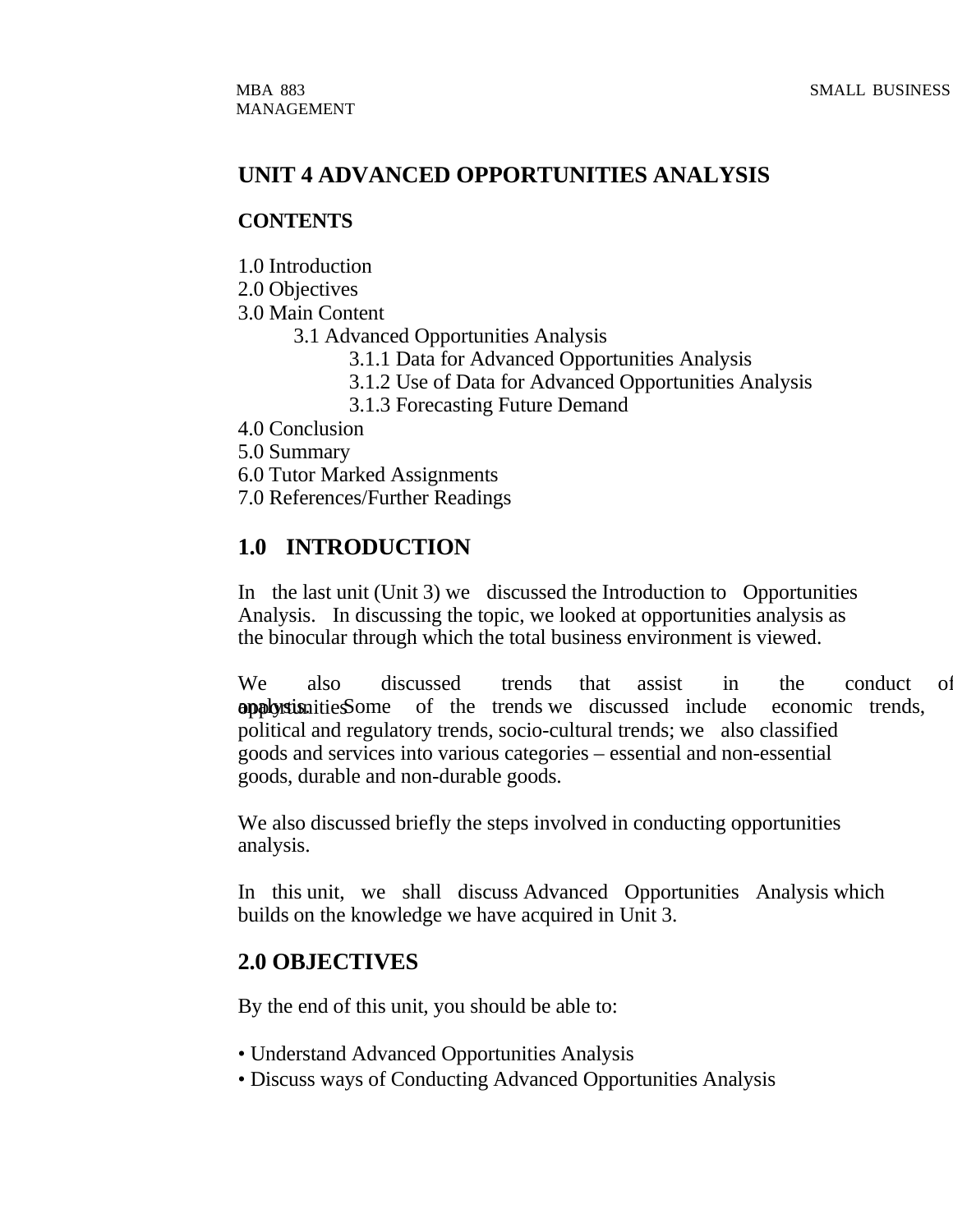# UNIT 4 ADVANCED OPPORTUNITIES ANALYSIS

**CONTENTS**

1.0 Introduction
2.0 Objectives
3.0 Main Content
   3.1 Advanced Opportunities Analysis
      3.1.1 Data for Advanced Opportunities Analysis
      3.1.2 Use of Data for Advanced Opportunities Analysis
      3.1.3 Forecasting Future Demand
4.0 Conclusion
5.0 Summary
6.0 Tutor Marked Assignments
7.0 References/Further Readings

## 1.0 INTRODUCTION

In the last unit (Unit 3) we discussed the Introduction to Opportunities Analysis. In discussing the topic, we looked at opportunities analysis as the binocular through which the total business environment is viewed.

We also discussed trends that assist in the conduct of opportunities analysis. Some of the trends we discussed include economic trends, political and regulatory trends, socio-cultural trends; we also classified goods and services into various categories – essential and non-essential goods, durable and non-durable goods.

We also discussed briefly the steps involved in conducting opportunities analysis.

In this unit, we shall discuss Advanced Opportunities Analysis which builds on the knowledge we have acquired in Unit 3.

## 2.0 OBJECTIVES

By the end of this unit, you should be able to:

- Understand Advanced Opportunities Analysis
- Discuss ways of Conducting Advanced Opportunities Analysis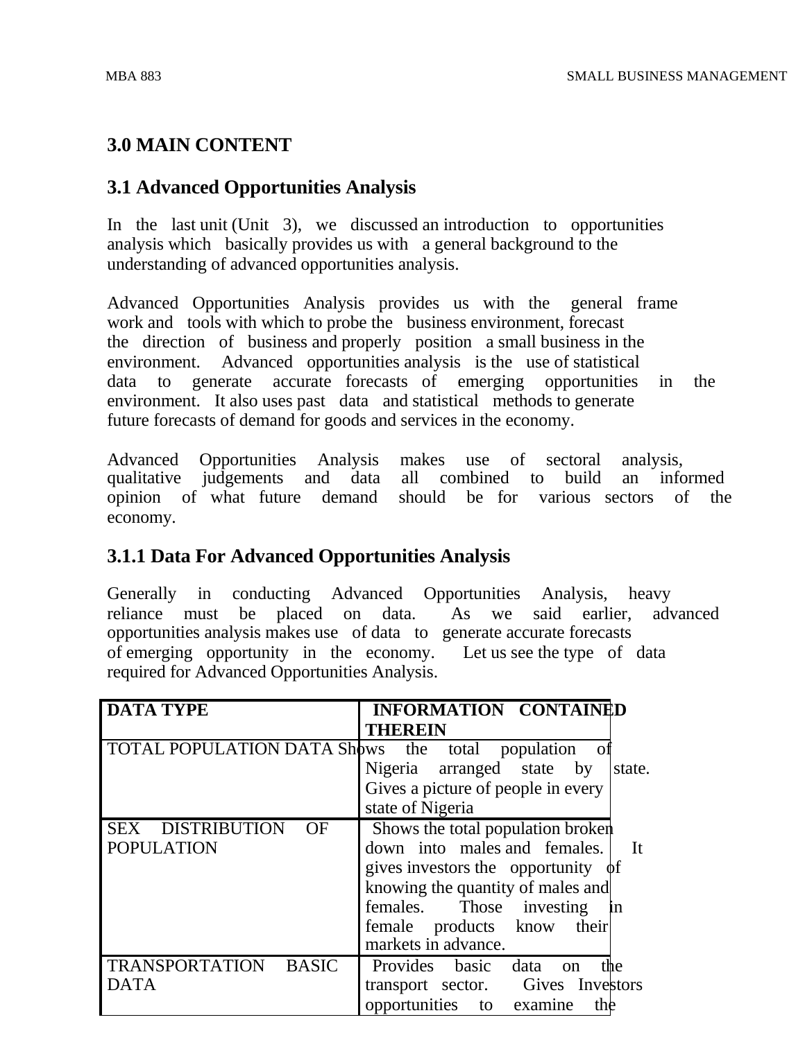## 3.0 MAIN CONTENT

### 3.1 Advanced Opportunities Analysis

In the last unit (Unit 3), we discussed an introduction to opportunities analysis which basically provides us with a general background to the understanding of advanced opportunities analysis.

Advanced Opportunities Analysis provides us with the general frame work and tools with which to probe the business environment, forecast the direction of business and properly position a small business in the environment. Advanced opportunities analysis is the use of statistical data to generate accurate forecasts of emerging opportunities in the environment. It also uses past data and statistical methods to generate future forecasts of demand for goods and services in the economy.

Advanced Opportunities Analysis makes use of sectoral analysis, qualitative judgements and data all combined to build an informed opinion of what future demand should be for various sectors of the economy.

### 3.1.1 Data For Advanced Opportunities Analysis

Generally in conducting Advanced Opportunities Analysis, heavy reliance must be placed on data. As we said earlier, advanced opportunities analysis makes use of data to generate accurate forecasts of emerging opportunity in the economy. Let us see the type of data required for Advanced Opportunities Analysis.

| DATA TYPE | INFORMATION CONTAINED THEREIN |
|---|---|
| TOTAL POPULATION DATA | Shows the total population of Nigeria arranged state by state. Gives a picture of people in every state of Nigeria |
| SEX DISTRIBUTION OF POPULATION | Shows the total population broken down into males and females. It gives investors the opportunity of knowing the quantity of males and females. Those investing in female products know their markets in advance. |
| TRANSPORTATION BASIC DATA | Provides basic data on the transport sector. Gives Investors opportunities to examine the |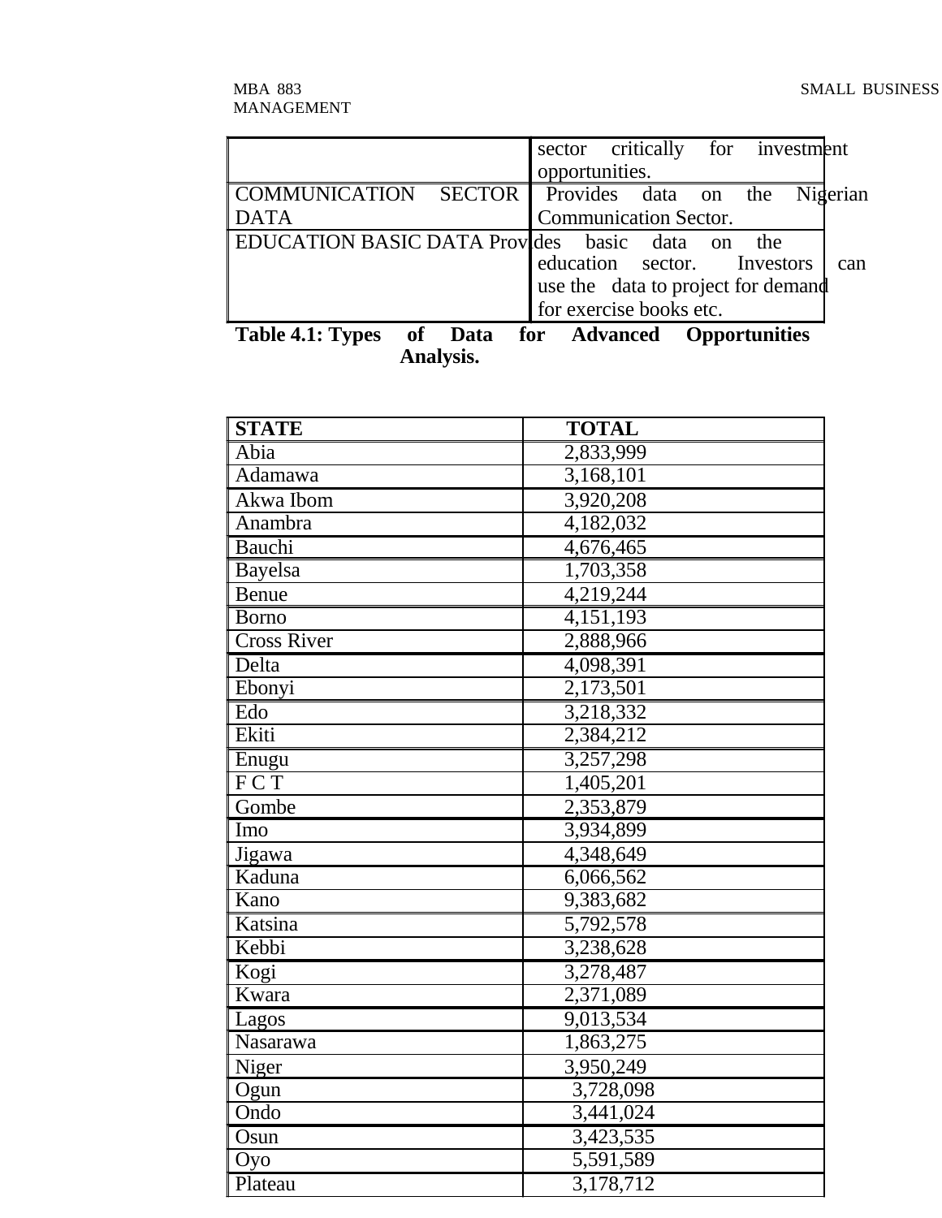| | |
|---|---|
| | sector critically for investment opportunities. |
| COMMUNICATION SECTOR DATA | Provides data on the Nigerian Communication Sector. |
| EDUCATION BASIC DATA | Provides basic data on the education sector. Investors can use the data to project for demand for exercise books etc. |

**Table 4.1: Types of Data for Advanced Opportunities Analysis.**

| STATE | TOTAL |
|---|---|
| Abia | 2,833,999 |
| Adamawa | 3,168,101 |
| Akwa Ibom | 3,920,208 |
| Anambra | 4,182,032 |
| Bauchi | 4,676,465 |
| Bayelsa | 1,703,358 |
| Benue | 4,219,244 |
| Borno | 4,151,193 |
| Cross River | 2,888,966 |
| Delta | 4,098,391 |
| Ebonyi | 2,173,501 |
| Edo | 3,218,332 |
| Ekiti | 2,384,212 |
| Enugu | 3,257,298 |
| F C T | 1,405,201 |
| Gombe | 2,353,879 |
| Imo | 3,934,899 |
| Jigawa | 4,348,649 |
| Kaduna | 6,066,562 |
| Kano | 9,383,682 |
| Katsina | 5,792,578 |
| Kebbi | 3,238,628 |
| Kogi | 3,278,487 |
| Kwara | 2,371,089 |
| Lagos | 9,013,534 |
| Nasarawa | 1,863,275 |
| Niger | 3,950,249 |
| Ogun | 3,728,098 |
| Ondo | 3,441,024 |
| Osun | 3,423,535 |
| Oyo | 5,591,589 |
| Plateau | 3,178,712 |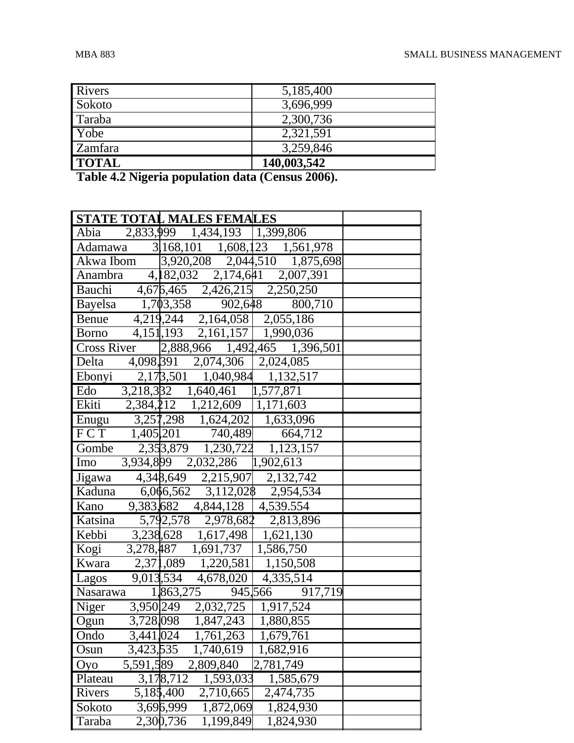| | |
|---|---|
| Rivers | 5,185,400 |
| Sokoto | 3,696,999 |
| Taraba | 2,300,736 |
| Yobe | 2,321,591 |
| Zamfara | 3,259,846 |
| **TOTAL** | **140,003,542** |

**Table 4.2 Nigeria population data (Census 2006).**

| STATE | TOTAL | MALES | FEMALES |
|---|---|---|---|
| Abia | 2,833,999 | 1,434,193 | 1,399,806 |
| Adamawa | 3,168,101 | 1,608,123 | 1,561,978 |
| Akwa Ibom | 3,920,208 | 2,044,510 | 1,875,698 |
| Anambra | 4,182,032 | 2,174,641 | 2,007,391 |
| Bauchi | 4,676,465 | 2,426,215 | 2,250,250 |
| Bayelsa | 1,703,358 | 902,648 | 800,710 |
| Benue | 4,219,244 | 2,164,058 | 2,055,186 |
| Borno | 4,151,193 | 2,161,157 | 1,990,036 |
| Cross River | 2,888,966 | 1,492,465 | 1,396,501 |
| Delta | 4,098,391 | 2,074,306 | 2,024,085 |
| Ebonyi | 2,173,501 | 1,040,984 | 1,132,517 |
| Edo | 3,218,332 | 1,640,461 | 1,577,871 |
| Ekiti | 2,384,212 | 1,212,609 | 1,171,603 |
| Enugu | 3,257,298 | 1,624,202 | 1,633,096 |
| F C T | 1,405,201 | 740,489 | 664,712 |
| Gombe | 2,353,879 | 1,230,722 | 1,123,157 |
| Imo | 3,934,899 | 2,032,286 | 1,902,613 |
| Jigawa | 4,348,649 | 2,215,907 | 2,132,742 |
| Kaduna | 6,066,562 | 3,112,028 | 2,954,534 |
| Kano | 9,383,682 | 4,844,128 | 4,539.554 |
| Katsina | 5,792,578 | 2,978,682 | 2,813,896 |
| Kebbi | 3,238,628 | 1,617,498 | 1,621,130 |
| Kogi | 3,278,487 | 1,691,737 | 1,586,750 |
| Kwara | 2,371,089 | 1,220,581 | 1,150,508 |
| Lagos | 9,013,534 | 4,678,020 | 4,335,514 |
| Nasarawa | 1,863,275 | 945,566 | 917,719 |
| Niger | 3,950,249 | 2,032,725 | 1,917,524 |
| Ogun | 3,728,098 | 1,847,243 | 1,880,855 |
| Ondo | 3,441,024 | 1,761,263 | 1,679,761 |
| Osun | 3,423,535 | 1,740,619 | 1,682,916 |
| Oyo | 5,591,589 | 2,809,840 | 2,781,749 |
| Plateau | 3,178,712 | 1,593,033 | 1,585,679 |
| Rivers | 5,185,400 | 2,710,665 | 2,474,735 |
| Sokoto | 3,696,999 | 1,872,069 | 1,824,930 |
| Taraba | 2,300,736 | 1,199,849 | 1,824,930 |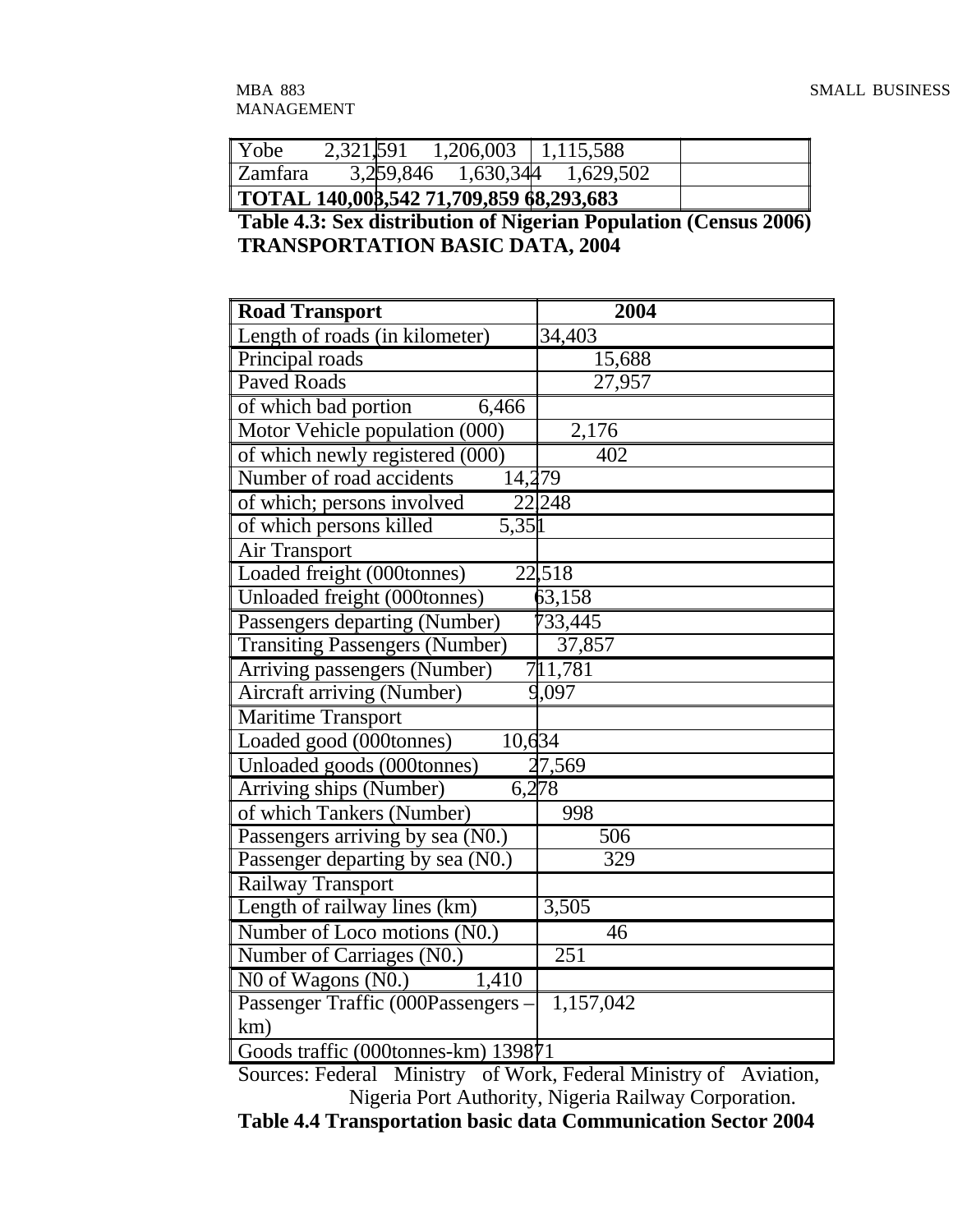| Yobe | 2,321,591 | 1,206,003 | 1,115,588 | |
|---|---|---|---|---|
| Zamfara | 3,259,846 | 1,630,344 | 1,629,502 | |
| **TOTAL** | **140,003,542** | **71,709,859** | **68,293,683** | |

**Table 4.3: Sex distribution of Nigerian Population (Census 2006)**

**TRANSPORTATION BASIC DATA, 2004**

| **Road Transport** | **2004** |
|---|---|
| Length of roads (in kilometer) | 34,403 |
| Principal roads | 15,688 |
| Paved Roads | 27,957 |
| of which bad portion | 6,466 |
| Motor Vehicle population (000) | 2,176 |
| of which newly registered (000) | 402 |
| Number of road accidents | 14,279 |
| of which; persons involved | 22,248 |
| of which persons killed | 5,351 |
| Air Transport | |
| Loaded freight (000tonnes) | 22,518 |
| Unloaded freight (000tonnes) | 63,158 |
| Passengers departing (Number) | 733,445 |
| Transiting Passengers (Number) | 37,857 |
| Arriving passengers (Number) | 711,781 |
| Aircraft arriving (Number) | 9,097 |
| Maritime Transport | |
| Loaded good (000tonnes) | 10,634 |
| Unloaded goods (000tonnes) | 27,569 |
| Arriving ships (Number) | 6,278 |
| of which Tankers (Number) | 998 |
| Passengers arriving by sea (N0.) | 506 |
| Passenger departing by sea (N0.) | 329 |
| Railway Transport | |
| Length of railway lines (km) | 3,505 |
| Number of Loco motions (N0.) | 46 |
| Number of Carriages (N0.) | 251 |
| N0 of Wagons (N0.) | 1,410 |
| Passenger Traffic (000Passengers – km) | 1,157,042 |
| Goods traffic (000tonnes-km) | 139871 |

Sources: Federal Ministry of Work, Federal Ministry of Aviation, Nigeria Port Authority, Nigeria Railway Corporation.

**Table 4.4 Transportation basic data Communication Sector 2004**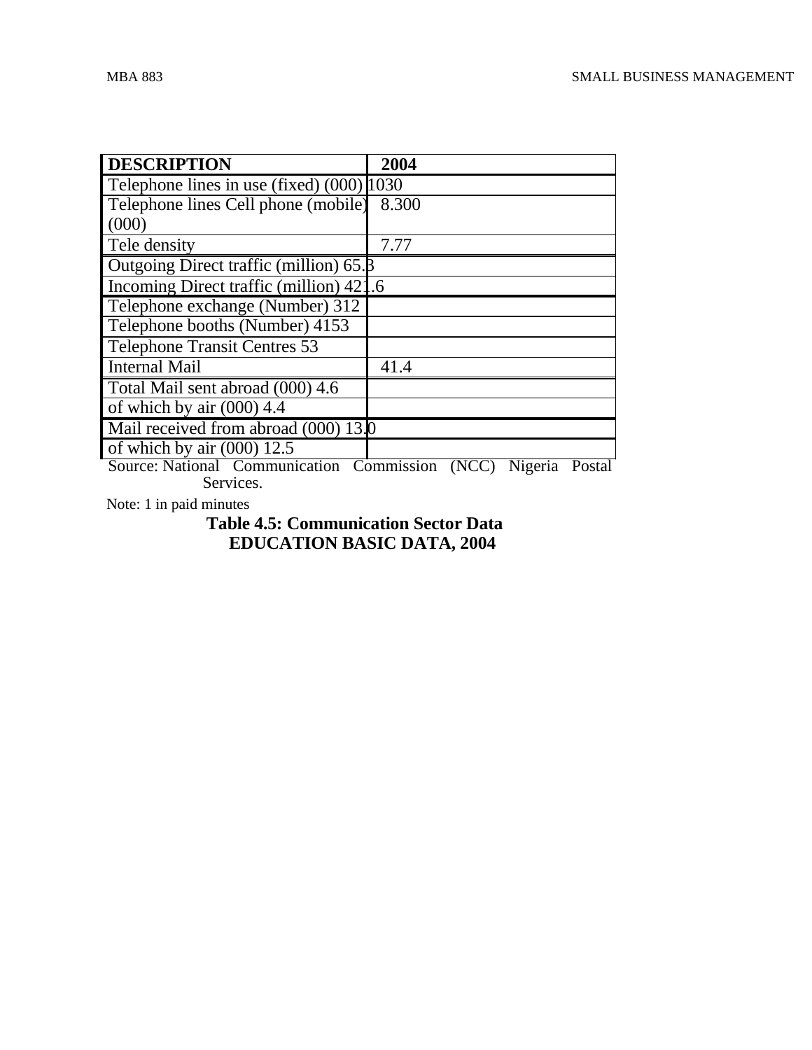| DESCRIPTION | 2004 |
|---|---|
| Telephone lines in use (fixed) (000) | 1030 |
| Telephone lines Cell phone (mobile) (000) | 8.300 |
| Tele density | 7.77 |
| Outgoing Direct traffic (million) | 65.3 |
| Incoming Direct traffic (million) | 421.6 |
| Telephone exchange (Number) 312 | |
| Telephone booths (Number) 4153 | |
| Telephone Transit Centres 53 | |
| Internal Mail | 41.4 |
| Total Mail sent abroad (000) 4.6 | |
| of which by air (000) 4.4 | |
| Mail received from abroad (000) | 13.0 |
| of which by air (000) 12.5 | |

Source: National Communication Commission (NCC) Nigeria Postal Services.

Note: 1 in paid minutes

**Table 4.5: Communication Sector Data**

**EDUCATION BASIC DATA, 2004**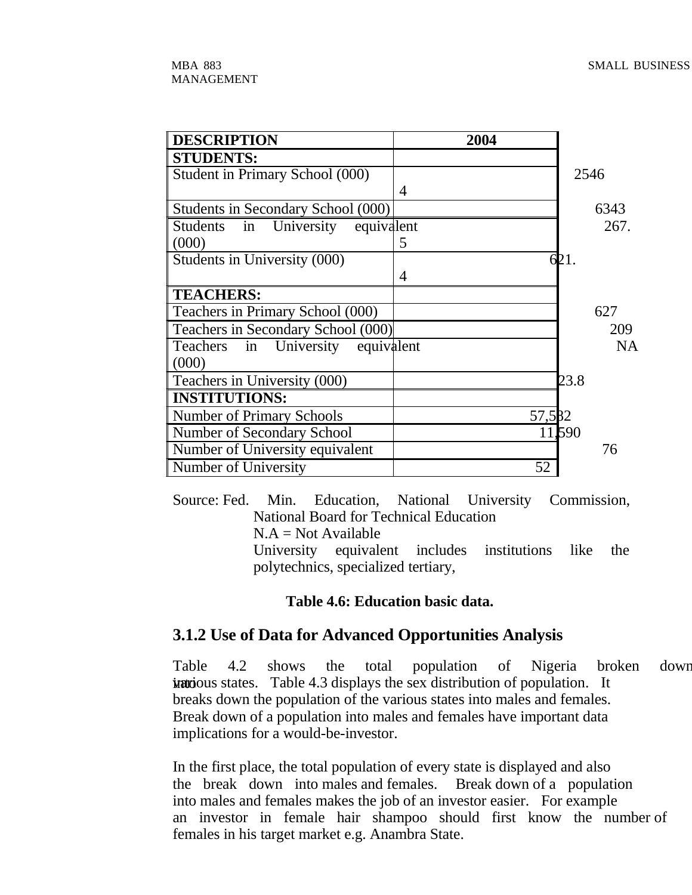| DESCRIPTION | 2004 |
|---|---|
| **STUDENTS:** | |
| Student in Primary School (000) | 25464 |
| Students in Secondary School (000) | 6343 |
| Students in University equivalent (000) | 267.5 |
| Students in University (000) | 621.4 |
| **TEACHERS:** | |
| Teachers in Primary School (000) | 627 |
| Teachers in Secondary School (000) | 209 |
| Teachers in University equivalent (000) | NA |
| Teachers in University (000) | 23.8 |
| **INSTITUTIONS:** | |
| Number of Primary Schools | 57,532 |
| Number of Secondary School | 11,590 |
| Number of University equivalent | 76 |
| Number of University | 52 |

Source: Fed. Min. Education, National University Commission, National Board for Technical Education

N.A = Not Available

University equivalent includes institutions like the polytechnics, specialized tertiary,

**Table 4.6: Education basic data.**

### 3.1.2 Use of Data for Advanced Opportunities Analysis

Table 4.2 shows the total population of Nigeria broken down into various states. Table 4.3 displays the sex distribution of population. It breaks down the population of the various states into males and females. Break down of a population into males and females have important data implications for a would-be-investor.

In the first place, the total population of every state is displayed and also the break down into males and females. Break down of a population into males and females makes the job of an investor easier. For example an investor in female hair shampoo should first know the number of females in his target market e.g. Anambra State.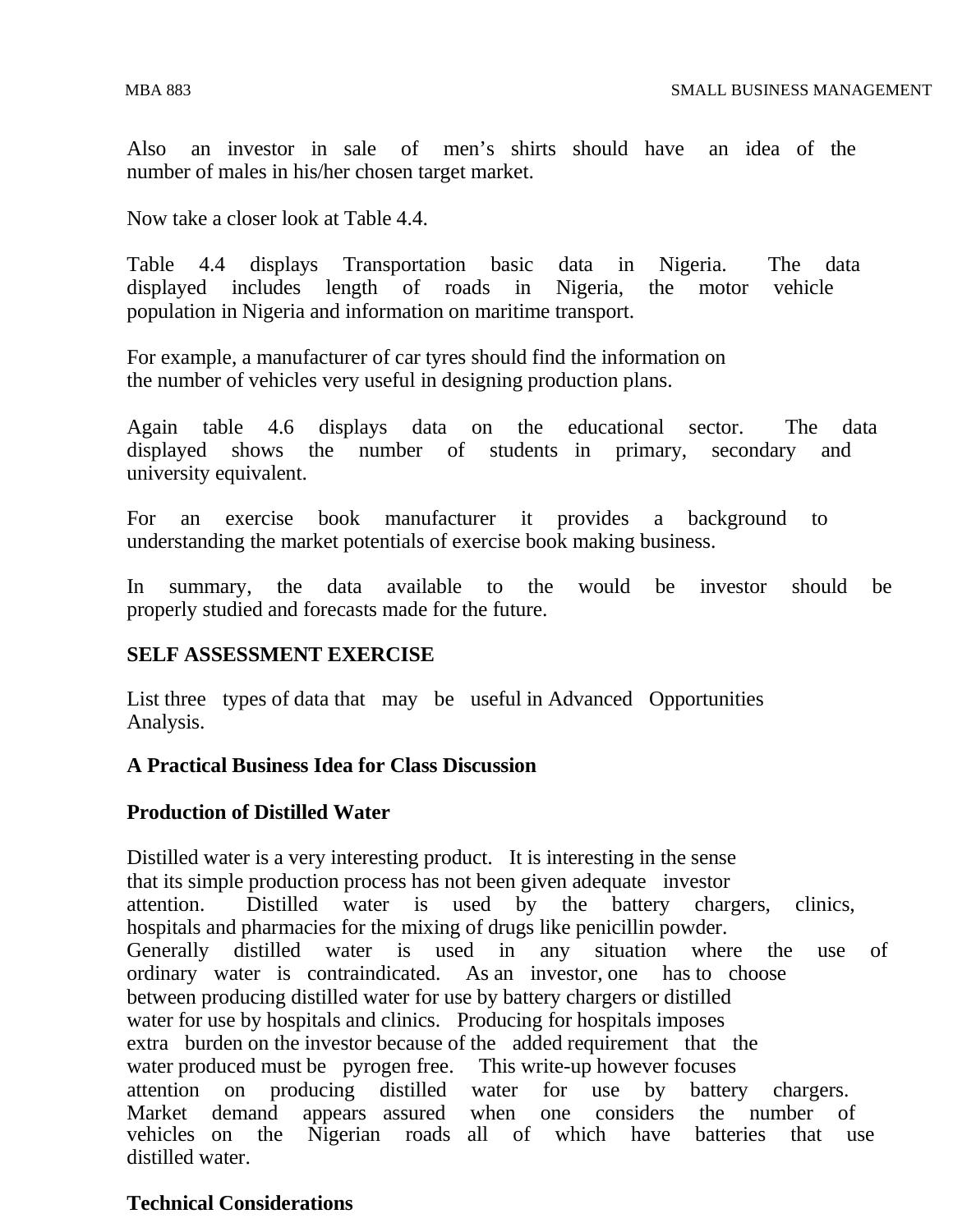Also an investor in sale of men's shirts should have an idea of the number of males in his/her chosen target market.

Now take a closer look at Table 4.4.

Table 4.4 displays Transportation basic data in Nigeria. The data displayed includes length of roads in Nigeria, the motor vehicle population in Nigeria and information on maritime transport.

For example, a manufacturer of car tyres should find the information on the number of vehicles very useful in designing production plans.

Again table 4.6 displays data on the educational sector. The data displayed shows the number of students in primary, secondary and university equivalent.

For an exercise book manufacturer it provides a background to understanding the market potentials of exercise book making business.

In summary, the data available to the would be investor should be properly studied and forecasts made for the future.

**SELF ASSESSMENT EXERCISE**

List three types of data that may be useful in Advanced Opportunities Analysis.

**A Practical Business Idea for Class Discussion**

**Production of Distilled Water**

Distilled water is a very interesting product. It is interesting in the sense that its simple production process has not been given adequate investor attention. Distilled water is used by the battery chargers, clinics, hospitals and pharmacies for the mixing of drugs like penicillin powder. Generally distilled water is used in any situation where the use of ordinary water is contraindicated. As an investor, one has to choose between producing distilled water for use by battery chargers or distilled water for use by hospitals and clinics. Producing for hospitals imposes extra burden on the investor because of the added requirement that the water produced must be pyrogen free. This write-up however focuses attention on producing distilled water for use by battery chargers. Market demand appears assured when one considers the number of vehicles on the Nigerian roads all of which have batteries that use distilled water.

**Technical Considerations**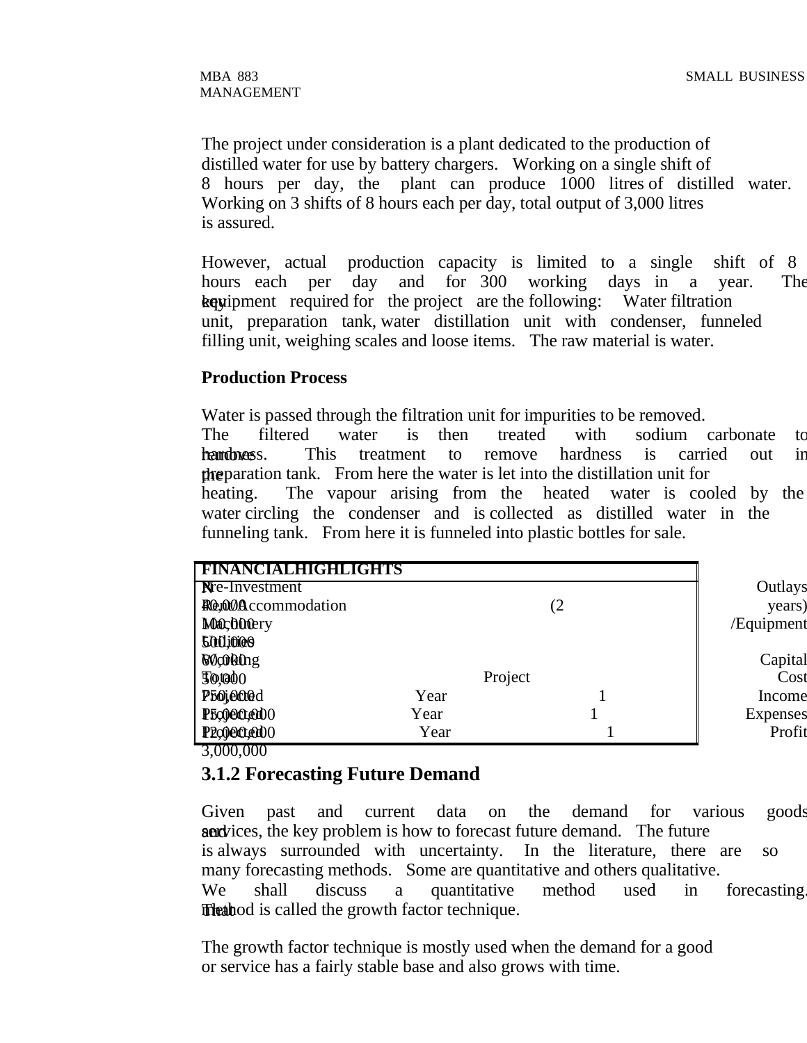The project under consideration is a plant dedicated to the production of distilled water for use by battery chargers. Working on a single shift of 8 hours per day, the plant can produce 1000 litres of distilled water. Working on 3 shifts of 8 hours each per day, total output of 3,000 litres is assured.

However, actual production capacity is limited to a single shift of 8 hours each per day and for 300 working days in a year. The key equipment required for the project are the following: Water filtration unit, preparation tank, water distillation unit with condenser, funneled filling unit, weighing scales and loose items. The raw material is water.

**Production Process**

Water is passed through the filtration unit for impurities to be removed. The filtered water is then treated with sodium carbonate to remove hardness. This treatment to remove hardness is carried out in the preparation tank. From here the water is let into the distillation unit for heating. The vapour arising from the heated water is cooled by the water circling the condenser and is collected as distilled water in the funneling tank. From here it is funneled into plastic bottles for sale.

| **FINANCIALHIGHLIGHTS** | |
|---|---|
| | N |
| Pre-Investment Outlays | 40,000 |
| Rent/Accommodation (2 years) | 100,000 |
| Machinery /Equipment | 500,000 |
| Working Capital | 60,000 |
| Total Project Cost | 50,000 |
| Projected Year 1 Income | 750,000 |
| Projected Year 1 Expenses | 15,000,000 |
| Projected Year 1 Profit | 12,000,000 |
| | 3,000,000 |

## 3.1.2 Forecasting Future Demand

Given past and current data on the demand for various goods and services, the key problem is how to forecast future demand. The future is always surrounded with uncertainty. In the literature, there are so many forecasting methods. Some are quantitative and others qualitative. We shall discuss a quantitative method used in forecasting. That method is called the growth factor technique.

The growth factor technique is mostly used when the demand for a good or service has a fairly stable base and also grows with time.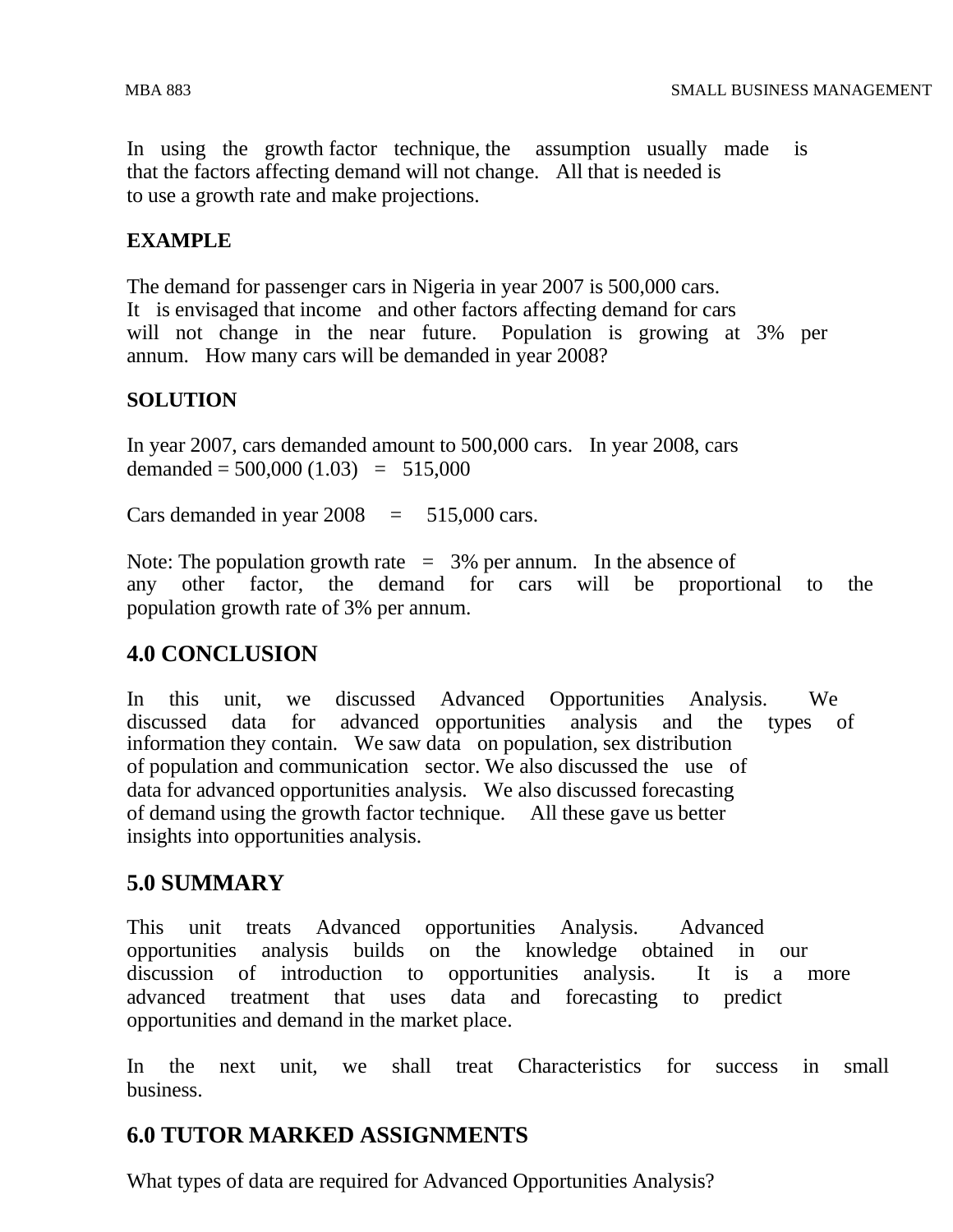In using the growth factor technique, the assumption usually made is that the factors affecting demand will not change. All that is needed is to use a growth rate and make projections.

**EXAMPLE**

The demand for passenger cars in Nigeria in year 2007 is 500,000 cars. It is envisaged that income and other factors affecting demand for cars will not change in the near future. Population is growing at 3% per annum. How many cars will be demanded in year 2008?

**SOLUTION**

In year 2007, cars demanded amount to 500,000 cars. In year 2008, cars demanded = 500,000 (1.03) = 515,000

Cars demanded in year 2008 = 515,000 cars.

Note: The population growth rate = 3% per annum. In the absence of any other factor, the demand for cars will be proportional to the population growth rate of 3% per annum.

## 4.0 CONCLUSION

In this unit, we discussed Advanced Opportunities Analysis. We discussed data for advanced opportunities analysis and the types of information they contain. We saw data on population, sex distribution of population and communication sector. We also discussed the use of data for advanced opportunities analysis. We also discussed forecasting of demand using the growth factor technique. All these gave us better insights into opportunities analysis.

## 5.0 SUMMARY

This unit treats Advanced opportunities Analysis. Advanced opportunities analysis builds on the knowledge obtained in our discussion of introduction to opportunities analysis. It is a more advanced treatment that uses data and forecasting to predict opportunities and demand in the market place.

In the next unit, we shall treat Characteristics for success in small business.

## 6.0 TUTOR MARKED ASSIGNMENTS

What types of data are required for Advanced Opportunities Analysis?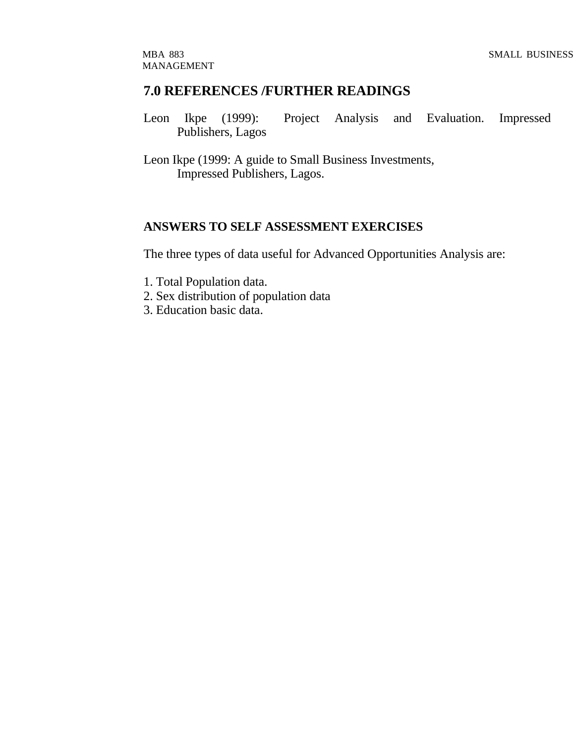## 7.0 REFERENCES /FURTHER READINGS

Leon Ikpe (1999): Project Analysis and Evaluation. Impressed Publishers, Lagos

Leon Ikpe (1999: A guide to Small Business Investments, Impressed Publishers, Lagos.

## ANSWERS TO SELF ASSESSMENT EXERCISES

The three types of data useful for Advanced Opportunities Analysis are:

1. Total Population data.
2. Sex distribution of population data
3. Education basic data.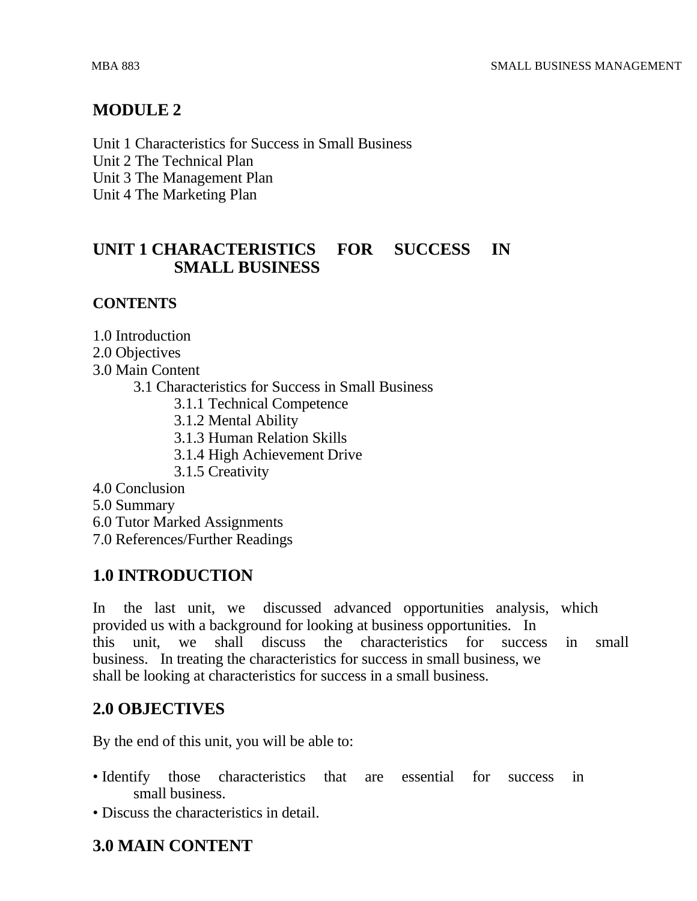# MODULE 2

Unit 1 Characteristics for Success in Small Business
Unit 2 The Technical Plan
Unit 3 The Management Plan
Unit 4 The Marketing Plan

## UNIT 1 CHARACTERISTICS FOR SUCCESS IN SMALL BUSINESS

### CONTENTS

1.0 Introduction
2.0 Objectives
3.0 Main Content
- 3.1 Characteristics for Success in Small Business
  - 3.1.1 Technical Competence
  - 3.1.2 Mental Ability
  - 3.1.3 Human Relation Skills
  - 3.1.4 High Achievement Drive
  - 3.1.5 Creativity

4.0 Conclusion
5.0 Summary
6.0 Tutor Marked Assignments
7.0 References/Further Readings

## 1.0 INTRODUCTION

In the last unit, we discussed advanced opportunities analysis, which provided us with a background for looking at business opportunities. In this unit, we shall discuss the characteristics for success in small business. In treating the characteristics for success in small business, we shall be looking at characteristics for success in a small business.

## 2.0 OBJECTIVES

By the end of this unit, you will be able to:

- Identify those characteristics that are essential for success in small business.
- Discuss the characteristics in detail.

## 3.0 MAIN CONTENT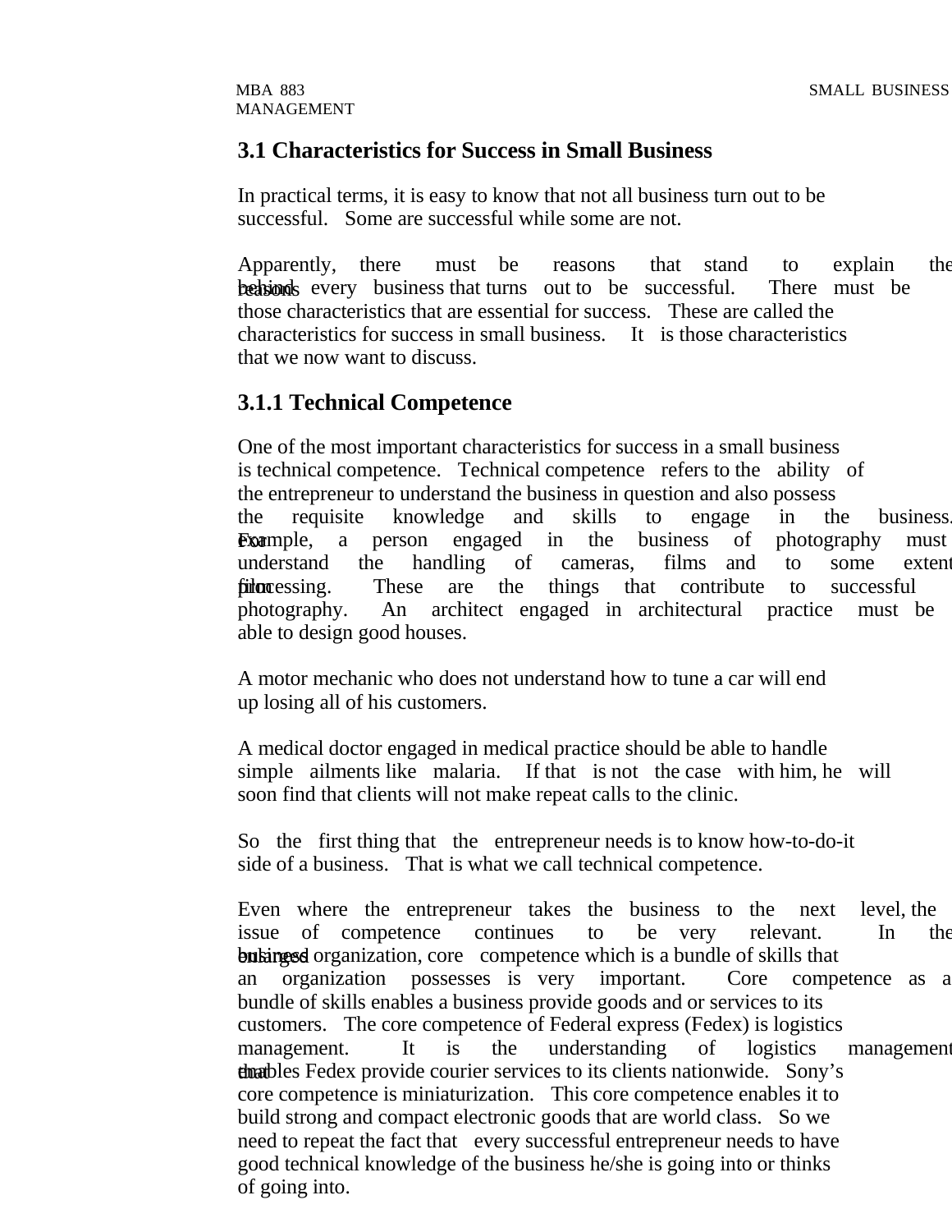## 3.1 Characteristics for Success in Small Business

In practical terms, it is easy to know that not all business turn out to be successful. Some are successful while some are not.

Apparently, there must be reasons that stand to explain the reasons behind every business that turns out to be successful. There must be those characteristics that are essential for success. These are called the characteristics for success in small business. It is those characteristics that we now want to discuss.

### 3.1.1 Technical Competence

One of the most important characteristics for success in a small business is technical competence. Technical competence refers to the ability of the entrepreneur to understand the business in question and also possess the requisite knowledge and skills to engage in the business. For example, a person engaged in the business of photography must understand the handling of cameras, films and to some extent film processing. These are the things that contribute to successful photography. An architect engaged in architectural practice must be able to design good houses.

A motor mechanic who does not understand how to tune a car will end up losing all of his customers.

A medical doctor engaged in medical practice should be able to handle simple ailments like malaria. If that is not the case with him, he will soon find that clients will not make repeat calls to the clinic.

So the first thing that the entrepreneur needs is to know how-to-do-it side of a business. That is what we call technical competence.

Even where the entrepreneur takes the business to the next level, the issue of competence continues to be very relevant. In the enlarged business organization, core competence which is a bundle of skills that an organization possesses is very important. Core competence as a bundle of skills enables a business provide goods and or services to its customers. The core competence of Federal express (Fedex) is logistics management. It is the understanding of logistics management that enables Fedex provide courier services to its clients nationwide. Sony's core competence is miniaturization. This core competence enables it to build strong and compact electronic goods that are world class. So we need to repeat the fact that every successful entrepreneur needs to have good technical knowledge of the business he/she is going into or thinks of going into.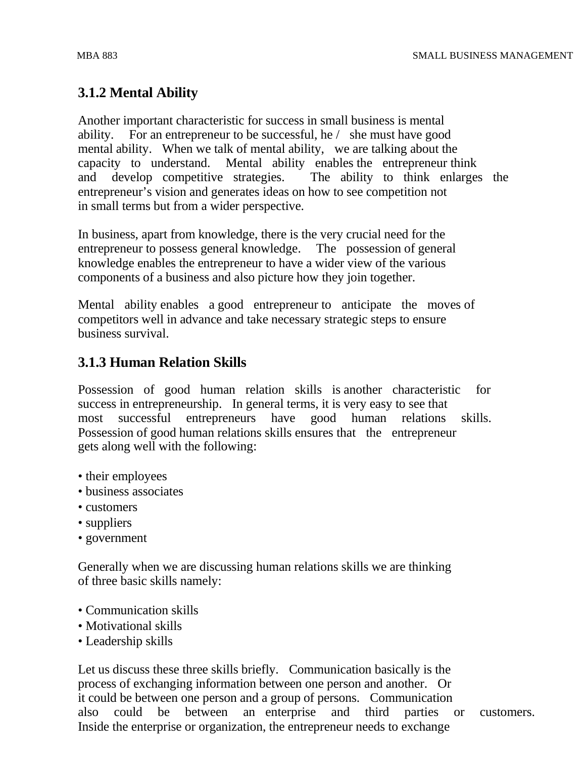### 3.1.2 Mental Ability

Another important characteristic for success in small business is mental ability. For an entrepreneur to be successful, he / she must have good mental ability. When we talk of mental ability, we are talking about the capacity to understand. Mental ability enables the entrepreneur think and develop competitive strategies. The ability to think enlarges the entrepreneur's vision and generates ideas on how to see competition not in small terms but from a wider perspective.

In business, apart from knowledge, there is the very crucial need for the entrepreneur to possess general knowledge. The possession of general knowledge enables the entrepreneur to have a wider view of the various components of a business and also picture how they join together.

Mental ability enables a good entrepreneur to anticipate the moves of competitors well in advance and take necessary strategic steps to ensure business survival.

### 3.1.3 Human Relation Skills

Possession of good human relation skills is another characteristic for success in entrepreneurship. In general terms, it is very easy to see that most successful entrepreneurs have good human relations skills. Possession of good human relations skills ensures that the entrepreneur gets along well with the following:

- their employees
- business associates
- customers
- suppliers
- government

Generally when we are discussing human relations skills we are thinking of three basic skills namely:

- Communication skills
- Motivational skills
- Leadership skills

Let us discuss these three skills briefly. Communication basically is the process of exchanging information between one person and another. Or it could be between one person and a group of persons. Communication also could be between an enterprise and third parties or customers. Inside the enterprise or organization, the entrepreneur needs to exchange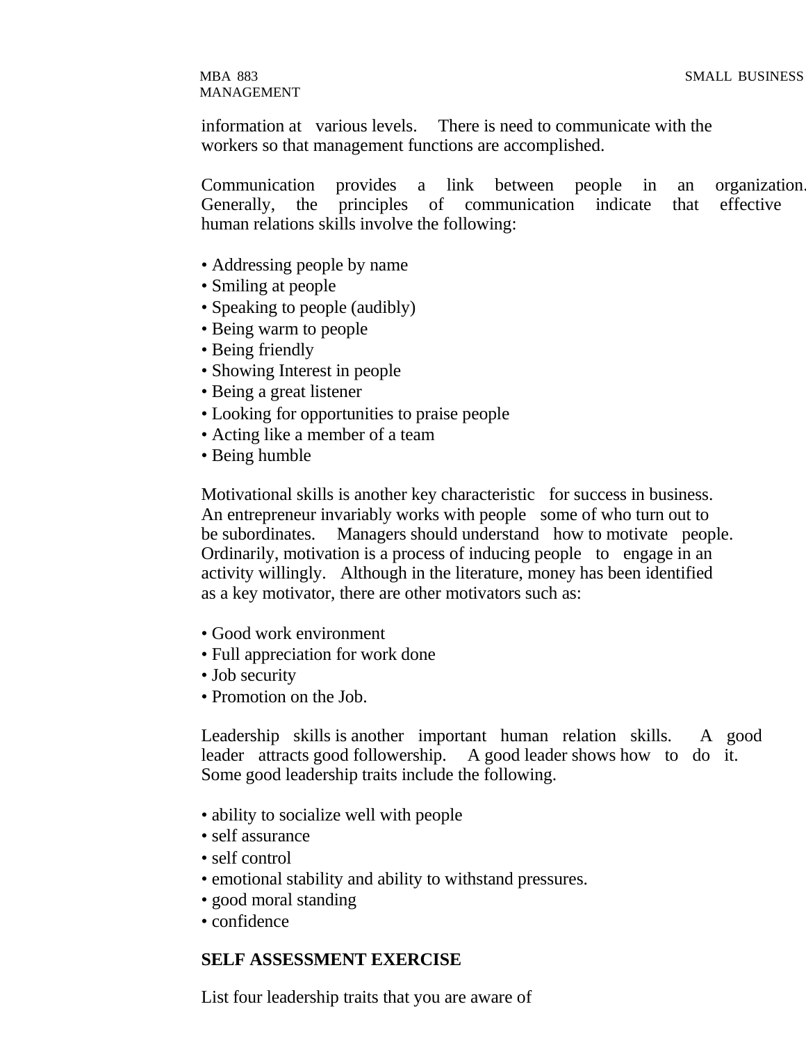information at various levels. There is need to communicate with the workers so that management functions are accomplished.

Communication provides a link between people in an organization. Generally, the principles of communication indicate that effective human relations skills involve the following:

- Addressing people by name
- Smiling at people
- Speaking to people (audibly)
- Being warm to people
- Being friendly
- Showing Interest in people
- Being a great listener
- Looking for opportunities to praise people
- Acting like a member of a team
- Being humble

Motivational skills is another key characteristic for success in business. An entrepreneur invariably works with people some of who turn out to be subordinates. Managers should understand how to motivate people. Ordinarily, motivation is a process of inducing people to engage in an activity willingly. Although in the literature, money has been identified as a key motivator, there are other motivators such as:

- Good work environment
- Full appreciation for work done
- Job security
- Promotion on the Job.

Leadership skills is another important human relation skills. A good leader attracts good followership. A good leader shows how to do it. Some good leadership traits include the following.

- ability to socialize well with people
- self assurance
- self control
- emotional stability and ability to withstand pressures.
- good moral standing
- confidence

**SELF ASSESSMENT EXERCISE**

List four leadership traits that you are aware of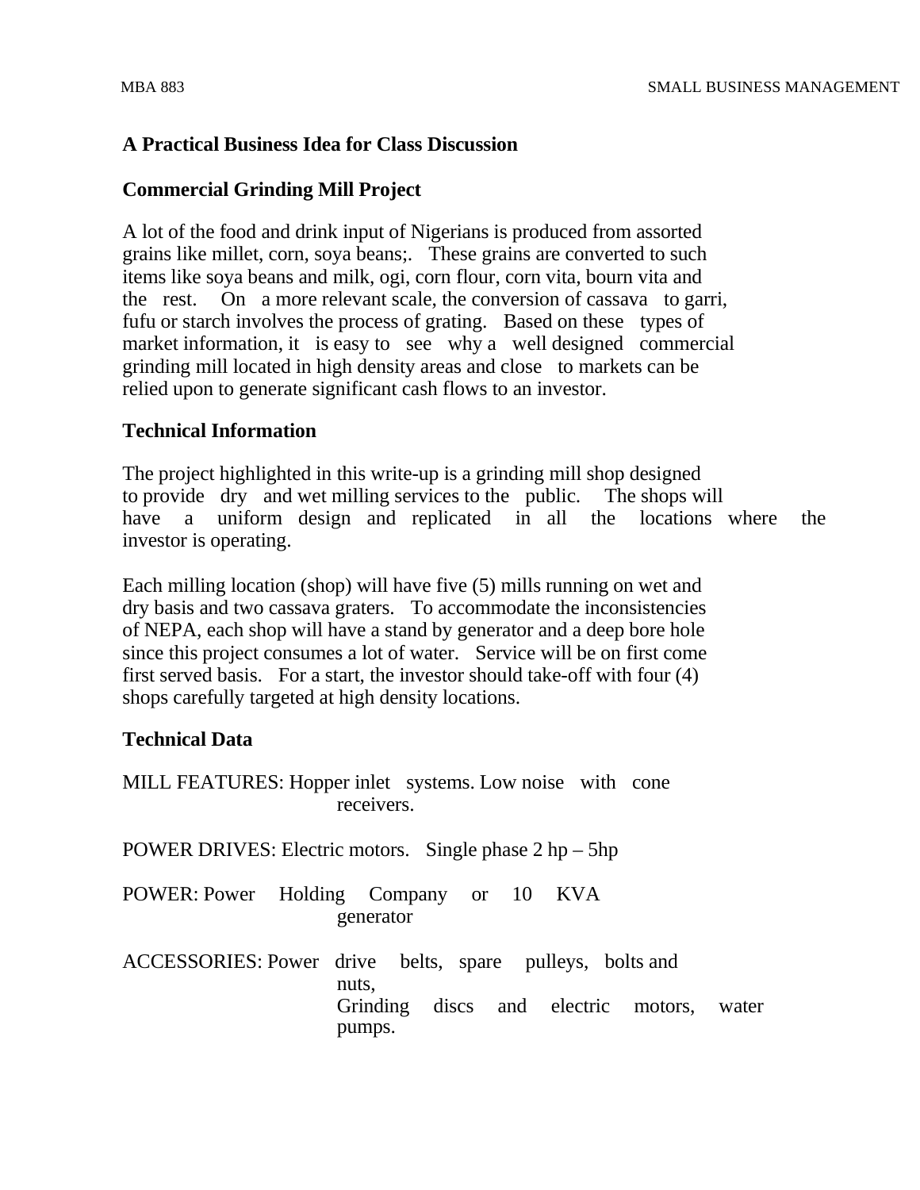## A Practical Business Idea for Class Discussion

### Commercial Grinding Mill Project

A lot of the food and drink input of Nigerians is produced from assorted grains like millet, corn, soya beans;. These grains are converted to such items like soya beans and milk, ogi, corn flour, corn vita, bourn vita and the rest. On a more relevant scale, the conversion of cassava to garri, fufu or starch involves the process of grating. Based on these types of market information, it is easy to see why a well designed commercial grinding mill located in high density areas and close to markets can be relied upon to generate significant cash flows to an investor.

### Technical Information

The project highlighted in this write-up is a grinding mill shop designed to provide dry and wet milling services to the public. The shops will have a uniform design and replicated in all the locations where the investor is operating.

Each milling location (shop) will have five (5) mills running on wet and dry basis and two cassava graters. To accommodate the inconsistencies of NEPA, each shop will have a stand by generator and a deep bore hole since this project consumes a lot of water. Service will be on first come first served basis. For a start, the investor should take-off with four (4) shops carefully targeted at high density locations.

### Technical Data

MILL FEATURES: Hopper inlet systems. Low noise with cone receivers.

POWER DRIVES: Electric motors. Single phase 2 hp – 5hp

POWER: Power Holding Company or 10 KVA generator

ACCESSORIES: Power drive belts, spare pulleys, bolts and nuts, Grinding discs and electric motors, water pumps.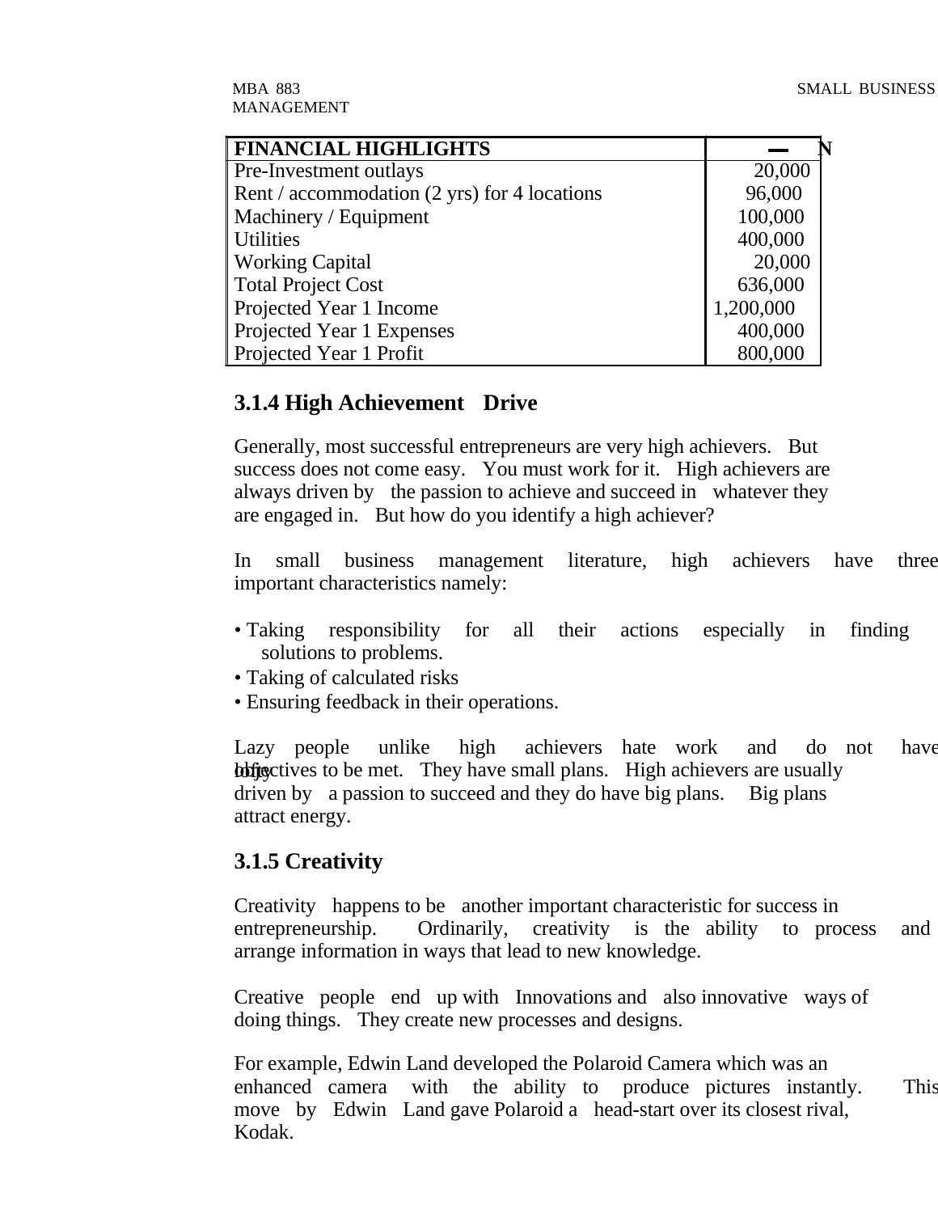| FINANCIAL HIGHLIGHTS | N |
|---|---|
| Pre-Investment outlays | 20,000 |
| Rent / accommodation (2 yrs) for 4 locations | 96,000 |
| Machinery / Equipment | 100,000 |
| Utilities | 400,000 |
| Working Capital | 20,000 |
| Total Project Cost | 636,000 |
| Projected Year 1 Income | 1,200,000 |
| Projected Year 1 Expenses | 400,000 |
| Projected Year 1 Profit | 800,000 |

### 3.1.4 High Achievement Drive

Generally, most successful entrepreneurs are very high achievers. But success does not come easy. You must work for it. High achievers are always driven by the passion to achieve and succeed in whatever they are engaged in. But how do you identify a high achiever?

In small business management literature, high achievers have three important characteristics namely:

- Taking responsibility for all their actions especially in finding solutions to problems.
- Taking of calculated risks
- Ensuring feedback in their operations.

Lazy people unlike high achievers hate work and do not have lofty objectives to be met. They have small plans. High achievers are usually driven by a passion to succeed and they do have big plans. Big plans attract energy.

### 3.1.5 Creativity

Creativity happens to be another important characteristic for success in entrepreneurship. Ordinarily, creativity is the ability to process and arrange information in ways that lead to new knowledge.

Creative people end up with Innovations and also innovative ways of doing things. They create new processes and designs.

For example, Edwin Land developed the Polaroid Camera which was an enhanced camera with the ability to produce pictures instantly. This move by Edwin Land gave Polaroid a head-start over its closest rival, Kodak.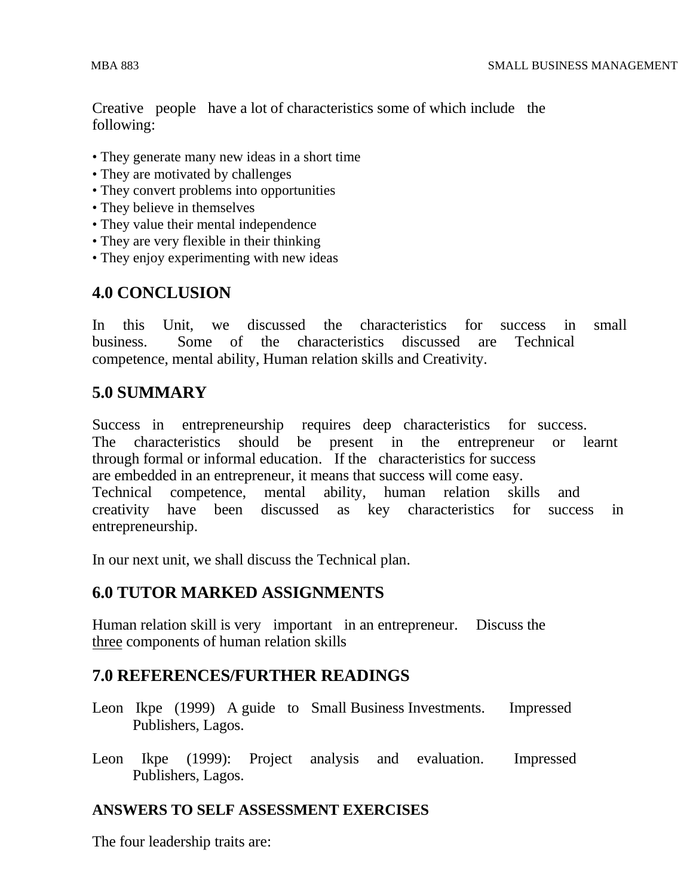Creative people have a lot of characteristics some of which include the following:

- They generate many new ideas in a short time
- They are motivated by challenges
- They convert problems into opportunities
- They believe in themselves
- They value their mental independence
- They are very flexible in their thinking
- They enjoy experimenting with new ideas

## 4.0 CONCLUSION

In this Unit, we discussed the characteristics for success in small business. Some of the characteristics discussed are Technical competence, mental ability, Human relation skills and Creativity.

## 5.0 SUMMARY

Success in entrepreneurship requires deep characteristics for success. The characteristics should be present in the entrepreneur or learnt through formal or informal education. If the characteristics for success are embedded in an entrepreneur, it means that success will come easy. Technical competence, mental ability, human relation skills and creativity have been discussed as key characteristics for success in entrepreneurship.

In our next unit, we shall discuss the Technical plan.

## 6.0 TUTOR MARKED ASSIGNMENTS

Human relation skill is very important in an entrepreneur. Discuss the <u>three</u> components of human relation skills

## 7.0 REFERENCES/FURTHER READINGS

Leon Ikpe (1999) A guide to Small Business Investments. Impressed Publishers, Lagos.

Leon Ikpe (1999): Project analysis and evaluation. Impressed Publishers, Lagos.

### ANSWERS TO SELF ASSESSMENT EXERCISES

The four leadership traits are: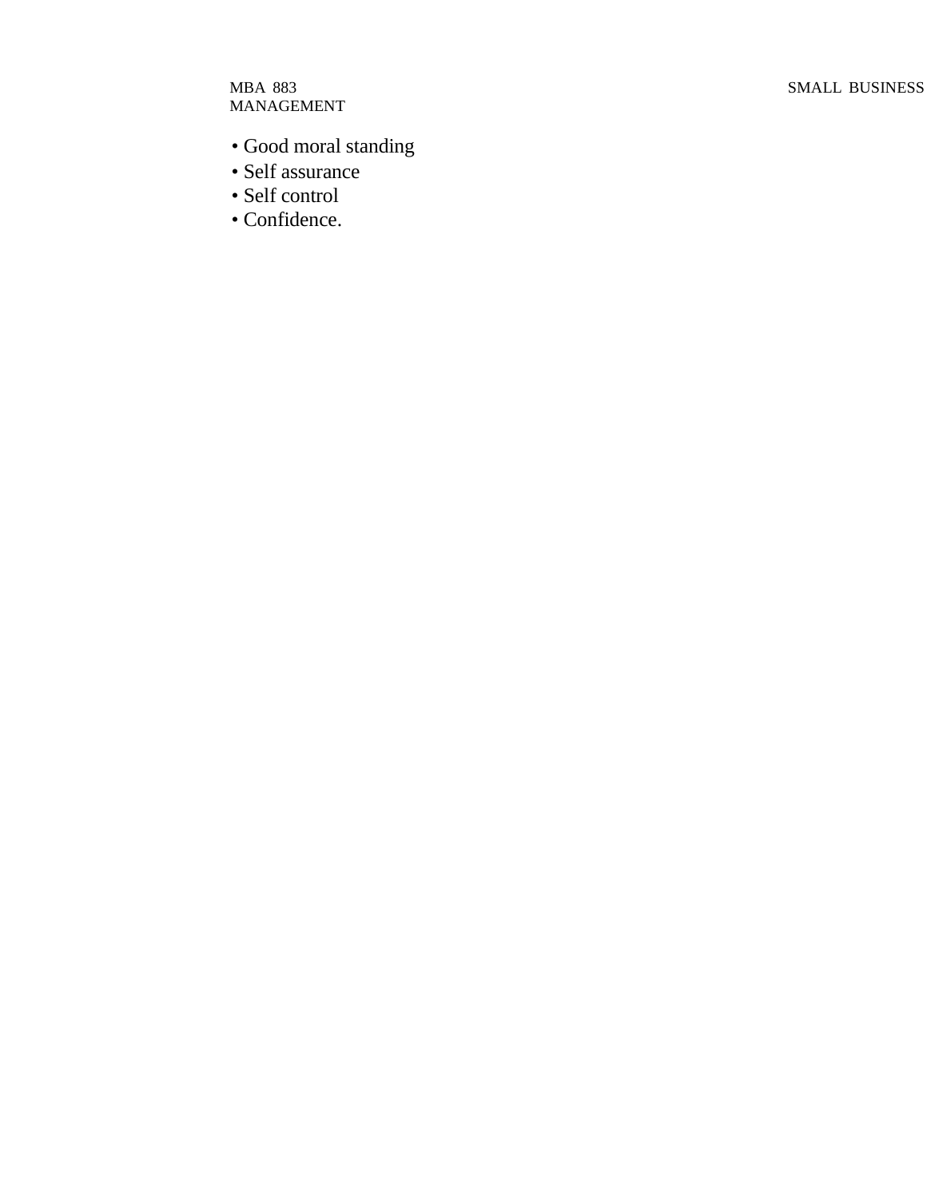- Good moral standing
- Self assurance
- Self control
- Confidence.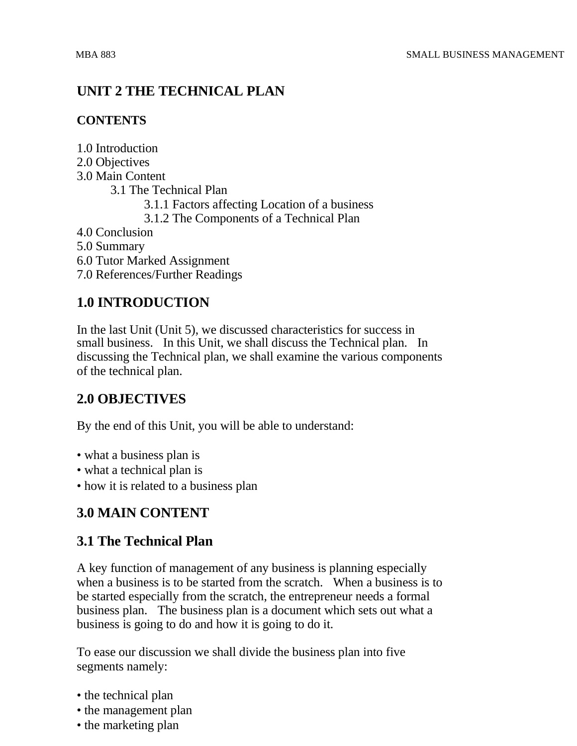# UNIT 2 THE TECHNICAL PLAN

**CONTENTS**

1.0 Introduction
2.0 Objectives
3.0 Main Content
    3.1 The Technical Plan
        3.1.1 Factors affecting Location of a business
        3.1.2 The Components of a Technical Plan
4.0 Conclusion
5.0 Summary
6.0 Tutor Marked Assignment
7.0 References/Further Readings

## 1.0 INTRODUCTION

In the last Unit (Unit 5), we discussed characteristics for success in small business. In this Unit, we shall discuss the Technical plan. In discussing the Technical plan, we shall examine the various components of the technical plan.

## 2.0 OBJECTIVES

By the end of this Unit, you will be able to understand:

- what a business plan is
- what a technical plan is
- how it is related to a business plan

## 3.0 MAIN CONTENT

### 3.1 The Technical Plan

A key function of management of any business is planning especially when a business is to be started from the scratch. When a business is to be started especially from the scratch, the entrepreneur needs a formal business plan. The business plan is a document which sets out what a business is going to do and how it is going to do it.

To ease our discussion we shall divide the business plan into five segments namely:

- the technical plan
- the management plan
- the marketing plan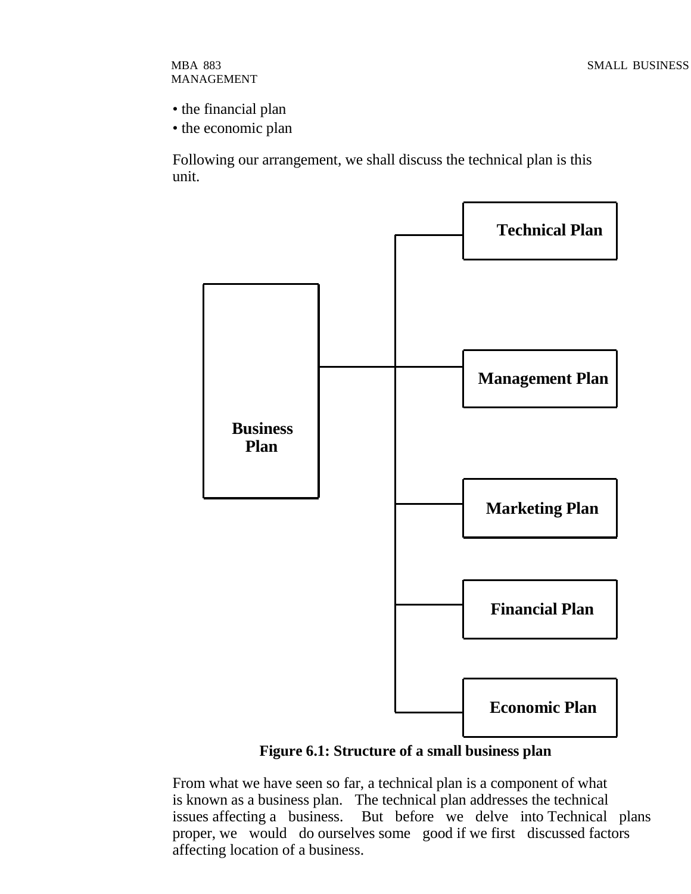- the financial plan
- the economic plan

Following our arrangement, we shall discuss the technical plan is this unit.

Business Plan

Technical Plan

Management Plan

Marketing Plan

Financial Plan

Economic Plan

**Figure 6.1: Structure of a small business plan**

From what we have seen so far, a technical plan is a component of what is known as a business plan. The technical plan addresses the technical issues affecting a business. But before we delve into Technical plans proper, we would do ourselves some good if we first discussed factors affecting location of a business.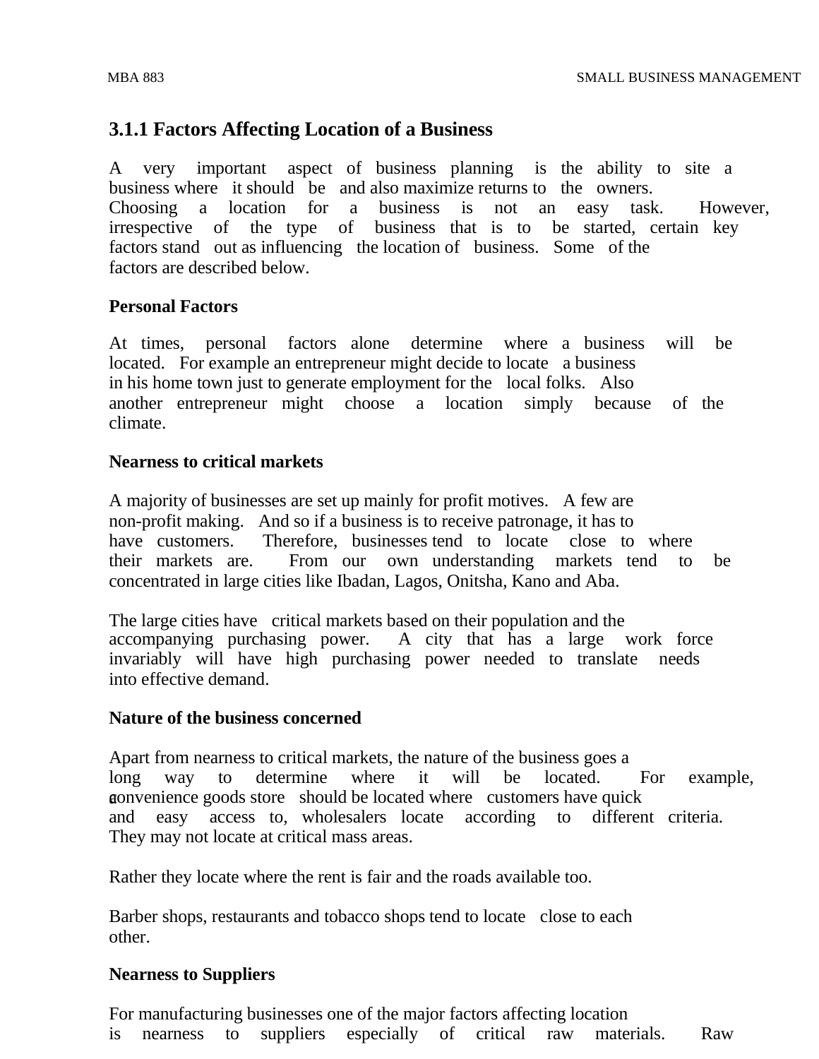### 3.1.1 Factors Affecting Location of a Business

A very important aspect of business planning is the ability to site a business where it should be and also maximize returns to the owners. Choosing a location for a business is not an easy task. However, irrespective of the type of business that is to be started, certain key factors stand out as influencing the location of business. Some of the factors are described below.

**Personal Factors**

At times, personal factors alone determine where a business will be located. For example an entrepreneur might decide to locate a business in his home town just to generate employment for the local folks. Also another entrepreneur might choose a location simply because of the climate.

**Nearness to critical markets**

A majority of businesses are set up mainly for profit motives. A few are non-profit making. And so if a business is to receive patronage, it has to have customers. Therefore, businesses tend to locate close to where their markets are. From our own understanding markets tend to be concentrated in large cities like Ibadan, Lagos, Onitsha, Kano and Aba.

The large cities have critical markets based on their population and the accompanying purchasing power. A city that has a large work force invariably will have high purchasing power needed to translate needs into effective demand.

**Nature of the business concerned**

Apart from nearness to critical markets, the nature of the business goes a long way to determine where it will be located. For example, a convenience goods store should be located where customers have quick and easy access to, wholesalers locate according to different criteria. They may not locate at critical mass areas.

Rather they locate where the rent is fair and the roads available too.

Barber shops, restaurants and tobacco shops tend to locate close to each other.

**Nearness to Suppliers**

For manufacturing businesses one of the major factors affecting location is nearness to suppliers especially of critical raw materials. Raw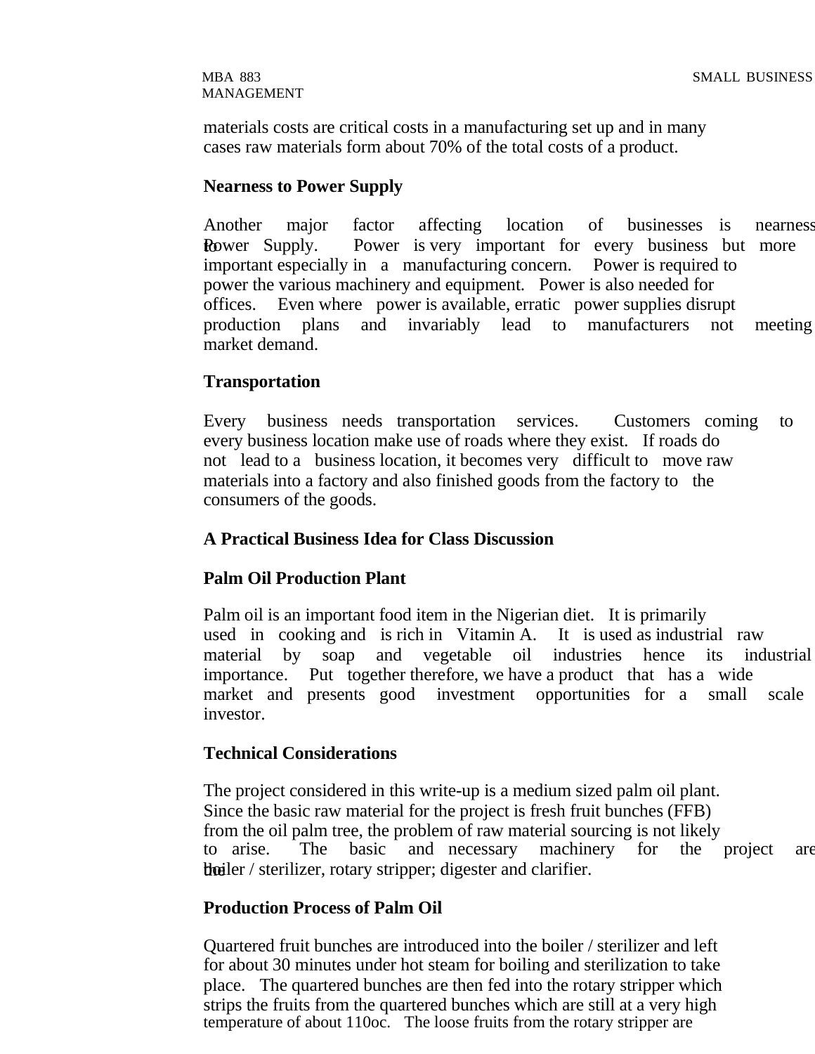materials costs are critical costs in a manufacturing set up and in many cases raw materials form about 70% of the total costs of a product.

**Nearness to Power Supply**

Another major factor affecting location of businesses is nearness to Power Supply. Power is very important for every business but more important especially in a manufacturing concern. Power is required to power the various machinery and equipment. Power is also needed for offices. Even where power is available, erratic power supplies disrupt production plans and invariably lead to manufacturers not meeting market demand.

**Transportation**

Every business needs transportation services. Customers coming to every business location make use of roads where they exist. If roads do not lead to a business location, it becomes very difficult to move raw materials into a factory and also finished goods from the factory to the consumers of the goods.

**A Practical Business Idea for Class Discussion**

**Palm Oil Production Plant**

Palm oil is an important food item in the Nigerian diet. It is primarily used in cooking and is rich in Vitamin A. It is used as industrial raw material by soap and vegetable oil industries hence its industrial importance. Put together therefore, we have a product that has a wide market and presents good investment opportunities for a small scale investor.

**Technical Considerations**

The project considered in this write-up is a medium sized palm oil plant. Since the basic raw material for the project is fresh fruit bunches (FFB) from the oil palm tree, the problem of raw material sourcing is not likely to arise. The basic and necessary machinery for the project are the boiler / sterilizer, rotary stripper; digester and clarifier.

**Production Process of Palm Oil**

Quartered fruit bunches are introduced into the boiler / sterilizer and left for about 30 minutes under hot steam for boiling and sterilization to take place. The quartered bunches are then fed into the rotary stripper which strips the fruits from the quartered bunches which are still at a very high temperature of about 110oc. The loose fruits from the rotary stripper are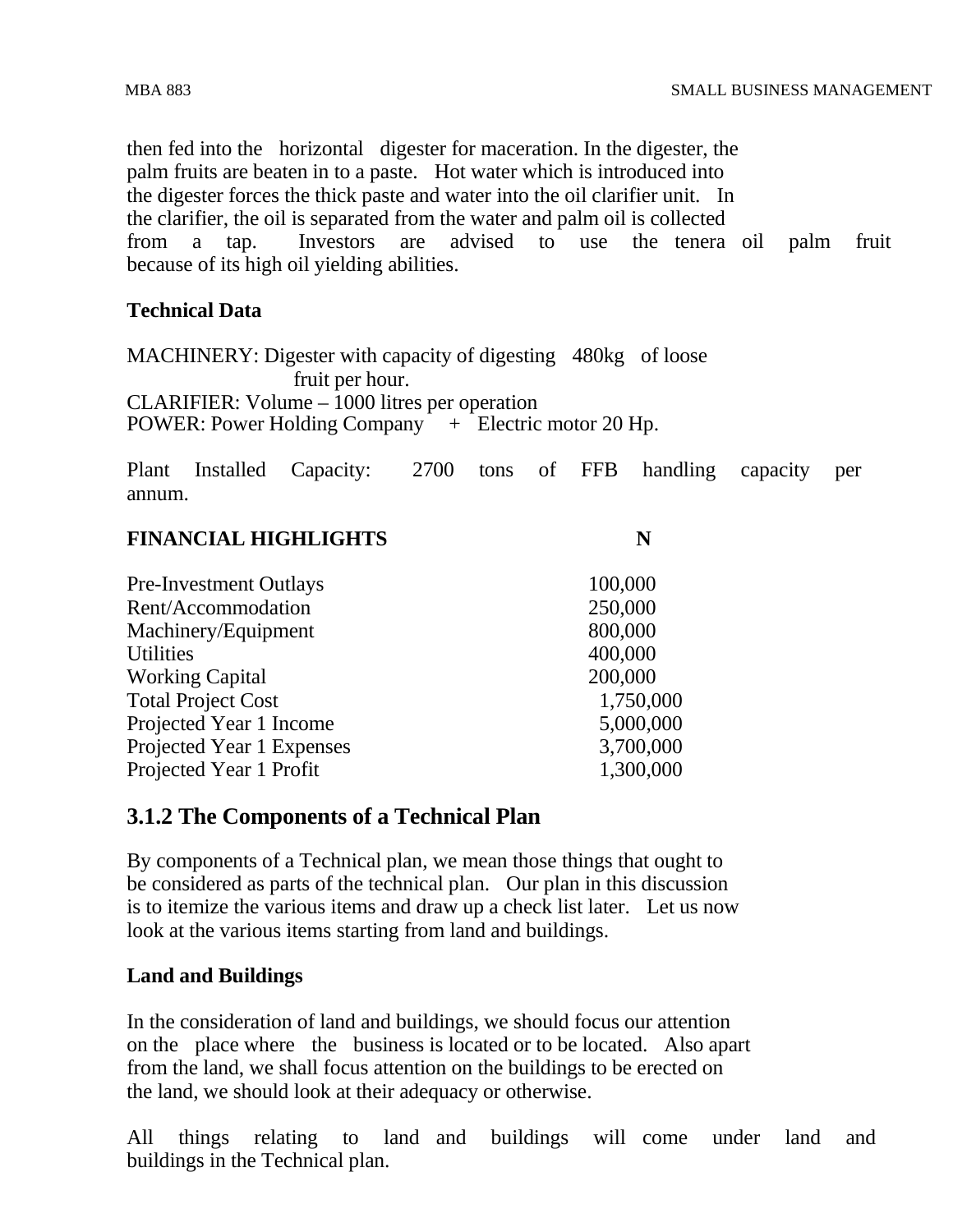then fed into the horizontal digester for maceration. In the digester, the palm fruits are beaten in to a paste. Hot water which is introduced into the digester forces the thick paste and water into the oil clarifier unit. In the clarifier, the oil is separated from the water and palm oil is collected from a tap. Investors are advised to use the tenera oil palm fruit because of its high oil yielding abilities.

**Technical Data**

MACHINERY: Digester with capacity of digesting 480kg of loose fruit per hour.
CLARIFIER: Volume – 1000 litres per operation
POWER: Power Holding Company + Electric motor 20 Hp.

Plant Installed Capacity: 2700 tons of FFB handling capacity per annum.

| **FINANCIAL HIGHLIGHTS** | **N** |
|---|---|
| Pre-Investment Outlays | 100,000 |
| Rent/Accommodation | 250,000 |
| Machinery/Equipment | 800,000 |
| Utilities | 400,000 |
| Working Capital | 200,000 |
| Total Project Cost | 1,750,000 |
| Projected Year 1 Income | 5,000,000 |
| Projected Year 1 Expenses | 3,700,000 |
| Projected Year 1 Profit | 1,300,000 |

## 3.1.2 The Components of a Technical Plan

By components of a Technical plan, we mean those things that ought to be considered as parts of the technical plan. Our plan in this discussion is to itemize the various items and draw up a check list later. Let us now look at the various items starting from land and buildings.

**Land and Buildings**

In the consideration of land and buildings, we should focus our attention on the place where the business is located or to be located. Also apart from the land, we shall focus attention on the buildings to be erected on the land, we should look at their adequacy or otherwise.

All things relating to land and buildings will come under land and buildings in the Technical plan.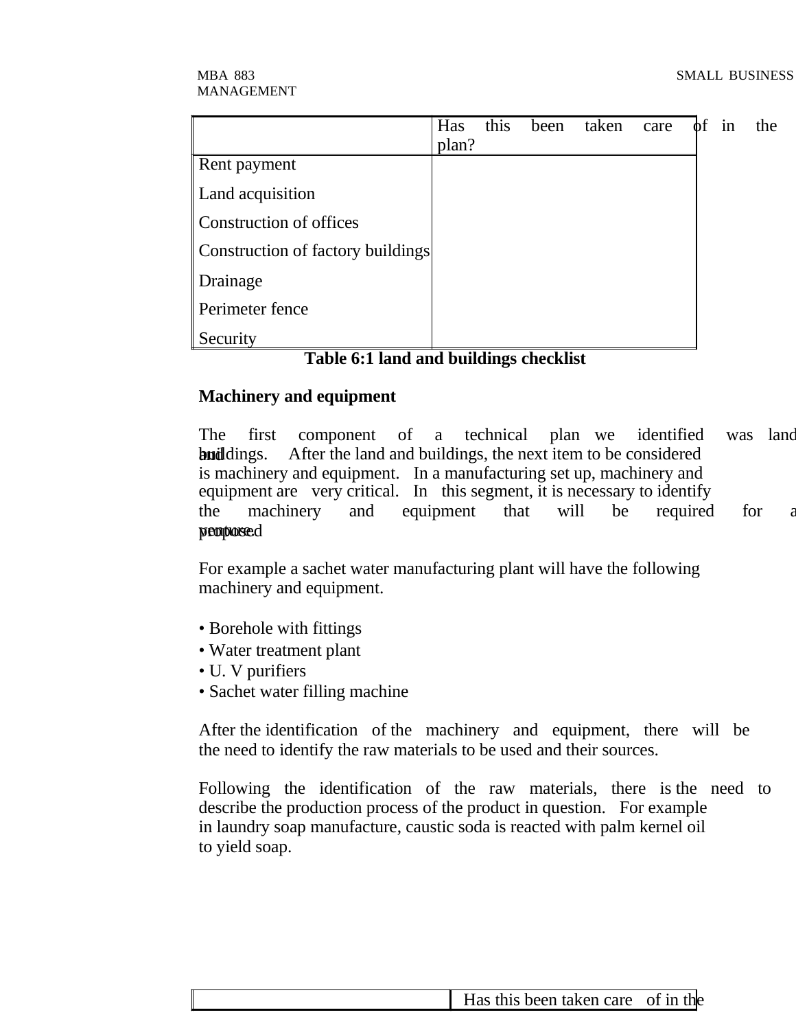| | Has this been taken care of in the plan? |
|---|---|
| Rent payment | |
| Land acquisition | |
| Construction of offices | |
| Construction of factory buildings | |
| Drainage | |
| Perimeter fence | |
| Security | |

**Table 6:1 land and buildings checklist**

**Machinery and equipment**

The first component of a technical plan we identified was land and buildings. After the land and buildings, the next item to be considered is machinery and equipment. In a manufacturing set up, machinery and equipment are very critical. In this segment, it is necessary to identify the machinery and equipment that will be required for a proposed venture.

For example a sachet water manufacturing plant will have the following machinery and equipment.

- Borehole with fittings
- Water treatment plant
- U. V purifiers
- Sachet water filling machine

After the identification of the machinery and equipment, there will be the need to identify the raw materials to be used and their sources.

Following the identification of the raw materials, there is the need to describe the production process of the product in question. For example in laundry soap manufacture, caustic soda is reacted with palm kernel oil to yield soap.

| | Has this been taken care of in the |
|---|---|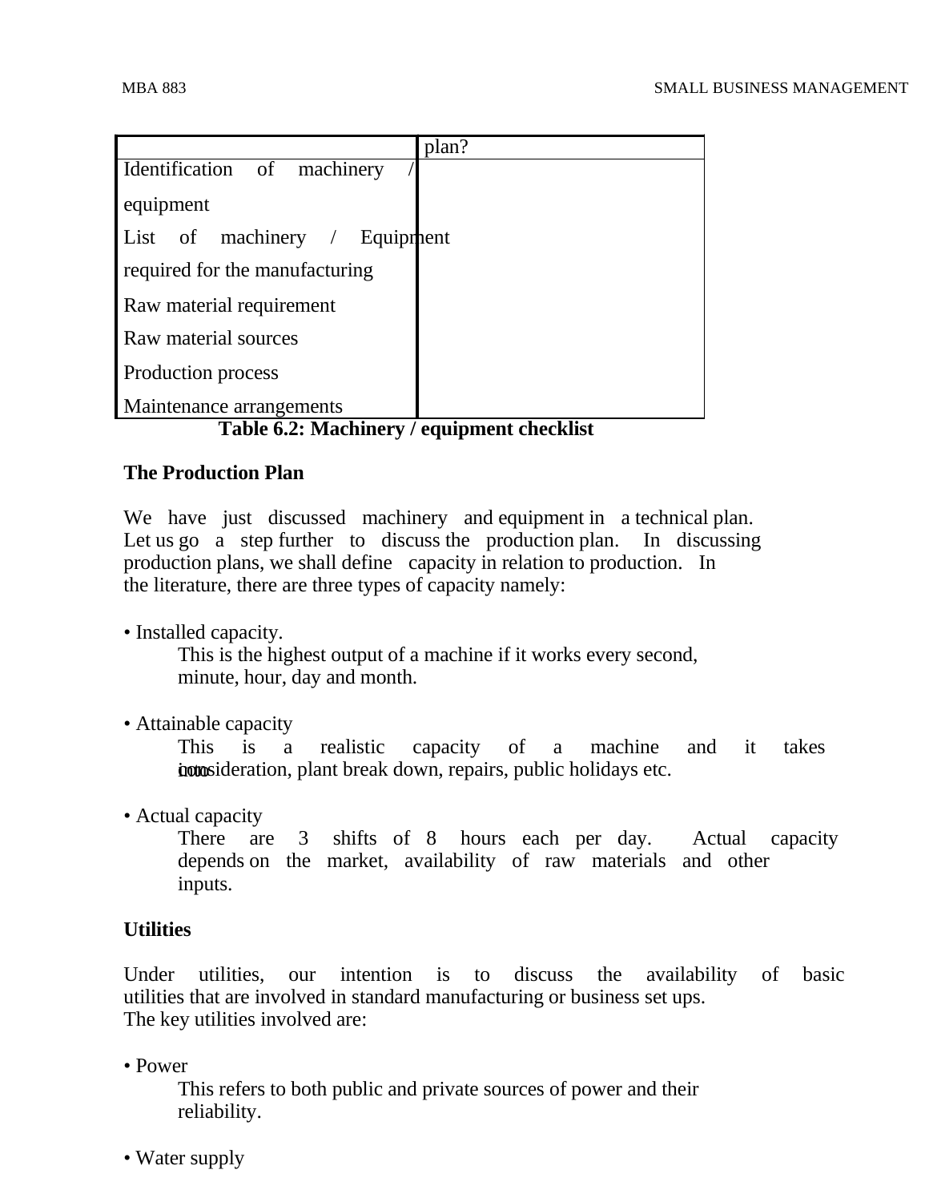| | |
|---|---|
| | plan? |
| Identification of machinery / equipment | |
| List of machinery / Equipment required for the manufacturing | |
| Raw material requirement | |
| Raw material sources | |
| Production process | |
| Maintenance arrangements | |

**Table 6.2: Machinery / equipment checklist**

### The Production Plan

We have just discussed machinery and equipment in a technical plan. Let us go a step further to discuss the production plan. In discussing production plans, we shall define capacity in relation to production. In the literature, there are three types of capacity namely:

- Installed capacity.
  This is the highest output of a machine if it works every second, minute, hour, day and month.

- Attainable capacity
  This is a realistic capacity of a machine and it takes into consideration, plant break down, repairs, public holidays etc.

- Actual capacity
  There are 3 shifts of 8 hours each per day. Actual capacity depends on the market, availability of raw materials and other inputs.

### Utilities

Under utilities, our intention is to discuss the availability of basic utilities that are involved in standard manufacturing or business set ups. The key utilities involved are:

- Power
  This refers to both public and private sources of power and their reliability.

- Water supply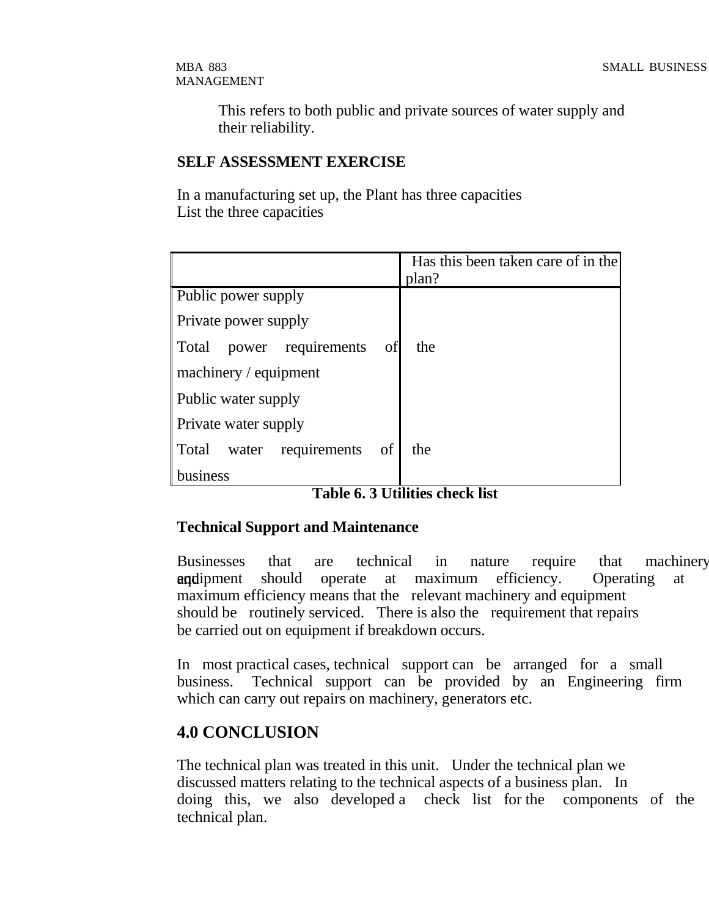This refers to both public and private sources of water supply and their reliability.

**SELF ASSESSMENT EXERCISE**

In a manufacturing set up, the Plant has three capacities
List the three capacities

| | Has this been taken care of in the plan? |
|---|---|
| Public power supply | |
| Private power supply | |
| Total power requirements of the machinery / equipment | |
| Public water supply | |
| Private water supply | |
| Total water requirements of the business | |

**Table 6. 3 Utilities check list**

**Technical Support and Maintenance**

Businesses that are technical in nature require that machinery and equipment should operate at maximum efficiency. Operating at maximum efficiency means that the relevant machinery and equipment should be routinely serviced. There is also the requirement that repairs be carried out on equipment if breakdown occurs.

In most practical cases, technical support can be arranged for a small business. Technical support can be provided by an Engineering firm which can carry out repairs on machinery, generators etc.

## 4.0 CONCLUSION

The technical plan was treated in this unit. Under the technical plan we discussed matters relating to the technical aspects of a business plan. In doing this, we also developed a check list for the components of the technical plan.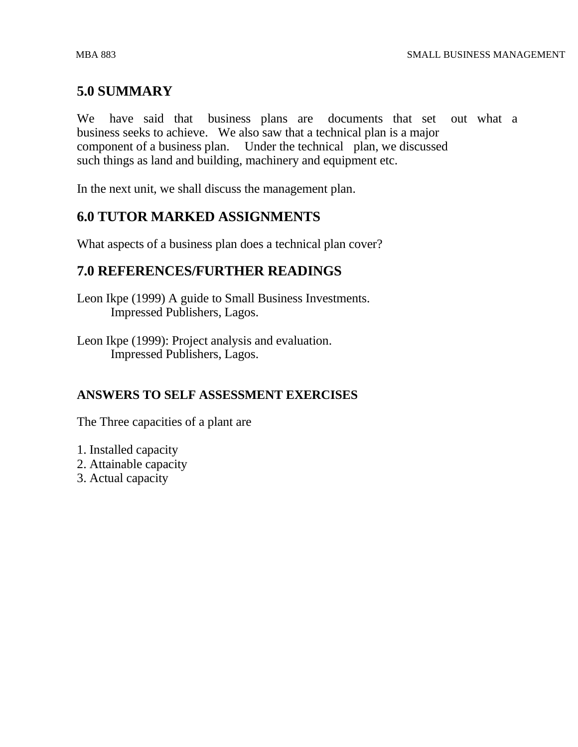## 5.0 SUMMARY

We have said that business plans are documents that set out what a business seeks to achieve. We also saw that a technical plan is a major component of a business plan. Under the technical plan, we discussed such things as land and building, machinery and equipment etc.

In the next unit, we shall discuss the management plan.

## 6.0 TUTOR MARKED ASSIGNMENTS

What aspects of a business plan does a technical plan cover?

## 7.0 REFERENCES/FURTHER READINGS

Leon Ikpe (1999) A guide to Small Business Investments. Impressed Publishers, Lagos.

Leon Ikpe (1999): Project analysis and evaluation. Impressed Publishers, Lagos.

### ANSWERS TO SELF ASSESSMENT EXERCISES

The Three capacities of a plant are

1. Installed capacity
2. Attainable capacity
3. Actual capacity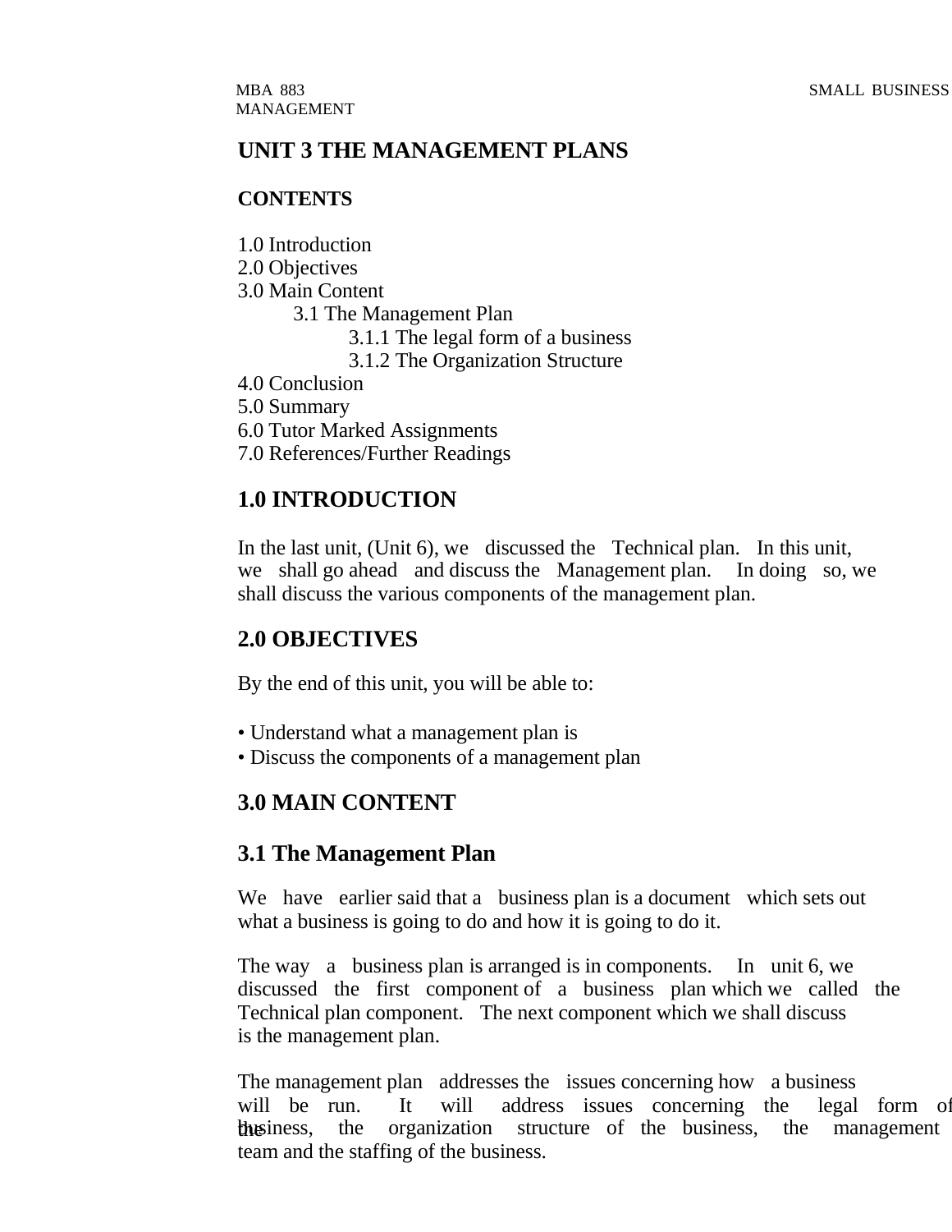# UNIT 3 THE MANAGEMENT PLANS

**CONTENTS**

1.0 Introduction
2.0 Objectives
3.0 Main Content
    3.1 The Management Plan
        3.1.1 The legal form of a business
        3.1.2 The Organization Structure
4.0 Conclusion
5.0 Summary
6.0 Tutor Marked Assignments
7.0 References/Further Readings

## 1.0 INTRODUCTION

In the last unit, (Unit 6), we discussed the Technical plan. In this unit, we shall go ahead and discuss the Management plan. In doing so, we shall discuss the various components of the management plan.

## 2.0 OBJECTIVES

By the end of this unit, you will be able to:

- Understand what a management plan is
- Discuss the components of a management plan

## 3.0 MAIN CONTENT

### 3.1 The Management Plan

We have earlier said that a business plan is a document which sets out what a business is going to do and how it is going to do it.

The way a business plan is arranged is in components. In unit 6, we discussed the first component of a business plan which we called the Technical plan component. The next component which we shall discuss is the management plan.

The management plan addresses the issues concerning how a business will be run. It will address issues concerning the legal form of the business, the organization structure of the business, the management team and the staffing of the business.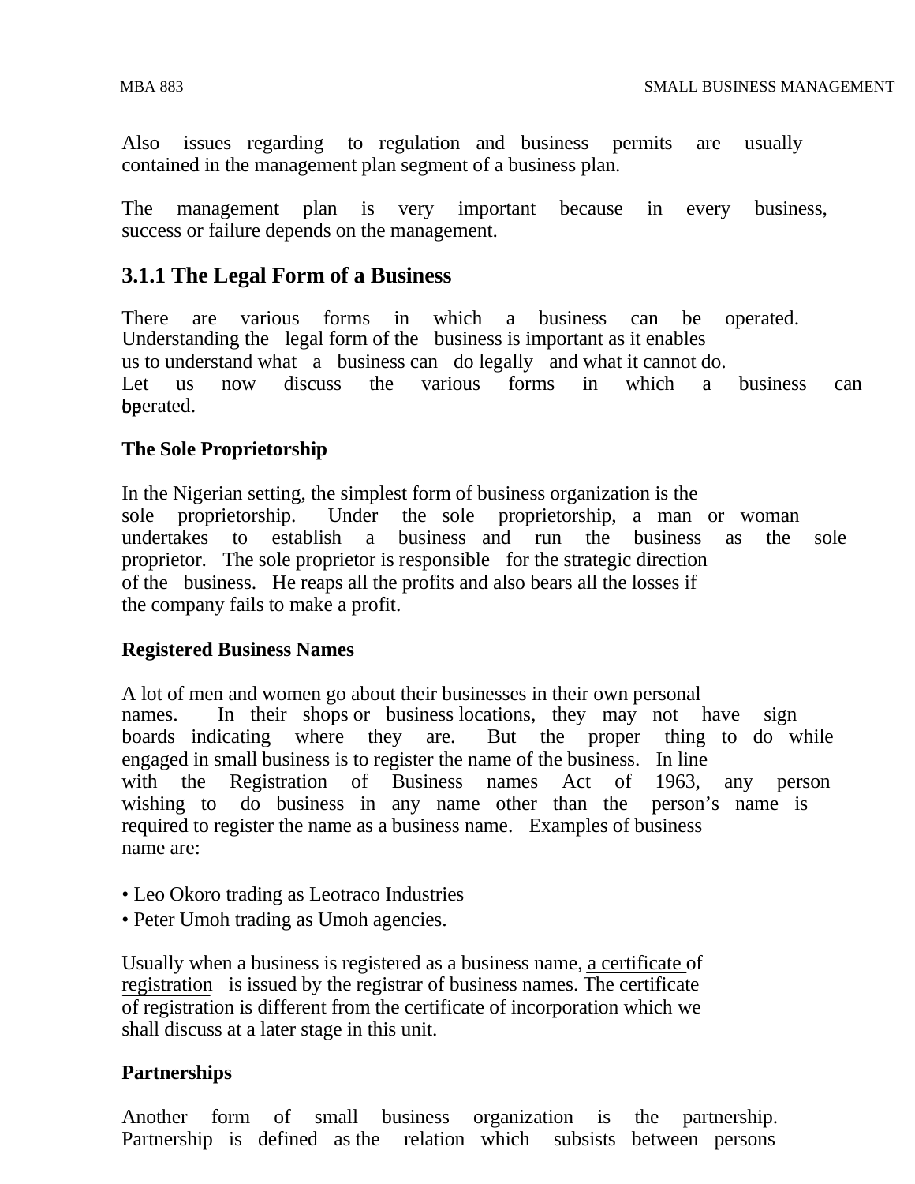Also issues regarding to regulation and business permits are usually contained in the management plan segment of a business plan.

The management plan is very important because in every business, success or failure depends on the management.

### 3.1.1 The Legal Form of a Business

There are various forms in which a business can be operated. Understanding the legal form of the business is important as it enables us to understand what a business can do legally and what it cannot do. Let us now discuss the various forms in which a business can be operated.

**The Sole Proprietorship**

In the Nigerian setting, the simplest form of business organization is the sole proprietorship. Under the sole proprietorship, a man or woman undertakes to establish a business and run the business as the sole proprietor. The sole proprietor is responsible for the strategic direction of the business. He reaps all the profits and also bears all the losses if the company fails to make a profit.

**Registered Business Names**

A lot of men and women go about their businesses in their own personal names. In their shops or business locations, they may not have sign boards indicating where they are. But the proper thing to do while engaged in small business is to register the name of the business. In line with the Registration of Business names Act of 1963, any person wishing to do business in any name other than the person's name is required to register the name as a business name. Examples of business name are:

- Leo Okoro trading as Leotraco Industries
- Peter Umoh trading as Umoh agencies.

Usually when a business is registered as a business name, a certificate of registration is issued by the registrar of business names. The certificate of registration is different from the certificate of incorporation which we shall discuss at a later stage in this unit.

**Partnerships**

Another form of small business organization is the partnership. Partnership is defined as the relation which subsists between persons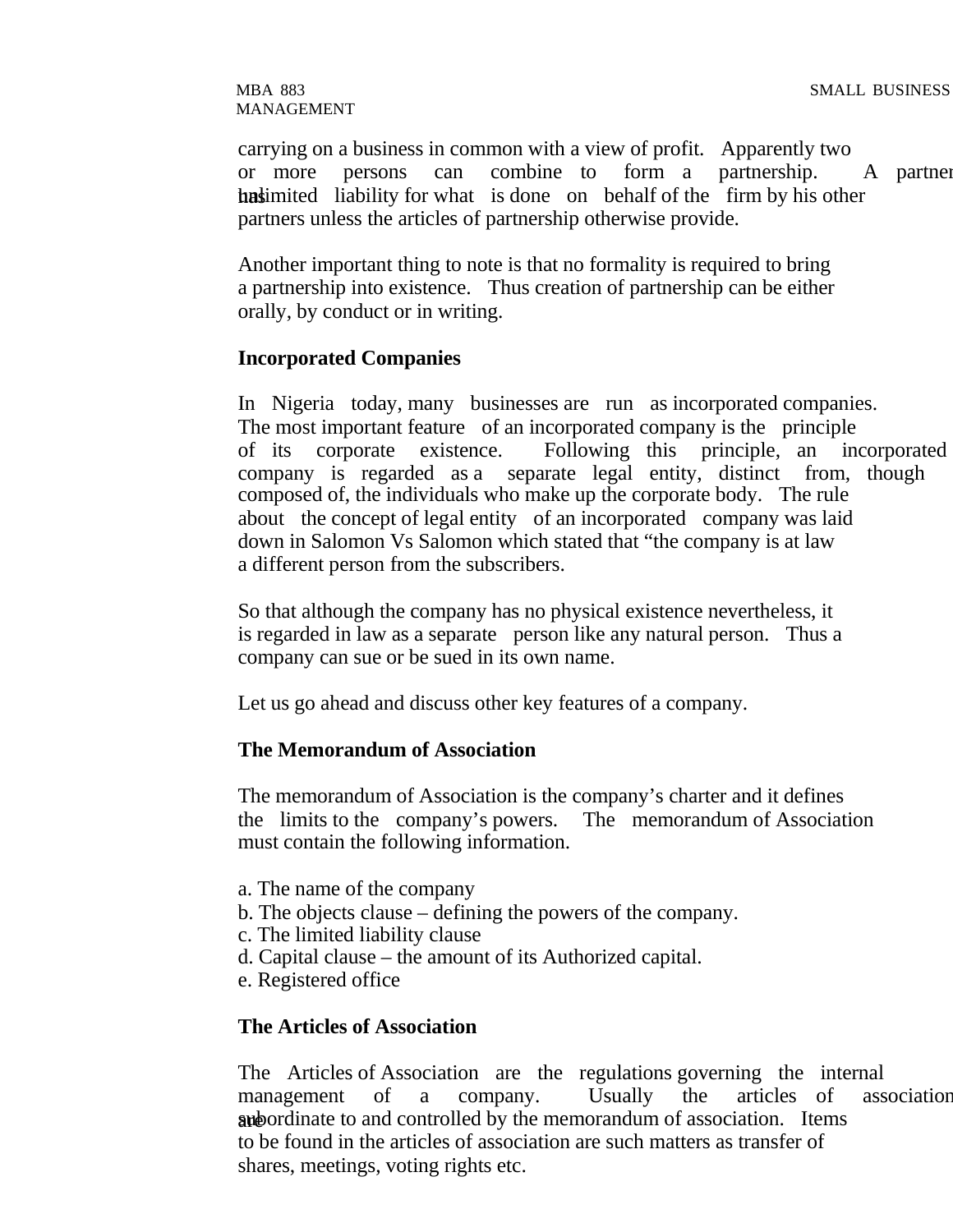carrying on a business in common with a view of profit. Apparently two or more persons can combine to form a partnership. A partner has unlimited liability for what is done on behalf of the firm by his other partners unless the articles of partnership otherwise provide.

Another important thing to note is that no formality is required to bring a partnership into existence. Thus creation of partnership can be either orally, by conduct or in writing.

**Incorporated Companies**

In Nigeria today, many businesses are run as incorporated companies. The most important feature of an incorporated company is the principle of its corporate existence. Following this principle, an incorporated company is regarded as a separate legal entity, distinct from, though composed of, the individuals who make up the corporate body. The rule about the concept of legal entity of an incorporated company was laid down in Salomon Vs Salomon which stated that "the company is at law a different person from the subscribers.

So that although the company has no physical existence nevertheless, it is regarded in law as a separate person like any natural person. Thus a company can sue or be sued in its own name.

Let us go ahead and discuss other key features of a company.

**The Memorandum of Association**

The memorandum of Association is the company's charter and it defines the limits to the company's powers. The memorandum of Association must contain the following information.

a. The name of the company
b. The objects clause – defining the powers of the company.
c. The limited liability clause
d. Capital clause – the amount of its Authorized capital.
e. Registered office

**The Articles of Association**

The Articles of Association are the regulations governing the internal management of a company. Usually the articles of association are subordinate to and controlled by the memorandum of association. Items to be found in the articles of association are such matters as transfer of shares, meetings, voting rights etc.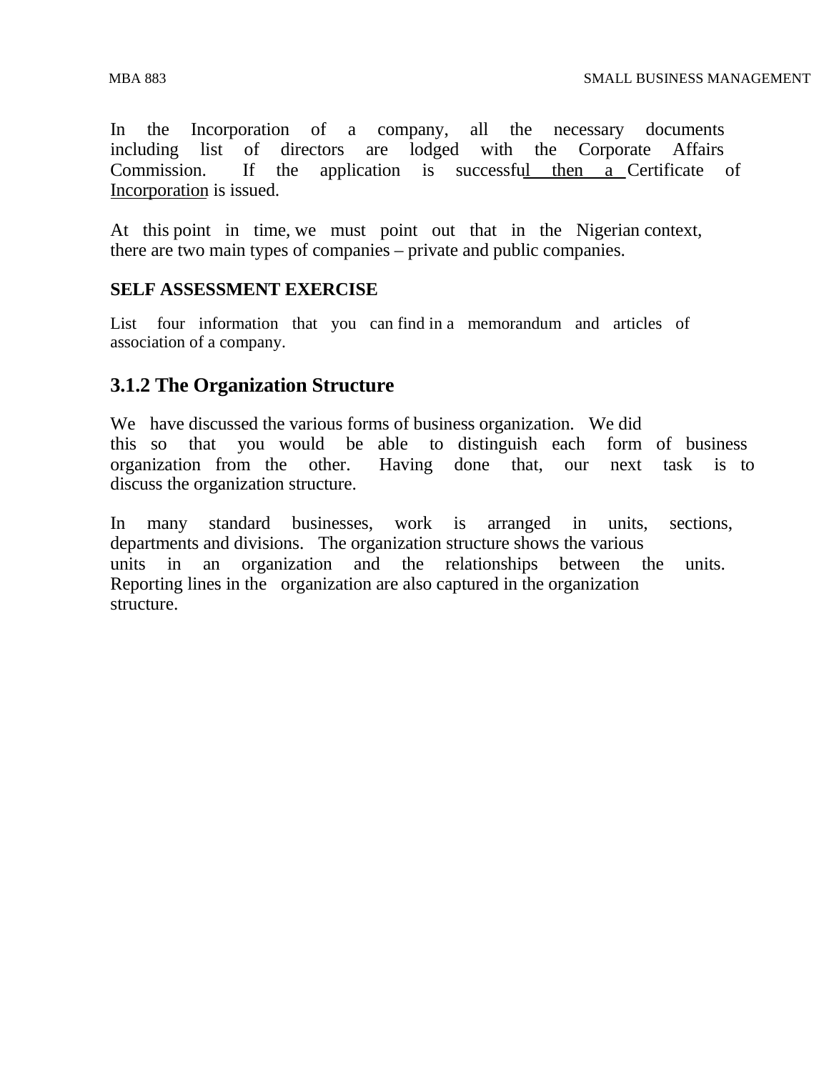In the Incorporation of a company, all the necessary documents including list of directors are lodged with the Corporate Affairs Commission. If the application is successful then a Certificate of Incorporation is issued.

At this point in time, we must point out that in the Nigerian context, there are two main types of companies – private and public companies.

**SELF ASSESSMENT EXERCISE**

List four information that you can find in a memorandum and articles of association of a company.

### 3.1.2 The Organization Structure

We have discussed the various forms of business organization. We did this so that you would be able to distinguish each form of business organization from the other. Having done that, our next task is to discuss the organization structure.

In many standard businesses, work is arranged in units, sections, departments and divisions. The organization structure shows the various units in an organization and the relationships between the units. Reporting lines in the organization are also captured in the organization structure.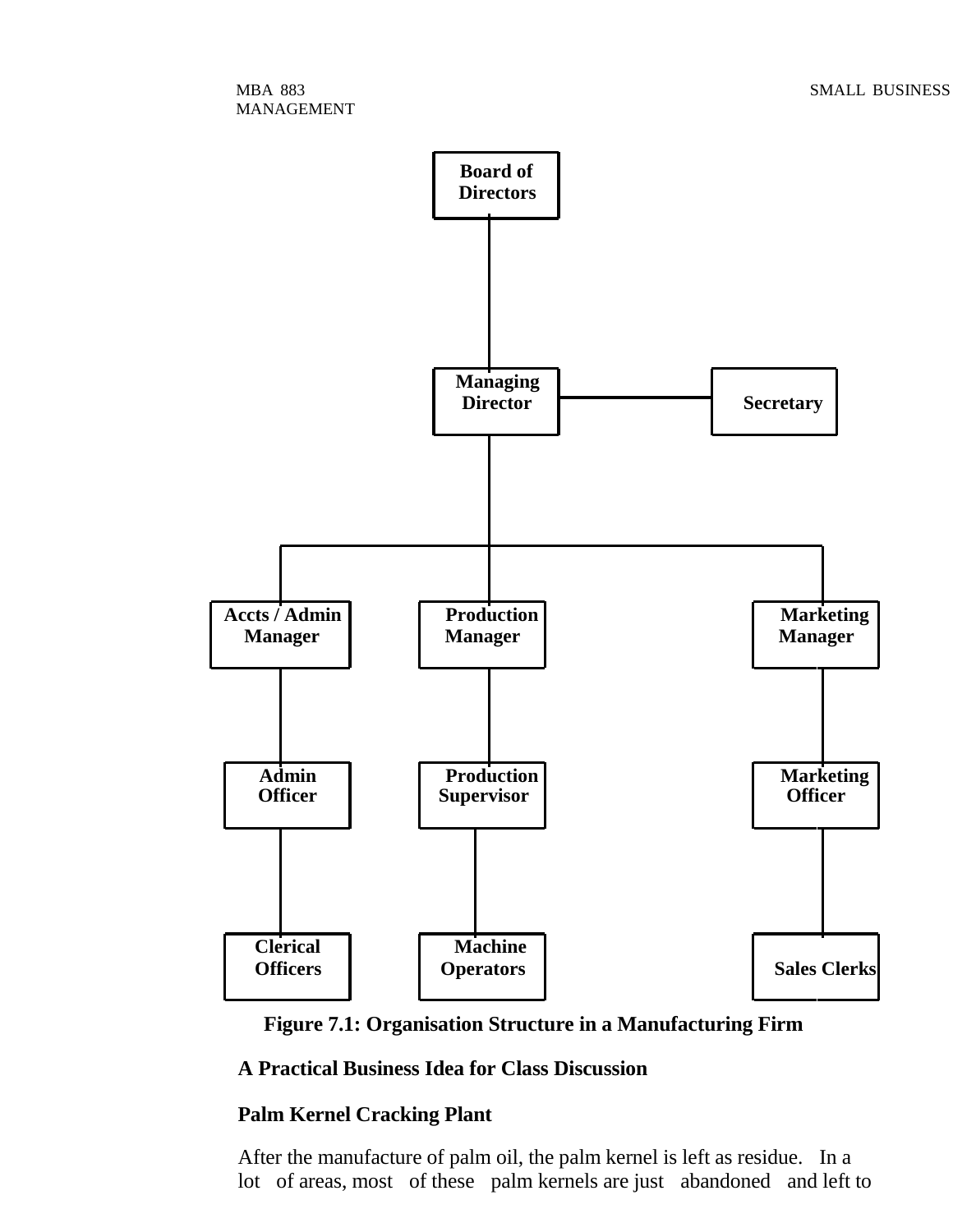Board of Directors

Managing Director

Secretary

Accts / Admin Manager

Production Manager

Marketing Manager

Admin Officer

Production Supervisor

Marketing Officer

Clerical Officers

Machine Operators

Sales Clerks

**Figure 7.1: Organisation Structure in a Manufacturing Firm**

**A Practical Business Idea for Class Discussion**

**Palm Kernel Cracking Plant**

After the manufacture of palm oil, the palm kernel is left as residue. In a lot of areas, most of these palm kernels are just abandoned and left to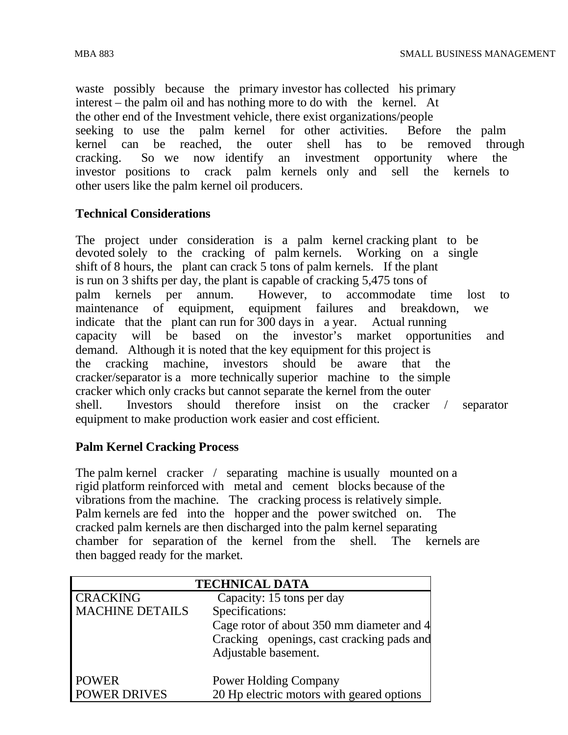waste possibly because the primary investor has collected his primary interest – the palm oil and has nothing more to do with the kernel. At the other end of the Investment vehicle, there exist organizations/people seeking to use the palm kernel for other activities. Before the palm kernel can be reached, the outer shell has to be removed through cracking. So we now identify an investment opportunity where the investor positions to crack palm kernels only and sell the kernels to other users like the palm kernel oil producers.

**Technical Considerations**

The project under consideration is a palm kernel cracking plant to be devoted solely to the cracking of palm kernels. Working on a single shift of 8 hours, the plant can crack 5 tons of palm kernels. If the plant is run on 3 shifts per day, the plant is capable of cracking 5,475 tons of palm kernels per annum. However, to accommodate time lost to maintenance of equipment, equipment failures and breakdown, we indicate that the plant can run for 300 days in a year. Actual running capacity will be based on the investor's market opportunities and demand. Although it is noted that the key equipment for this project is the cracking machine, investors should be aware that the cracker/separator is a more technically superior machine to the simple cracker which only cracks but cannot separate the kernel from the outer shell. Investors should therefore insist on the cracker / separator equipment to make production work easier and cost efficient.

**Palm Kernel Cracking Process**

The palm kernel cracker / separating machine is usually mounted on a rigid platform reinforced with metal and cement blocks because of the vibrations from the machine. The cracking process is relatively simple. Palm kernels are fed into the hopper and the power switched on. The cracked palm kernels are then discharged into the palm kernel separating chamber for separation of the kernel from the shell. The kernels are then bagged ready for the market.

| TECHNICAL DATA | |
|---|---|
| CRACKING MACHINE DETAILS | Capacity: 15 tons per day<br>Specifications:<br>Cage rotor of about 350 mm diameter and 4 Cracking openings, cast cracking pads and Adjustable basement. |
| POWER | Power Holding Company |
| POWER DRIVES | 20 Hp electric motors with geared options |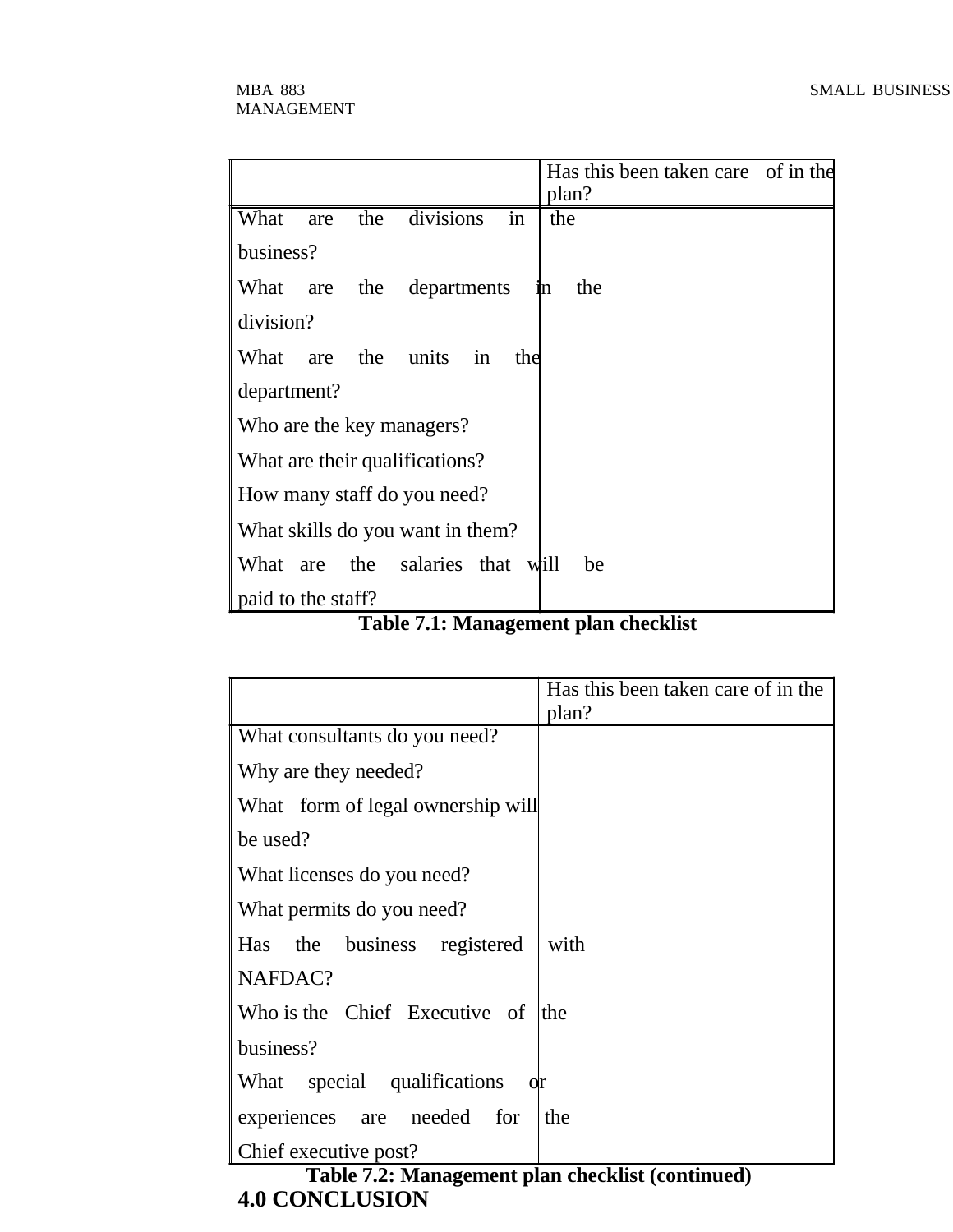| | Has this been taken care of in the plan? |
|---|---|
| What are the divisions in the business? | |
| What are the departments in the division? | |
| What are the units in the department? | |
| Who are the key managers? | |
| What are their qualifications? | |
| How many staff do you need? | |
| What skills do you want in them? | |
| What are the salaries that will be paid to the staff? | |

**Table 7.1: Management plan checklist**

| | Has this been taken care of in the plan? |
|---|---|
| What consultants do you need? | |
| Why are they needed? | |
| What form of legal ownership will be used? | |
| What licenses do you need? | |
| What permits do you need? | |
| Has the business registered with NAFDAC? | |
| Who is the Chief Executive of the business? | |
| What special qualifications or experiences are needed for the Chief executive post? | |

**Table 7.2: Management plan checklist (continued)**

## 4.0 CONCLUSION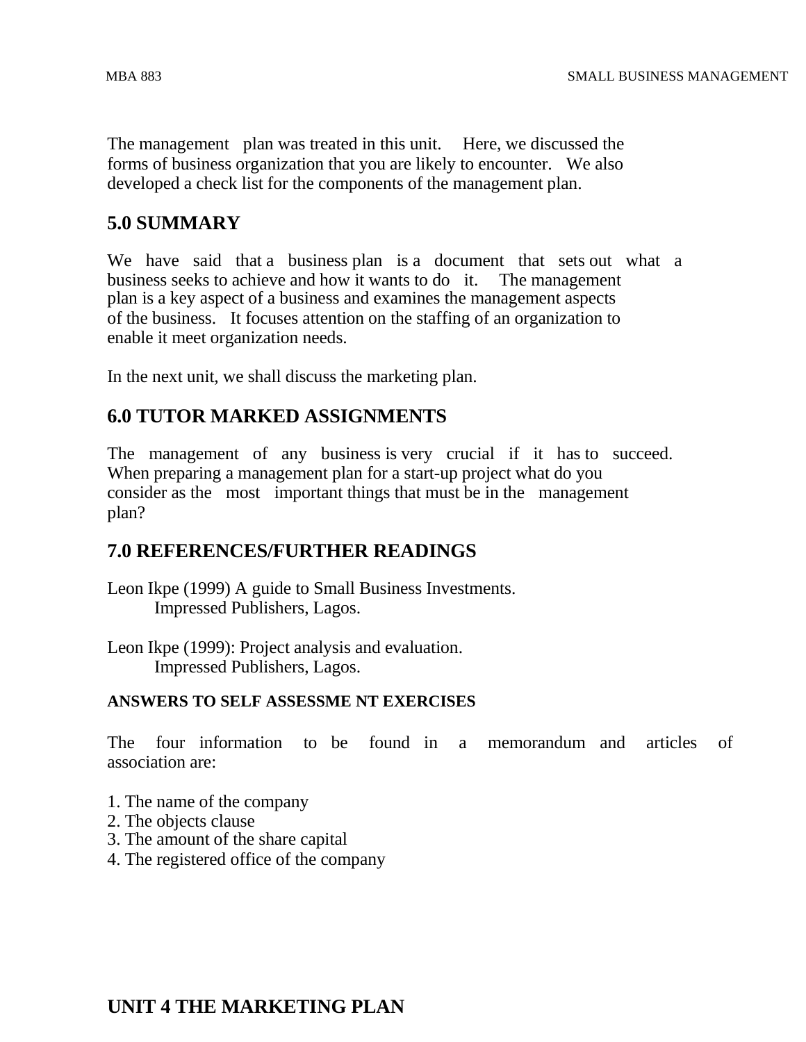The management plan was treated in this unit. Here, we discussed the forms of business organization that you are likely to encounter. We also developed a check list for the components of the management plan.

## 5.0 SUMMARY

We have said that a business plan is a document that sets out what a business seeks to achieve and how it wants to do it. The management plan is a key aspect of a business and examines the management aspects of the business. It focuses attention on the staffing of an organization to enable it meet organization needs.

In the next unit, we shall discuss the marketing plan.

## 6.0 TUTOR MARKED ASSIGNMENTS

The management of any business is very crucial if it has to succeed. When preparing a management plan for a start-up project what do you consider as the most important things that must be in the management plan?

## 7.0 REFERENCES/FURTHER READINGS

Leon Ikpe (1999) A guide to Small Business Investments.
Impressed Publishers, Lagos.

Leon Ikpe (1999): Project analysis and evaluation.
Impressed Publishers, Lagos.

### ANSWERS TO SELF ASSESSME NT EXERCISES

The four information to be found in a memorandum and articles of association are:

1. The name of the company
2. The objects clause
3. The amount of the share capital
4. The registered office of the company

# UNIT 4 THE MARKETING PLAN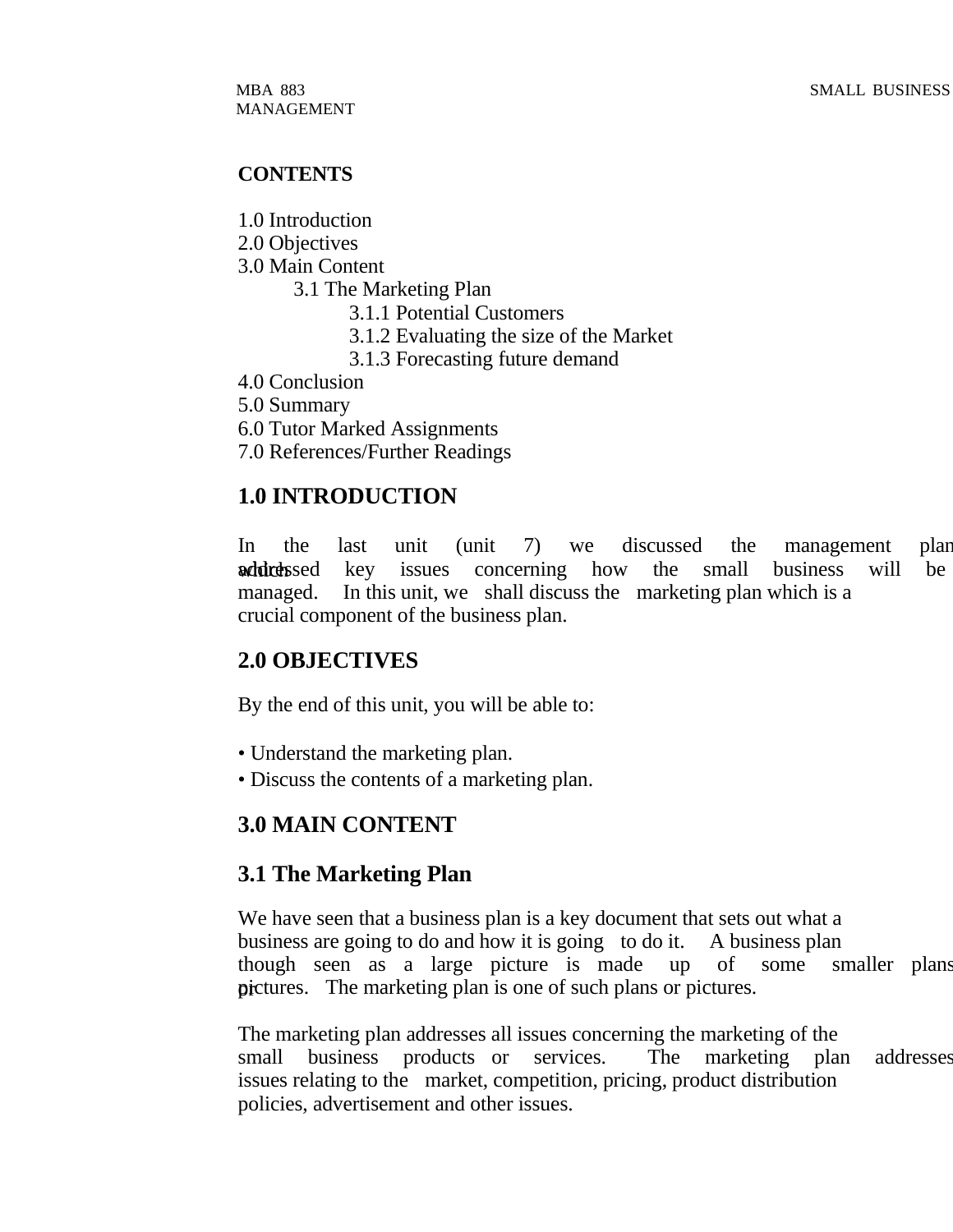**CONTENTS**

1.0 Introduction
2.0 Objectives
3.0 Main Content
   3.1 The Marketing Plan
      3.1.1 Potential Customers
      3.1.2 Evaluating the size of the Market
      3.1.3 Forecasting future demand
4.0 Conclusion
5.0 Summary
6.0 Tutor Marked Assignments
7.0 References/Further Readings

## 1.0 INTRODUCTION

In the last unit (unit 7) we discussed the management plan which addressed key issues concerning how the small business will be managed. In this unit, we shall discuss the marketing plan which is a crucial component of the business plan.

## 2.0 OBJECTIVES

By the end of this unit, you will be able to:

- Understand the marketing plan.
- Discuss the contents of a marketing plan.

## 3.0 MAIN CONTENT

### 3.1 The Marketing Plan

We have seen that a business plan is a key document that sets out what a business are going to do and how it is going to do it. A business plan though seen as a large picture is made up of some smaller plans or pictures. The marketing plan is one of such plans or pictures.

The marketing plan addresses all issues concerning the marketing of the small business products or services. The marketing plan addresses issues relating to the market, competition, pricing, product distribution policies, advertisement and other issues.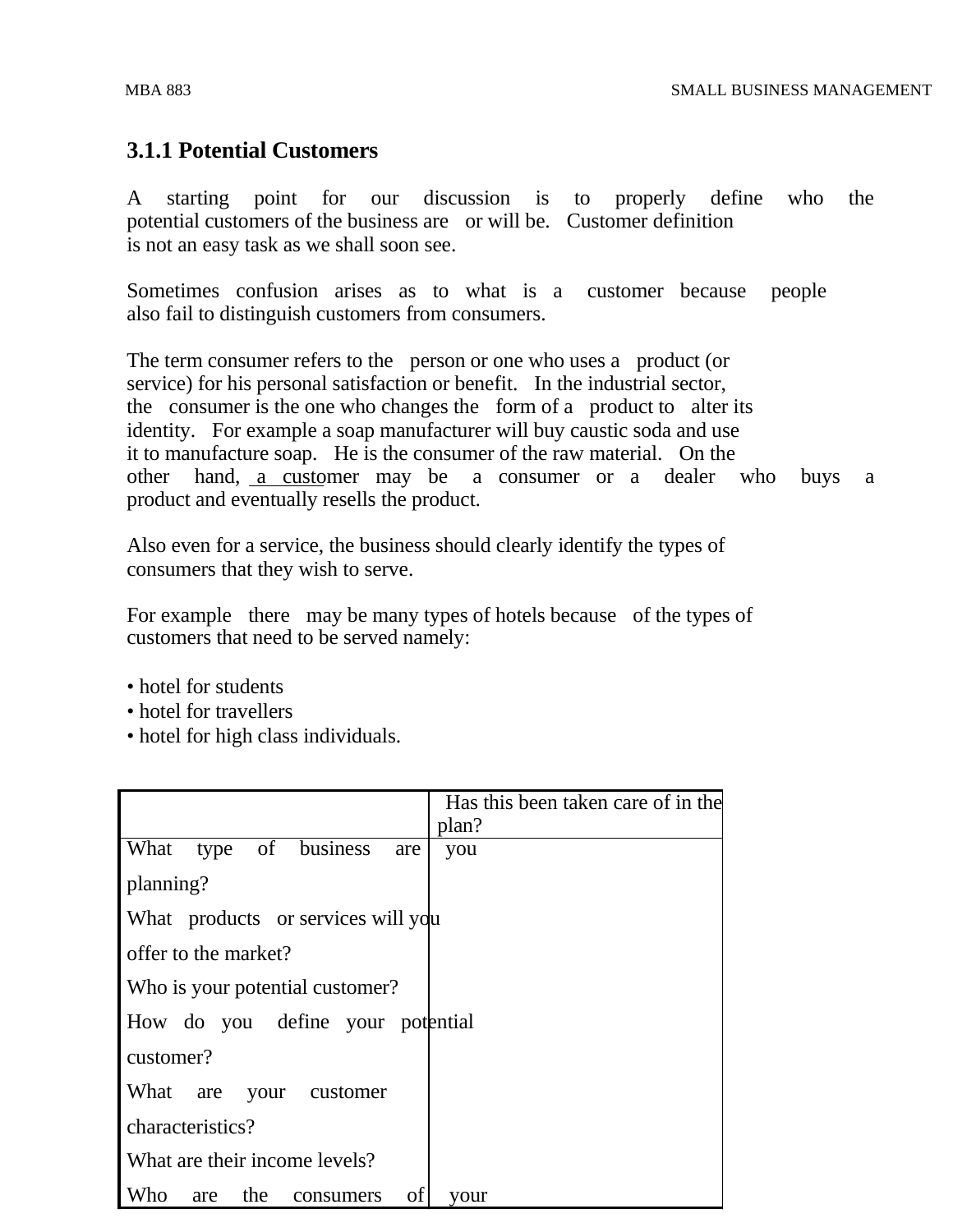### 3.1.1 Potential Customers

A starting point for our discussion is to properly define who the potential customers of the business are or will be. Customer definition is not an easy task as we shall soon see.

Sometimes confusion arises as to what is a customer because people also fail to distinguish customers from consumers.

The term consumer refers to the person or one who uses a product (or service) for his personal satisfaction or benefit. In the industrial sector, the consumer is the one who changes the form of a product to alter its identity. For example a soap manufacturer will buy caustic soda and use it to manufacture soap. He is the consumer of the raw material. On the other hand, a customer may be a consumer or a dealer who buys a product and eventually resells the product.

Also even for a service, the business should clearly identify the types of consumers that they wish to serve.

For example there may be many types of hotels because of the types of customers that need to be served namely:

- hotel for students
- hotel for travellers
- hotel for high class individuals.

| | Has this been taken care of in the plan? |
|---|---|
| What type of business are you planning? | |
| What products or services will you offer to the market? | |
| Who is your potential customer? | |
| How do you define your potential customer? | |
| What are your customer characteristics? | |
| What are their income levels? | |
| Who are the consumers of your | |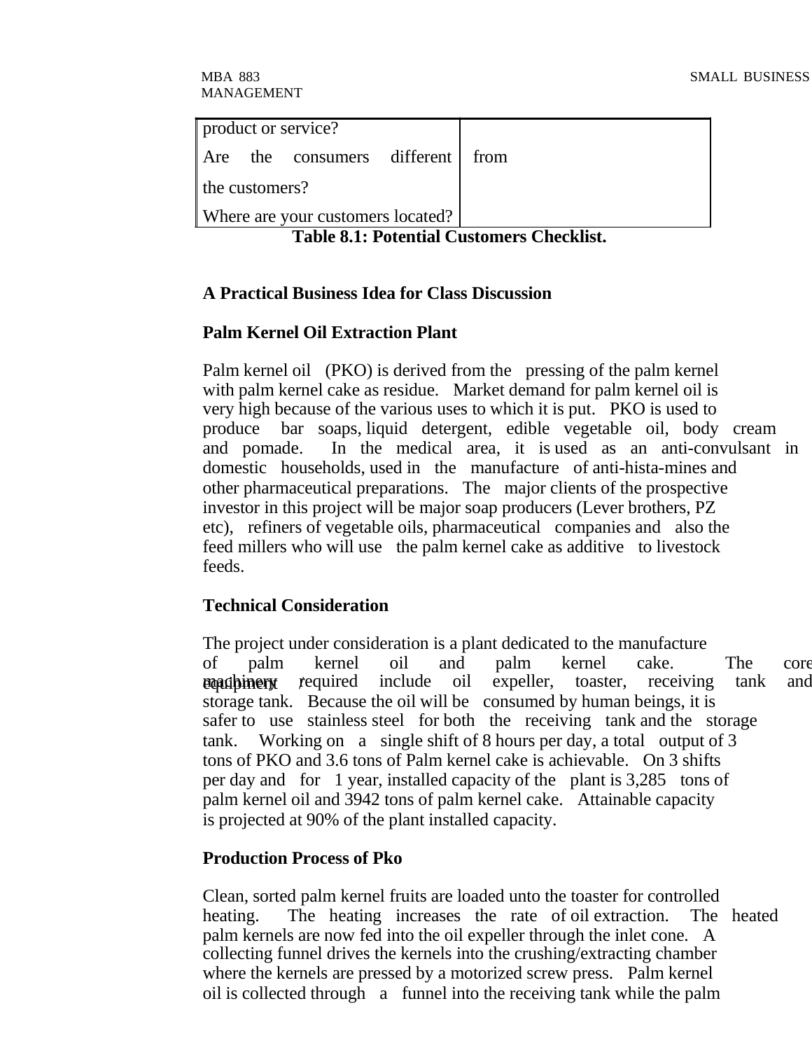| | |
|---|---|
| product or service? | |
| Are the consumers different from the customers? | |
| Where are your customers located? | |

**Table 8.1: Potential Customers Checklist.**

## A Practical Business Idea for Class Discussion

### Palm Kernel Oil Extraction Plant

Palm kernel oil (PKO) is derived from the pressing of the palm kernel with palm kernel cake as residue. Market demand for palm kernel oil is very high because of the various uses to which it is put. PKO is used to produce bar soaps, liquid detergent, edible vegetable oil, body cream and pomade. In the medical area, it is used as an anti-convulsant in domestic households, used in the manufacture of anti-hista-mines and other pharmaceutical preparations. The major clients of the prospective investor in this project will be major soap producers (Lever brothers, PZ etc), refiners of vegetable oils, pharmaceutical companies and also the feed millers who will use the palm kernel cake as additive to livestock feeds.

### Technical Consideration

The project under consideration is a plant dedicated to the manufacture of palm kernel oil and palm kernel cake. The core machinery equipment required include oil expeller, toaster, receiving tank and storage tank. Because the oil will be consumed by human beings, it is safer to use stainless steel for both the receiving tank and the storage tank. Working on a single shift of 8 hours per day, a total output of 3 tons of PKO and 3.6 tons of Palm kernel cake is achievable. On 3 shifts per day and for 1 year, installed capacity of the plant is 3,285 tons of palm kernel oil and 3942 tons of palm kernel cake. Attainable capacity is projected at 90% of the plant installed capacity.

### Production Process of Pko

Clean, sorted palm kernel fruits are loaded unto the toaster for controlled heating. The heating increases the rate of oil extraction. The heated palm kernels are now fed into the oil expeller through the inlet cone. A collecting funnel drives the kernels into the crushing/extracting chamber where the kernels are pressed by a motorized screw press. Palm kernel oil is collected through a funnel into the receiving tank while the palm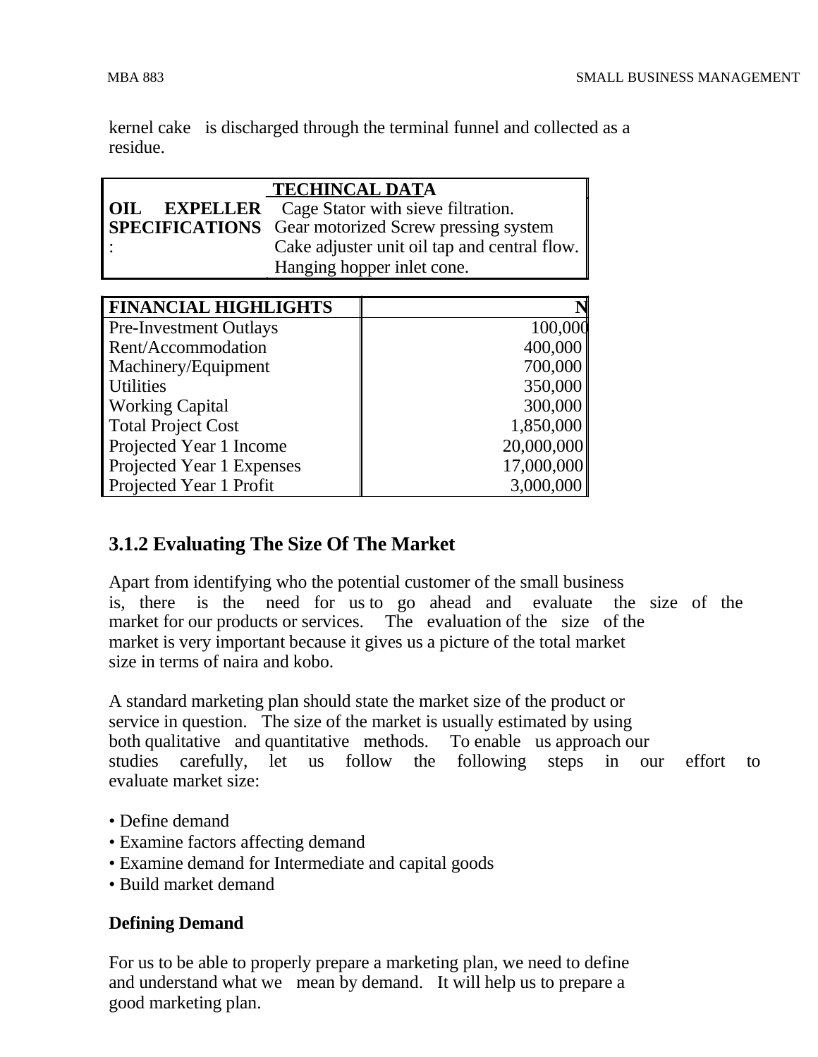kernel cake is discharged through the terminal funnel and collected as a residue.

| TECHINCAL DATA | |
|---|---|
| **OIL EXPELLER SPECIFICATIONS :** | Cage Stator with sieve filtration.<br>Gear motorized Screw pressing system<br>Cake adjuster unit oil tap and central flow.<br>Hanging hopper inlet cone. |

| FINANCIAL HIGHLIGHTS | N |
|---|---:|
| Pre-Investment Outlays | 100,000 |
| Rent/Accommodation | 400,000 |
| Machinery/Equipment | 700,000 |
| Utilities | 350,000 |
| Working Capital | 300,000 |
| Total Project Cost | 1,850,000 |
| Projected Year 1 Income | 20,000,000 |
| Projected Year 1 Expenses | 17,000,000 |
| Projected Year 1 Profit | 3,000,000 |

### 3.1.2 Evaluating The Size Of The Market

Apart from identifying who the potential customer of the small business is, there is the need for us to go ahead and evaluate the size of the market for our products or services. The evaluation of the size of the market is very important because it gives us a picture of the total market size in terms of naira and kobo.

A standard marketing plan should state the market size of the product or service in question. The size of the market is usually estimated by using both qualitative and quantitative methods. To enable us approach our studies carefully, let us follow the following steps in our effort to evaluate market size:

- Define demand
- Examine factors affecting demand
- Examine demand for Intermediate and capital goods
- Build market demand

**Defining Demand**

For us to be able to properly prepare a marketing plan, we need to define and understand what we mean by demand. It will help us to prepare a good marketing plan.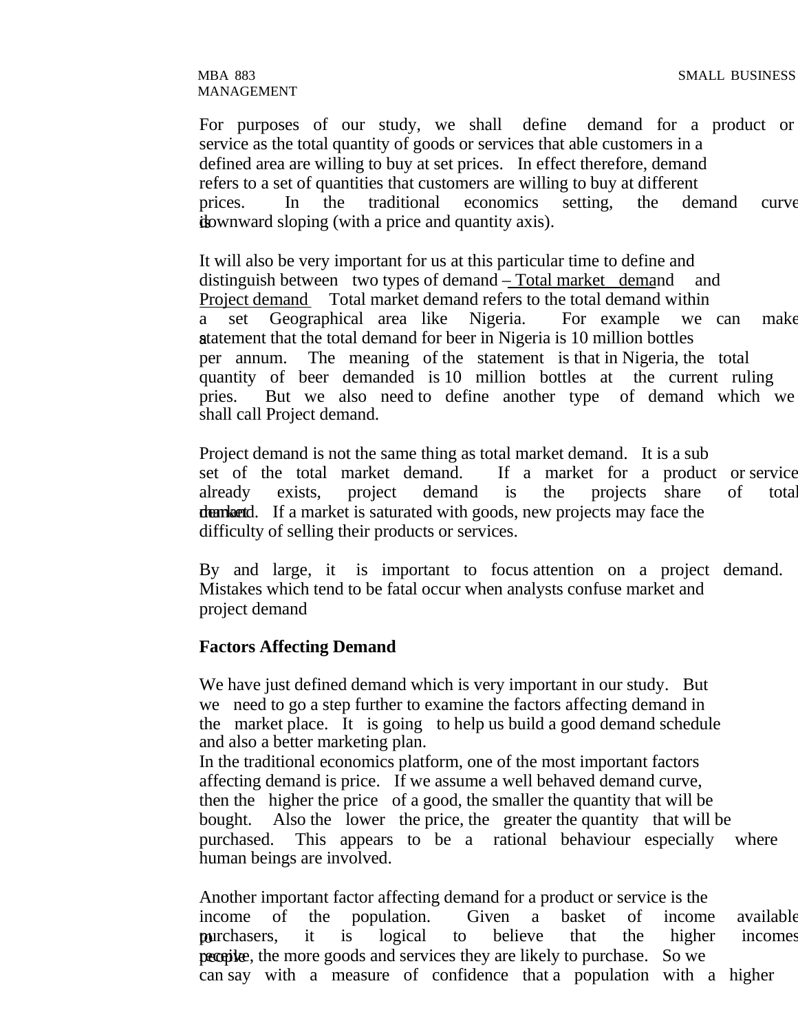For purposes of our study, we shall define demand for a product or service as the total quantity of goods or services that able customers in a defined area are willing to buy at set prices. In effect therefore, demand refers to a set of quantities that customers are willing to buy at different prices. In the traditional economics setting, the demand curve is downward sloping (with a price and quantity axis).

It will also be very important for us at this particular time to define and distinguish between two types of demand – Total market demand and Project demand Total market demand refers to the total demand within a set Geographical area like Nigeria. For example we can make a statement that the total demand for beer in Nigeria is 10 million bottles per annum. The meaning of the statement is that in Nigeria, the total quantity of beer demanded is 10 million bottles at the current ruling pries. But we also need to define another type of demand which we shall call Project demand.

Project demand is not the same thing as total market demand. It is a sub set of the total market demand. If a market for a product or service already exists, project demand is the projects share of total market demand. If a market is saturated with goods, new projects may face the difficulty of selling their products or services.

By and large, it is important to focus attention on a project demand. Mistakes which tend to be fatal occur when analysts confuse market and project demand

**Factors Affecting Demand**

We have just defined demand which is very important in our study. But we need to go a step further to examine the factors affecting demand in the market place. It is going to help us build a good demand schedule and also a better marketing plan.
In the traditional economics platform, one of the most important factors affecting demand is price. If we assume a well behaved demand curve, then the higher the price of a good, the smaller the quantity that will be bought. Also the lower the price, the greater the quantity that will be purchased. This appears to be a rational behaviour especially where human beings are involved.

Another important factor affecting demand for a product or service is the income of the population. Given a basket of income available to purchasers, it is logical to believe that the higher incomes people receive, the more goods and services they are likely to purchase. So we can say with a measure of confidence that a population with a higher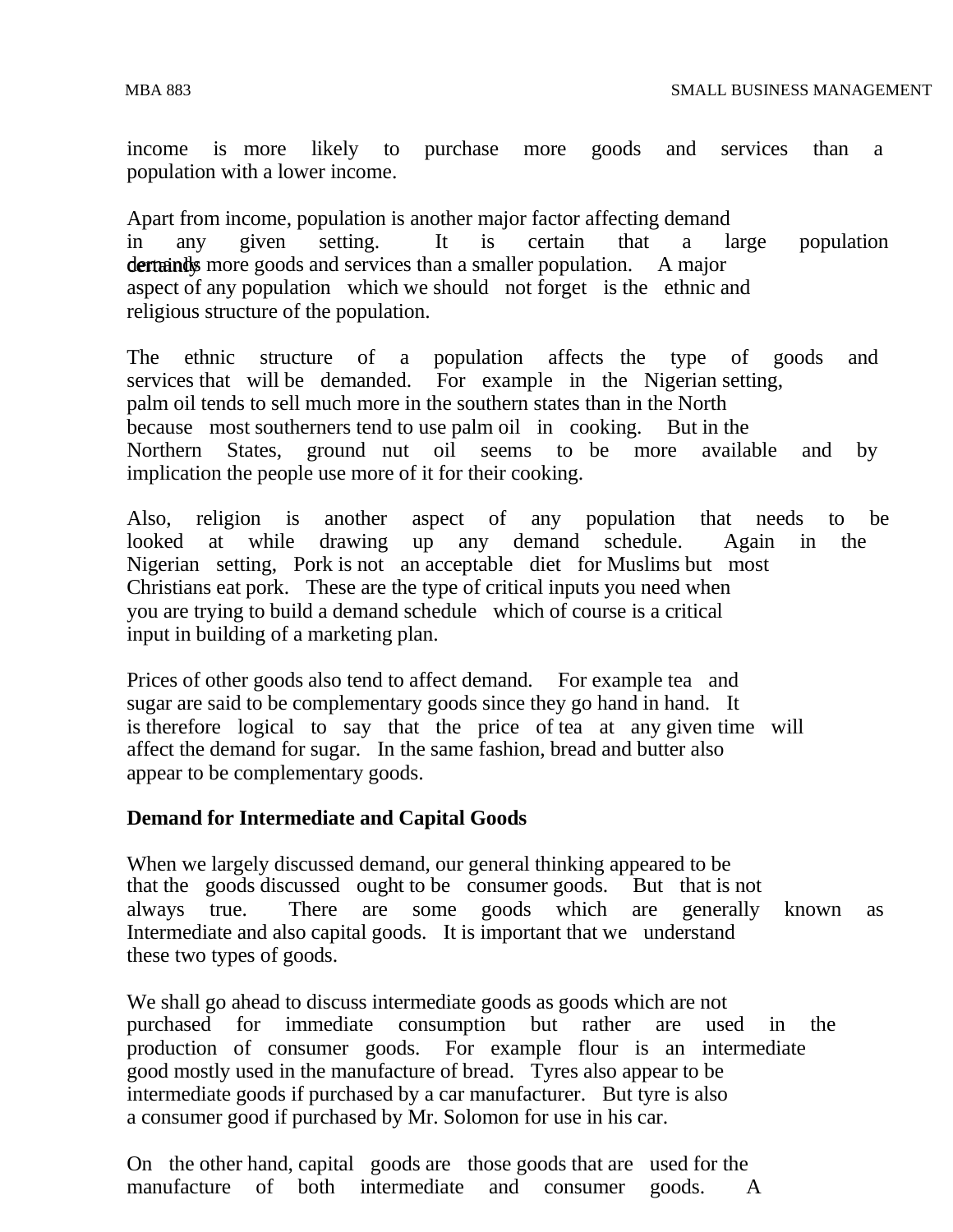income is more likely to purchase more goods and services than a population with a lower income.

Apart from income, population is another major factor affecting demand in any given setting. It is certain that a large population certainly demands more goods and services than a smaller population. A major aspect of any population which we should not forget is the ethnic and religious structure of the population.

The ethnic structure of a population affects the type of goods and services that will be demanded. For example in the Nigerian setting, palm oil tends to sell much more in the southern states than in the North because most southerners tend to use palm oil in cooking. But in the Northern States, ground nut oil seems to be more available and by implication the people use more of it for their cooking.

Also, religion is another aspect of any population that needs to be looked at while drawing up any demand schedule. Again in the Nigerian setting, Pork is not an acceptable diet for Muslims but most Christians eat pork. These are the type of critical inputs you need when you are trying to build a demand schedule which of course is a critical input in building of a marketing plan.

Prices of other goods also tend to affect demand. For example tea and sugar are said to be complementary goods since they go hand in hand. It is therefore logical to say that the price of tea at any given time will affect the demand for sugar. In the same fashion, bread and butter also appear to be complementary goods.

**Demand for Intermediate and Capital Goods**

When we largely discussed demand, our general thinking appeared to be that the goods discussed ought to be consumer goods. But that is not always true. There are some goods which are generally known as Intermediate and also capital goods. It is important that we understand these two types of goods.

We shall go ahead to discuss intermediate goods as goods which are not purchased for immediate consumption but rather are used in the production of consumer goods. For example flour is an intermediate good mostly used in the manufacture of bread. Tyres also appear to be intermediate goods if purchased by a car manufacturer. But tyre is also a consumer good if purchased by Mr. Solomon for use in his car.

On the other hand, capital goods are those goods that are used for the manufacture of both intermediate and consumer goods. A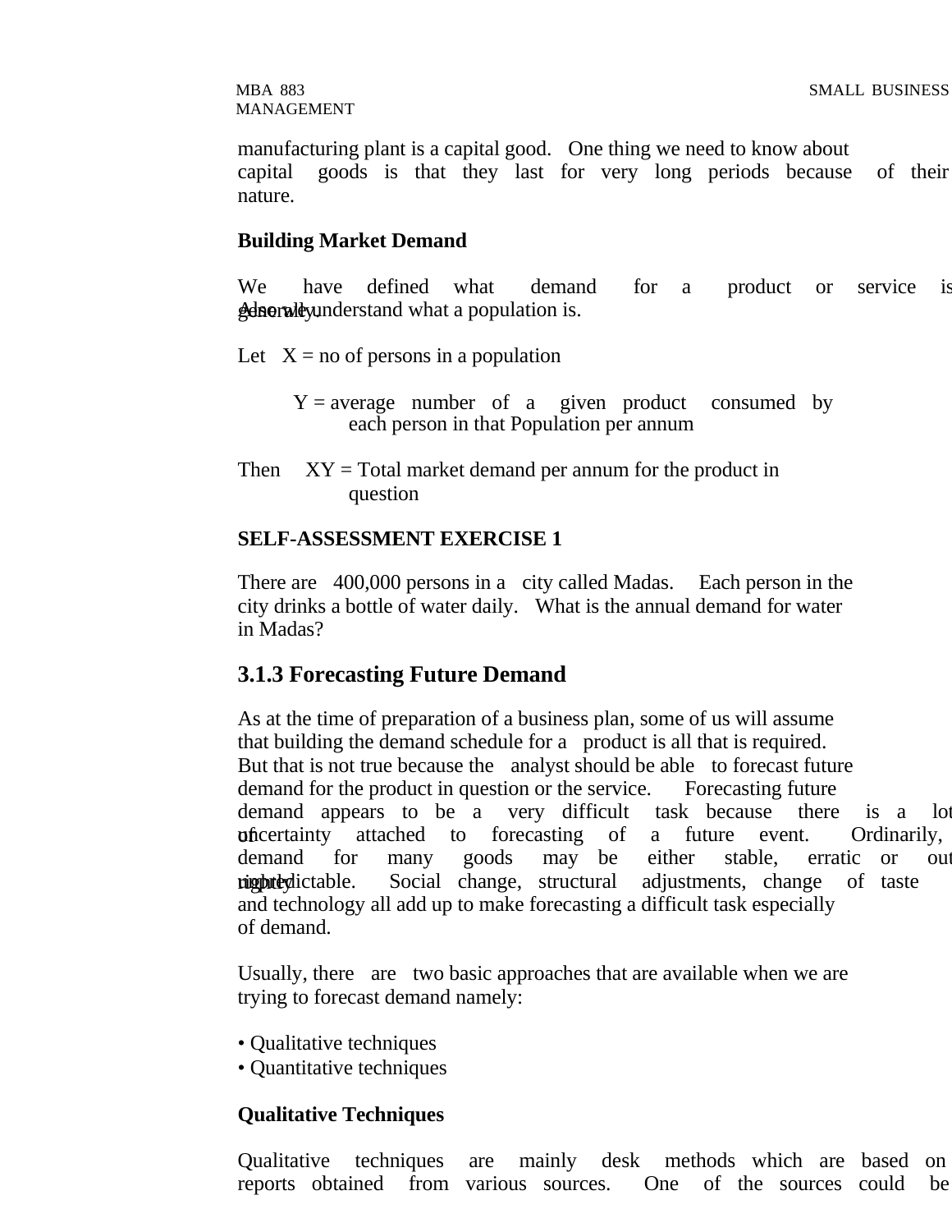manufacturing plant is a capital good. One thing we need to know about capital goods is that they last for very long periods because of their nature.

**Building Market Demand**

We have defined what demand for a product or service is generally. Also we understand what a population is.

Let $X$ = no of persons in a population

$Y$ = average number of a given product consumed by each person in that Population per annum

Then $XY$ = Total market demand per annum for the product in question

**SELF-ASSESSMENT EXERCISE 1**

There are 400,000 persons in a city called Madas. Each person in the city drinks a bottle of water daily. What is the annual demand for water in Madas?

### 3.1.3 Forecasting Future Demand

As at the time of preparation of a business plan, some of us will assume that building the demand schedule for a product is all that is required. But that is not true because the analyst should be able to forecast future demand for the product in question or the service. Forecasting future demand appears to be a very difficult task because there is a lot of uncertainty attached to forecasting of a future event. Ordinarily, demand for many goods may be either stable, erratic or out rightly unpredictable. Social change, structural adjustments, change of taste and technology all add up to make forecasting a difficult task especially of demand.

Usually, there are two basic approaches that are available when we are trying to forecast demand namely:

- Qualitative techniques
- Quantitative techniques

**Qualitative Techniques**

Qualitative techniques are mainly desk methods which are based on reports obtained from various sources. One of the sources could be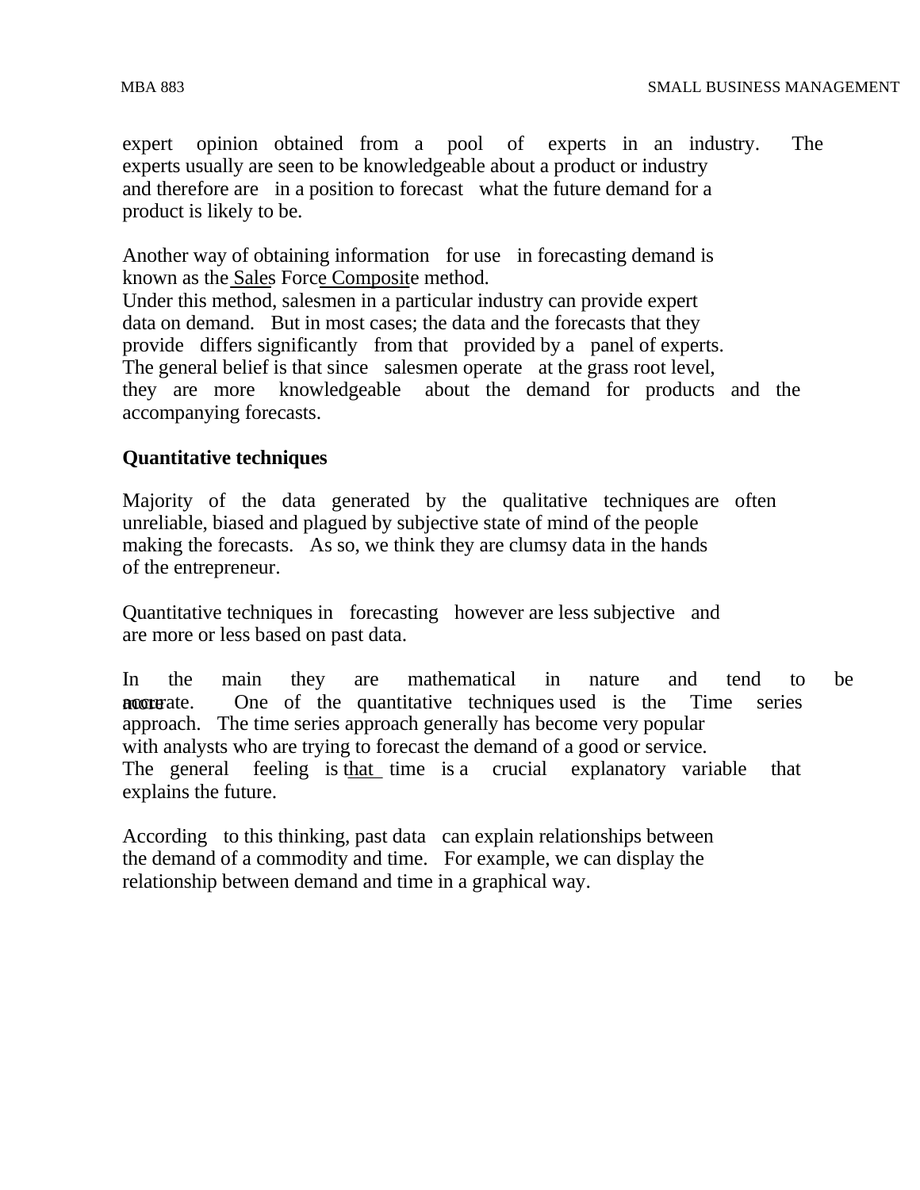expert opinion obtained from a pool of experts in an industry. The experts usually are seen to be knowledgeable about a product or industry and therefore are in a position to forecast what the future demand for a product is likely to be.

Another way of obtaining information for use in forecasting demand is known as the Sales Force Composite method.
Under this method, salesmen in a particular industry can provide expert data on demand. But in most cases; the data and the forecasts that they provide differs significantly from that provided by a panel of experts. The general belief is that since salesmen operate at the grass root level, they are more knowledgeable about the demand for products and the accompanying forecasts.

**Quantitative techniques**

Majority of the data generated by the qualitative techniques are often unreliable, biased and plagued by subjective state of mind of the people making the forecasts. As so, we think they are clumsy data in the hands of the entrepreneur.

Quantitative techniques in forecasting however are less subjective and are more or less based on past data.

In the main they are mathematical in nature and tend to be more accurate. One of the quantitative techniques used is the Time series approach. The time series approach generally has become very popular with analysts who are trying to forecast the demand of a good or service. The general feeling is that time is a crucial explanatory variable that explains the future.

According to this thinking, past data can explain relationships between the demand of a commodity and time. For example, we can display the relationship between demand and time in a graphical way.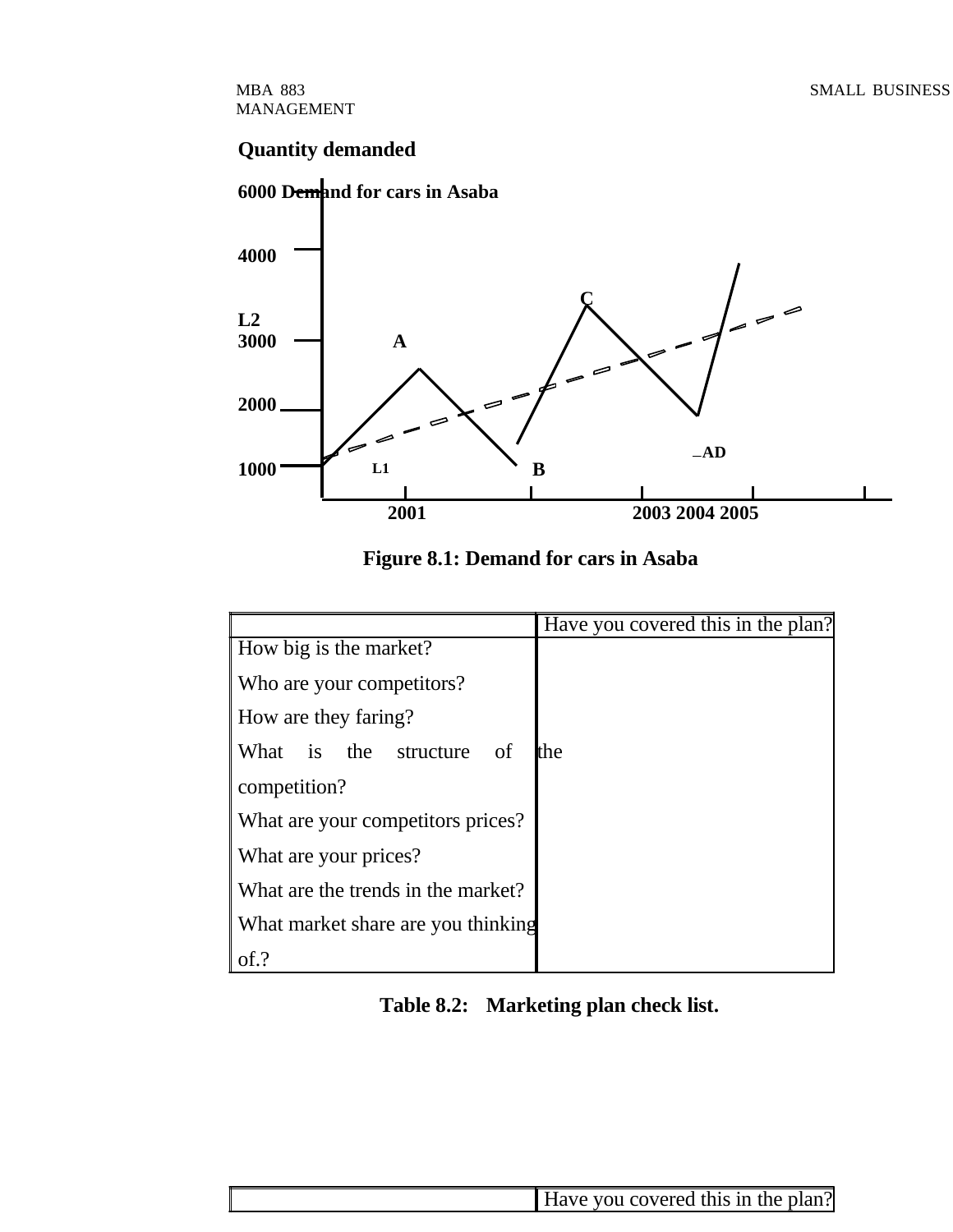Quantity demanded

6000 Demand for cars in Asaba

4000

L2
3000

2000

1000

A

B

C

AD

L1

2001

2003 2004 2005

**Figure 8.1: Demand for cars in Asaba**

| | Have you covered this in the plan? |
|---|---|
| How big is the market? | |
| Who are your competitors? | |
| How are they faring? | |
| What is the structure of the competition? | |
| What are your competitors prices? | |
| What are your prices? | |
| What are the trends in the market? | |
| What market share are you thinking of.? | |

**Table 8.2: Marketing plan check list.**

| | Have you covered this in the plan? |
|---|---|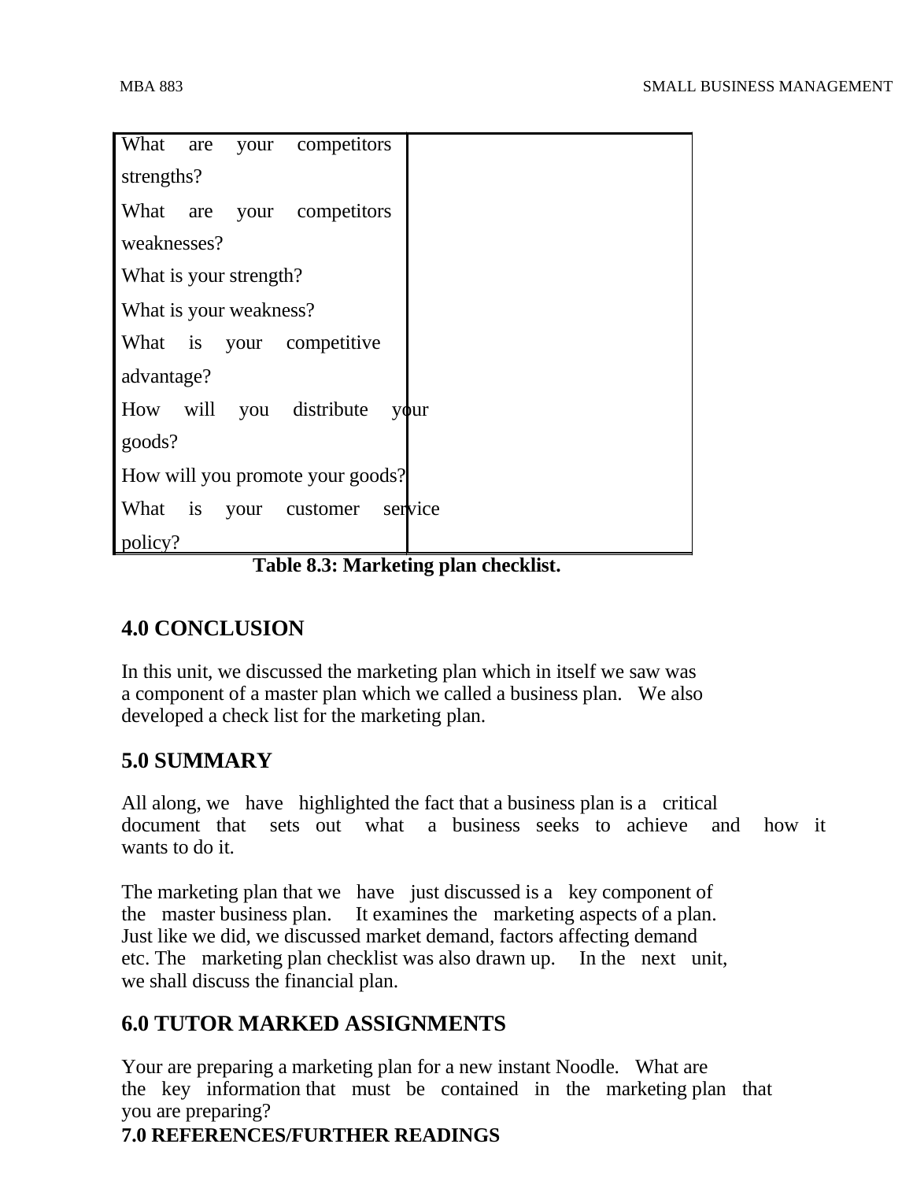| | |
|---|---|
| What are your competitors strengths? | |
| What are your competitors weaknesses? | |
| What is your strength? | |
| What is your weakness? | |
| What is your competitive advantage? | |
| How will you distribute your goods? | |
| How will you promote your goods? | |
| What is your customer service policy? | |

**Table 8.3: Marketing plan checklist.**

## 4.0 CONCLUSION

In this unit, we discussed the marketing plan which in itself we saw was a component of a master plan which we called a business plan. We also developed a check list for the marketing plan.

## 5.0 SUMMARY

All along, we have highlighted the fact that a business plan is a critical document that sets out what a business seeks to achieve and how it wants to do it.

The marketing plan that we have just discussed is a key component of the master business plan. It examines the marketing aspects of a plan. Just like we did, we discussed market demand, factors affecting demand etc. The marketing plan checklist was also drawn up. In the next unit, we shall discuss the financial plan.

## 6.0 TUTOR MARKED ASSIGNMENTS

Your are preparing a marketing plan for a new instant Noodle. What are the key information that must be contained in the marketing plan that you are preparing?

## 7.0 REFERENCES/FURTHER READINGS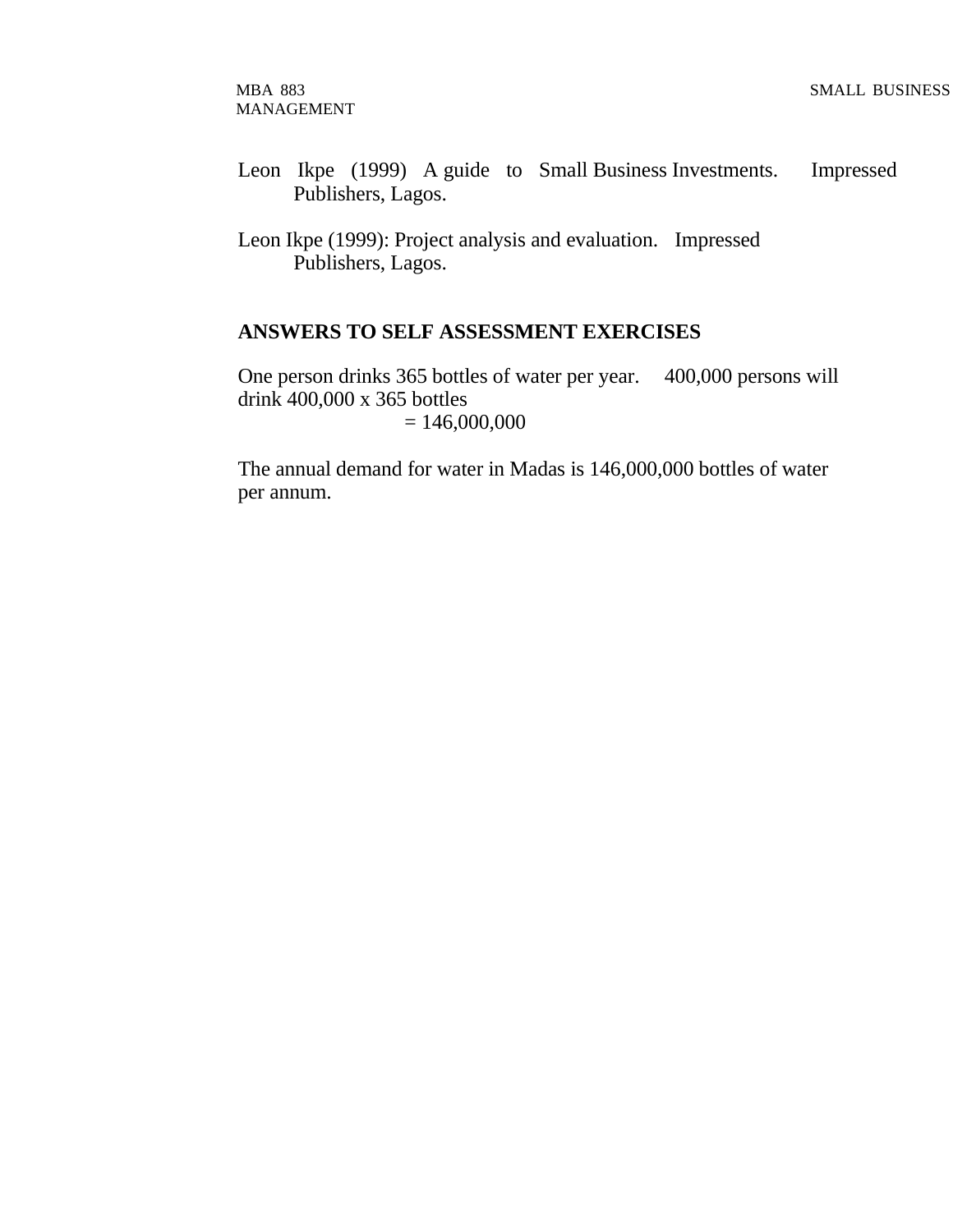Leon Ikpe (1999) A guide to Small Business Investments. Impressed Publishers, Lagos.

Leon Ikpe (1999): Project analysis and evaluation. Impressed Publishers, Lagos.

## ANSWERS TO SELF ASSESSMENT EXERCISES

One person drinks 365 bottles of water per year. 400,000 persons will drink 400,000 x 365 bottles

= 146,000,000

The annual demand for water in Madas is 146,000,000 bottles of water per annum.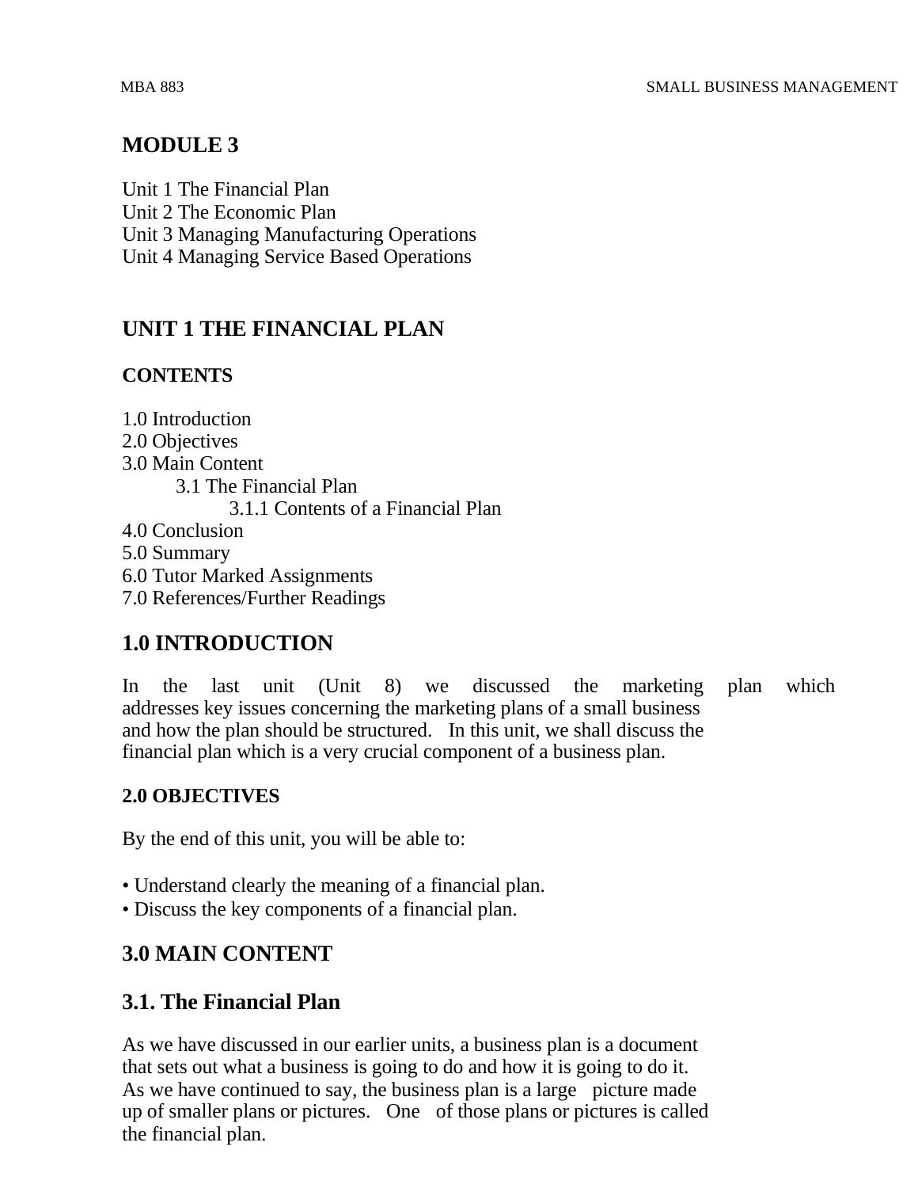# MODULE 3

Unit 1 The Financial Plan
Unit 2 The Economic Plan
Unit 3 Managing Manufacturing Operations
Unit 4 Managing Service Based Operations

## UNIT 1 THE FINANCIAL PLAN

### CONTENTS

1.0 Introduction
2.0 Objectives
3.0 Main Content
    3.1 The Financial Plan
        3.1.1 Contents of a Financial Plan
4.0 Conclusion
5.0 Summary
6.0 Tutor Marked Assignments
7.0 References/Further Readings

## 1.0 INTRODUCTION

In the last unit (Unit 8) we discussed the marketing plan which addresses key issues concerning the marketing plans of a small business and how the plan should be structured. In this unit, we shall discuss the financial plan which is a very crucial component of a business plan.

### 2.0 OBJECTIVES

By the end of this unit, you will be able to:

- Understand clearly the meaning of a financial plan.
- Discuss the key components of a financial plan.

## 3.0 MAIN CONTENT

## 3.1. The Financial Plan

As we have discussed in our earlier units, a business plan is a document that sets out what a business is going to do and how it is going to do it. As we have continued to say, the business plan is a large picture made up of smaller plans or pictures. One of those plans or pictures is called the financial plan.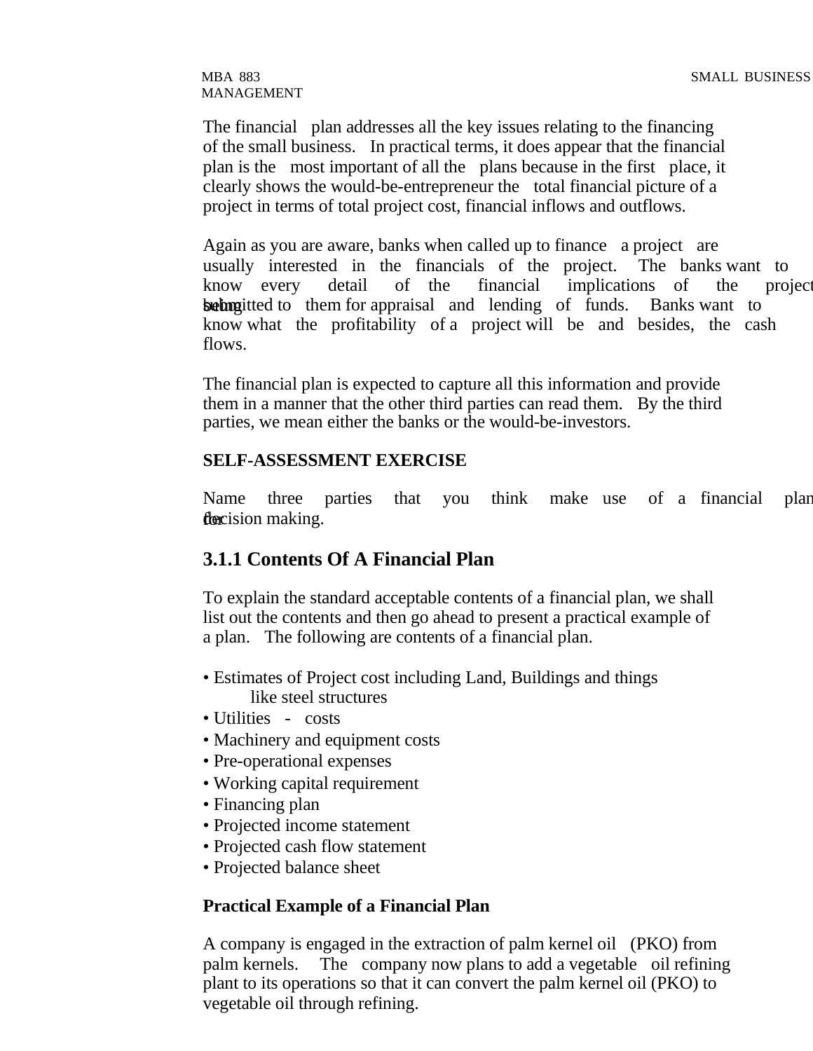The financial plan addresses all the key issues relating to the financing of the small business. In practical terms, it does appear that the financial plan is the most important of all the plans because in the first place, it clearly shows the would-be-entrepreneur the total financial picture of a project in terms of total project cost, financial inflows and outflows.

Again as you are aware, banks when called up to finance a project are usually interested in the financials of the project. The banks want to know every detail of the financial implications of the project being submitted to them for appraisal and lending of funds. Banks want to know what the profitability of a project will be and besides, the cash flows.

The financial plan is expected to capture all this information and provide them in a manner that the other third parties can read them. By the third parties, we mean either the banks or the would-be-investors.

**SELF-ASSESSMENT EXERCISE**

Name three parties that you think make use of a financial plan for decision making.

### 3.1.1 Contents Of A Financial Plan

To explain the standard acceptable contents of a financial plan, we shall list out the contents and then go ahead to present a practical example of a plan. The following are contents of a financial plan.

- Estimates of Project cost including Land, Buildings and things like steel structures
- Utilities - costs
- Machinery and equipment costs
- Pre-operational expenses
- Working capital requirement
- Financing plan
- Projected income statement
- Projected cash flow statement
- Projected balance sheet

**Practical Example of a Financial Plan**

A company is engaged in the extraction of palm kernel oil (PKO) from palm kernels. The company now plans to add a vegetable oil refining plant to its operations so that it can convert the palm kernel oil (PKO) to vegetable oil through refining.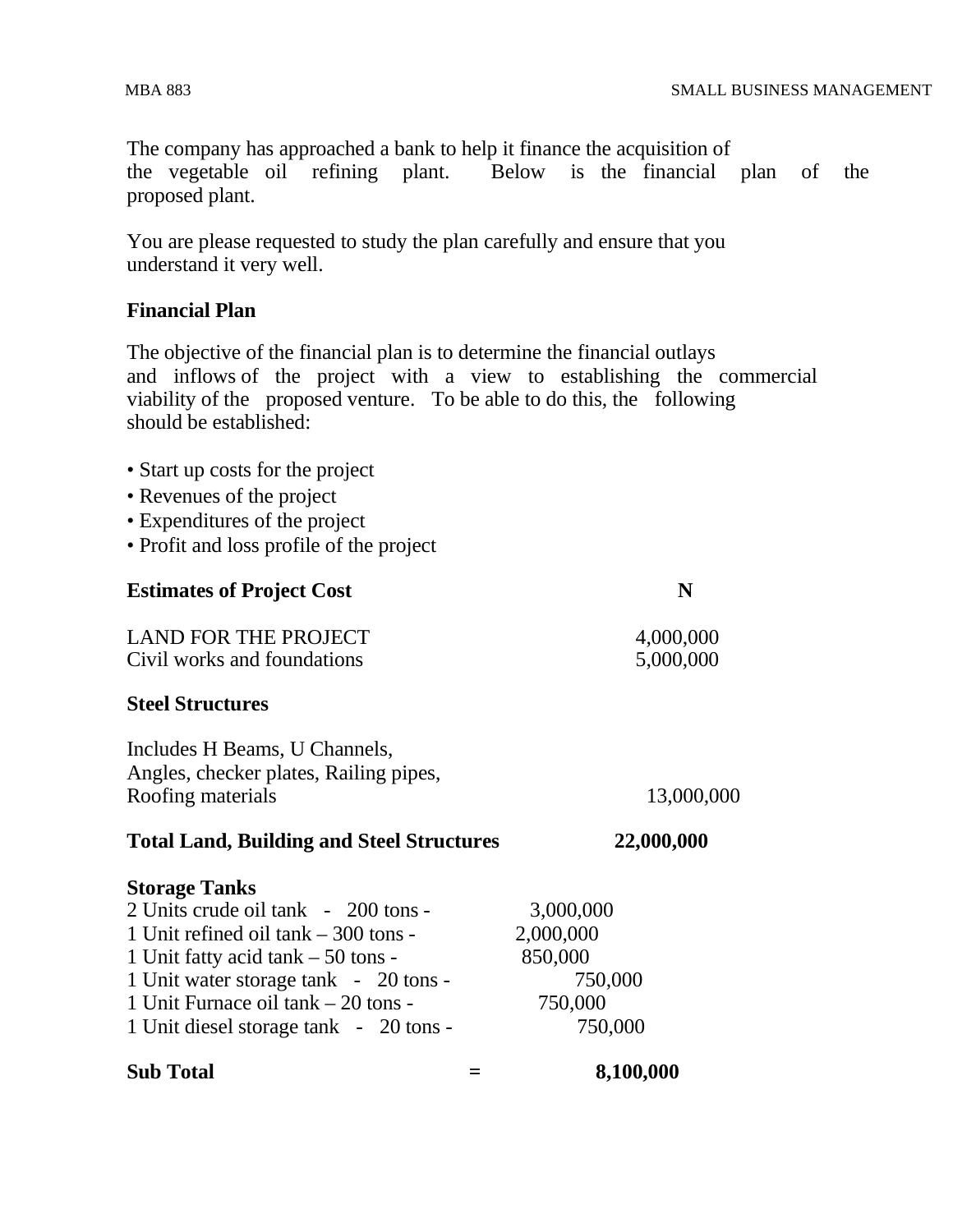The company has approached a bank to help it finance the acquisition of the vegetable oil refining plant. Below is the financial plan of the proposed plant.

You are please requested to study the plan carefully and ensure that you understand it very well.

**Financial Plan**

The objective of the financial plan is to determine the financial outlays and inflows of the project with a view to establishing the commercial viability of the proposed venture. To be able to do this, the following should be established:

- Start up costs for the project
- Revenues of the project
- Expenditures of the project
- Profit and loss profile of the project

| **Estimates of Project Cost** | **N** |
|---|---|
| LAND FOR THE PROJECT | 4,000,000 |
| Civil works and foundations | 5,000,000 |
| **Steel Structures** | |
| Includes H Beams, U Channels, Angles, checker plates, Railing pipes, Roofing materials | 13,000,000 |
| **Total Land, Building and Steel Structures** | **22,000,000** |

**Storage Tanks**

| | |
|---|---|
| 2 Units crude oil tank - 200 tons - | 3,000,000 |
| 1 Unit refined oil tank – 300 tons - | 2,000,000 |
| 1 Unit fatty acid tank – 50 tons - | 850,000 |
| 1 Unit water storage tank - 20 tons - | 750,000 |
| 1 Unit Furnace oil tank – 20 tons - | 750,000 |
| 1 Unit diesel storage tank - 20 tons - | 750,000 |
| **Sub Total =** | **8,100,000** |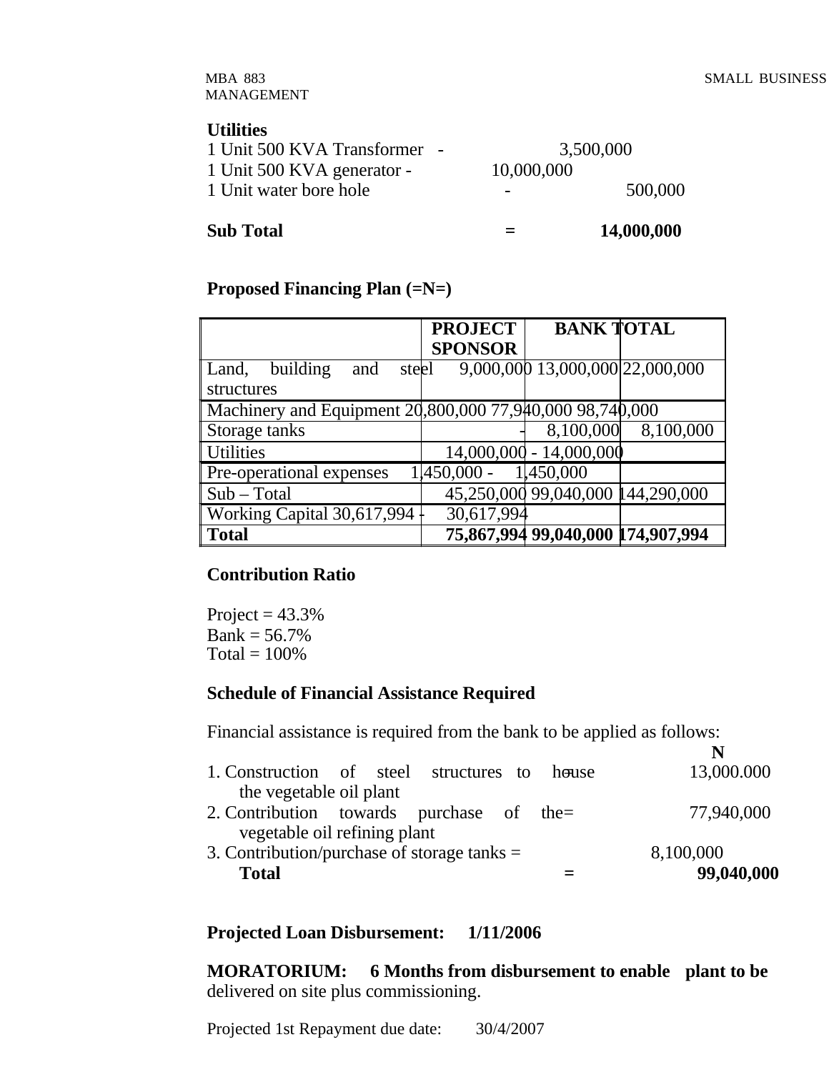**Utilities**

1 Unit 500 KVA Transformer - 3,500,000
1 Unit 500 KVA generator - 10,000,000
1 Unit water bore hole - 500,000

**Sub Total = 14,000,000**

**Proposed Financing Plan (=N=)**

| | PROJECT SPONSOR | BANK | TOTAL |
|---|---|---|---|
| Land, building and steel structures | 9,000,000 | 13,000,000 | 22,000,000 |
| Machinery and Equipment | 20,800,000 | 77,940,000 | 98,740,000 |
| Storage tanks | - | 8,100,000 | 8,100,000 |
| Utilities | 14,000,000 | - | 14,000,000 |
| Pre-operational expenses | 1,450,000 | - | 1,450,000 |
| Sub – Total | 45,250,000 | 99,040,000 | 144,290,000 |
| Working Capital | 30,617,994 | - | 30,617,994 |
| **Total** | **75,867,994** | **99,040,000** | **174,907,994** |

**Contribution Ratio**

Project = 43.3%
Bank = 56.7%
Total = 100%

**Schedule of Financial Assistance Required**

Financial assistance is required from the bank to be applied as follows:

| | | N |
|---|---|---|
| 1. Construction of steel structures to house the vegetable oil plant | = | 13,000.000 |
| 2. Contribution towards purchase of the vegetable oil refining plant | = | 77,940,000 |
| 3. Contribution/purchase of storage tanks | = | 8,100,000 |
| **Total** | = | **99,040,000** |

**Projected Loan Disbursement: 1/11/2006**

**MORATORIUM: 6 Months from disbursement to enable plant to be** delivered on site plus commissioning.

Projected 1st Repayment due date: 30/4/2007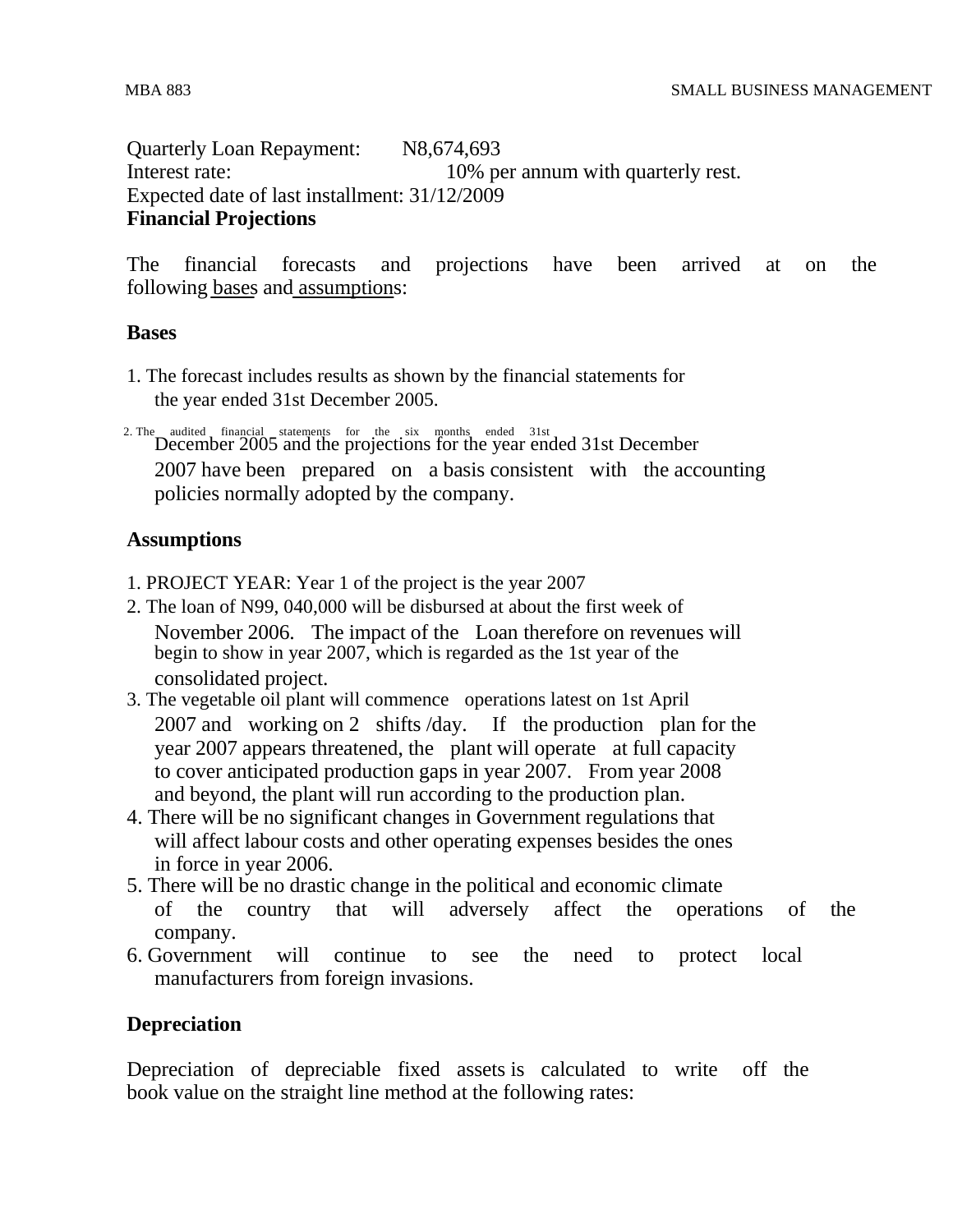Quarterly Loan Repayment: N8,674,693
Interest rate: 10% per annum with quarterly rest.
Expected date of last installment: 31/12/2009

**Financial Projections**

The financial forecasts and projections have been arrived at on the following bases and assumptions:

**Bases**

1. The forecast includes results as shown by the financial statements for the year ended 31st December 2005.
2. The audited financial statements for the six months ended 31st December 2005 and the projections for the year ended 31st December 2007 have been prepared on a basis consistent with the accounting policies normally adopted by the company.

**Assumptions**

1. PROJECT YEAR: Year 1 of the project is the year 2007
2. The loan of N99, 040,000 will be disbursed at about the first week of November 2006. The impact of the Loan therefore on revenues will begin to show in year 2007, which is regarded as the 1st year of the consolidated project.
3. The vegetable oil plant will commence operations latest on 1st April 2007 and working on 2 shifts /day. If the production plan for the year 2007 appears threatened, the plant will operate at full capacity to cover anticipated production gaps in year 2007. From year 2008 and beyond, the plant will run according to the production plan.
4. There will be no significant changes in Government regulations that will affect labour costs and other operating expenses besides the ones in force in year 2006.
5. There will be no drastic change in the political and economic climate of the country that will adversely affect the operations of the company.
6. Government will continue to see the need to protect local manufacturers from foreign invasions.

**Depreciation**

Depreciation of depreciable fixed assets is calculated to write off the book value on the straight line method at the following rates: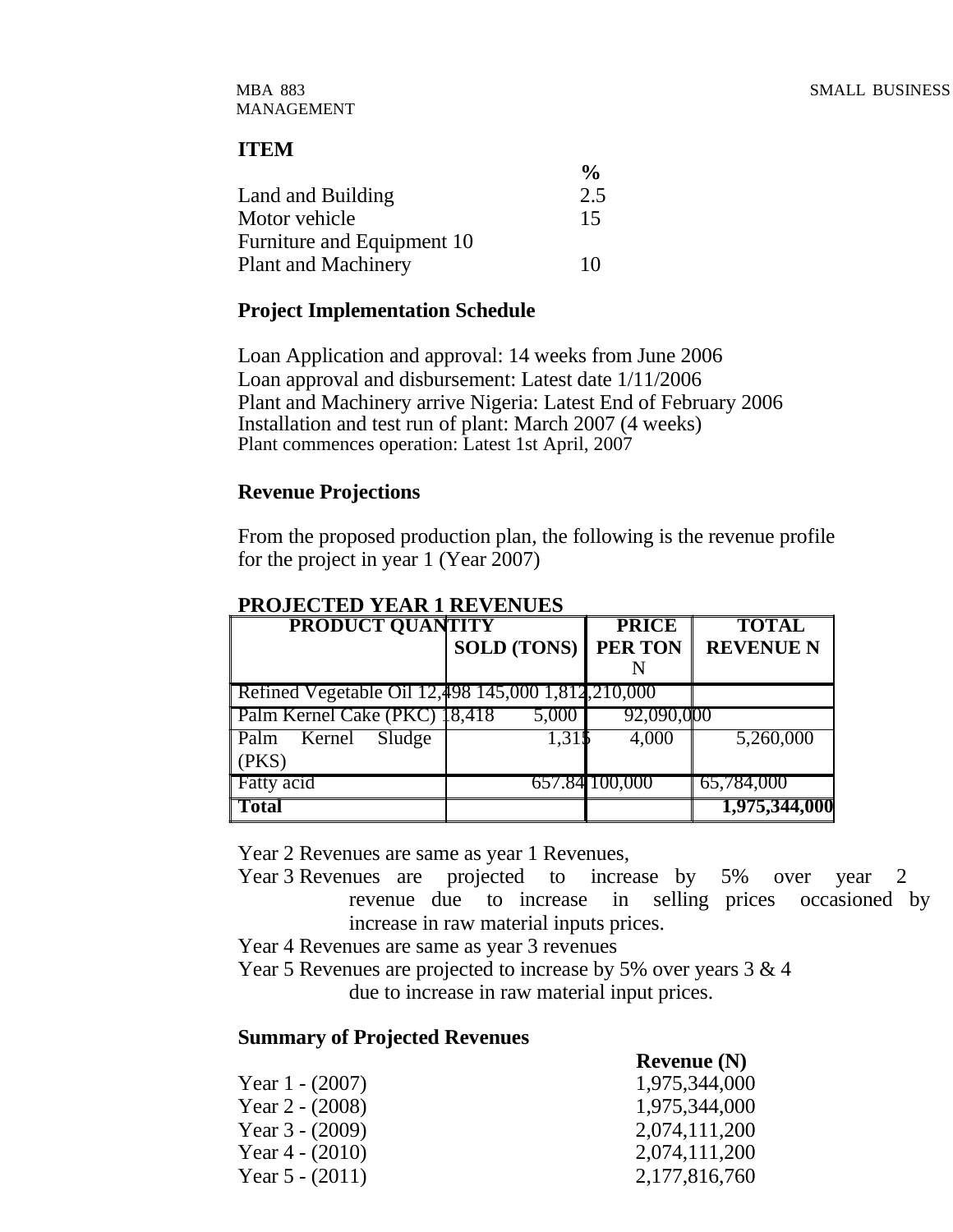**ITEM**

| | % |
|---|---|
| Land and Building | 2.5 |
| Motor vehicle | 15 |
| Furniture and Equipment | 10 |
| Plant and Machinery | 10 |

**Project Implementation Schedule**

Loan Application and approval: 14 weeks from June 2006
Loan approval and disbursement: Latest date 1/11/2006
Plant and Machinery arrive Nigeria: Latest End of February 2006
Installation and test run of plant: March 2007 (4 weeks)
Plant commences operation: Latest 1st April, 2007

**Revenue Projections**

From the proposed production plan, the following is the revenue profile for the project in year 1 (Year 2007)

**PROJECTED YEAR 1 REVENUES**

| PRODUCT | QUANTITY SOLD (TONS) | PRICE PER TON N | TOTAL REVENUE N |
|---|---|---|---|
| Refined Vegetable Oil | 12,498 | 145,000 | 1,812,210,000 |
| Palm Kernel Cake (PKC) | 18,418 | 5,000 | 92,090,000 |
| Palm Kernel Sludge (PKS) | 1,315 | 4,000 | 5,260,000 |
| Fatty acid | 657.84 | 100,000 | 65,784,000 |
| **Total** | | | **1,975,344,000** |

Year 2 Revenues are same as year 1 Revenues,
Year 3 Revenues are projected to increase by 5% over year 2 revenue due to increase in selling prices occasioned by increase in raw material inputs prices.
Year 4 Revenues are same as year 3 revenues
Year 5 Revenues are projected to increase by 5% over years 3 & 4 due to increase in raw material input prices.

**Summary of Projected Revenues**

| | Revenue (N) |
|---|---|
| Year 1 - (2007) | 1,975,344,000 |
| Year 2 - (2008) | 1,975,344,000 |
| Year 3 - (2009) | 2,074,111,200 |
| Year 4 - (2010) | 2,074,111,200 |
| Year 5 - (2011) | 2,177,816,760 |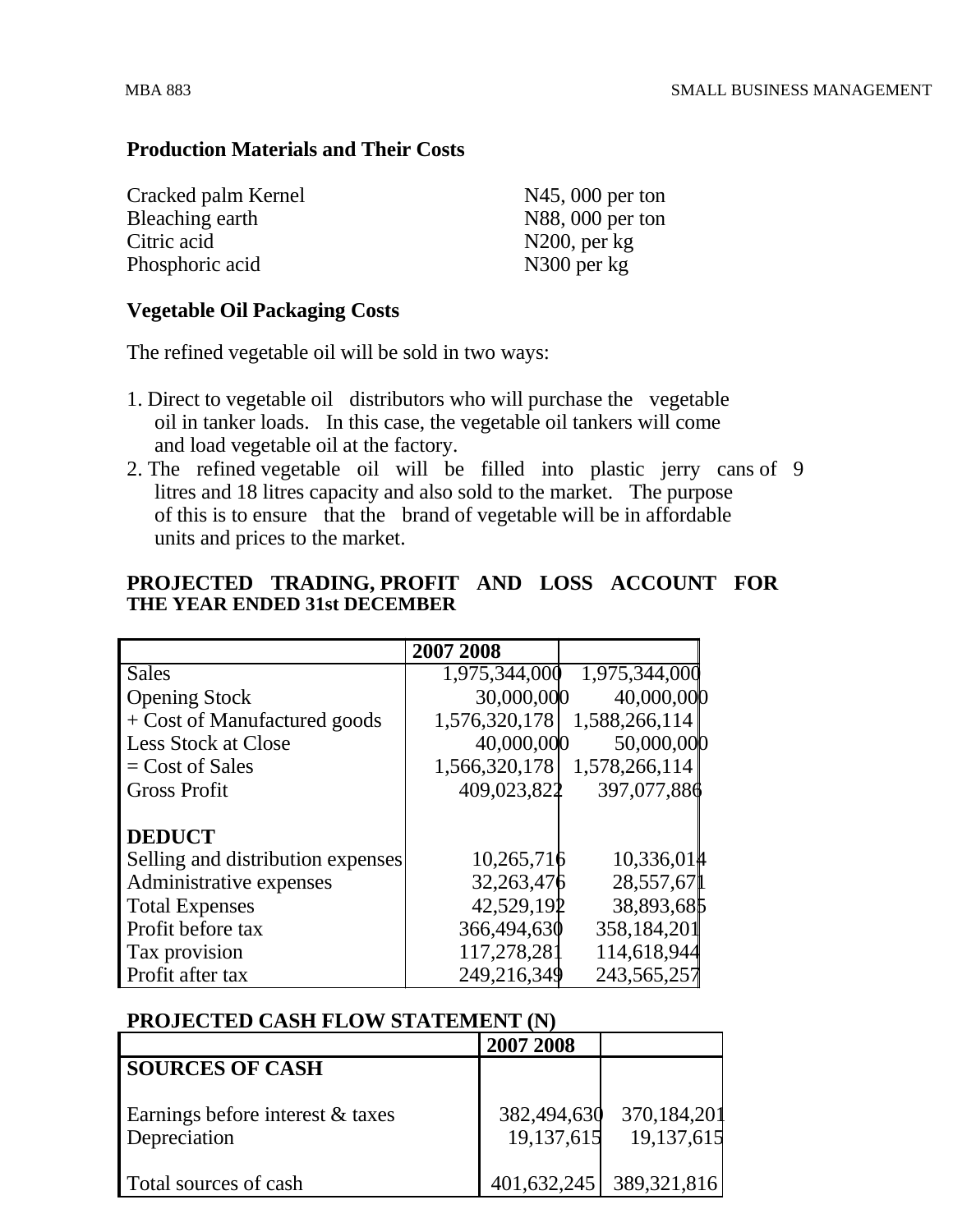## Production Materials and Their Costs

| | |
|---|---|
| Cracked palm Kernel | N45, 000 per ton |
| Bleaching earth | N88, 000 per ton |
| Citric acid | N200, per kg |
| Phosphoric acid | N300 per kg |

## Vegetable Oil Packaging Costs

The refined vegetable oil will be sold in two ways:

1. Direct to vegetable oil distributors who will purchase the vegetable oil in tanker loads. In this case, the vegetable oil tankers will come and load vegetable oil at the factory.
2. The refined vegetable oil will be filled into plastic jerry cans of 9 litres and 18 litres capacity and also sold to the market. The purpose of this is to ensure that the brand of vegetable will be in affordable units and prices to the market.

## PROJECTED TRADING, PROFIT AND LOSS ACCOUNT FOR THE YEAR ENDED 31st DECEMBER

| | 2007 2008 | |
|---|---|---|
| Sales | 1,975,344,000 | 1,975,344,000 |
| Opening Stock | 30,000,000 | 40,000,000 |
| + Cost of Manufactured goods | 1,576,320,178 | 1,588,266,114 |
| Less Stock at Close | 40,000,000 | 50,000,000 |
| = Cost of Sales | 1,566,320,178 | 1,578,266,114 |
| Gross Profit | 409,023,822 | 397,077,886 |
| | | |
| **DEDUCT** | | |
| Selling and distribution expenses | 10,265,716 | 10,336,014 |
| Administrative expenses | 32,263,476 | 28,557,671 |
| Total Expenses | 42,529,192 | 38,893,685 |
| Profit before tax | 366,494,630 | 358,184,201 |
| Tax provision | 117,278,281 | 114,618,944 |
| Profit after tax | 249,216,349 | 243,565,257 |

## PROJECTED CASH FLOW STATEMENT (N)

| | 2007 2008 | |
|---|---|---|
| **SOURCES OF CASH** | | |
| Earnings before interest & taxes | 382,494,630 | 370,184,201 |
| Depreciation | 19,137,615 | 19,137,615 |
| Total sources of cash | 401,632,245 | 389,321,816 |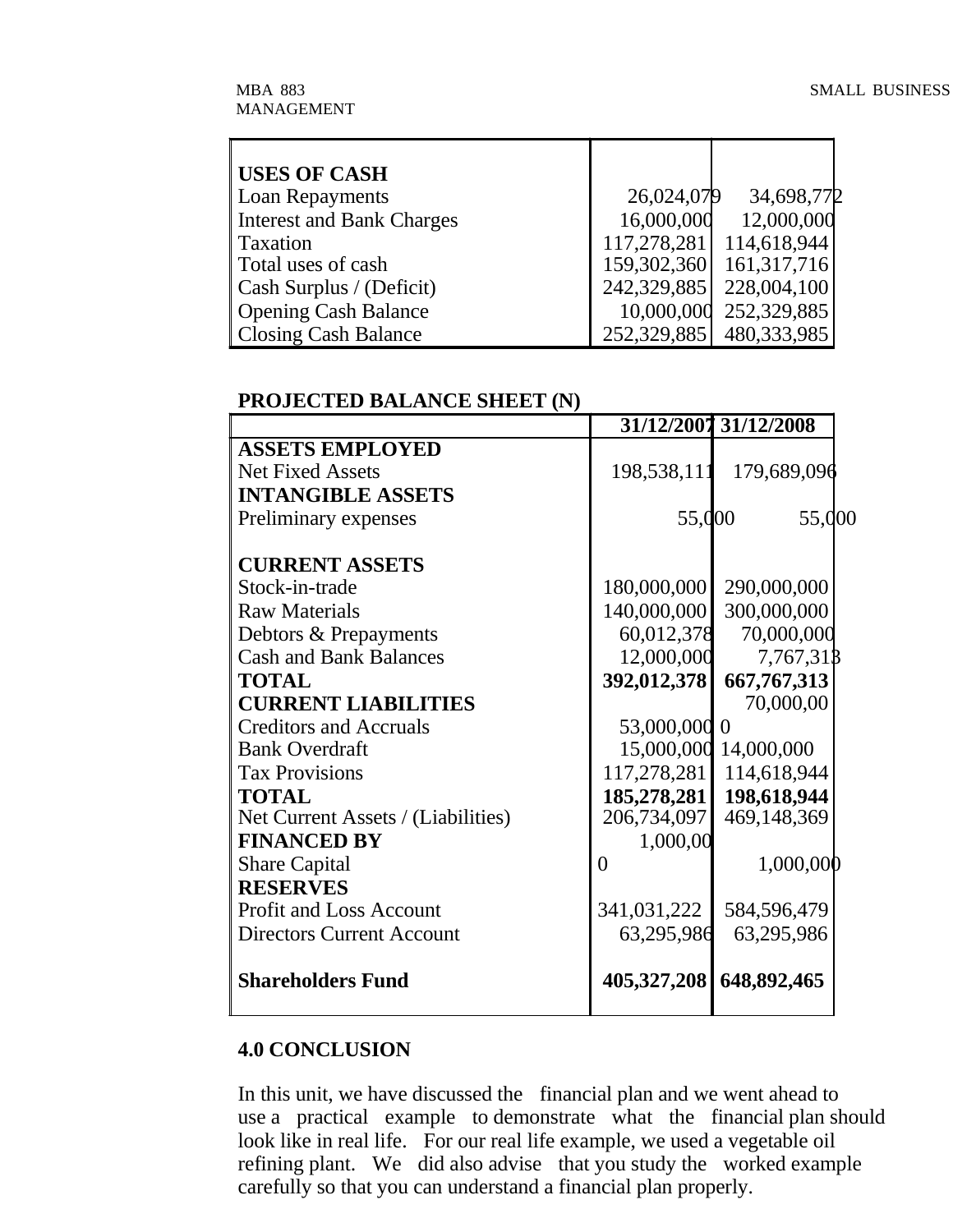| | | |
|---|---|---|
| **USES OF CASH** | | |
| Loan Repayments | 26,024,079 | 34,698,772 |
| Interest and Bank Charges | 16,000,000 | 12,000,000 |
| Taxation | 117,278,281 | 114,618,944 |
| Total uses of cash | 159,302,360 | 161,317,716 |
| Cash Surplus / (Deficit) | 242,329,885 | 228,004,100 |
| Opening Cash Balance | 10,000,000 | 252,329,885 |
| Closing Cash Balance | 252,329,885 | 480,333,985 |

**PROJECTED BALANCE SHEET (N)**

| | 31/12/2007 | 31/12/2008 |
|---|---|---|
| **ASSETS EMPLOYED** | | |
| Net Fixed Assets | 198,538,111 | 179,689,096 |
| **INTANGIBLE ASSETS** | | |
| Preliminary expenses | 55,000 | 55,000 |
| **CURRENT ASSETS** | | |
| Stock-in-trade | 180,000,000 | 290,000,000 |
| Raw Materials | 140,000,000 | 300,000,000 |
| Debtors & Prepayments | 60,012,378 | 70,000,000 |
| Cash and Bank Balances | 12,000,000 | 7,767,313 |
| **TOTAL** | **392,012,378** | **667,767,313** |
| **CURRENT LIABILITIES** | | |
| Creditors and Accruals | 53,000,000 | 70,000,000 |
| Bank Overdraft | 15,000,000 | 14,000,000 |
| Tax Provisions | 117,278,281 | 114,618,944 |
| **TOTAL** | **185,278,281** | **198,618,944** |
| Net Current Assets / (Liabilities) | 206,734,097 | 469,148,369 |
| **FINANCED BY** | | |
| Share Capital | 1,000,000 | 1,000,000 |
| **RESERVES** | | |
| Profit and Loss Account | 341,031,222 | 584,596,479 |
| Directors Current Account | 63,295,986 | 63,295,986 |
| **Shareholders Fund** | **405,327,208** | **648,892,465** |

## 4.0 CONCLUSION

In this unit, we have discussed the financial plan and we went ahead to use a practical example to demonstrate what the financial plan should look like in real life. For our real life example, we used a vegetable oil refining plant. We did also advise that you study the worked example carefully so that you can understand a financial plan properly.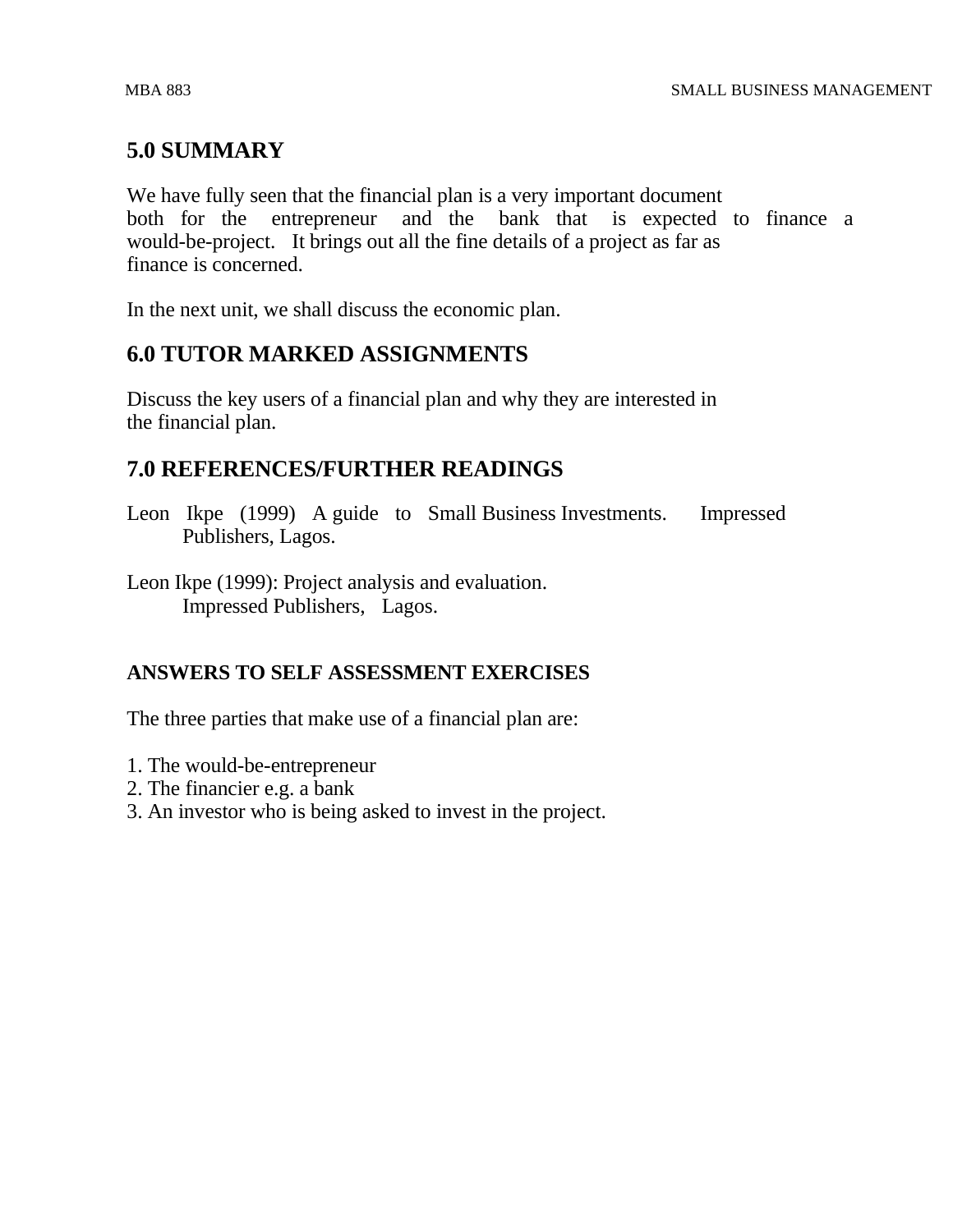## 5.0 SUMMARY

We have fully seen that the financial plan is a very important document both for the entrepreneur and the bank that is expected to finance a would-be-project. It brings out all the fine details of a project as far as finance is concerned.

In the next unit, we shall discuss the economic plan.

## 6.0 TUTOR MARKED ASSIGNMENTS

Discuss the key users of a financial plan and why they are interested in the financial plan.

## 7.0 REFERENCES/FURTHER READINGS

Leon Ikpe (1999) A guide to Small Business Investments. Impressed Publishers, Lagos.

Leon Ikpe (1999): Project analysis and evaluation. Impressed Publishers, Lagos.

### ANSWERS TO SELF ASSESSMENT EXERCISES

The three parties that make use of a financial plan are:

1. The would-be-entrepreneur
2. The financier e.g. a bank
3. An investor who is being asked to invest in the project.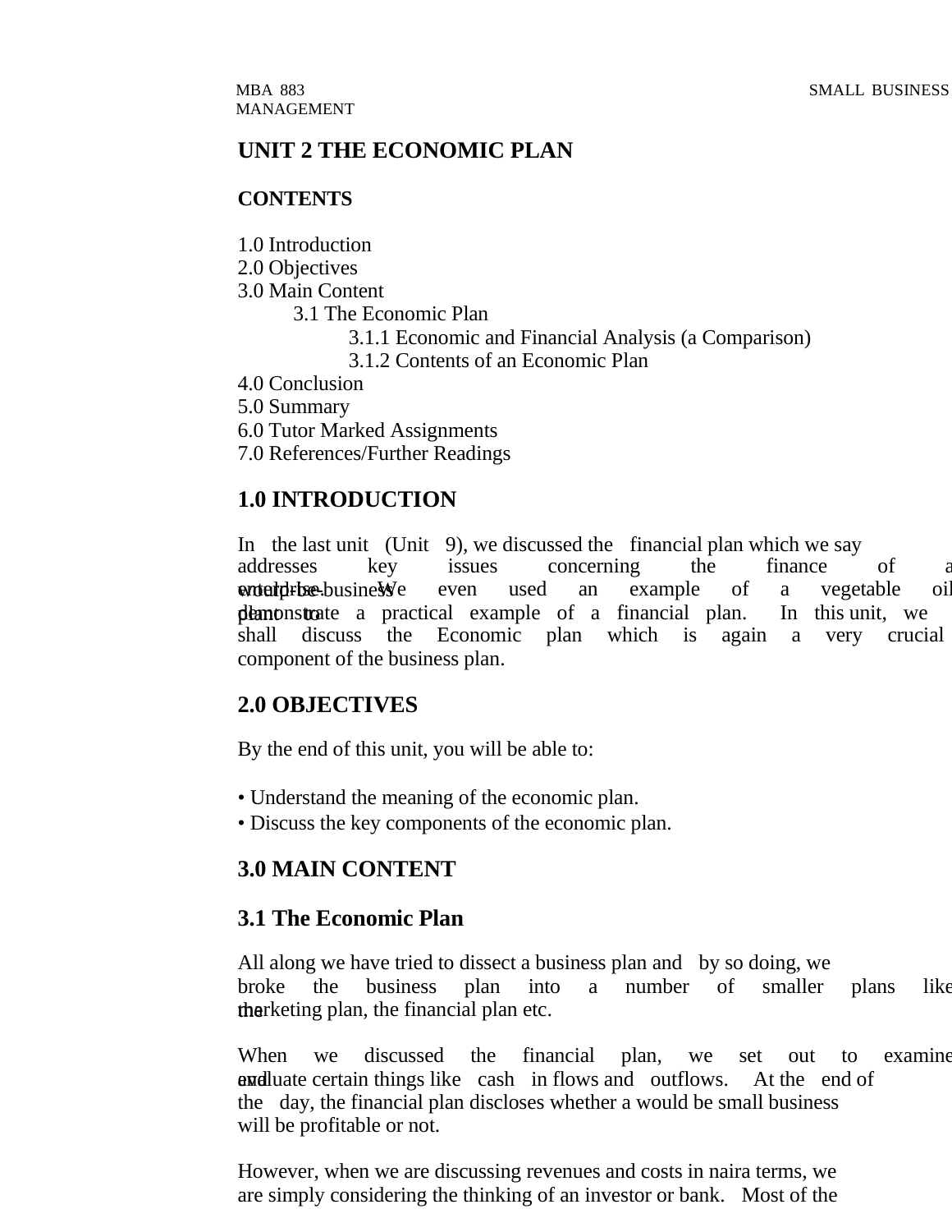# UNIT 2 THE ECONOMIC PLAN

## CONTENTS

1.0 Introduction
2.0 Objectives
3.0 Main Content
- 3.1 The Economic Plan
  - 3.1.1 Economic and Financial Analysis (a Comparison)
  - 3.1.2 Contents of an Economic Plan

4.0 Conclusion
5.0 Summary
6.0 Tutor Marked Assignments
7.0 References/Further Readings

## 1.0 INTRODUCTION

In the last unit (Unit 9), we discussed the financial plan which we say addresses key issues concerning the finance of a would-be-business enterprise. We even used an example of a vegetable oil plant to demonstrate a practical example of a financial plan. In this unit, we shall discuss the Economic plan which is again a very crucial component of the business plan.

## 2.0 OBJECTIVES

By the end of this unit, you will be able to:

- Understand the meaning of the economic plan.
- Discuss the key components of the economic plan.

## 3.0 MAIN CONTENT

## 3.1 The Economic Plan

All along we have tried to dissect a business plan and by so doing, we broke the business plan into a number of smaller plans like the marketing plan, the financial plan etc.

When we discussed the financial plan, we set out to examine and evaluate certain things like cash in flows and outflows. At the end of the day, the financial plan discloses whether a would be small business will be profitable or not.

However, when we are discussing revenues and costs in naira terms, we are simply considering the thinking of an investor or bank. Most of the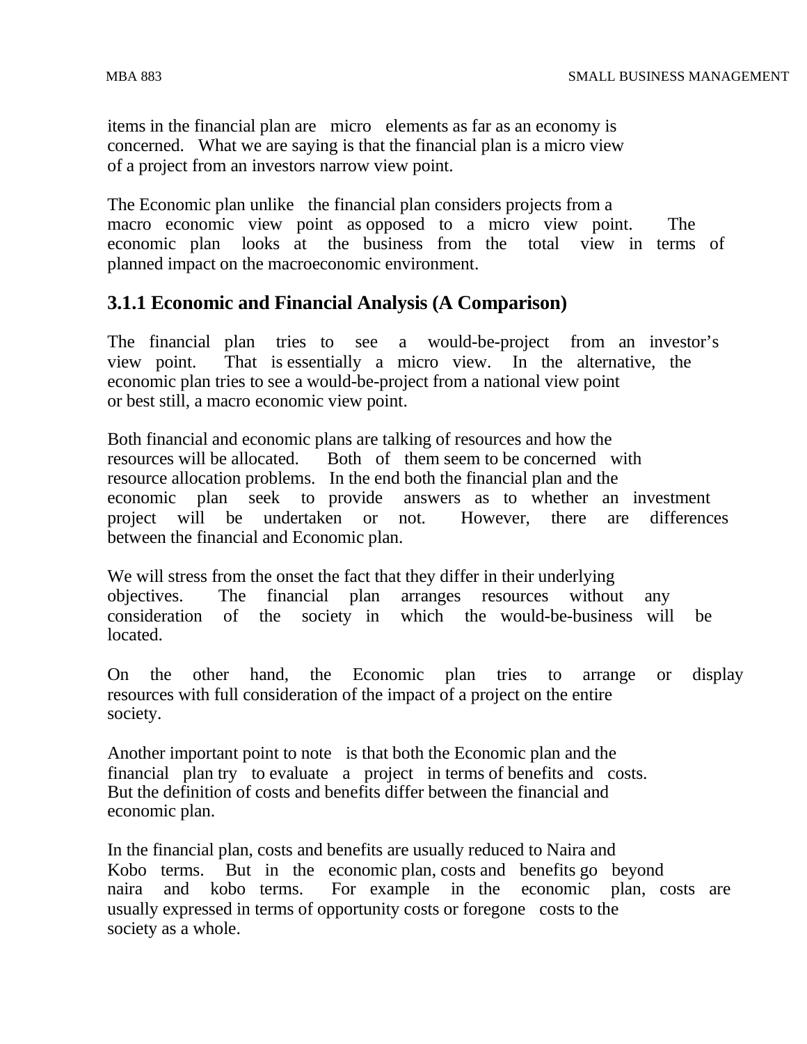items in the financial plan are micro elements as far as an economy is concerned. What we are saying is that the financial plan is a micro view of a project from an investors narrow view point.

The Economic plan unlike the financial plan considers projects from a macro economic view point as opposed to a micro view point. The economic plan looks at the business from the total view in terms of planned impact on the macroeconomic environment.

### 3.1.1 Economic and Financial Analysis (A Comparison)

The financial plan tries to see a would-be-project from an investor's view point. That is essentially a micro view. In the alternative, the economic plan tries to see a would-be-project from a national view point or best still, a macro economic view point.

Both financial and economic plans are talking of resources and how the resources will be allocated. Both of them seem to be concerned with resource allocation problems. In the end both the financial plan and the economic plan seek to provide answers as to whether an investment project will be undertaken or not. However, there are differences between the financial and Economic plan.

We will stress from the onset the fact that they differ in their underlying objectives. The financial plan arranges resources without any consideration of the society in which the would-be-business will be located.

On the other hand, the Economic plan tries to arrange or display resources with full consideration of the impact of a project on the entire society.

Another important point to note is that both the Economic plan and the financial plan try to evaluate a project in terms of benefits and costs. But the definition of costs and benefits differ between the financial and economic plan.

In the financial plan, costs and benefits are usually reduced to Naira and Kobo terms. But in the economic plan, costs and benefits go beyond naira and kobo terms. For example in the economic plan, costs are usually expressed in terms of opportunity costs or foregone costs to the society as a whole.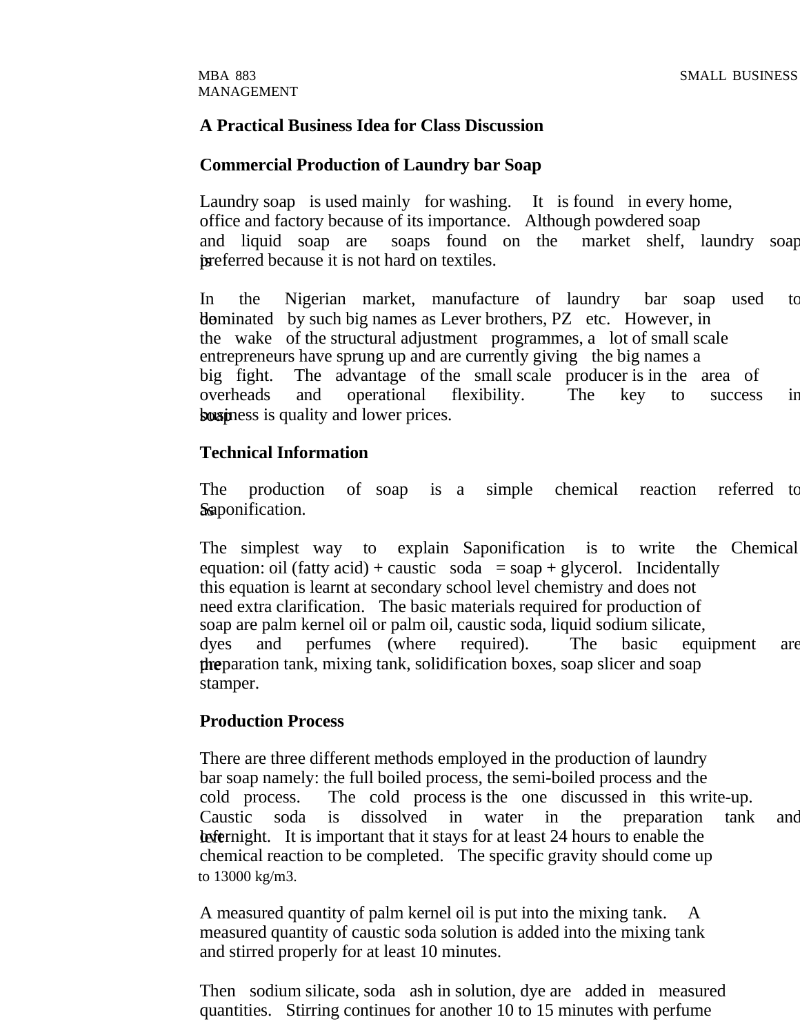## A Practical Business Idea for Class Discussion

### Commercial Production of Laundry bar Soap

Laundry soap is used mainly for washing. It is found in every home, office and factory because of its importance. Although powdered soap and liquid soap are soaps found on the market shelf, laundry soap is preferred because it is not hard on textiles.

In the Nigerian market, manufacture of laundry bar soap used to be dominated by such big names as Lever brothers, PZ etc. However, in the wake of the structural adjustment programmes, a lot of small scale entrepreneurs have sprung up and are currently giving the big names a big fight. The advantage of the small scale producer is in the area of overheads and operational flexibility. The key to success in soap business is quality and lower prices.

### Technical Information

The production of soap is a simple chemical reaction referred to as Saponification.

The simplest way to explain Saponification is to write the Chemical equation: oil (fatty acid) + caustic soda = soap + glycerol. Incidentally this equation is learnt at secondary school level chemistry and does not need extra clarification. The basic materials required for production of soap are palm kernel oil or palm oil, caustic soda, liquid sodium silicate, dyes and perfumes (where required). The basic equipment are the preparation tank, mixing tank, solidification boxes, soap slicer and soap stamper.

### Production Process

There are three different methods employed in the production of laundry bar soap namely: the full boiled process, the semi-boiled process and the cold process. The cold process is the one discussed in this write-up. Caustic soda is dissolved in water in the preparation tank and left overnight. It is important that it stays for at least 24 hours to enable the chemical reaction to be completed. The specific gravity should come up to 13000 kg/m3.

A measured quantity of palm kernel oil is put into the mixing tank. A measured quantity of caustic soda solution is added into the mixing tank and stirred properly for at least 10 minutes.

Then sodium silicate, soda ash in solution, dye are added in measured quantities. Stirring continues for another 10 to 15 minutes with perfume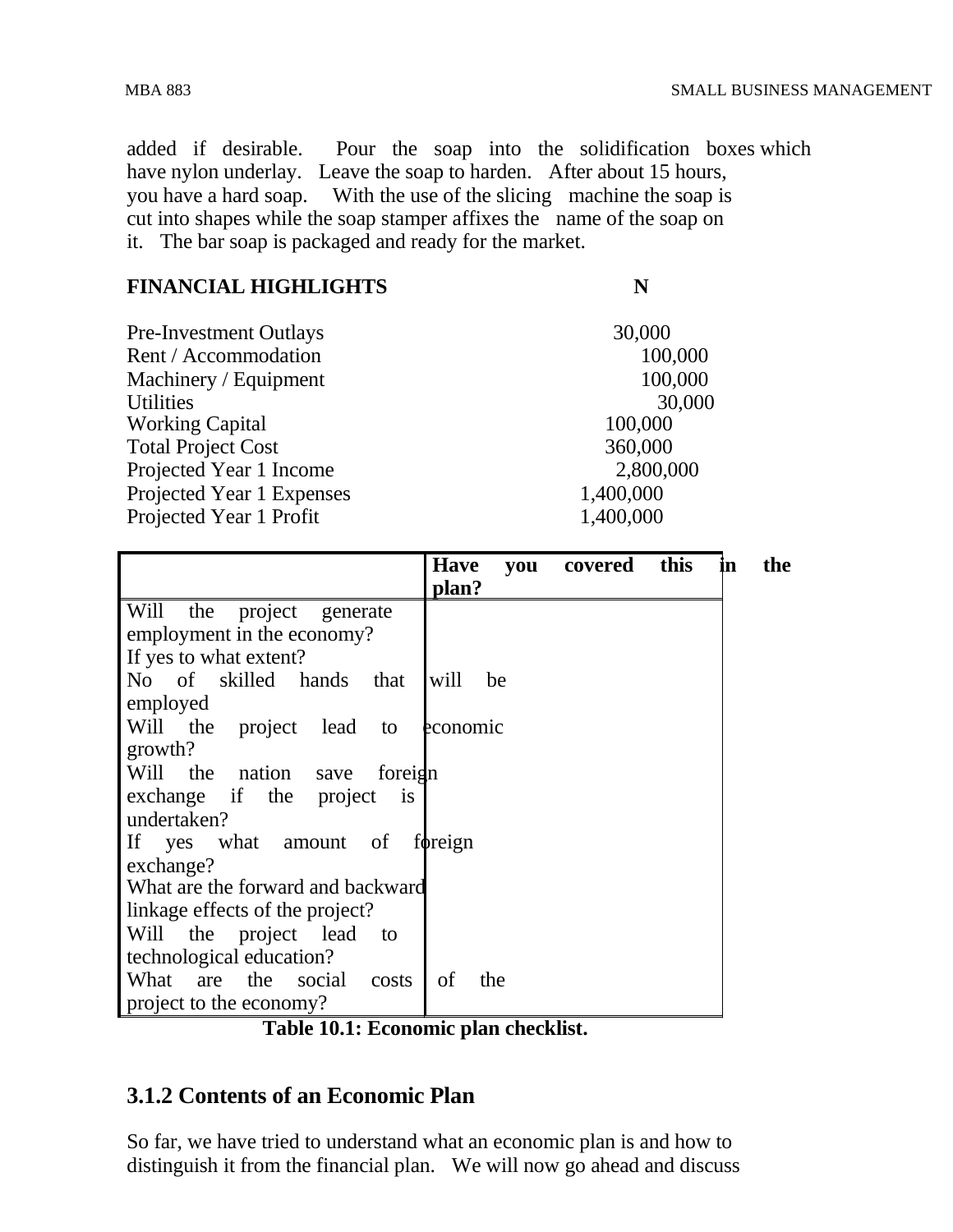added if desirable. Pour the soap into the solidification boxes which have nylon underlay. Leave the soap to harden. After about 15 hours, you have a hard soap. With the use of the slicing machine the soap is cut into shapes while the soap stamper affixes the name of the soap on it. The bar soap is packaged and ready for the market.

| **FINANCIAL HIGHLIGHTS** | **N** |
|---|---|
| Pre-Investment Outlays | 30,000 |
| Rent / Accommodation | 100,000 |
| Machinery / Equipment | 100,000 |
| Utilities | 30,000 |
| Working Capital | 100,000 |
| Total Project Cost | 360,000 |
| Projected Year 1 Income | 2,800,000 |
| Projected Year 1 Expenses | 1,400,000 |
| Projected Year 1 Profit | 1,400,000 |

| | **Have you covered this in the plan?** |
|---|---|
| Will the project generate employment in the economy? If yes to what extent? No of skilled hands that will be employed | |
| Will the project lead to economic growth? | |
| Will the nation save foreign exchange if the project is undertaken? If yes what amount of foreign exchange? | |
| What are the forward and backward linkage effects of the project? | |
| Will the project lead to technological education? | |
| What are the social costs of the project to the economy? | |

**Table 10.1: Economic plan checklist.**

### 3.1.2 Contents of an Economic Plan

So far, we have tried to understand what an economic plan is and how to distinguish it from the financial plan. We will now go ahead and discuss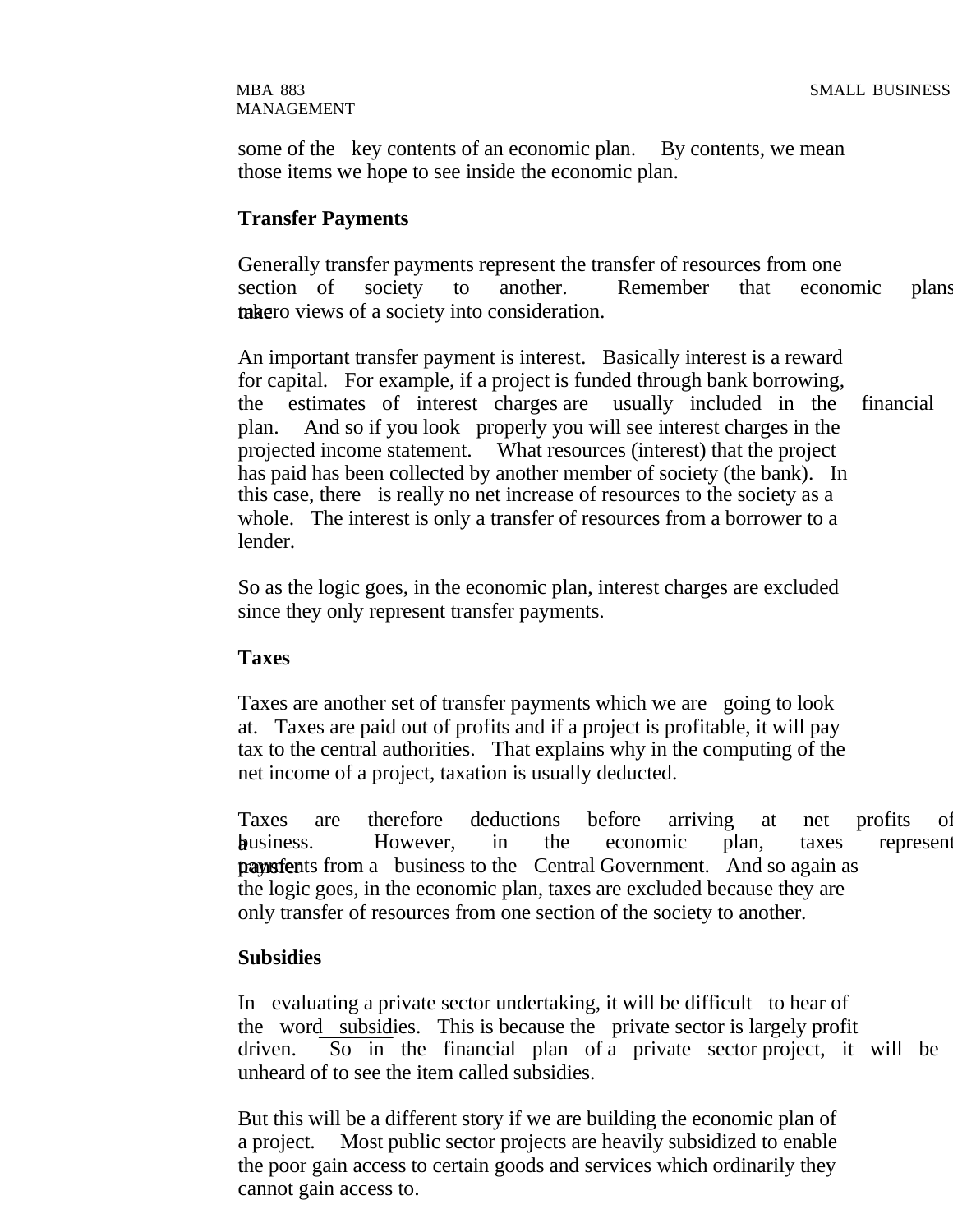some of the key contents of an economic plan. By contents, we mean those items we hope to see inside the economic plan.

**Transfer Payments**

Generally transfer payments represent the transfer of resources from one section of society to another. Remember that economic plans take macro views of a society into consideration.

An important transfer payment is interest. Basically interest is a reward for capital. For example, if a project is funded through bank borrowing, the estimates of interest charges are usually included in the financial plan. And so if you look properly you will see interest charges in the projected income statement. What resources (interest) that the project has paid has been collected by another member of society (the bank). In this case, there is really no net increase of resources to the society as a whole. The interest is only a transfer of resources from a borrower to a lender.

So as the logic goes, in the economic plan, interest charges are excluded since they only represent transfer payments.

**Taxes**

Taxes are another set of transfer payments which we are going to look at. Taxes are paid out of profits and if a project is profitable, it will pay tax to the central authorities. That explains why in the computing of the net income of a project, taxation is usually deducted.

Taxes are therefore deductions before arriving at net profits of a business. However, in the economic plan, taxes represent transfer payments from a business to the Central Government. And so again as the logic goes, in the economic plan, taxes are excluded because they are only transfer of resources from one section of the society to another.

**Subsidies**

In evaluating a private sector undertaking, it will be difficult to hear of the word subsidies. This is because the private sector is largely profit driven. So in the financial plan of a private sector project, it will be unheard of to see the item called subsidies.

But this will be a different story if we are building the economic plan of a project. Most public sector projects are heavily subsidized to enable the poor gain access to certain goods and services which ordinarily they cannot gain access to.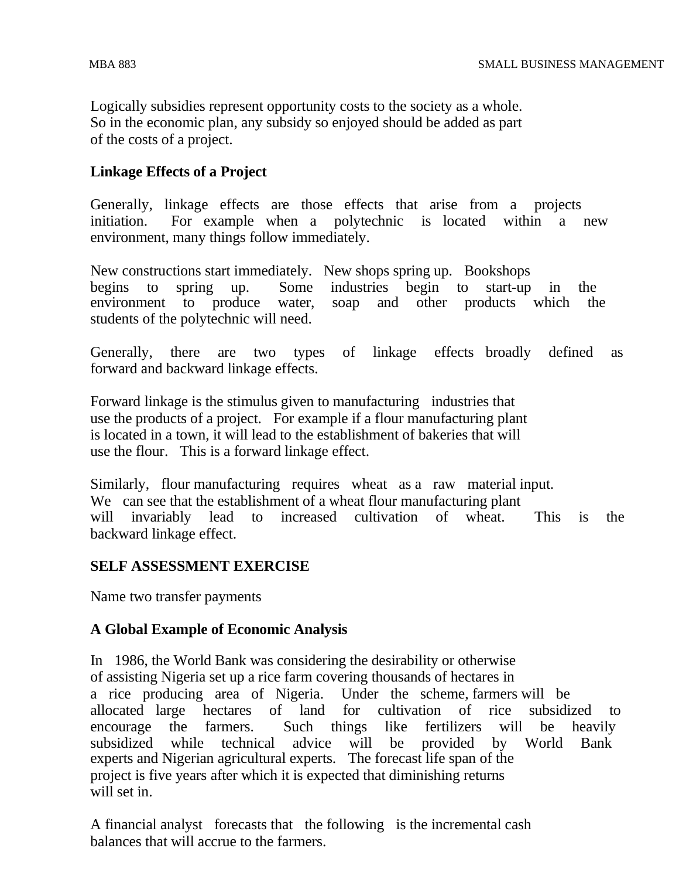Logically subsidies represent opportunity costs to the society as a whole. So in the economic plan, any subsidy so enjoyed should be added as part of the costs of a project.

**Linkage Effects of a Project**

Generally, linkage effects are those effects that arise from a projects initiation. For example when a polytechnic is located within a new environment, many things follow immediately.

New constructions start immediately. New shops spring up. Bookshops begins to spring up. Some industries begin to start-up in the environment to produce water, soap and other products which the students of the polytechnic will need.

Generally, there are two types of linkage effects broadly defined as forward and backward linkage effects.

Forward linkage is the stimulus given to manufacturing industries that use the products of a project. For example if a flour manufacturing plant is located in a town, it will lead to the establishment of bakeries that will use the flour. This is a forward linkage effect.

Similarly, flour manufacturing requires wheat as a raw material input. We can see that the establishment of a wheat flour manufacturing plant will invariably lead to increased cultivation of wheat. This is the backward linkage effect.

**SELF ASSESSMENT EXERCISE**

Name two transfer payments

**A Global Example of Economic Analysis**

In 1986, the World Bank was considering the desirability or otherwise of assisting Nigeria set up a rice farm covering thousands of hectares in a rice producing area of Nigeria. Under the scheme, farmers will be allocated large hectares of land for cultivation of rice subsidized to encourage the farmers. Such things like fertilizers will be heavily subsidized while technical advice will be provided by World Bank experts and Nigerian agricultural experts. The forecast life span of the project is five years after which it is expected that diminishing returns will set in.

A financial analyst forecasts that the following is the incremental cash balances that will accrue to the farmers.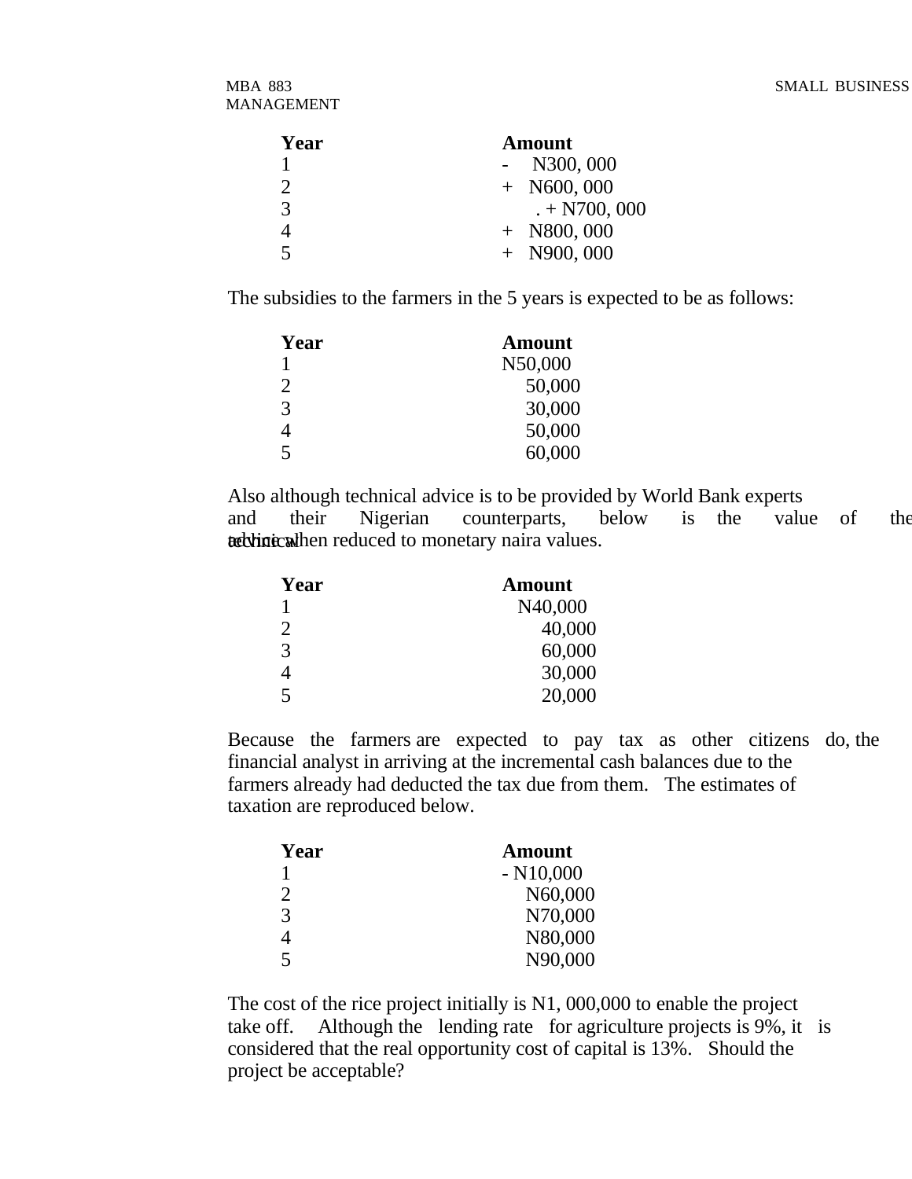| Year | Amount |
|---|---|
| 1 | - N300, 000 |
| 2 | + N600, 000 |
| 3 | . + N700, 000 |
| 4 | + N800, 000 |
| 5 | + N900, 000 |

The subsidies to the farmers in the 5 years is expected to be as follows:

| Year | Amount |
|---|---|
| 1 | N50,000 |
| 2 | 50,000 |
| 3 | 30,000 |
| 4 | 50,000 |
| 5 | 60,000 |

Also although technical advice is to be provided by World Bank experts and their Nigerian counterparts, below is the value of the technical advice when reduced to monetary naira values.

| Year | Amount |
|---|---|
| 1 | N40,000 |
| 2 | 40,000 |
| 3 | 60,000 |
| 4 | 30,000 |
| 5 | 20,000 |

Because the farmers are expected to pay tax as other citizens do, the financial analyst in arriving at the incremental cash balances due to the farmers already had deducted the tax due from them. The estimates of taxation are reproduced below.

| Year | Amount |
|---|---|
| 1 | - N10,000 |
| 2 | N60,000 |
| 3 | N70,000 |
| 4 | N80,000 |
| 5 | N90,000 |

The cost of the rice project initially is N1, 000,000 to enable the project take off. Although the lending rate for agriculture projects is 9%, it is considered that the real opportunity cost of capital is 13%. Should the project be acceptable?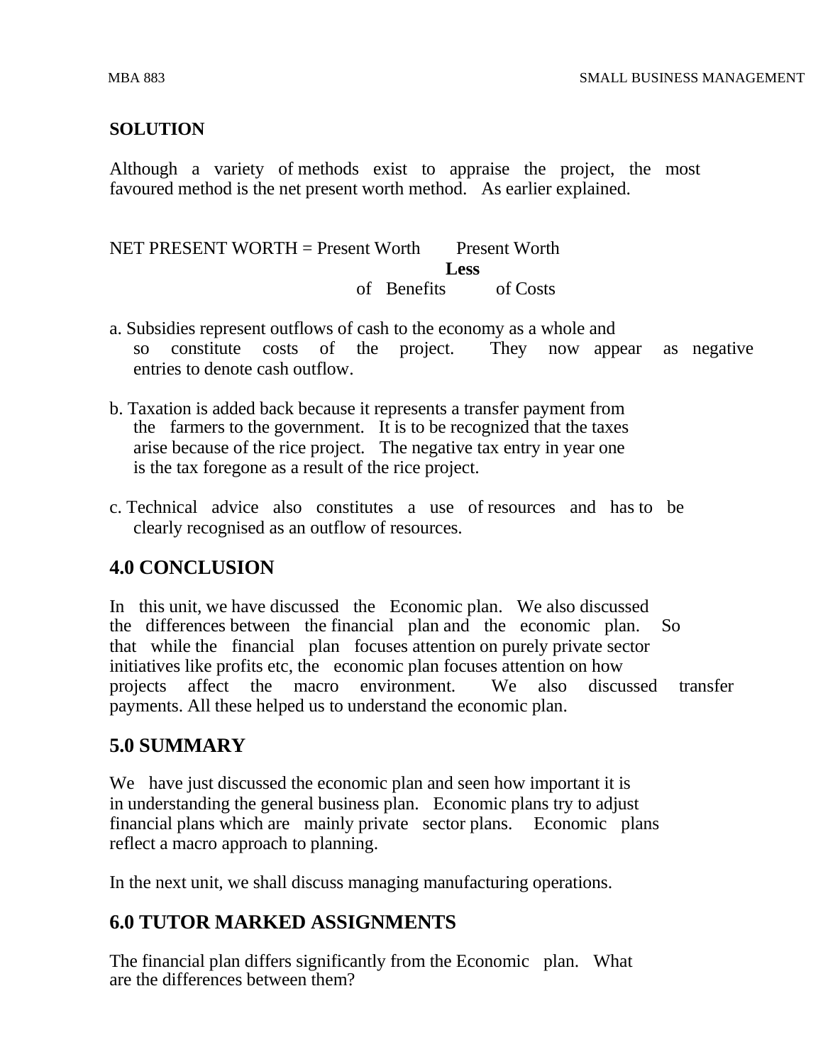**SOLUTION**

Although a variety of methods exist to appraise the project, the most favoured method is the net present worth method. As earlier explained.

NET PRESENT WORTH = Present Worth of Benefits **Less** Present Worth of Costs

a. Subsidies represent outflows of cash to the economy as a whole and so constitute costs of the project. They now appear as negative entries to denote cash outflow.

b. Taxation is added back because it represents a transfer payment from the farmers to the government. It is to be recognized that the taxes arise because of the rice project. The negative tax entry in year one is the tax foregone as a result of the rice project.

c. Technical advice also constitutes a use of resources and has to be clearly recognised as an outflow of resources.

## 4.0 CONCLUSION

In this unit, we have discussed the Economic plan. We also discussed the differences between the financial plan and the economic plan. So that while the financial plan focuses attention on purely private sector initiatives like profits etc, the economic plan focuses attention on how projects affect the macro environment. We also discussed transfer payments. All these helped us to understand the economic plan.

## 5.0 SUMMARY

We have just discussed the economic plan and seen how important it is in understanding the general business plan. Economic plans try to adjust financial plans which are mainly private sector plans. Economic plans reflect a macro approach to planning.

In the next unit, we shall discuss managing manufacturing operations.

## 6.0 TUTOR MARKED ASSIGNMENTS

The financial plan differs significantly from the Economic plan. What are the differences between them?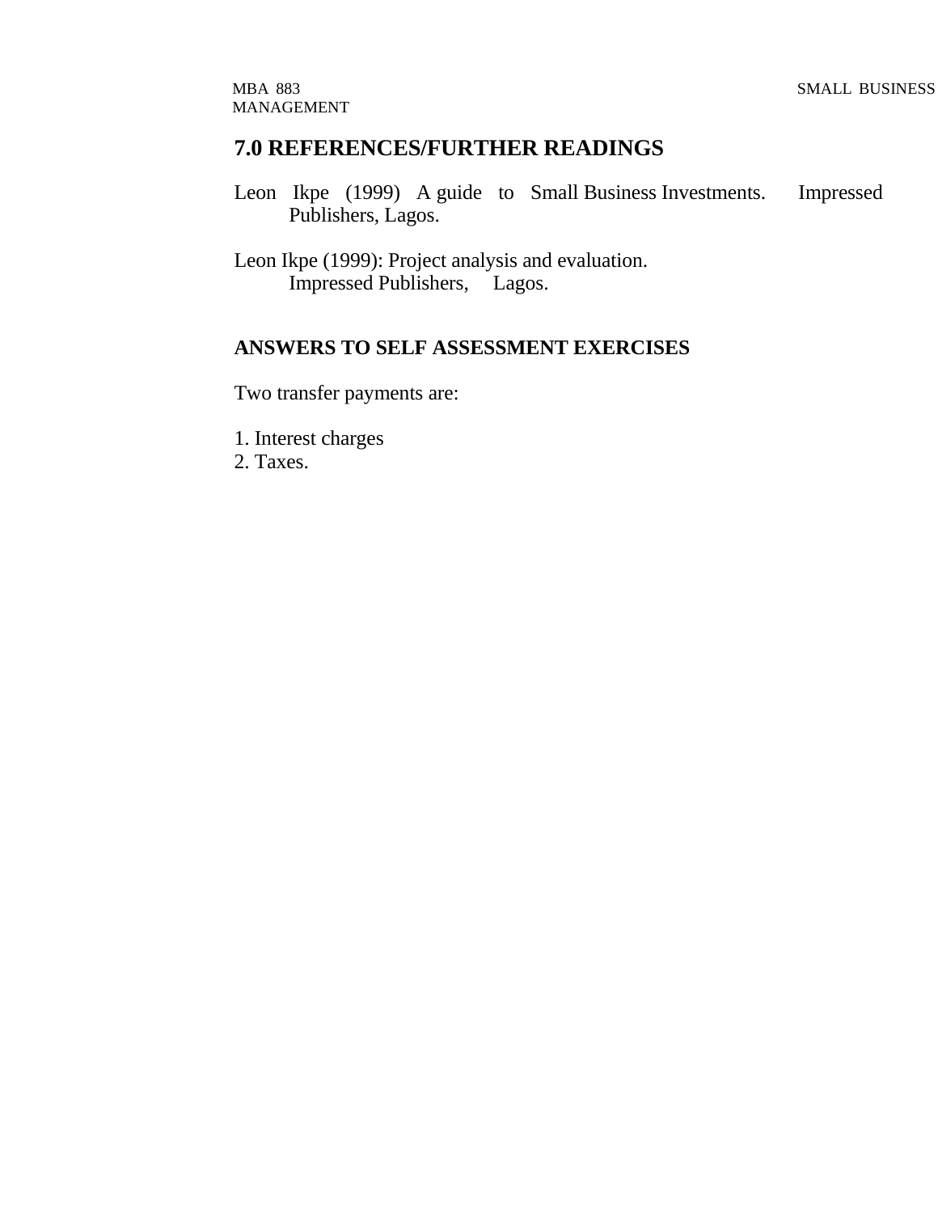## 7.0 REFERENCES/FURTHER READINGS

Leon Ikpe (1999) A guide to Small Business Investments. Impressed Publishers, Lagos.

Leon Ikpe (1999): Project analysis and evaluation. Impressed Publishers, Lagos.

## ANSWERS TO SELF ASSESSMENT EXERCISES

Two transfer payments are:

1. Interest charges
2. Taxes.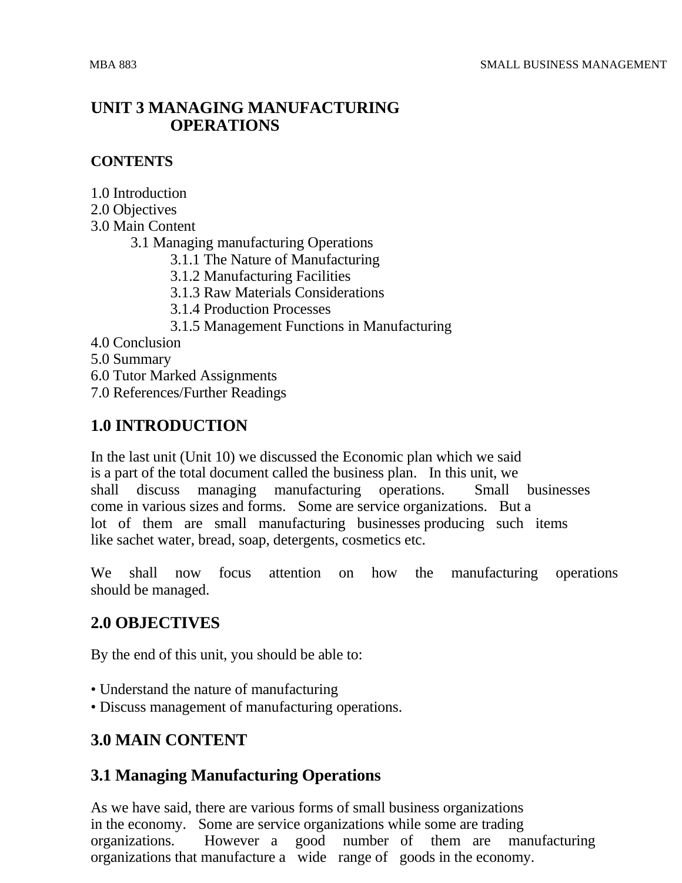# UNIT 3 MANAGING MANUFACTURING OPERATIONS

**CONTENTS**

1.0 Introduction
2.0 Objectives
3.0 Main Content
    3.1 Managing manufacturing Operations
        3.1.1 The Nature of Manufacturing
        3.1.2 Manufacturing Facilities
        3.1.3 Raw Materials Considerations
        3.1.4 Production Processes
        3.1.5 Management Functions in Manufacturing
4.0 Conclusion
5.0 Summary
6.0 Tutor Marked Assignments
7.0 References/Further Readings

## 1.0 INTRODUCTION

In the last unit (Unit 10) we discussed the Economic plan which we said is a part of the total document called the business plan. In this unit, we shall discuss managing manufacturing operations. Small businesses come in various sizes and forms. Some are service organizations. But a lot of them are small manufacturing businesses producing such items like sachet water, bread, soap, detergents, cosmetics etc.

We shall now focus attention on how the manufacturing operations should be managed.

## 2.0 OBJECTIVES

By the end of this unit, you should be able to:

- Understand the nature of manufacturing
- Discuss management of manufacturing operations.

## 3.0 MAIN CONTENT

## 3.1 Managing Manufacturing Operations

As we have said, there are various forms of small business organizations in the economy. Some are service organizations while some are trading organizations. However a good number of them are manufacturing organizations that manufacture a wide range of goods in the economy.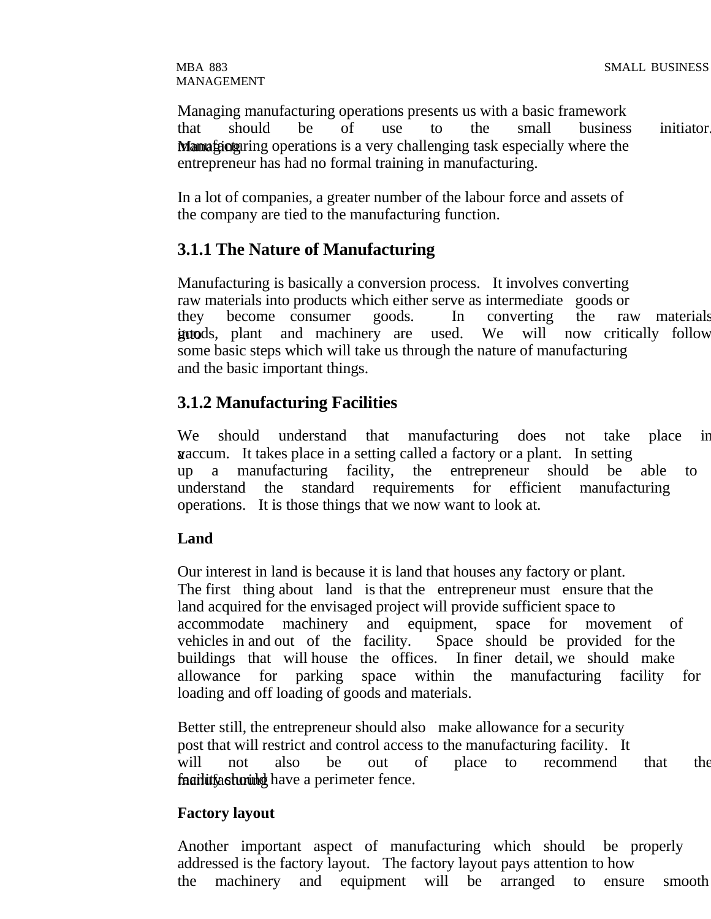Managing manufacturing operations presents us with a basic framework that should be of use to the small business initiator. Managing manufacturing operations is a very challenging task especially where the entrepreneur has had no formal training in manufacturing.

In a lot of companies, a greater number of the labour force and assets of the company are tied to the manufacturing function.

### 3.1.1 The Nature of Manufacturing

Manufacturing is basically a conversion process. It involves converting raw materials into products which either serve as intermediate goods or they become consumer goods. In converting the raw materials into goods, plant and machinery are used. We will now critically follow some basic steps which will take us through the nature of manufacturing and the basic important things.

### 3.1.2 Manufacturing Facilities

We should understand that manufacturing does not take place in a vaccum. It takes place in a setting called a factory or a plant. In setting up a manufacturing facility, the entrepreneur should be able to understand the standard requirements for efficient manufacturing operations. It is those things that we now want to look at.

**Land**

Our interest in land is because it is land that houses any factory or plant. The first thing about land is that the entrepreneur must ensure that the land acquired for the envisaged project will provide sufficient space to accommodate machinery and equipment, space for movement of vehicles in and out of the facility. Space should be provided for the buildings that will house the offices. In finer detail, we should make allowance for parking space within the manufacturing facility for loading and off loading of goods and materials.

Better still, the entrepreneur should also make allowance for a security post that will restrict and control access to the manufacturing facility. It will not also be out of place to recommend that the manufacturing facility should have a perimeter fence.

**Factory layout**

Another important aspect of manufacturing which should be properly addressed is the factory layout. The factory layout pays attention to how the machinery and equipment will be arranged to ensure smooth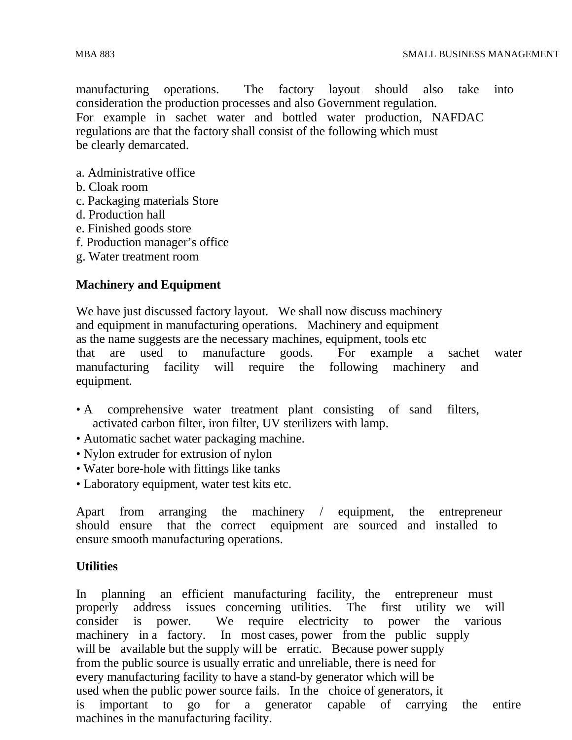manufacturing operations. The factory layout should also take into consideration the production processes and also Government regulation. For example in sachet water and bottled water production, NAFDAC regulations are that the factory shall consist of the following which must be clearly demarcated.

a. Administrative office
b. Cloak room
c. Packaging materials Store
d. Production hall
e. Finished goods store
f. Production manager's office
g. Water treatment room

**Machinery and Equipment**

We have just discussed factory layout. We shall now discuss machinery and equipment in manufacturing operations. Machinery and equipment as the name suggests are the necessary machines, equipment, tools etc that are used to manufacture goods. For example a sachet water manufacturing facility will require the following machinery and equipment.

- A comprehensive water treatment plant consisting of sand filters, activated carbon filter, iron filter, UV sterilizers with lamp.
- Automatic sachet water packaging machine.
- Nylon extruder for extrusion of nylon
- Water bore-hole with fittings like tanks
- Laboratory equipment, water test kits etc.

Apart from arranging the machinery / equipment, the entrepreneur should ensure that the correct equipment are sourced and installed to ensure smooth manufacturing operations.

**Utilities**

In planning an efficient manufacturing facility, the entrepreneur must properly address issues concerning utilities. The first utility we will consider is power. We require electricity to power the various machinery in a factory. In most cases, power from the public supply will be available but the supply will be erratic. Because power supply from the public source is usually erratic and unreliable, there is need for every manufacturing facility to have a stand-by generator which will be used when the public power source fails. In the choice of generators, it is important to go for a generator capable of carrying the entire machines in the manufacturing facility.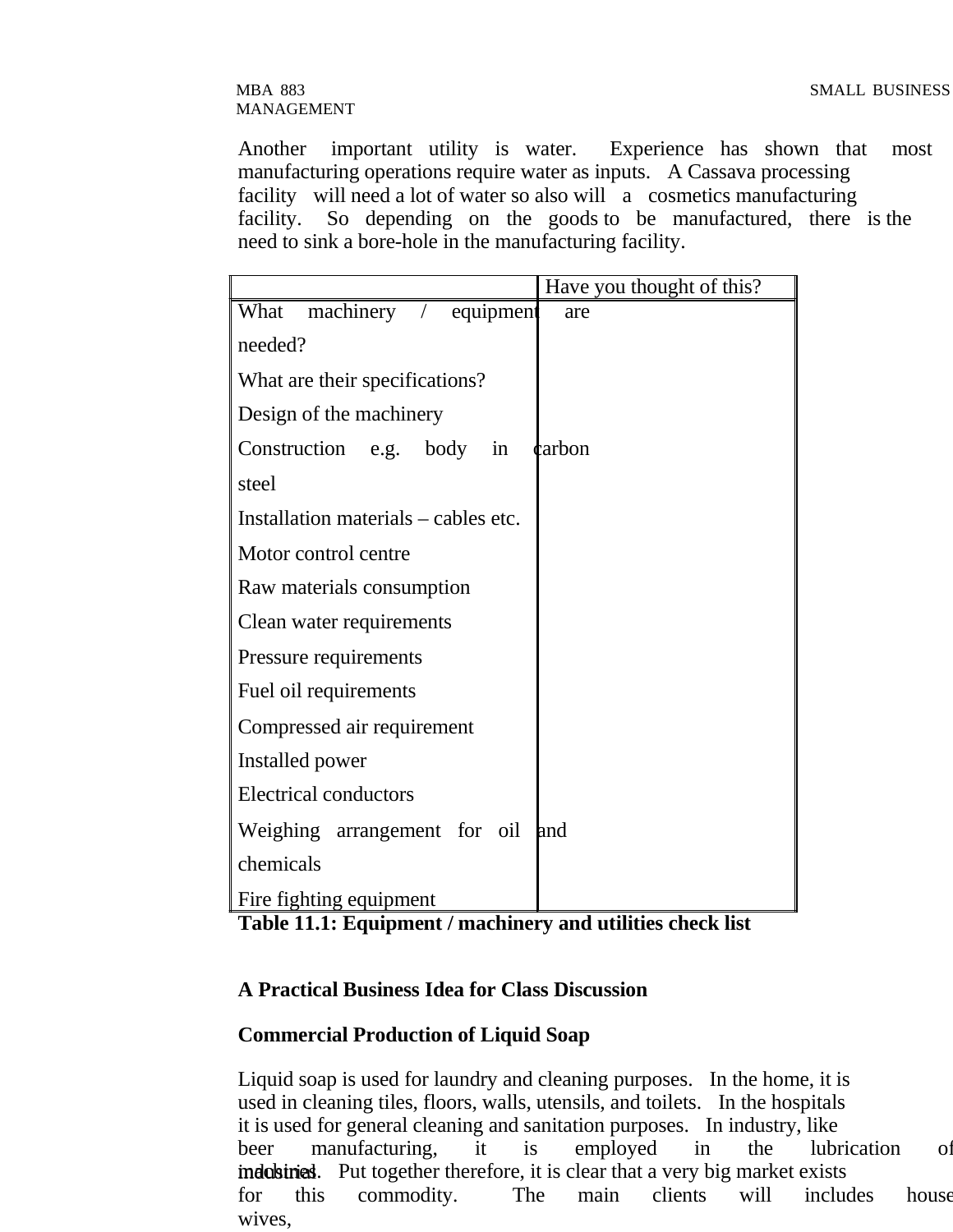Another important utility is water. Experience has shown that most manufacturing operations require water as inputs. A Cassava processing facility will need a lot of water so also will a cosmetics manufacturing facility. So depending on the goods to be manufactured, there is the need to sink a bore-hole in the manufacturing facility.

| | Have you thought of this? |
|---|---|
| What machinery / equipment are needed? | |
| What are their specifications? | |
| Design of the machinery | |
| Construction e.g. body in carbon steel | |
| Installation materials – cables etc. | |
| Motor control centre | |
| Raw materials consumption | |
| Clean water requirements | |
| Pressure requirements | |
| Fuel oil requirements | |
| Compressed air requirement | |
| Installed power | |
| Electrical conductors | |
| Weighing arrangement for oil and chemicals | |
| Fire fighting equipment | |

**Table 11.1: Equipment / machinery and utilities check list**

**A Practical Business Idea for Class Discussion**

**Commercial Production of Liquid Soap**

Liquid soap is used for laundry and cleaning purposes. In the home, it is used in cleaning tiles, floors, walls, utensils, and toilets. In the hospitals it is used for general cleaning and sanitation purposes. In industry, like beer manufacturing, it is employed in the lubrication of machines. Put together therefore, it is clear that a very big market exists for this commodity. The main clients will includes house wives,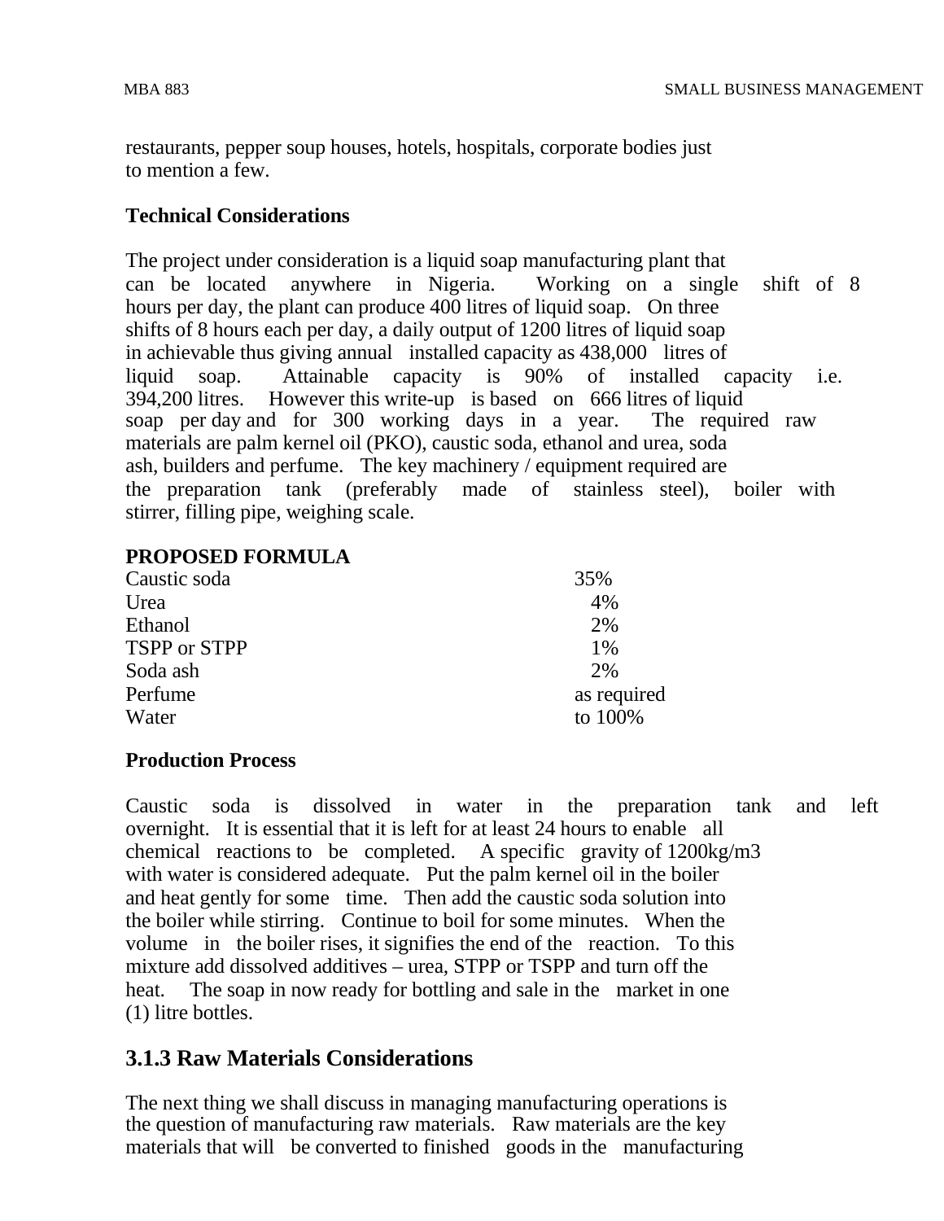restaurants, pepper soup houses, hotels, hospitals, corporate bodies just to mention a few.

**Technical Considerations**

The project under consideration is a liquid soap manufacturing plant that can be located anywhere in Nigeria. Working on a single shift of 8 hours per day, the plant can produce 400 litres of liquid soap. On three shifts of 8 hours each per day, a daily output of 1200 litres of liquid soap in achievable thus giving annual installed capacity as 438,000 litres of liquid soap. Attainable capacity is 90% of installed capacity i.e. 394,200 litres. However this write-up is based on 666 litres of liquid soap per day and for 300 working days in a year. The required raw materials are palm kernel oil (PKO), caustic soda, ethanol and urea, soda ash, builders and perfume. The key machinery / equipment required are the preparation tank (preferably made of stainless steel), boiler with stirrer, filling pipe, weighing scale.

**PROPOSED FORMULA**

| | |
|---|---|
| Caustic soda | 35% |
| Urea | 4% |
| Ethanol | 2% |
| TSPP or STPP | 1% |
| Soda ash | 2% |
| Perfume | as required |
| Water | to 100% |

**Production Process**

Caustic soda is dissolved in water in the preparation tank and left overnight. It is essential that it is left for at least 24 hours to enable all chemical reactions to be completed. A specific gravity of 1200kg/m3 with water is considered adequate. Put the palm kernel oil in the boiler and heat gently for some time. Then add the caustic soda solution into the boiler while stirring. Continue to boil for some minutes. When the volume in the boiler rises, it signifies the end of the reaction. To this mixture add dissolved additives – urea, STPP or TSPP and turn off the heat. The soap in now ready for bottling and sale in the market in one (1) litre bottles.

## 3.1.3 Raw Materials Considerations

The next thing we shall discuss in managing manufacturing operations is the question of manufacturing raw materials. Raw materials are the key materials that will be converted to finished goods in the manufacturing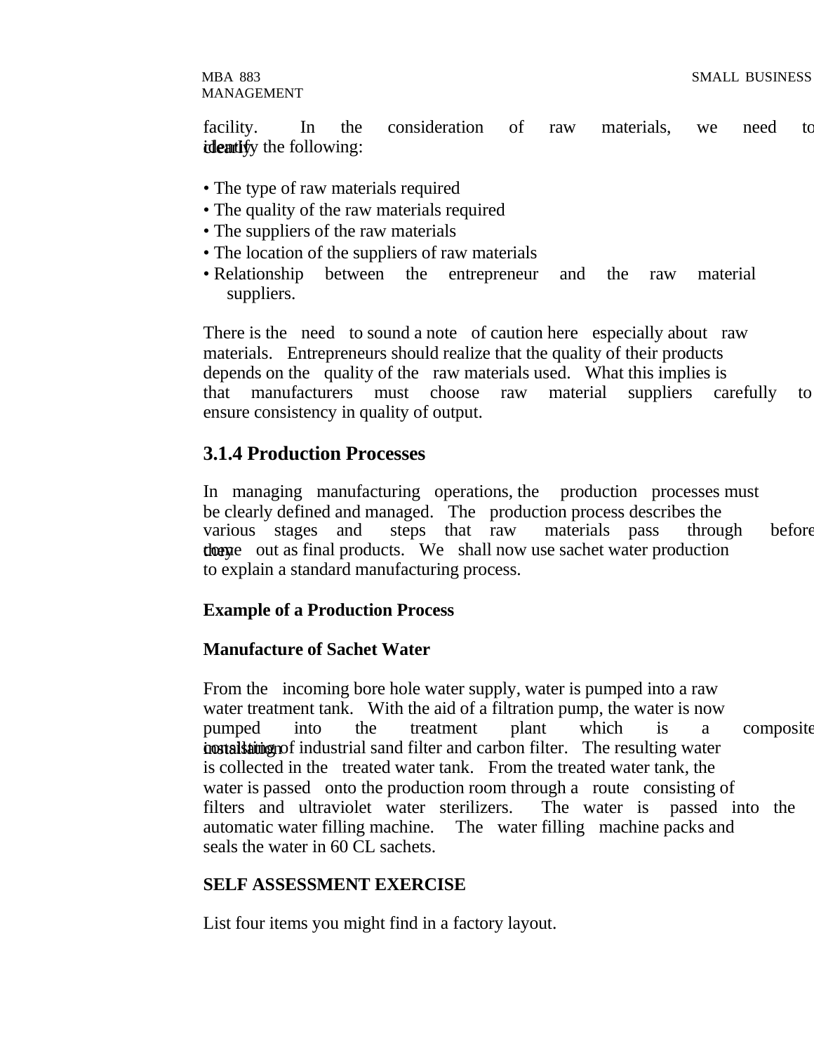facility. In the consideration of raw materials, we need to clearly identify the following:

- The type of raw materials required
- The quality of the raw materials required
- The suppliers of the raw materials
- The location of the suppliers of raw materials
- Relationship between the entrepreneur and the raw material suppliers.

There is the need to sound a note of caution here especially about raw materials. Entrepreneurs should realize that the quality of their products depends on the quality of the raw materials used. What this implies is that manufacturers must choose raw material suppliers carefully to ensure consistency in quality of output.

### 3.1.4 Production Processes

In managing manufacturing operations, the production processes must be clearly defined and managed. The production process describes the various stages and steps that raw materials pass through before they come out as final products. We shall now use sachet water production to explain a standard manufacturing process.

**Example of a Production Process**

**Manufacture of Sachet Water**

From the incoming bore hole water supply, water is pumped into a raw water treatment tank. With the aid of a filtration pump, the water is now pumped into the treatment plant which is a composite installation consisting of industrial sand filter and carbon filter. The resulting water is collected in the treated water tank. From the treated water tank, the water is passed onto the production room through a route consisting of filters and ultraviolet water sterilizers. The water is passed into the automatic water filling machine. The water filling machine packs and seals the water in 60 CL sachets.

**SELF ASSESSMENT EXERCISE**

List four items you might find in a factory layout.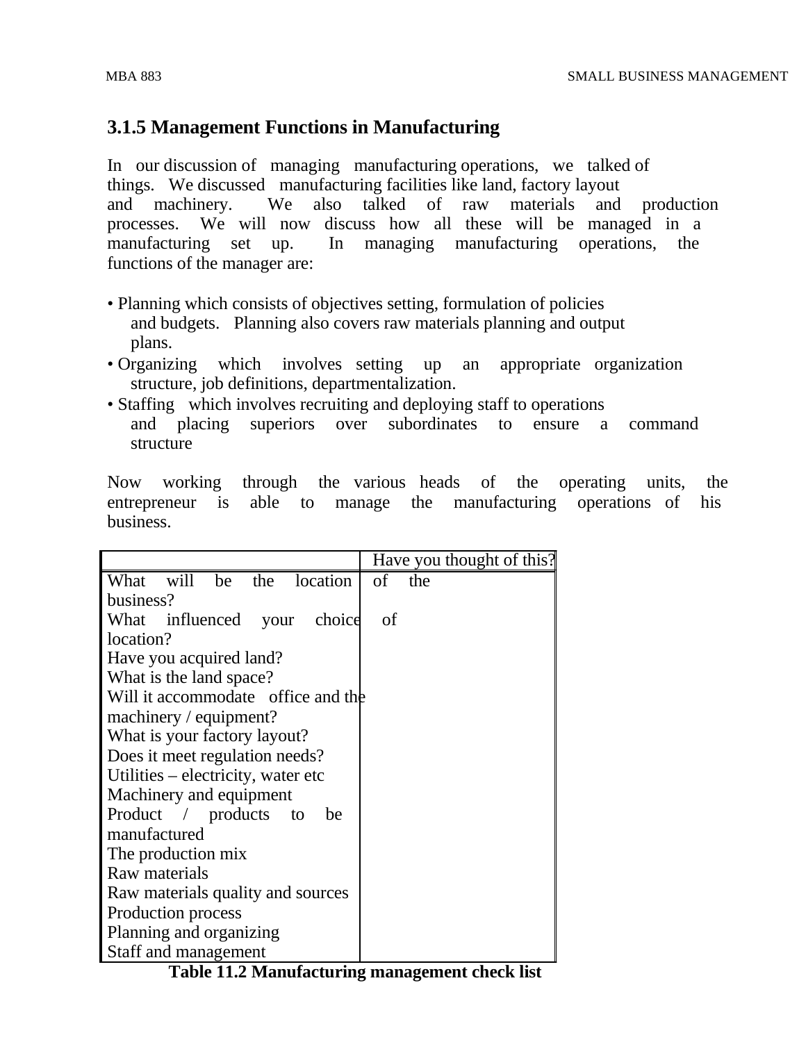### 3.1.5 Management Functions in Manufacturing

In our discussion of managing manufacturing operations, we talked of things. We discussed manufacturing facilities like land, factory layout and machinery. We also talked of raw materials and production processes. We will now discuss how all these will be managed in a manufacturing set up. In managing manufacturing operations, the functions of the manager are:

- Planning which consists of objectives setting, formulation of policies and budgets. Planning also covers raw materials planning and output plans.
- Organizing which involves setting up an appropriate organization structure, job definitions, departmentalization.
- Staffing which involves recruiting and deploying staff to operations and placing superiors over subordinates to ensure a command structure

Now working through the various heads of the operating units, the entrepreneur is able to manage the manufacturing operations of his business.

| | Have you thought of this? |
|---|---|
| What will be the location of the business?<br>What influenced your choice of location?<br>Have you acquired land?<br>What is the land space?<br>Will it accommodate office and the machinery / equipment?<br>What is your factory layout?<br>Does it meet regulation needs?<br>Utilities – electricity, water etc<br>Machinery and equipment<br>Product / products to be manufactured<br>The production mix<br>Raw materials<br>Raw materials quality and sources<br>Production process<br>Planning and organizing<br>Staff and management | |

**Table 11.2 Manufacturing management check list**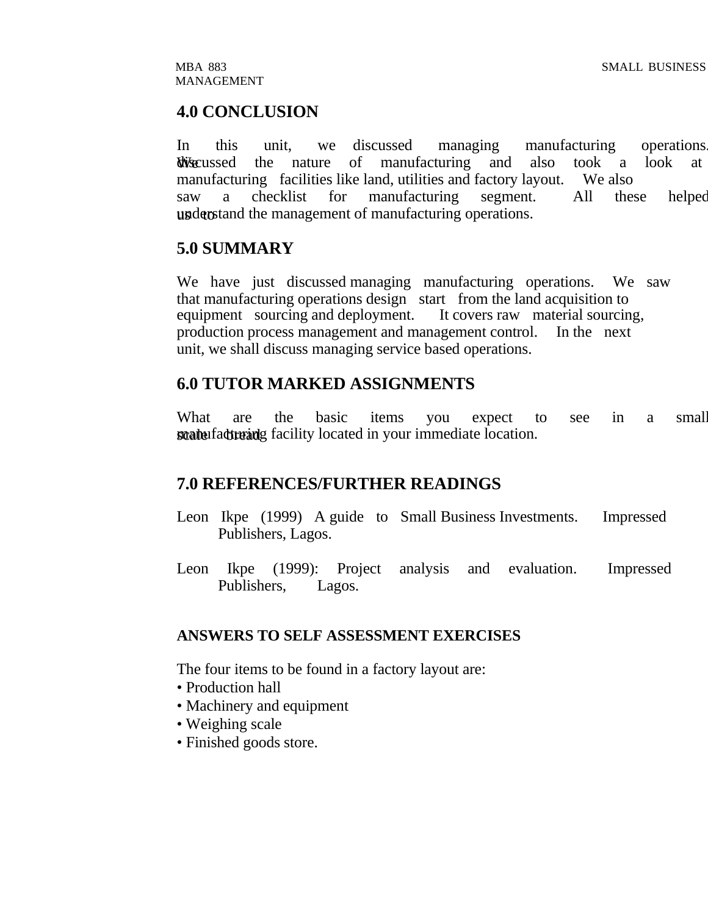## 4.0 CONCLUSION

In this unit, we discussed managing manufacturing operations. We discussed the nature of manufacturing and also took a look at manufacturing facilities like land, utilities and factory layout. We also saw a checklist for manufacturing segment. All these helped us to understand the management of manufacturing operations.

## 5.0 SUMMARY

We have just discussed managing manufacturing operations. We saw that manufacturing operations design start from the land acquisition to equipment sourcing and deployment. It covers raw material sourcing, production process management and management control. In the next unit, we shall discuss managing service based operations.

## 6.0 TUTOR MARKED ASSIGNMENTS

What are the basic items you expect to see in a small scale bread manufacturing facility located in your immediate location.

## 7.0 REFERENCES/FURTHER READINGS

Leon Ikpe (1999) A guide to Small Business Investments. Impressed Publishers, Lagos.

Leon Ikpe (1999): Project analysis and evaluation. Impressed Publishers, Lagos.

### ANSWERS TO SELF ASSESSMENT EXERCISES

The four items to be found in a factory layout are:

- Production hall
- Machinery and equipment
- Weighing scale
- Finished goods store.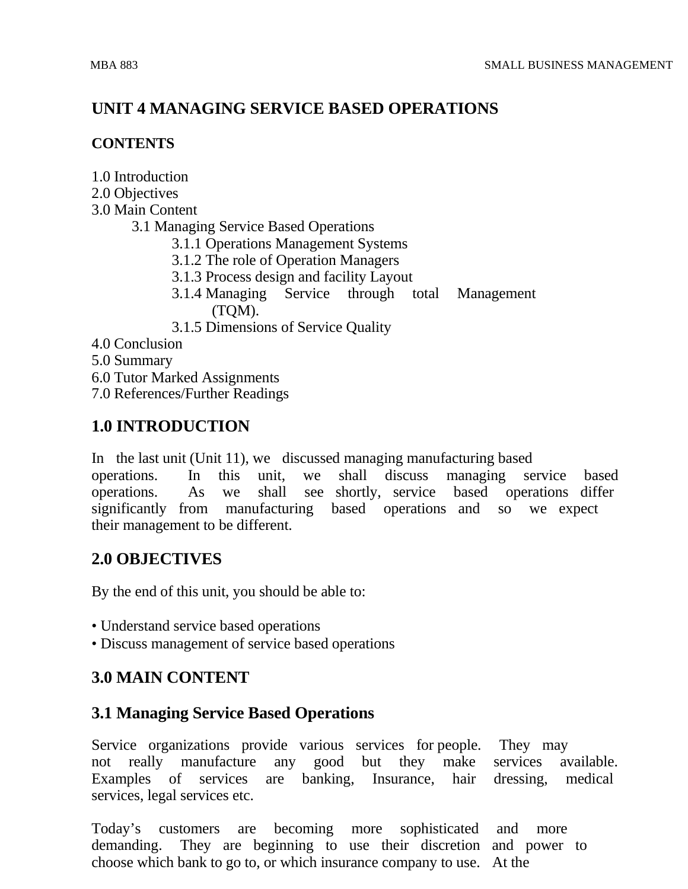# UNIT 4 MANAGING SERVICE BASED OPERATIONS

## CONTENTS

1.0 Introduction
2.0 Objectives
3.0 Main Content
- 3.1 Managing Service Based Operations
  - 3.1.1 Operations Management Systems
  - 3.1.2 The role of Operation Managers
  - 3.1.3 Process design and facility Layout
  - 3.1.4 Managing Service through total Management (TQM).
  - 3.1.5 Dimensions of Service Quality

4.0 Conclusion
5.0 Summary
6.0 Tutor Marked Assignments
7.0 References/Further Readings

## 1.0 INTRODUCTION

In the last unit (Unit 11), we discussed managing manufacturing based operations. In this unit, we shall discuss managing service based operations. As we shall see shortly, service based operations differ significantly from manufacturing based operations and so we expect their management to be different.

## 2.0 OBJECTIVES

By the end of this unit, you should be able to:

- Understand service based operations
- Discuss management of service based operations

## 3.0 MAIN CONTENT

## 3.1 Managing Service Based Operations

Service organizations provide various services for people. They may not really manufacture any good but they make services available. Examples of services are banking, Insurance, hair dressing, medical services, legal services etc.

Today's customers are becoming more sophisticated and more demanding. They are beginning to use their discretion and power to choose which bank to go to, or which insurance company to use. At the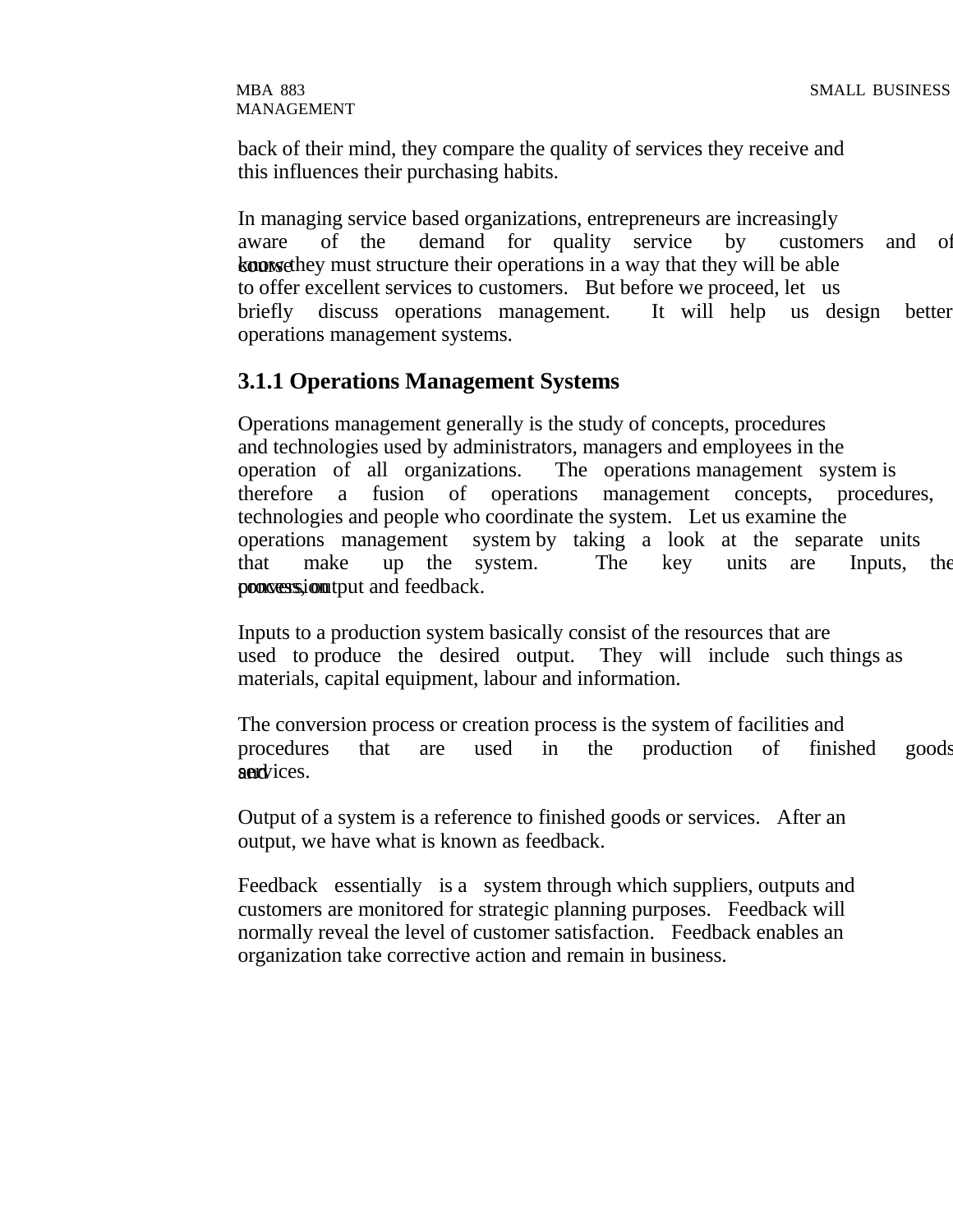back of their mind, they compare the quality of services they receive and this influences their purchasing habits.

In managing service based organizations, entrepreneurs are increasingly aware of the demand for quality service by customers and of course know they must structure their operations in a way that they will be able to offer excellent services to customers. But before we proceed, let us briefly discuss operations management. It will help us design better operations management systems.

### 3.1.1 Operations Management Systems

Operations management generally is the study of concepts, procedures and technologies used by administrators, managers and employees in the operation of all organizations. The operations management system is therefore a fusion of operations management concepts, procedures, technologies and people who coordinate the system. Let us examine the operations management system by taking a look at the separate units that make up the system. The key units are Inputs, the conversion process, output and feedback.

Inputs to a production system basically consist of the resources that are used to produce the desired output. They will include such things as materials, capital equipment, labour and information.

The conversion process or creation process is the system of facilities and procedures that are used in the production of finished goods and services.

Output of a system is a reference to finished goods or services. After an output, we have what is known as feedback.

Feedback essentially is a system through which suppliers, outputs and customers are monitored for strategic planning purposes. Feedback will normally reveal the level of customer satisfaction. Feedback enables an organization take corrective action and remain in business.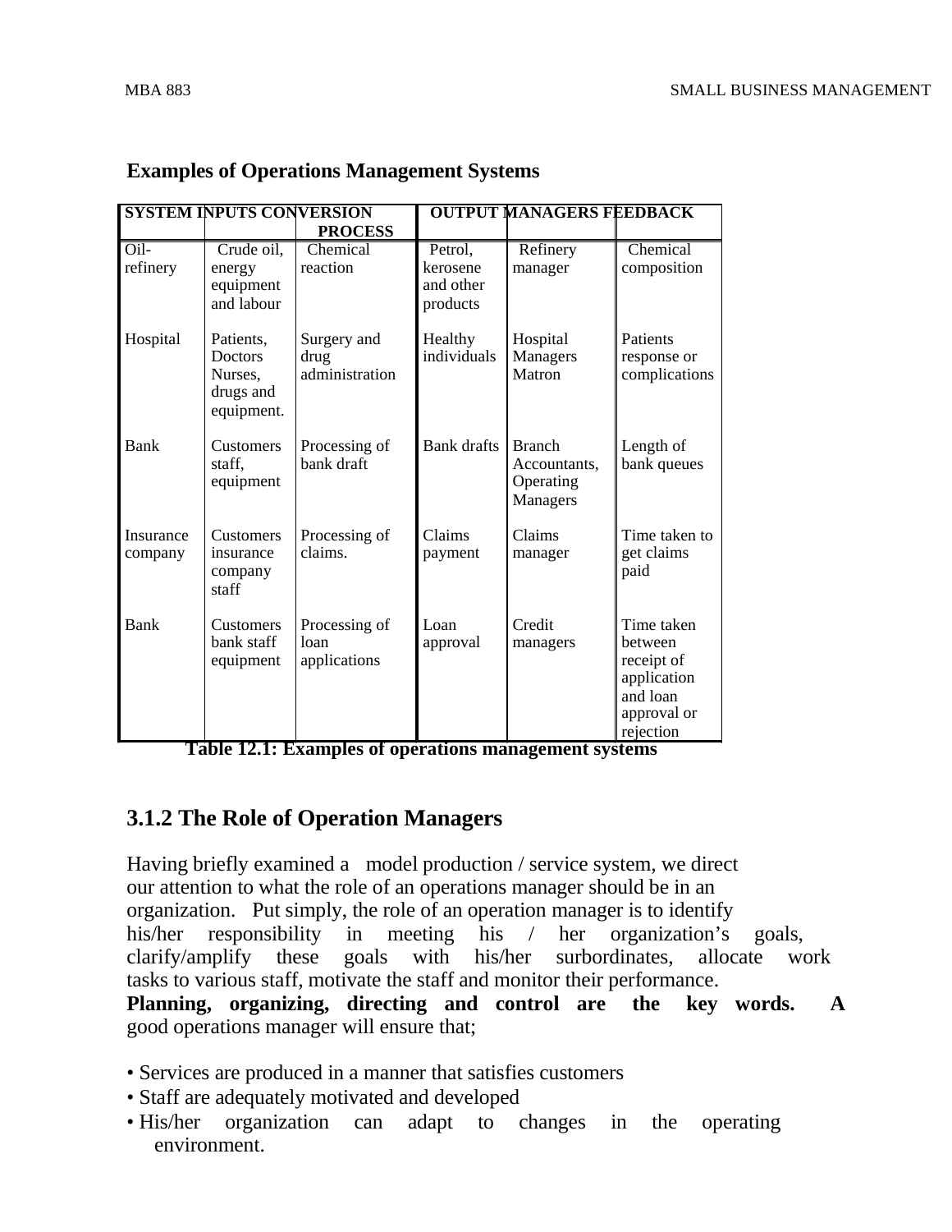**Examples of Operations Management Systems**

| SYSTEM | INPUTS | CONVERSION PROCESS | OUTPUT | MANAGERS | FEEDBACK |
|---|---|---|---|---|---|
| Oil-refinery | Crude oil, energy equipment and labour | Chemical reaction | Petrol, kerosene and other products | Refinery manager | Chemical composition |
| Hospital | Patients, Doctors Nurses, drugs and equipment. | Surgery and drug administration | Healthy individuals | Hospital Managers Matron | Patients response or complications |
| Bank | Customers staff, equipment | Processing of bank draft | Bank drafts | Branch Accountants, Operating Managers | Length of bank queues |
| Insurance company | Customers insurance company staff | Processing of claims. | Claims payment | Claims manager | Time taken to get claims paid |
| Bank | Customers bank staff equipment | Processing of loan applications | Loan approval | Credit managers | Time taken between receipt of application and loan approval or rejection |

**Table 12.1: Examples of operations management systems**

### 3.1.2 The Role of Operation Managers

Having briefly examined a model production / service system, we direct our attention to what the role of an operations manager should be in an organization. Put simply, the role of an operation manager is to identify his/her responsibility in meeting his / her organization's goals, clarify/amplify these goals with his/her surbordinates, allocate work tasks to various staff, motivate the staff and monitor their performance. **Planning, organizing, directing and control are the key words.** A good operations manager will ensure that;

- Services are produced in a manner that satisfies customers
- Staff are adequately motivated and developed
- His/her organization can adapt to changes in the operating environment.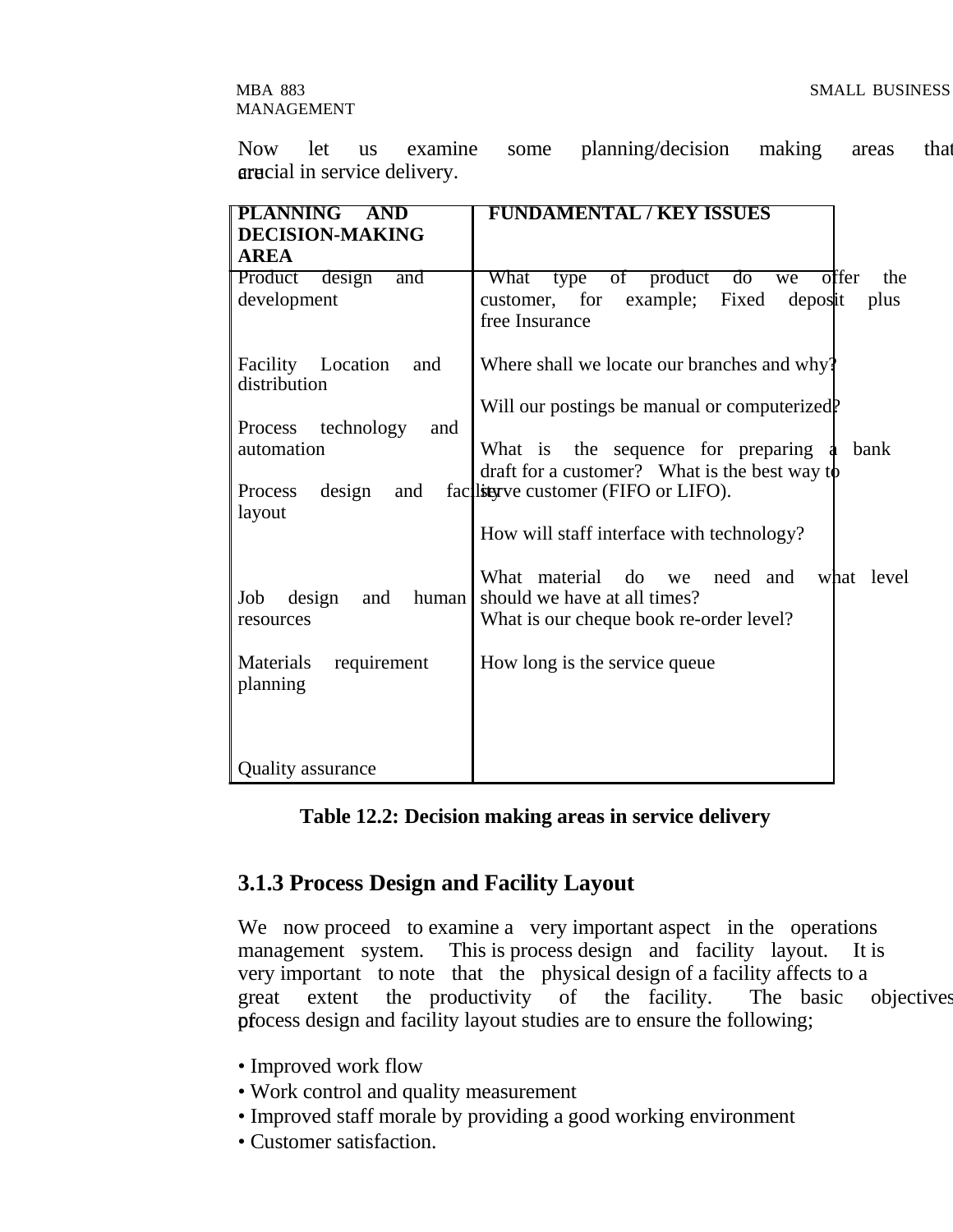Now let us examine some planning/decision making areas that are crucial in service delivery.

| PLANNING AND DECISION-MAKING AREA | FUNDAMENTAL / KEY ISSUES |
|---|---|
| Product design and development | What type of product do we offer the customer, for example; Fixed deposit plus free Insurance |
| Facility Location and distribution | Where shall we locate our branches and why? |
| Process technology and automation | Will our postings be manual or computerized? |
| Process design and facility layout | What is the sequence for preparing a bank draft for a customer? What is the best way to serve customer (FIFO or LIFO). |
| Job design and human resources | How will staff interface with technology? |
| Materials requirement planning | What material do we need and what level should we have at all times?<br>What is our cheque book re-order level? |
| Quality assurance | How long is the service queue |

**Table 12.2: Decision making areas in service delivery**

### 3.1.3 Process Design and Facility Layout

We now proceed to examine a very important aspect in the operations management system. This is process design and facility layout. It is very important to note that the physical design of a facility affects to a great extent the productivity of the facility. The basic objectives of process design and facility layout studies are to ensure the following;

- Improved work flow
- Work control and quality measurement
- Improved staff morale by providing a good working environment
- Customer satisfaction.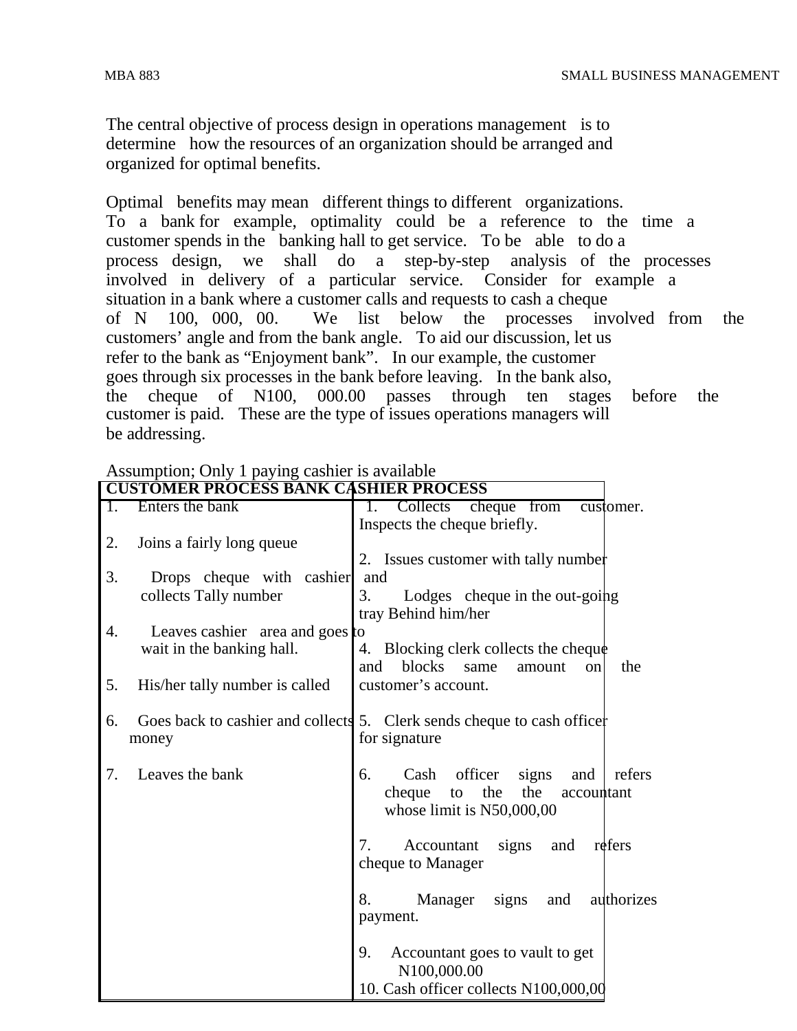The central objective of process design in operations management is to determine how the resources of an organization should be arranged and organized for optimal benefits.

Optimal benefits may mean different things to different organizations. To a bank for example, optimality could be a reference to the time a customer spends in the banking hall to get service. To be able to do a process design, we shall do a step-by-step analysis of the processes involved in delivery of a particular service. Consider for example a situation in a bank where a customer calls and requests to cash a cheque of N 100, 000, 00. We list below the processes involved from the customers' angle and from the bank angle. To aid our discussion, let us refer to the bank as "Enjoyment bank". In our example, the customer goes through six processes in the bank before leaving. In the bank also, the cheque of N100, 000.00 passes through ten stages before the customer is paid. These are the type of issues operations managers will be addressing.

Assumption; Only 1 paying cashier is available

| CUSTOMER PROCESS | BANK CASHIER PROCESS |
|---|---|
| 1. Enters the bank | 1. Collects cheque from customer. Inspects the cheque briefly. |
| 2. Joins a fairly long queue | 2. Issues customer with tally number and |
| 3. Drops cheque with cashier collects Tally number | 3. Lodges cheque in the out-going tray Behind him/her |
| 4. Leaves cashier area and goes to wait in the banking hall. | 4. Blocking clerk collects the cheque and blocks same amount on the customer's account. |
| 5. His/her tally number is called | 5. Clerk sends cheque to cash officer for signature |
| 6. Goes back to cashier and collects money | 6. Cash officer signs and refers cheque to the the accountant whose limit is N50,000,00 |
| 7. Leaves the bank | 7. Accountant signs and refers cheque to Manager |
| | 8. Manager signs and authorizes payment. |
| | 9. Accountant goes to vault to get N100,000.00 |
| | 10. Cash officer collects N100,000,00 |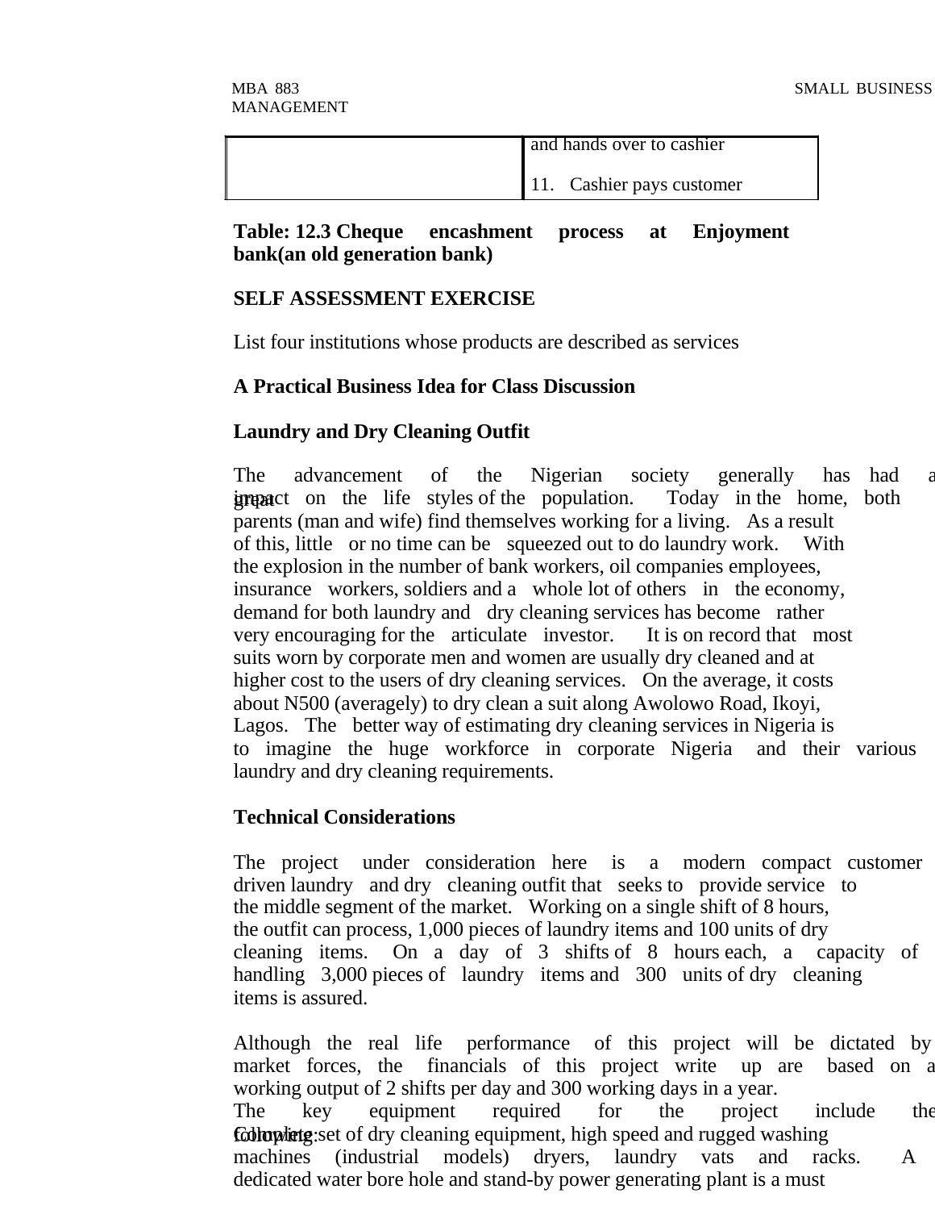| | |
|---|---|
| | and hands over to cashier<br><br>11. Cashier pays customer |

**Table: 12.3 Cheque encashment process at Enjoyment bank(an old generation bank)**

**SELF ASSESSMENT EXERCISE**

List four institutions whose products are described as services

**A Practical Business Idea for Class Discussion**

**Laundry and Dry Cleaning Outfit**

The advancement of the Nigerian society generally has had a great impact on the life styles of the population. Today in the home, both parents (man and wife) find themselves working for a living. As a result of this, little or no time can be squeezed out to do laundry work. With the explosion in the number of bank workers, oil companies employees, insurance workers, soldiers and a whole lot of others in the economy, demand for both laundry and dry cleaning services has become rather very encouraging for the articulate investor. It is on record that most suits worn by corporate men and women are usually dry cleaned and at higher cost to the users of dry cleaning services. On the average, it costs about N500 (averagely) to dry clean a suit along Awolowo Road, Ikoyi, Lagos. The better way of estimating dry cleaning services in Nigeria is to imagine the huge workforce in corporate Nigeria and their various laundry and dry cleaning requirements.

**Technical Considerations**

The project under consideration here is a modern compact customer driven laundry and dry cleaning outfit that seeks to provide service to the middle segment of the market. Working on a single shift of 8 hours, the outfit can process, 1,000 pieces of laundry items and 100 units of dry cleaning items. On a day of 3 shifts of 8 hours each, a capacity of handling 3,000 pieces of laundry items and 300 units of dry cleaning items is assured.

Although the real life performance of this project will be dictated by market forces, the financials of this project write up are based on a working output of 2 shifts per day and 300 working days in a year.
The key equipment required for the project include the following: Complete set of dry cleaning equipment, high speed and rugged washing machines (industrial models) dryers, laundry vats and racks. A dedicated water bore hole and stand-by power generating plant is a must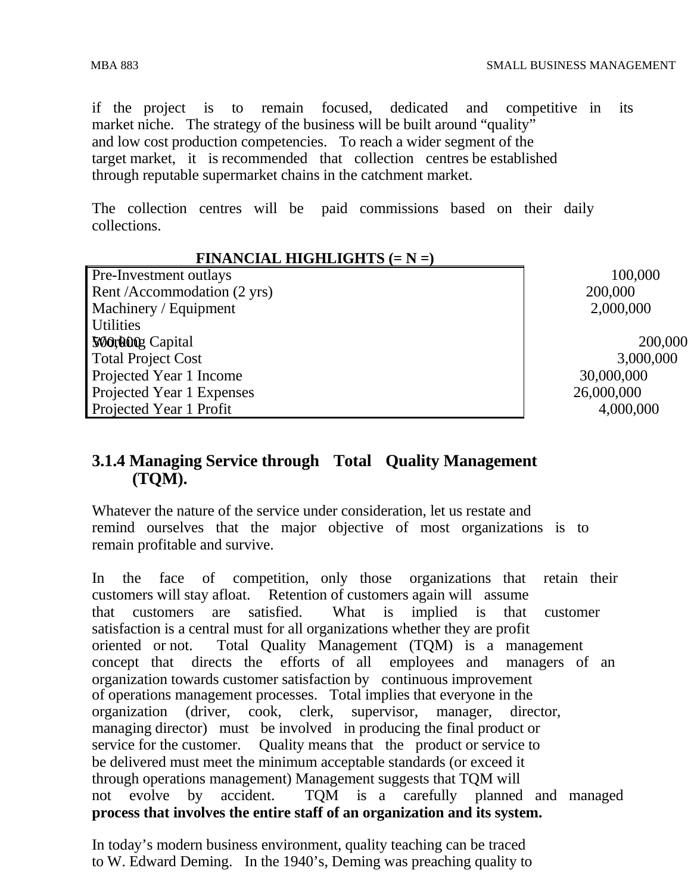if the project is to remain focused, dedicated and competitive in its market niche. The strategy of the business will be built around "quality" and low cost production competencies. To reach a wider segment of the target market, it is recommended that collection centres be established through reputable supermarket chains in the catchment market.

The collection centres will be paid commissions based on their daily collections.

**FINANCIAL HIGHLIGHTS (= N =)**

| | |
|---|---|
| Pre-Investment outlays | 100,000 |
| Rent /Accommodation (2 yrs) | 200,000 |
| Machinery / Equipment | 2,000,000 |
| Utilities | 500,000 |
| Working Capital | 200,000 |
| Total Project Cost | 3,000,000 |
| Projected Year 1 Income | 30,000,000 |
| Projected Year 1 Expenses | 26,000,000 |
| Projected Year 1 Profit | 4,000,000 |

### 3.1.4 Managing Service through Total Quality Management (TQM).

Whatever the nature of the service under consideration, let us restate and remind ourselves that the major objective of most organizations is to remain profitable and survive.

In the face of competition, only those organizations that retain their customers will stay afloat. Retention of customers again will assume that customers are satisfied. What is implied is that customer satisfaction is a central must for all organizations whether they are profit oriented or not. Total Quality Management (TQM) is a management concept that directs the efforts of all employees and managers of an organization towards customer satisfaction by continuous improvement of operations management processes. Total implies that everyone in the organization (driver, cook, clerk, supervisor, manager, director, managing director) must be involved in producing the final product or service for the customer. Quality means that the product or service to be delivered must meet the minimum acceptable standards (or exceed it through operations management) Management suggests that TQM will not evolve by accident. TQM is a carefully planned and managed **process that involves the entire staff of an organization and its system.**

In today's modern business environment, quality teaching can be traced to W. Edward Deming. In the 1940's, Deming was preaching quality to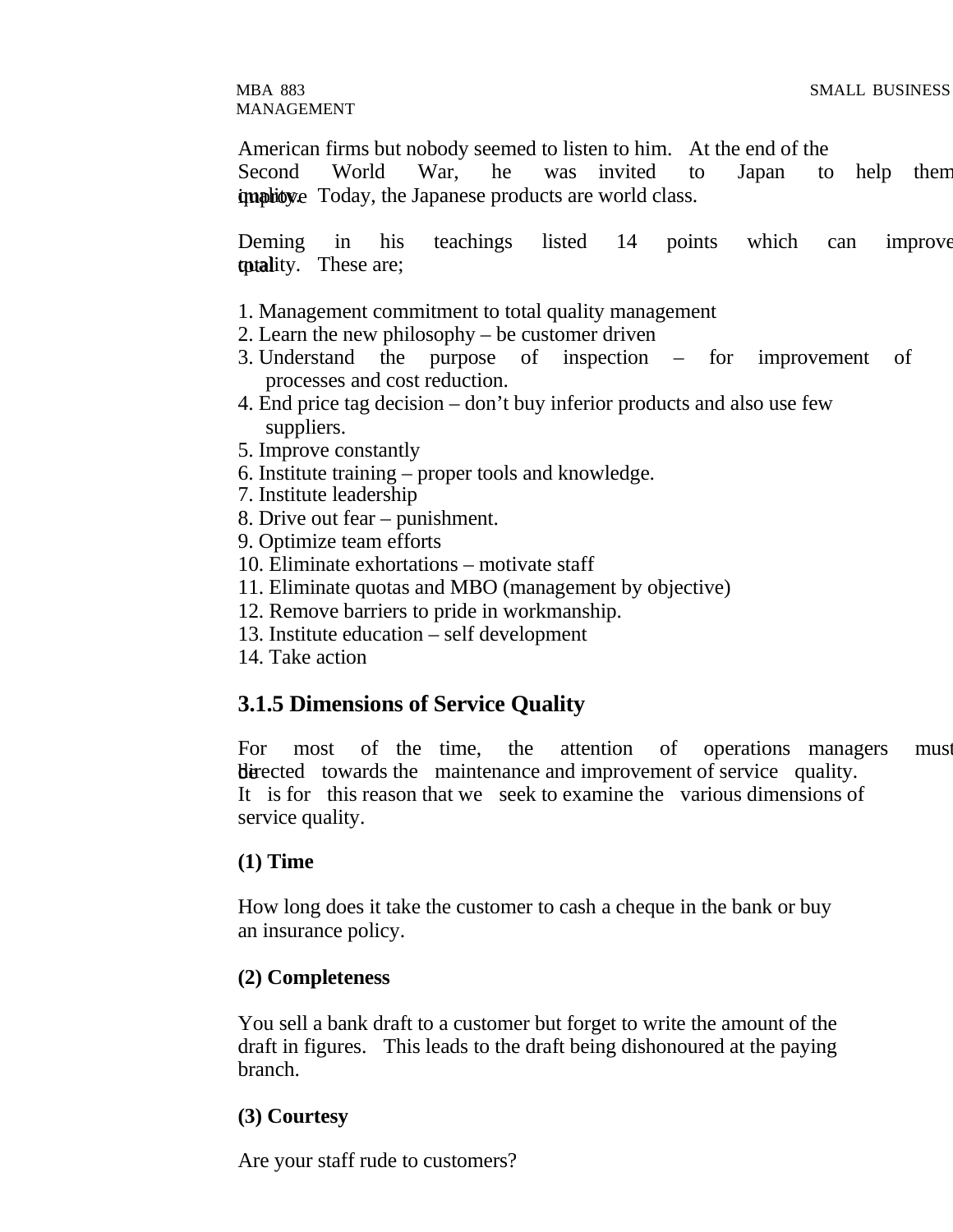American firms but nobody seemed to listen to him. At the end of the Second World War, he was invited to Japan to help them improve quality. Today, the Japanese products are world class.

Deming in his teachings listed 14 points which can improve total quality. These are;

1. Management commitment to total quality management
2. Learn the new philosophy – be customer driven
3. Understand the purpose of inspection – for improvement of processes and cost reduction.
4. End price tag decision – don't buy inferior products and also use few suppliers.
5. Improve constantly
6. Institute training – proper tools and knowledge.
7. Institute leadership
8. Drive out fear – punishment.
9. Optimize team efforts
10. Eliminate exhortations – motivate staff
11. Eliminate quotas and MBO (management by objective)
12. Remove barriers to pride in workmanship.
13. Institute education – self development
14. Take action

### 3.1.5 Dimensions of Service Quality

For most of the time, the attention of operations managers must be directed towards the maintenance and improvement of service quality. It is for this reason that we seek to examine the various dimensions of service quality.

**(1) Time**

How long does it take the customer to cash a cheque in the bank or buy an insurance policy.

**(2) Completeness**

You sell a bank draft to a customer but forget to write the amount of the draft in figures. This leads to the draft being dishonoured at the paying branch.

**(3) Courtesy**

Are your staff rude to customers?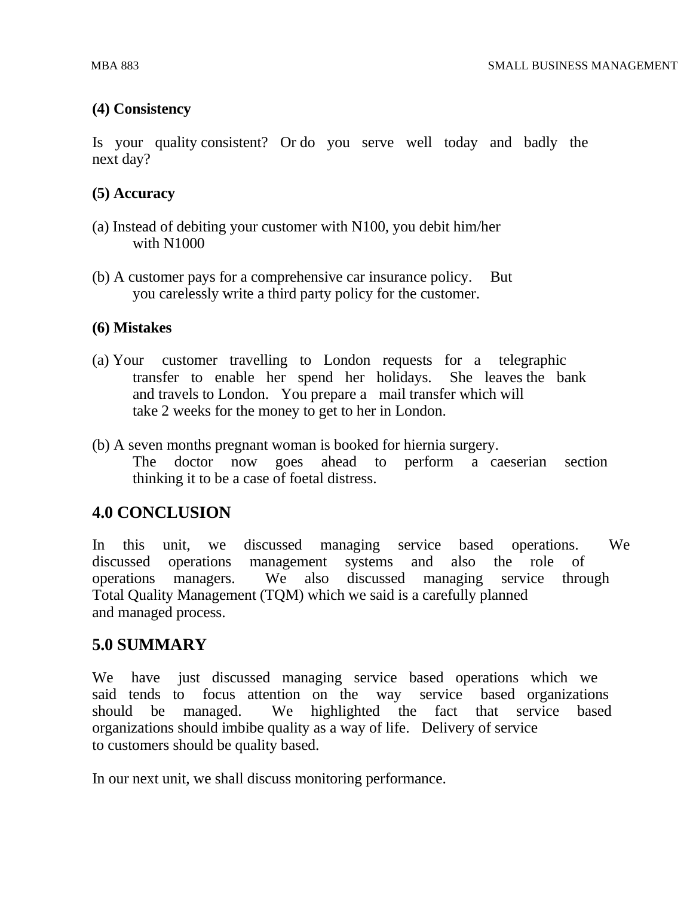**(4) Consistency**

Is your quality consistent? Or do you serve well today and badly the next day?

**(5) Accuracy**

(a) Instead of debiting your customer with N100, you debit him/her with N1000

(b) A customer pays for a comprehensive car insurance policy. But you carelessly write a third party policy for the customer.

**(6) Mistakes**

(a) Your customer travelling to London requests for a telegraphic transfer to enable her spend her holidays. She leaves the bank and travels to London. You prepare a mail transfer which will take 2 weeks for the money to get to her in London.

(b) A seven months pregnant woman is booked for hiernia surgery. The doctor now goes ahead to perform a caeserian section thinking it to be a case of foetal distress.

## 4.0 CONCLUSION

In this unit, we discussed managing service based operations. We discussed operations management systems and also the role of operations managers. We also discussed managing service through Total Quality Management (TQM) which we said is a carefully planned and managed process.

## 5.0 SUMMARY

We have just discussed managing service based operations which we said tends to focus attention on the way service based organizations should be managed. We highlighted the fact that service based organizations should imbibe quality as a way of life. Delivery of service to customers should be quality based.

In our next unit, we shall discuss monitoring performance.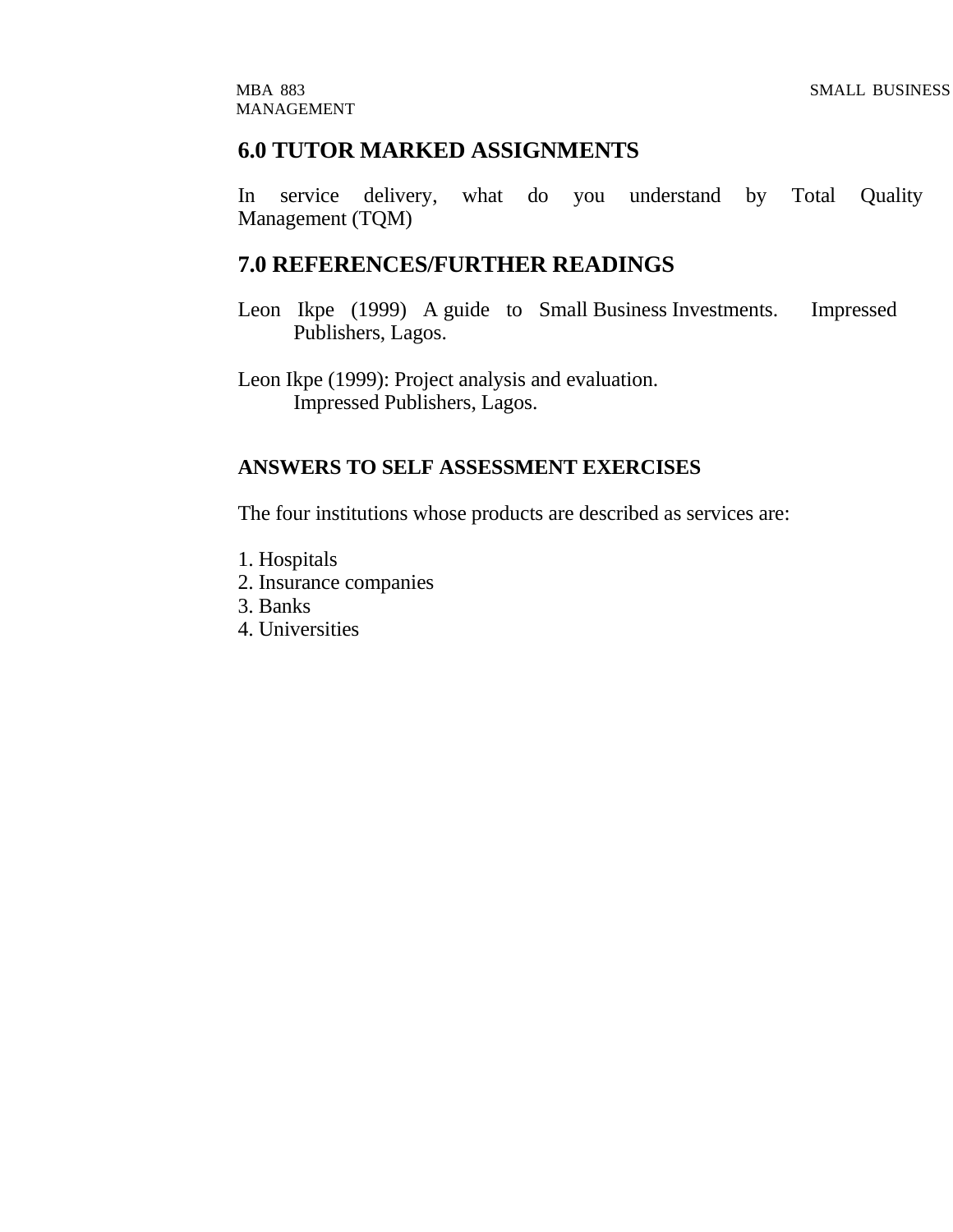## 6.0 TUTOR MARKED ASSIGNMENTS

In service delivery, what do you understand by Total Quality Management (TQM)

## 7.0 REFERENCES/FURTHER READINGS

Leon Ikpe (1999) A guide to Small Business Investments. Impressed Publishers, Lagos.

Leon Ikpe (1999): Project analysis and evaluation. Impressed Publishers, Lagos.

**ANSWERS TO SELF ASSESSMENT EXERCISES**

The four institutions whose products are described as services are:

1. Hospitals
2. Insurance companies
3. Banks
4. Universities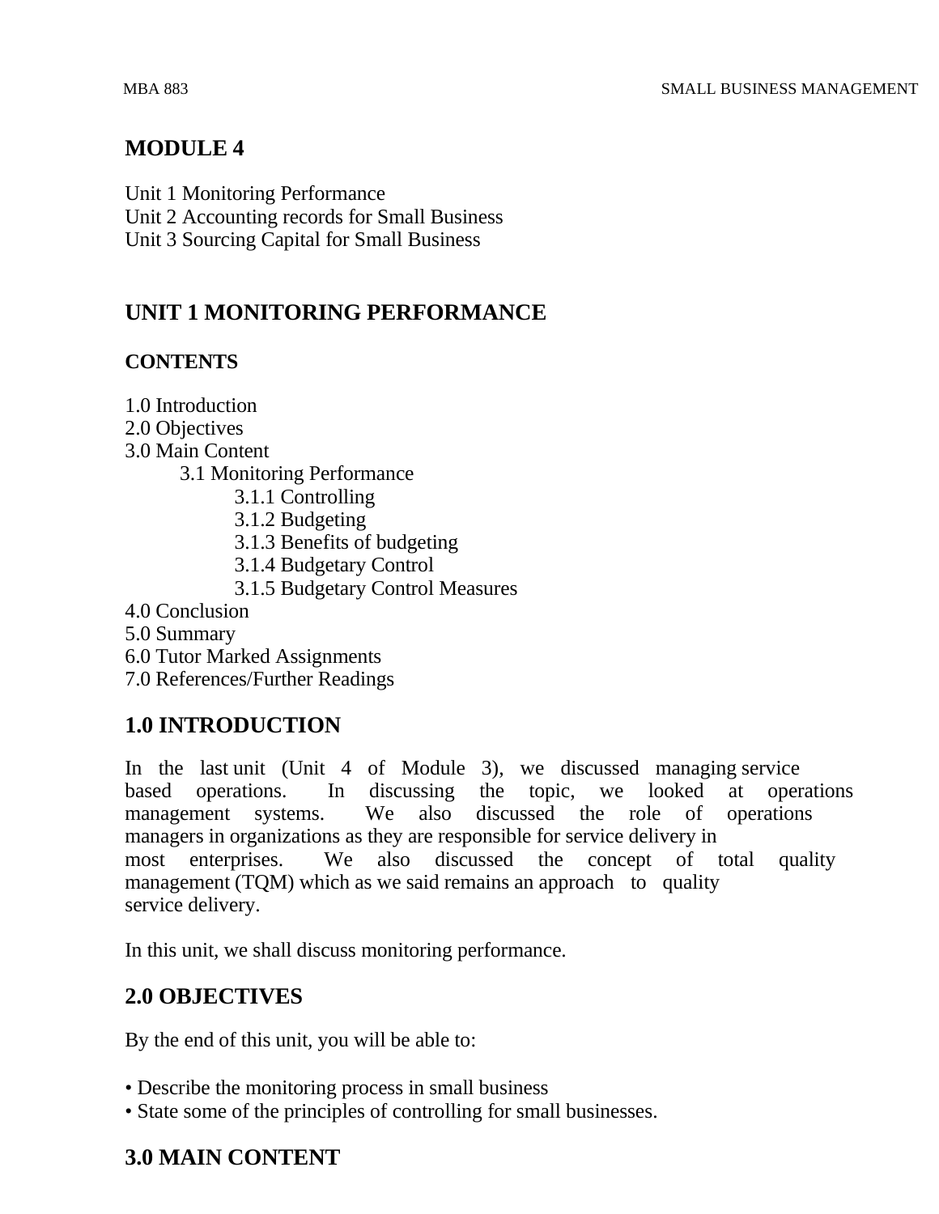# MODULE 4

Unit 1 Monitoring Performance
Unit 2 Accounting records for Small Business
Unit 3 Sourcing Capital for Small Business

## UNIT 1 MONITORING PERFORMANCE

### CONTENTS

1.0 Introduction
2.0 Objectives
3.0 Main Content
  3.1 Monitoring Performance
    3.1.1 Controlling
    3.1.2 Budgeting
    3.1.3 Benefits of budgeting
    3.1.4 Budgetary Control
    3.1.5 Budgetary Control Measures
4.0 Conclusion
5.0 Summary
6.0 Tutor Marked Assignments
7.0 References/Further Readings

## 1.0 INTRODUCTION

In the last unit (Unit 4 of Module 3), we discussed managing service based operations. In discussing the topic, we looked at operations management systems. We also discussed the role of operations managers in organizations as they are responsible for service delivery in most enterprises. We also discussed the concept of total quality management (TQM) which as we said remains an approach to quality service delivery.

In this unit, we shall discuss monitoring performance.

## 2.0 OBJECTIVES

By the end of this unit, you will be able to:

- Describe the monitoring process in small business
- State some of the principles of controlling for small businesses.

## 3.0 MAIN CONTENT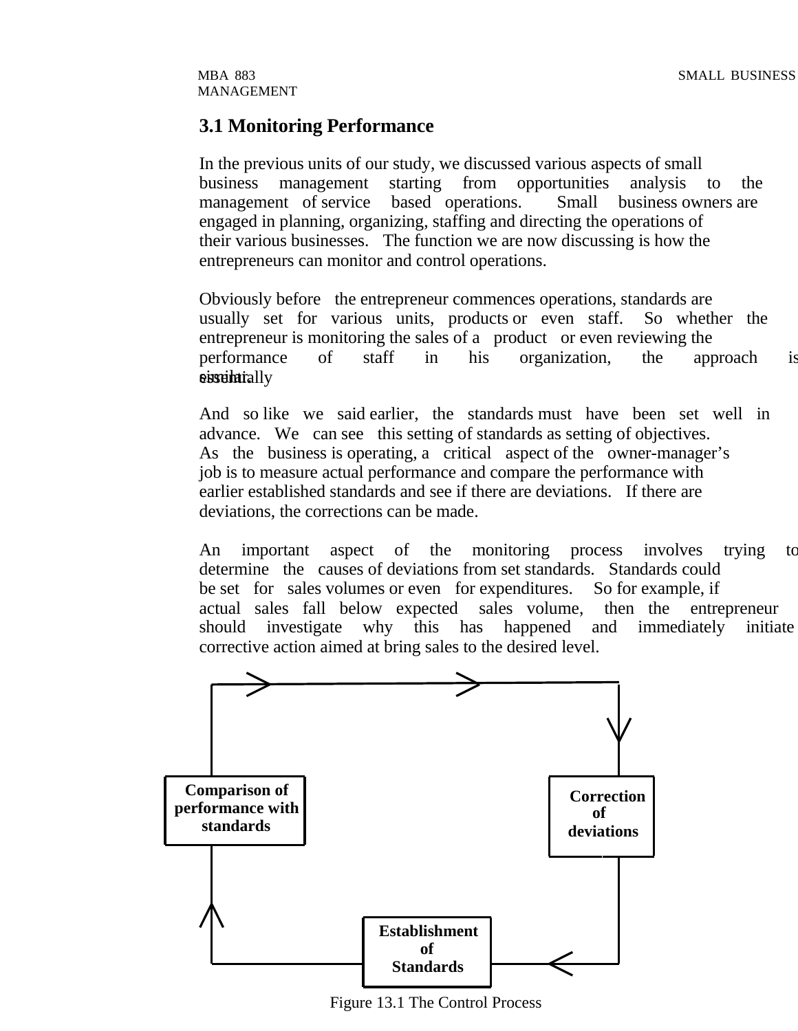### 3.1 Monitoring Performance

In the previous units of our study, we discussed various aspects of small business management starting from opportunities analysis to the management of service based operations. Small business owners are engaged in planning, organizing, staffing and directing the operations of their various businesses. The function we are now discussing is how the entrepreneurs can monitor and control operations.

Obviously before the entrepreneur commences operations, standards are usually set for various units, products or even staff. So whether the entrepreneur is monitoring the sales of a product or even reviewing the performance of staff in his organization, the approach is essentially similar.

And so like we said earlier, the standards must have been set well in advance. We can see this setting of standards as setting of objectives. As the business is operating, a critical aspect of the owner-manager's job is to measure actual performance and compare the performance with earlier established standards and see if there are deviations. If there are deviations, the corrections can be made.

An important aspect of the monitoring process involves trying to determine the causes of deviations from set standards. Standards could be set for sales volumes or even for expenditures. So for example, if actual sales fall below expected sales volume, then the entrepreneur should investigate why this has happened and immediately initiate corrective action aimed at bring sales to the desired level.

**Comparison of performance with standards**

**Correction of deviations**

**Establishment of Standards**

Figure 13.1 The Control Process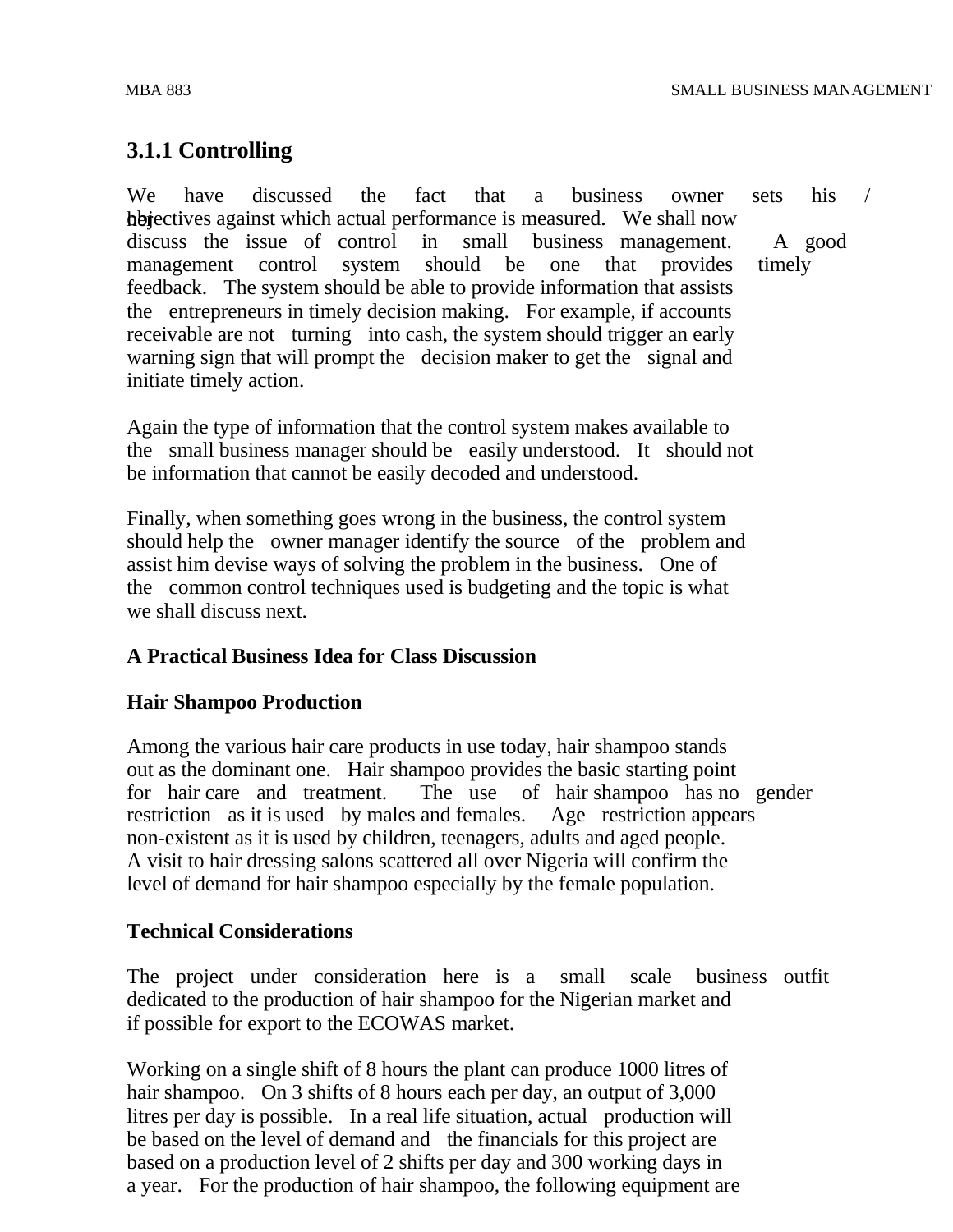### 3.1.1 Controlling

We have discussed the fact that a business owner sets his / her objectives against which actual performance is measured. We shall now discuss the issue of control in small business management. A good management control system should be one that provides timely feedback. The system should be able to provide information that assists the entrepreneurs in timely decision making. For example, if accounts receivable are not turning into cash, the system should trigger an early warning sign that will prompt the decision maker to get the signal and initiate timely action.

Again the type of information that the control system makes available to the small business manager should be easily understood. It should not be information that cannot be easily decoded and understood.

Finally, when something goes wrong in the business, the control system should help the owner manager identify the source of the problem and assist him devise ways of solving the problem in the business. One of the common control techniques used is budgeting and the topic is what we shall discuss next.

**A Practical Business Idea for Class Discussion**

**Hair Shampoo Production**

Among the various hair care products in use today, hair shampoo stands out as the dominant one. Hair shampoo provides the basic starting point for hair care and treatment. The use of hair shampoo has no gender restriction as it is used by males and females. Age restriction appears non-existent as it is used by children, teenagers, adults and aged people. A visit to hair dressing salons scattered all over Nigeria will confirm the level of demand for hair shampoo especially by the female population.

**Technical Considerations**

The project under consideration here is a small scale business outfit dedicated to the production of hair shampoo for the Nigerian market and if possible for export to the ECOWAS market.

Working on a single shift of 8 hours the plant can produce 1000 litres of hair shampoo. On 3 shifts of 8 hours each per day, an output of 3,000 litres per day is possible. In a real life situation, actual production will be based on the level of demand and the financials for this project are based on a production level of 2 shifts per day and 300 working days in a year. For the production of hair shampoo, the following equipment are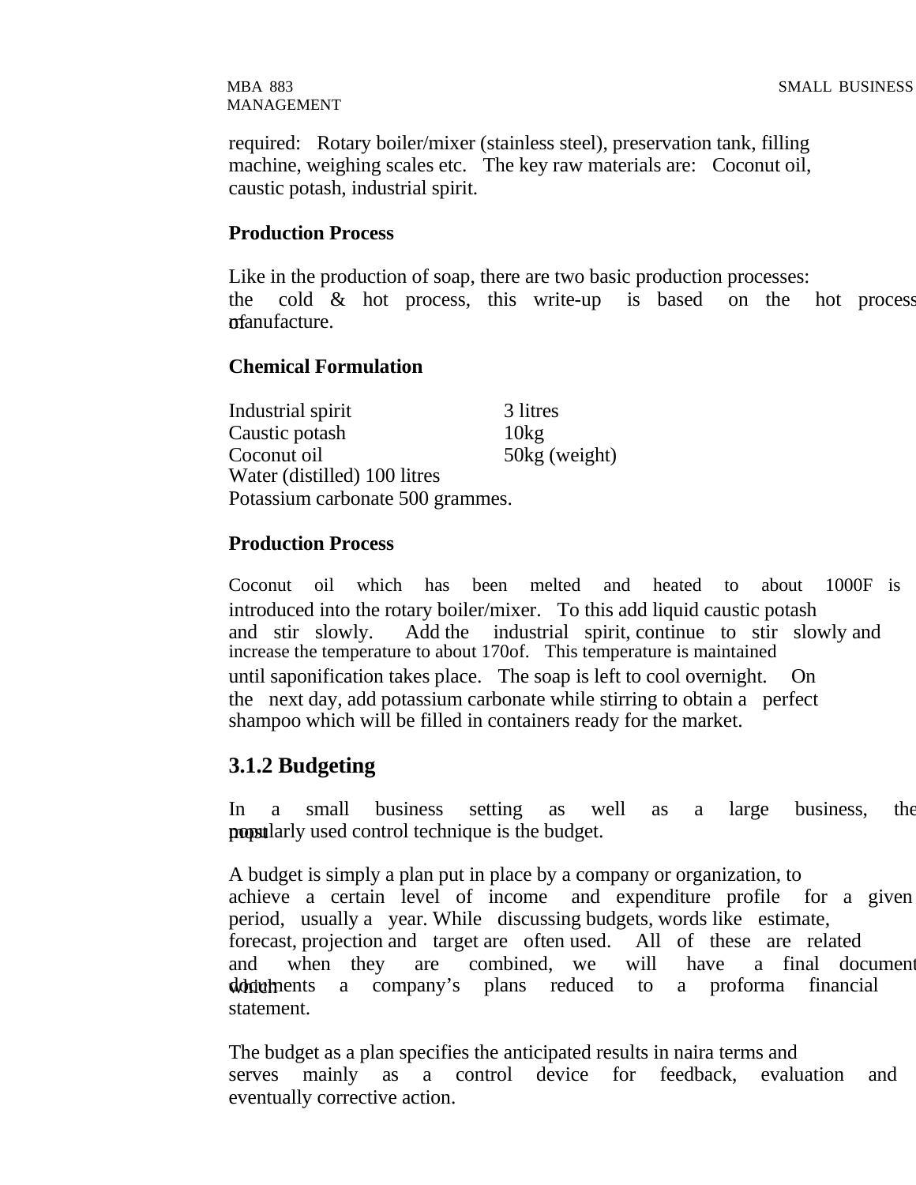required: Rotary boiler/mixer (stainless steel), preservation tank, filling machine, weighing scales etc. The key raw materials are: Coconut oil, caustic potash, industrial spirit.

**Production Process**

Like in the production of soap, there are two basic production processes: the cold & hot process, this write-up is based on the hot process of manufacture.

**Chemical Formulation**

| | |
|---|---|
| Industrial spirit | 3 litres |
| Caustic potash | 10kg |
| Coconut oil | 50kg (weight) |

Water (distilled) 100 litres
Potassium carbonate 500 grammes.

**Production Process**

Coconut oil which has been melted and heated to about 1000F is introduced into the rotary boiler/mixer. To this add liquid caustic potash and stir slowly. Add the industrial spirit, continue to stir slowly and increase the temperature to about 170of. This temperature is maintained until saponification takes place. The soap is left to cool overnight. On the next day, add potassium carbonate while stirring to obtain a perfect shampoo which will be filled in containers ready for the market.

### 3.1.2 Budgeting

In a small business setting as well as a large business, the most popularly used control technique is the budget.

A budget is simply a plan put in place by a company or organization, to achieve a certain level of income and expenditure profile for a given period, usually a year. While discussing budgets, words like estimate, forecast, projection and target are often used. All of these are related and when they are combined, we will have a final document which documents a company's plans reduced to a proforma financial statement.

The budget as a plan specifies the anticipated results in naira terms and serves mainly as a control device for feedback, evaluation and eventually corrective action.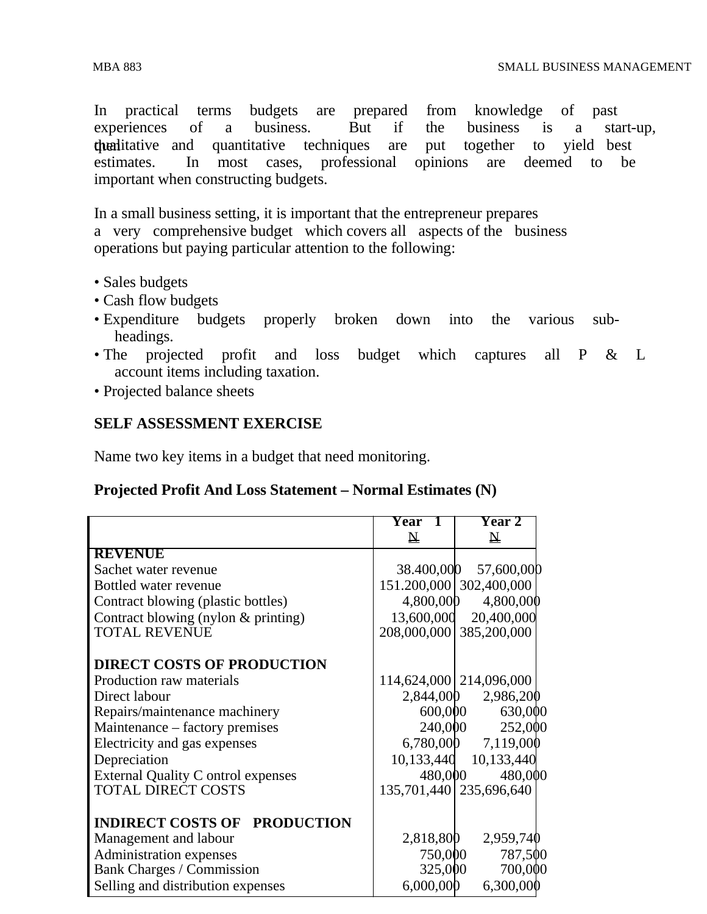In practical terms budgets are prepared from knowledge of past experiences of a business. But if the business is a start-up, then qualitative and quantitative techniques are put together to yield best estimates. In most cases, professional opinions are deemed to be important when constructing budgets.

In a small business setting, it is important that the entrepreneur prepares a very comprehensive budget which covers all aspects of the business operations but paying particular attention to the following:

- Sales budgets
- Cash flow budgets
- Expenditure budgets properly broken down into the various sub-headings.
- The projected profit and loss budget which captures all P & L account items including taxation.
- Projected balance sheets

**SELF ASSESSMENT EXERCISE**

Name two key items in a budget that need monitoring.

**Projected Profit And Loss Statement – Normal Estimates (N)**

| | Year 1 N | Year 2 N |
|---|---|---|
| **REVENUE** | | |
| Sachet water revenue | 38.400,000 | 57,600,000 |
| Bottled water revenue | 151.200,000 | 302,400,000 |
| Contract blowing (plastic bottles) | 4,800,000 | 4,800,000 |
| Contract blowing (nylon & printing) | 13,600,000 | 20,400,000 |
| TOTAL REVENUE | 208,000,000 | 385,200,000 |
| | | |
| **DIRECT COSTS OF PRODUCTION** | | |
| Production raw materials | 114,624,000 | 214,096,000 |
| Direct labour | 2,844,000 | 2,986,200 |
| Repairs/maintenance machinery | 600,000 | 630,000 |
| Maintenance – factory premises | 240,000 | 252,000 |
| Electricity and gas expenses | 6,780,000 | 7,119,000 |
| Depreciation | 10,133,440 | 10,133,440 |
| External Quality C ontrol expenses | 480,000 | 480,000 |
| TOTAL DIRECT COSTS | 135,701,440 | 235,696,640 |
| | | |
| **INDIRECT COSTS OF PRODUCTION** | | |
| Management and labour | 2,818,800 | 2,959,740 |
| Administration expenses | 750,000 | 787,500 |
| Bank Charges / Commission | 325,000 | 700,000 |
| Selling and distribution expenses | 6,000,000 | 6,300,000 |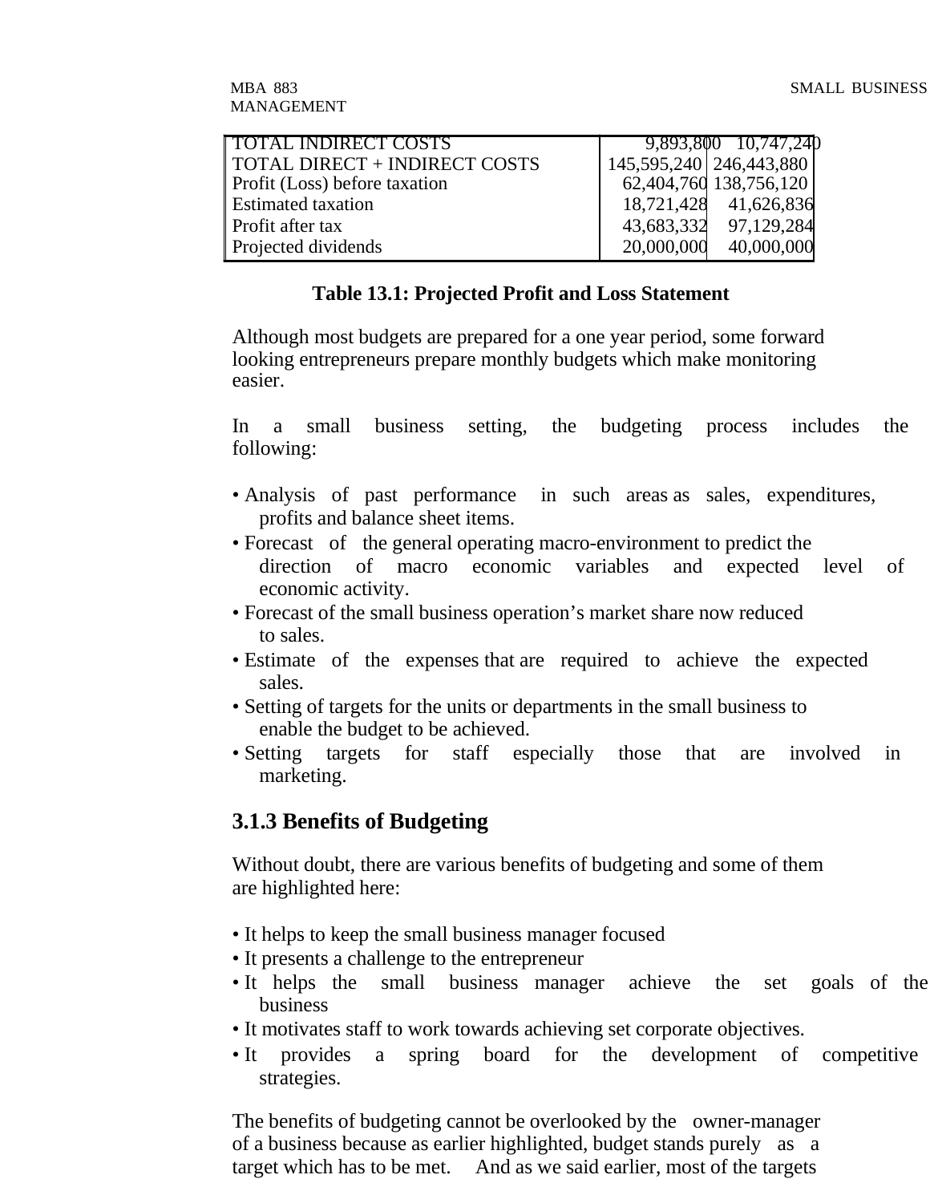| | | |
|---|---|---|
| TOTAL INDIRECT COSTS | 9,893,800 | 10,747,240 |
| TOTAL DIRECT + INDIRECT COSTS | 145,595,240 | 246,443,880 |
| Profit (Loss) before taxation | 62,404,760 | 138,756,120 |
| Estimated taxation | 18,721,428 | 41,626,836 |
| Profit after tax | 43,683,332 | 97,129,284 |
| Projected dividends | 20,000,000 | 40,000,000 |

**Table 13.1: Projected Profit and Loss Statement**

Although most budgets are prepared for a one year period, some forward looking entrepreneurs prepare monthly budgets which make monitoring easier.

In a small business setting, the budgeting process includes the following:

- Analysis of past performance in such areas as sales, expenditures, profits and balance sheet items.
- Forecast of the general operating macro-environment to predict the direction of macro economic variables and expected level of economic activity.
- Forecast of the small business operation's market share now reduced to sales.
- Estimate of the expenses that are required to achieve the expected sales.
- Setting of targets for the units or departments in the small business to enable the budget to be achieved.
- Setting targets for staff especially those that are involved in marketing.

### 3.1.3 Benefits of Budgeting

Without doubt, there are various benefits of budgeting and some of them are highlighted here:

- It helps to keep the small business manager focused
- It presents a challenge to the entrepreneur
- It helps the small business manager achieve the set goals of the business
- It motivates staff to work towards achieving set corporate objectives.
- It provides a spring board for the development of competitive strategies.

The benefits of budgeting cannot be overlooked by the owner-manager of a business because as earlier highlighted, budget stands purely as a target which has to be met. And as we said earlier, most of the targets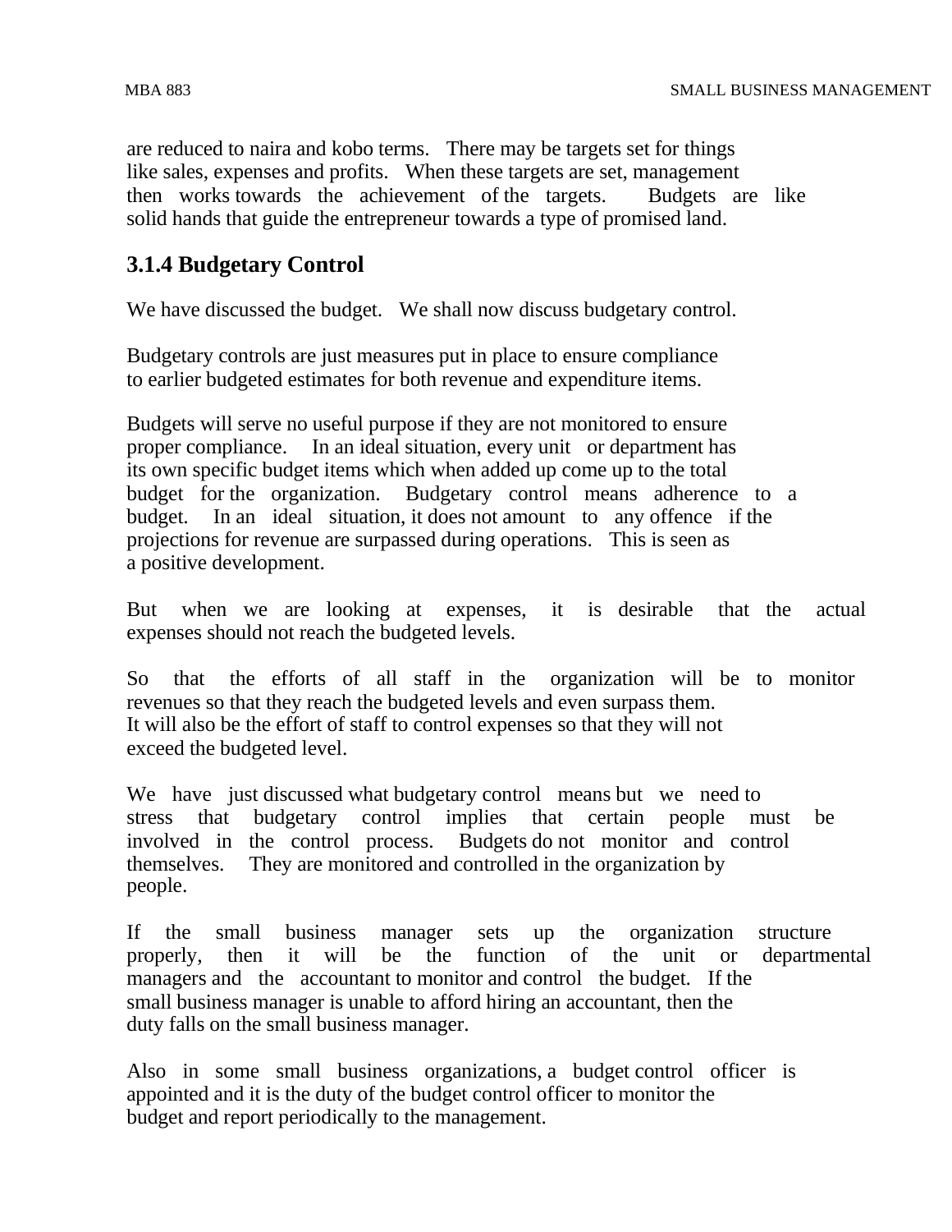are reduced to naira and kobo terms. There may be targets set for things like sales, expenses and profits. When these targets are set, management then works towards the achievement of the targets. Budgets are like solid hands that guide the entrepreneur towards a type of promised land.

### 3.1.4 Budgetary Control

We have discussed the budget. We shall now discuss budgetary control.

Budgetary controls are just measures put in place to ensure compliance to earlier budgeted estimates for both revenue and expenditure items.

Budgets will serve no useful purpose if they are not monitored to ensure proper compliance. In an ideal situation, every unit or department has its own specific budget items which when added up come up to the total budget for the organization. Budgetary control means adherence to a budget. In an ideal situation, it does not amount to any offence if the projections for revenue are surpassed during operations. This is seen as a positive development.

But when we are looking at expenses, it is desirable that the actual expenses should not reach the budgeted levels.

So that the efforts of all staff in the organization will be to monitor revenues so that they reach the budgeted levels and even surpass them. It will also be the effort of staff to control expenses so that they will not exceed the budgeted level.

We have just discussed what budgetary control means but we need to stress that budgetary control implies that certain people must be involved in the control process. Budgets do not monitor and control themselves. They are monitored and controlled in the organization by people.

If the small business manager sets up the organization structure properly, then it will be the function of the unit or departmental managers and the accountant to monitor and control the budget. If the small business manager is unable to afford hiring an accountant, then the duty falls on the small business manager.

Also in some small business organizations, a budget control officer is appointed and it is the duty of the budget control officer to monitor the budget and report periodically to the management.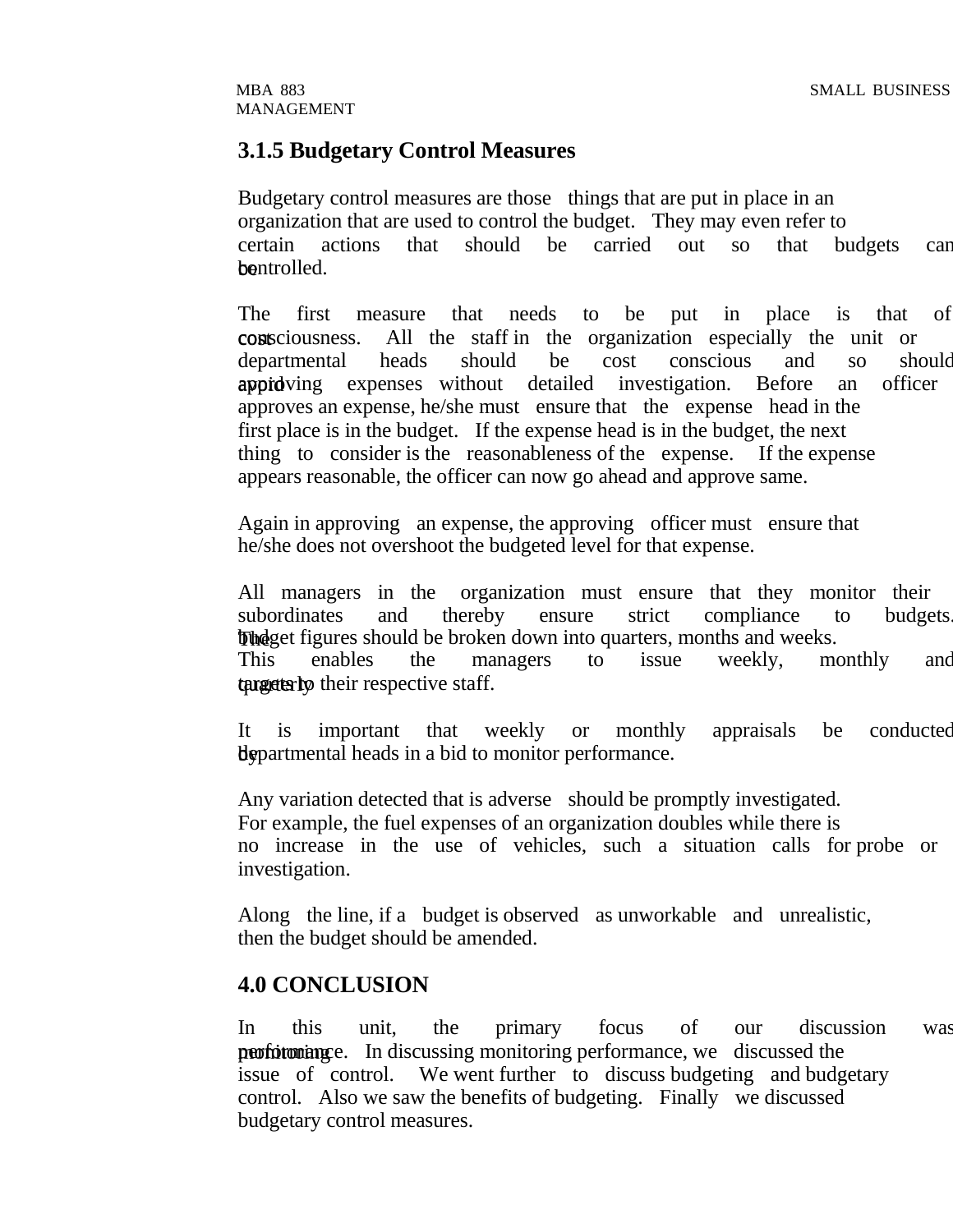### 3.1.5 Budgetary Control Measures

Budgetary control measures are those things that are put in place in an organization that are used to control the budget. They may even refer to certain actions that should be carried out so that budgets can be controlled.

The first measure that needs to be put in place is that of cost consciousness. All the staff in the organization especially the unit or departmental heads should be cost conscious and so should avoid approving expenses without detailed investigation. Before an officer approves an expense, he/she must ensure that the expense head in the first place is in the budget. If the expense head is in the budget, the next thing to consider is the reasonableness of the expense. If the expense appears reasonable, the officer can now go ahead and approve same.

Again in approving an expense, the approving officer must ensure that he/she does not overshoot the budgeted level for that expense.

All managers in the organization must ensure that they monitor their subordinates and thereby ensure strict compliance to budgets. The budget figures should be broken down into quarters, months and weeks. This enables the managers to issue weekly, monthly and quarterly targets to their respective staff.

It is important that weekly or monthly appraisals be conducted by departmental heads in a bid to monitor performance.

Any variation detected that is adverse should be promptly investigated. For example, the fuel expenses of an organization doubles while there is no increase in the use of vehicles, such a situation calls for probe or investigation.

Along the line, if a budget is observed as unworkable and unrealistic, then the budget should be amended.

## 4.0 CONCLUSION

In this unit, the primary focus of our discussion was monitoring performance. In discussing monitoring performance, we discussed the issue of control. We went further to discuss budgeting and budgetary control. Also we saw the benefits of budgeting. Finally we discussed budgetary control measures.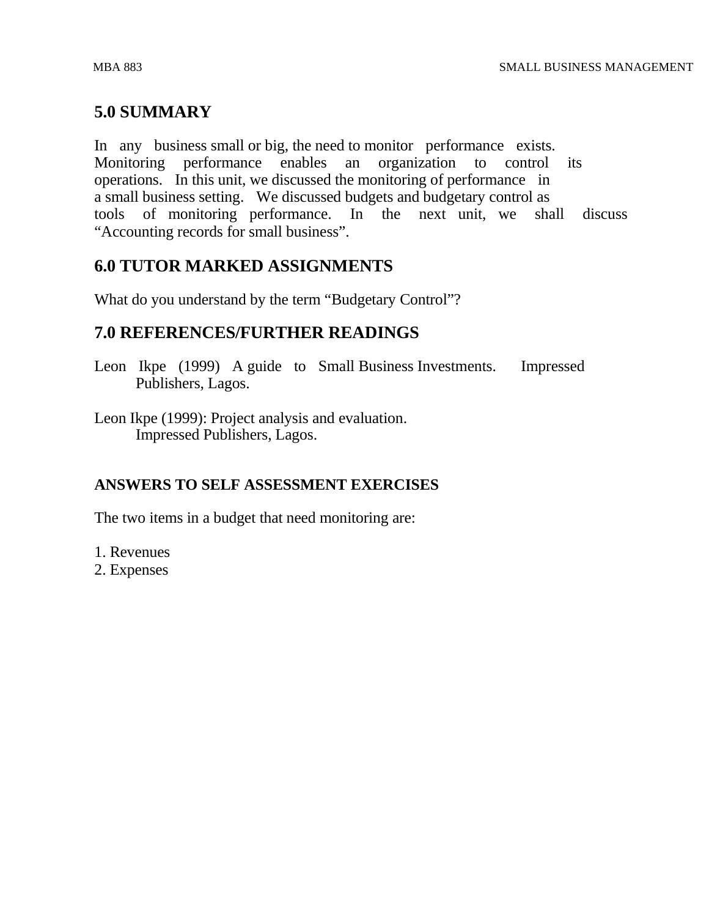## 5.0 SUMMARY

In any business small or big, the need to monitor performance exists. Monitoring performance enables an organization to control its operations. In this unit, we discussed the monitoring of performance in a small business setting. We discussed budgets and budgetary control as tools of monitoring performance. In the next unit, we shall discuss "Accounting records for small business".

## 6.0 TUTOR MARKED ASSIGNMENTS

What do you understand by the term "Budgetary Control"?

## 7.0 REFERENCES/FURTHER READINGS

Leon Ikpe (1999) A guide to Small Business Investments. Impressed Publishers, Lagos.

Leon Ikpe (1999): Project analysis and evaluation. Impressed Publishers, Lagos.

### ANSWERS TO SELF ASSESSMENT EXERCISES

The two items in a budget that need monitoring are:

1. Revenues
2. Expenses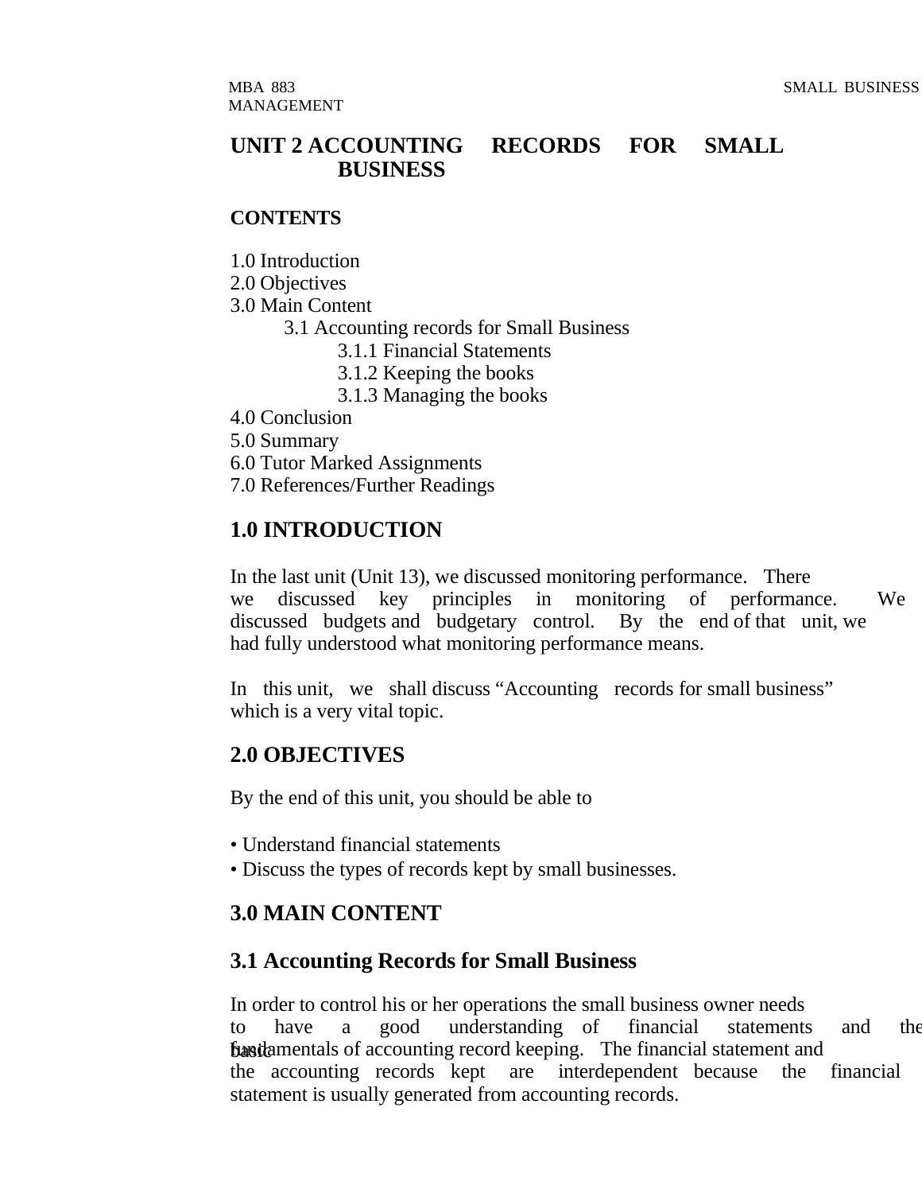## UNIT 2 ACCOUNTING RECORDS FOR SMALL BUSINESS

**CONTENTS**

1.0 Introduction
2.0 Objectives
3.0 Main Content
    3.1 Accounting records for Small Business
        3.1.1 Financial Statements
        3.1.2 Keeping the books
        3.1.3 Managing the books
4.0 Conclusion
5.0 Summary
6.0 Tutor Marked Assignments
7.0 References/Further Readings

## 1.0 INTRODUCTION

In the last unit (Unit 13), we discussed monitoring performance. There we discussed key principles in monitoring of performance. We discussed budgets and budgetary control. By the end of that unit, we had fully understood what monitoring performance means.

In this unit, we shall discuss "Accounting records for small business" which is a very vital topic.

## 2.0 OBJECTIVES

By the end of this unit, you should be able to

- Understand financial statements
- Discuss the types of records kept by small businesses.

## 3.0 MAIN CONTENT

### 3.1 Accounting Records for Small Business

In order to control his or her operations the small business owner needs to have a good understanding of financial statements and the basic fundamentals of accounting record keeping. The financial statement and the accounting records kept are interdependent because the financial statement is usually generated from accounting records.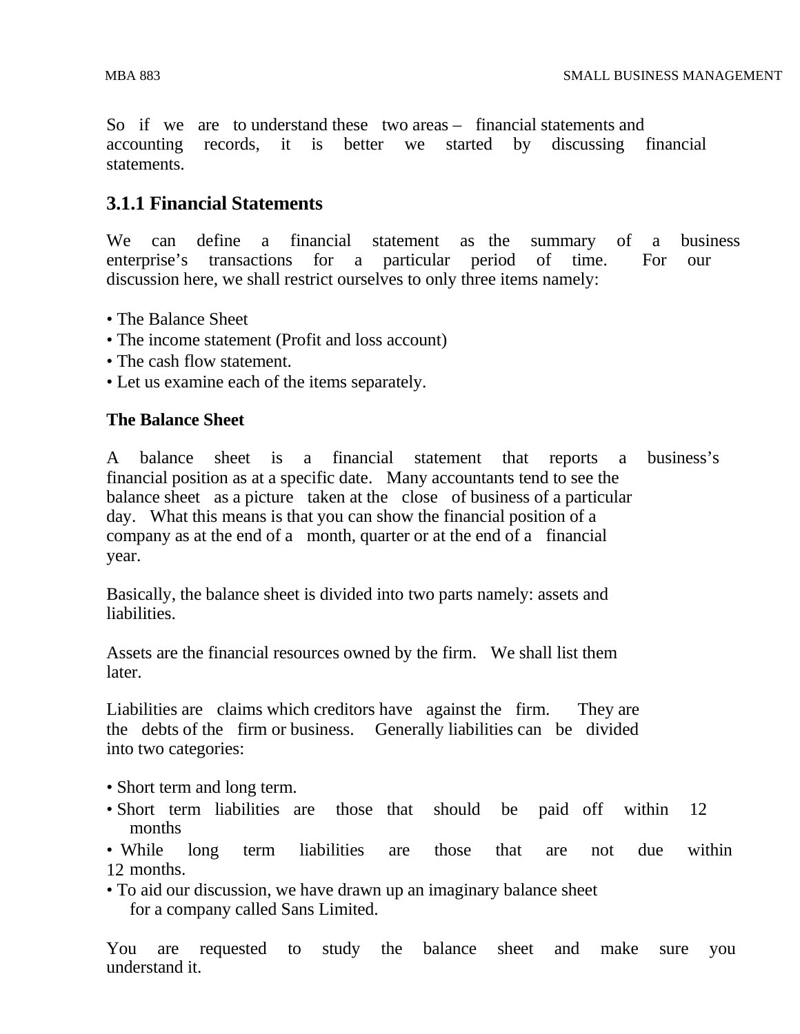So if we are to understand these two areas – financial statements and accounting records, it is better we started by discussing financial statements.

### 3.1.1 Financial Statements

We can define a financial statement as the summary of a business enterprise's transactions for a particular period of time. For our discussion here, we shall restrict ourselves to only three items namely:

- The Balance Sheet
- The income statement (Profit and loss account)
- The cash flow statement.
- Let us examine each of the items separately.

**The Balance Sheet**

A balance sheet is a financial statement that reports a business's financial position as at a specific date. Many accountants tend to see the balance sheet as a picture taken at the close of business of a particular day. What this means is that you can show the financial position of a company as at the end of a month, quarter or at the end of a financial year.

Basically, the balance sheet is divided into two parts namely: assets and liabilities.

Assets are the financial resources owned by the firm. We shall list them later.

Liabilities are claims which creditors have against the firm. They are the debts of the firm or business. Generally liabilities can be divided into two categories:

- Short term and long term.
- Short term liabilities are those that should be paid off within 12 months
- While long term liabilities are those that are not due within 12 months.
- To aid our discussion, we have drawn up an imaginary balance sheet for a company called Sans Limited.

You are requested to study the balance sheet and make sure you understand it.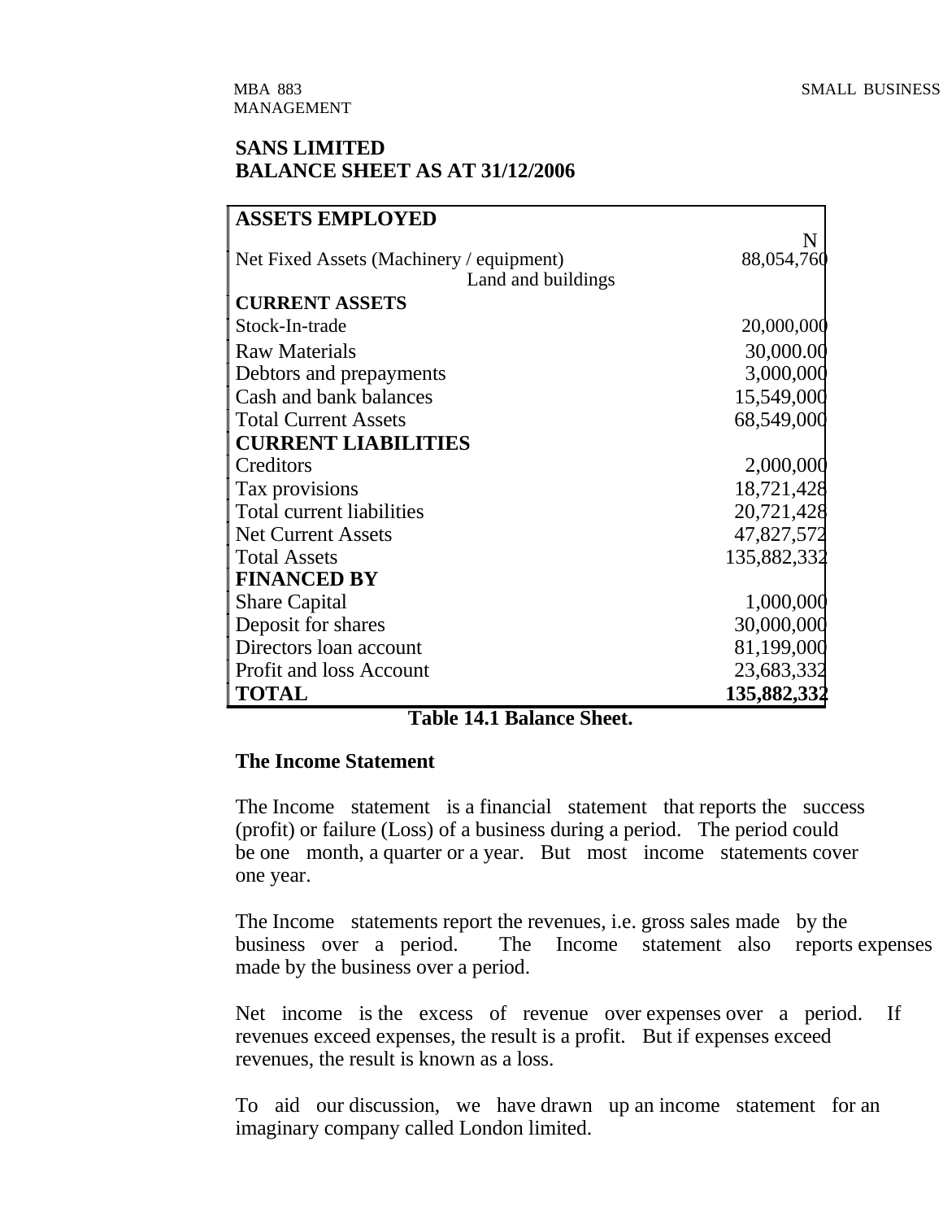**SANS LIMITED**
**BALANCE SHEET AS AT 31/12/2006**

| **ASSETS EMPLOYED** | N |
|---|---|
| Net Fixed Assets (Machinery / equipment) Land and buildings | 88,054,760 |
| **CURRENT ASSETS** | |
| Stock-In-trade | 20,000,000 |
| Raw Materials | 30,000.00 |
| Debtors and prepayments | 3,000,000 |
| Cash and bank balances | 15,549,000 |
| Total Current Assets | 68,549,000 |
| **CURRENT LIABILITIES** | |
| Creditors | 2,000,000 |
| Tax provisions | 18,721,428 |
| Total current liabilities | 20,721,428 |
| Net Current Assets | 47,827,572 |
| Total Assets | 135,882,332 |
| **FINANCED BY** | |
| Share Capital | 1,000,000 |
| Deposit for shares | 30,000,000 |
| Directors loan account | 81,199,000 |
| Profit and loss Account | 23,683,332 |
| **TOTAL** | **135,882,332** |

**Table 14.1 Balance Sheet.**

## The Income Statement

The Income statement is a financial statement that reports the success (profit) or failure (Loss) of a business during a period. The period could be one month, a quarter or a year. But most income statements cover one year.

The Income statements report the revenues, i.e. gross sales made by the business over a period. The Income statement also reports expenses made by the business over a period.

Net income is the excess of revenue over expenses over a period. If revenues exceed expenses, the result is a profit. But if expenses exceed revenues, the result is known as a loss.

To aid our discussion, we have drawn up an income statement for an imaginary company called London limited.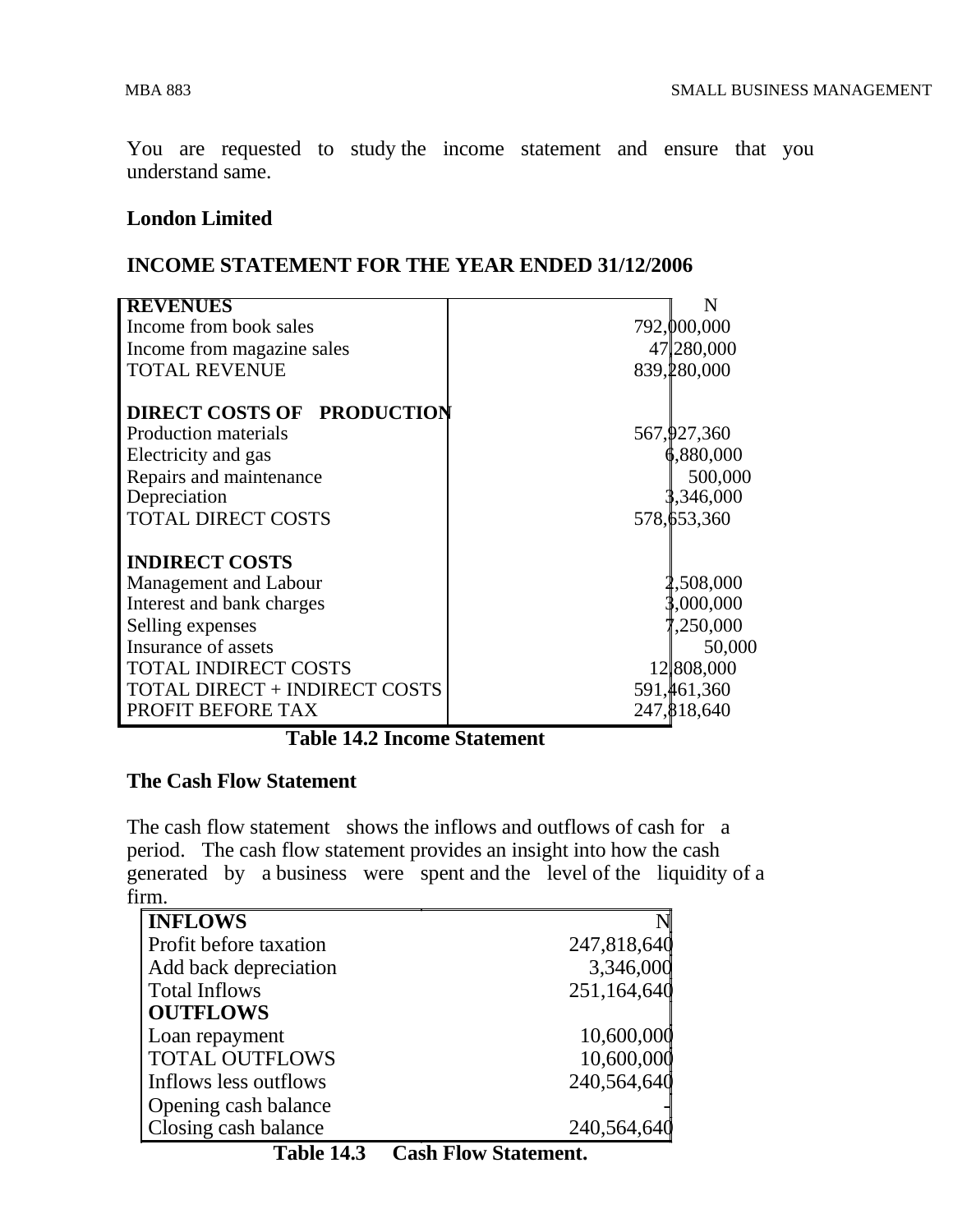You are requested to study the income statement and ensure that you understand same.

**London Limited**

**INCOME STATEMENT FOR THE YEAR ENDED 31/12/2006**

| | |
|---|---|
| **REVENUES** | N |
| Income from book sales | 792,000,000 |
| Income from magazine sales | 47,280,000 |
| TOTAL REVENUE | 839,280,000 |
| | |
| **DIRECT COSTS OF PRODUCTION** | |
| Production materials | 567,927,360 |
| Electricity and gas | 6,880,000 |
| Repairs and maintenance | 500,000 |
| Depreciation | 3,346,000 |
| TOTAL DIRECT COSTS | 578,653,360 |
| | |
| **INDIRECT COSTS** | |
| Management and Labour | 2,508,000 |
| Interest and bank charges | 3,000,000 |
| Selling expenses | 7,250,000 |
| Insurance of assets | 50,000 |
| TOTAL INDIRECT COSTS | 12,808,000 |
| TOTAL DIRECT + INDIRECT COSTS | 591,461,360 |
| PROFIT BEFORE TAX | 247,818,640 |

**Table 14.2 Income Statement**

**The Cash Flow Statement**

The cash flow statement shows the inflows and outflows of cash for a period. The cash flow statement provides an insight into how the cash generated by a business were spent and the level of the liquidity of a firm.

| | |
|---|---|
| **INFLOWS** | N |
| Profit before taxation | 247,818,640 |
| Add back depreciation | 3,346,000 |
| Total Inflows | 251,164,640 |
| **OUTFLOWS** | |
| Loan repayment | 10,600,000 |
| TOTAL OUTFLOWS | 10,600,000 |
| Inflows less outflows | 240,564,640 |
| Opening cash balance | - |
| Closing cash balance | 240,564,640 |

**Table 14.3 Cash Flow Statement.**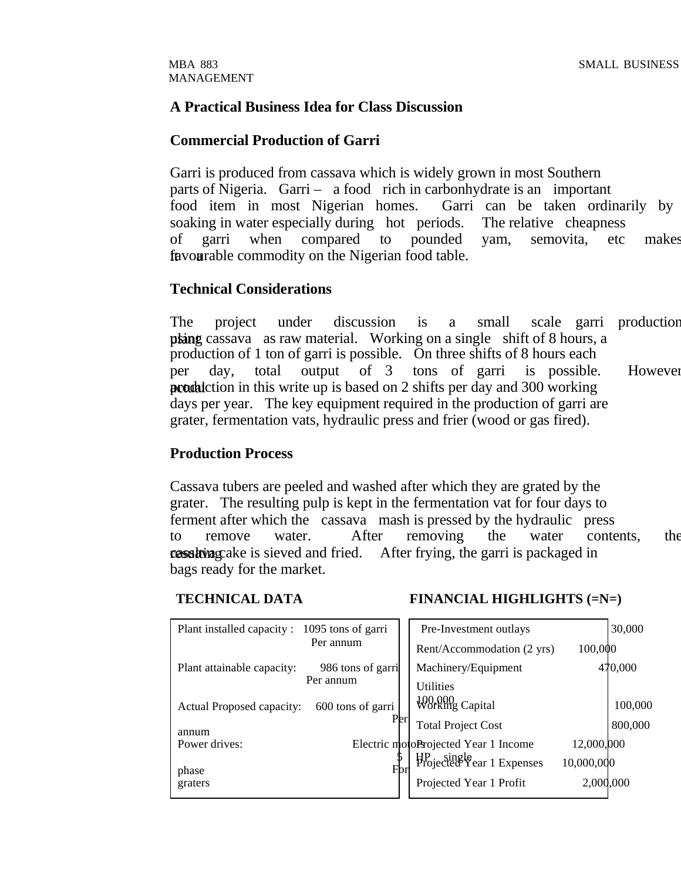## A Practical Business Idea for Class Discussion

### Commercial Production of Garri

Garri is produced from cassava which is widely grown in most Southern parts of Nigeria. Garri – a food rich in carbonhydrate is an important food item in most Nigerian homes. Garri can be taken ordinarily by soaking in water especially during hot periods. The relative cheapness of garri when compared to pounded yam, semovita, etc makes it a favourable commodity on the Nigerian food table.

### Technical Considerations

The project under discussion is a small scale garri production plant using cassava as raw material. Working on a single shift of 8 hours, a production of 1 ton of garri is possible. On three shifts of 8 hours each per day, total output of 3 tons of garri is possible. However actual production in this write up is based on 2 shifts per day and 300 working days per year. The key equipment required in the production of garri are grater, fermentation vats, hydraulic press and frier (wood or gas fired).

### Production Process

Cassava tubers are peeled and washed after which they are grated by the grater. The resulting pulp is kept in the fermentation vat for four days to ferment after which the cassava mash is pressed by the hydraulic press to remove water. After removing the water contents, the resulting cassava cake is sieved and fried. After frying, the garri is packaged in bags ready for the market.

**TECHNICAL DATA**

| | |
|---|---|
| Plant installed capacity : | 1095 tons of garri Per annum |
| Plant attainable capacity: | 986 tons of garri Per annum |
| Actual Proposed capacity: | 600 tons of garri Per annum |
| Power drives: | Electric motors 5 HP single phase For graters |

**FINANCIAL HIGHLIGHTS (=N=)**

| | |
|---|---|
| Pre-Investment outlays | 30,000 |
| Rent/Accommodation (2 yrs) | 100,000 |
| Machinery/Equipment | 470,000 |
| Utilities | 100,000 |
| Working Capital | 100,000 |
| Total Project Cost | 800,000 |
| Projected Year 1 Income | 12,000,000 |
| Projected Year 1 Expenses | 10,000,000 |
| Projected Year 1 Profit | 2,000,000 |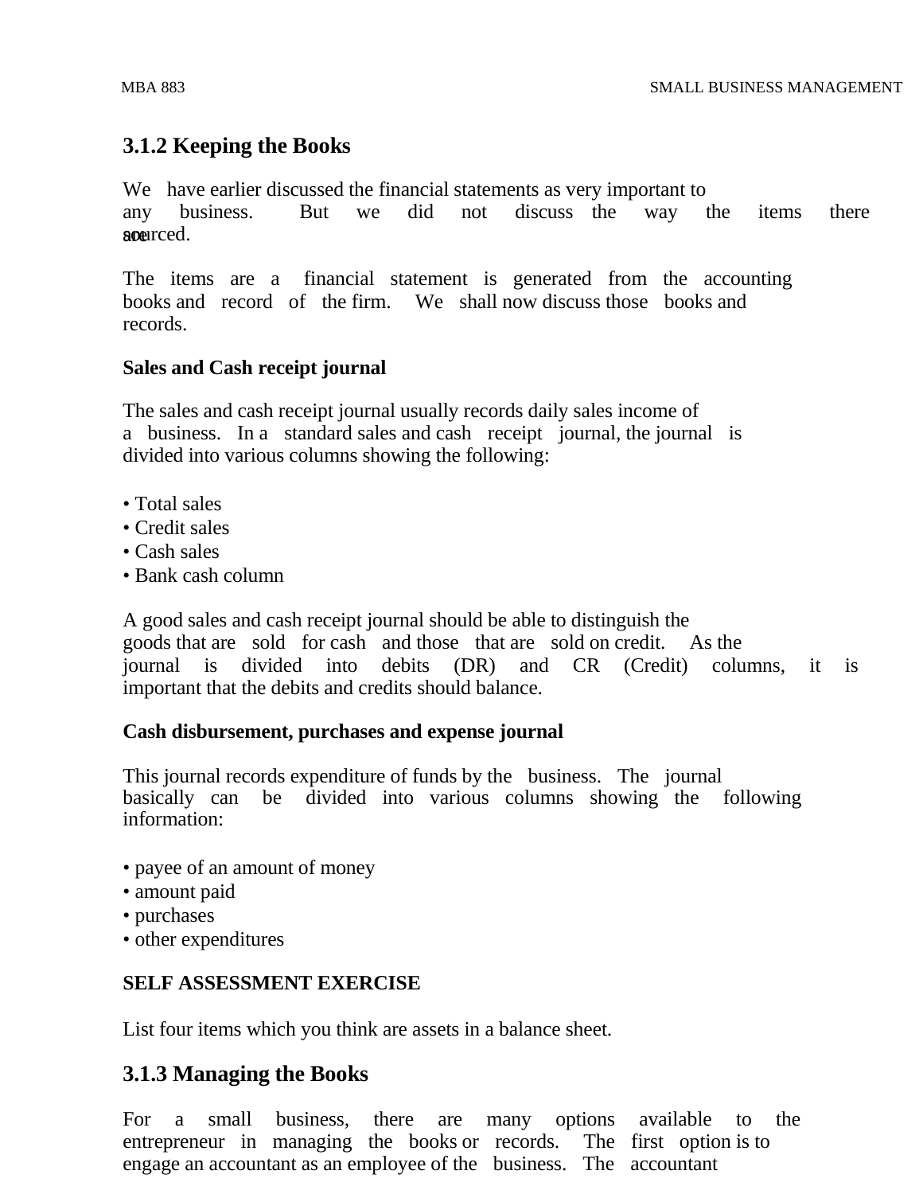### 3.1.2 Keeping the Books

We have earlier discussed the financial statements as very important to any business. But we did not discuss the way the items there are sourced.

The items are a financial statement is generated from the accounting books and record of the firm. We shall now discuss those books and records.

**Sales and Cash receipt journal**

The sales and cash receipt journal usually records daily sales income of a business. In a standard sales and cash receipt journal, the journal is divided into various columns showing the following:

- Total sales
- Credit sales
- Cash sales
- Bank cash column

A good sales and cash receipt journal should be able to distinguish the goods that are sold for cash and those that are sold on credit. As the journal is divided into debits (DR) and CR (Credit) columns, it is important that the debits and credits should balance.

**Cash disbursement, purchases and expense journal**

This journal records expenditure of funds by the business. The journal basically can be divided into various columns showing the following information:

- payee of an amount of money
- amount paid
- purchases
- other expenditures

**SELF ASSESSMENT EXERCISE**

List four items which you think are assets in a balance sheet.

### 3.1.3 Managing the Books

For a small business, there are many options available to the entrepreneur in managing the books or records. The first option is to engage an accountant as an employee of the business. The accountant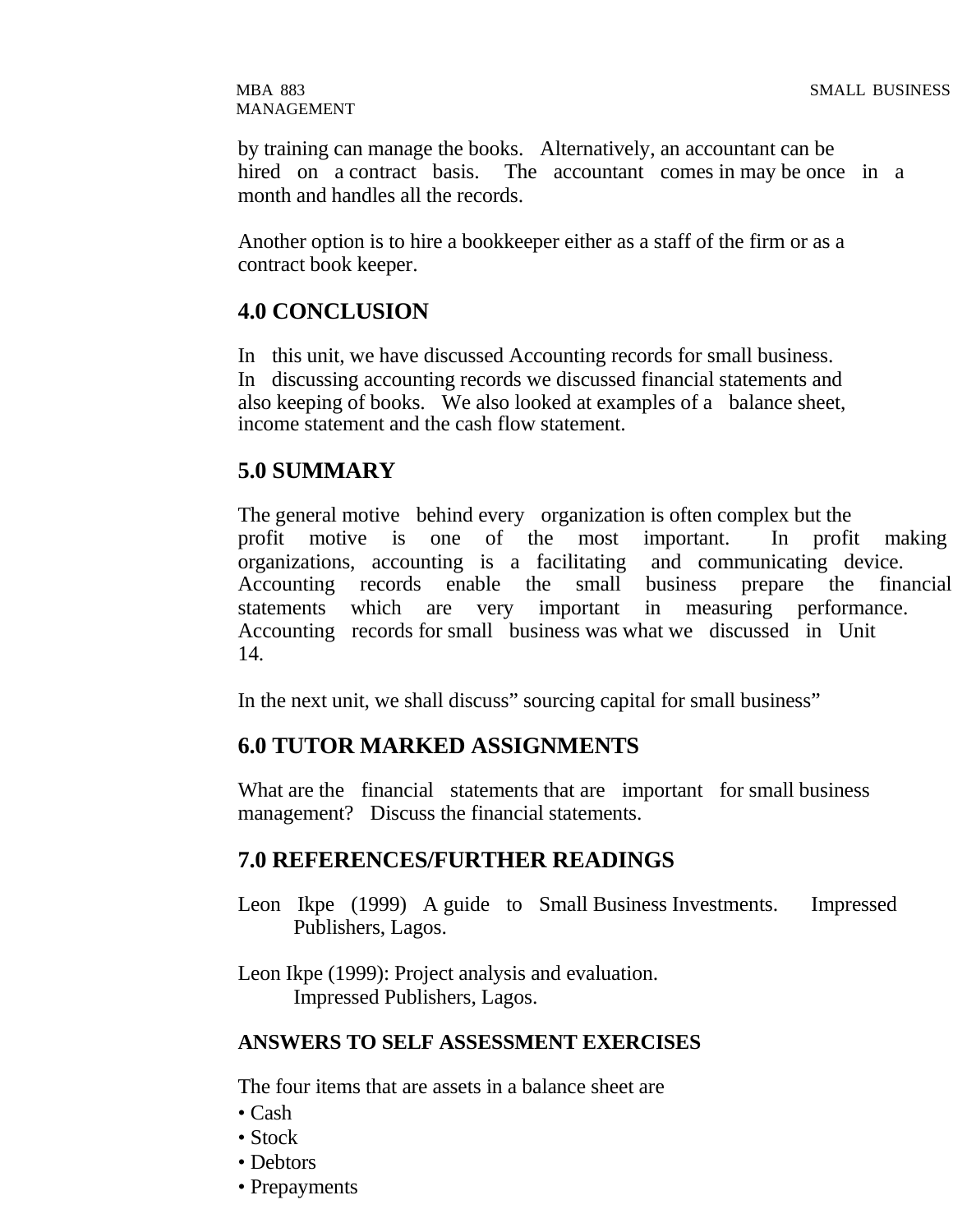by training can manage the books. Alternatively, an accountant can be hired on a contract basis. The accountant comes in may be once in a month and handles all the records.

Another option is to hire a bookkeeper either as a staff of the firm or as a contract book keeper.

## 4.0 CONCLUSION

In this unit, we have discussed Accounting records for small business. In discussing accounting records we discussed financial statements and also keeping of books. We also looked at examples of a balance sheet, income statement and the cash flow statement.

## 5.0 SUMMARY

The general motive behind every organization is often complex but the profit motive is one of the most important. In profit making organizations, accounting is a facilitating and communicating device. Accounting records enable the small business prepare the financial statements which are very important in measuring performance. Accounting records for small business was what we discussed in Unit 14.

In the next unit, we shall discuss" sourcing capital for small business"

## 6.0 TUTOR MARKED ASSIGNMENTS

What are the financial statements that are important for small business management? Discuss the financial statements.

## 7.0 REFERENCES/FURTHER READINGS

Leon Ikpe (1999) A guide to Small Business Investments. Impressed Publishers, Lagos.

Leon Ikpe (1999): Project analysis and evaluation. Impressed Publishers, Lagos.

### ANSWERS TO SELF ASSESSMENT EXERCISES

The four items that are assets in a balance sheet are

- Cash
- Stock
- Debtors
- Prepayments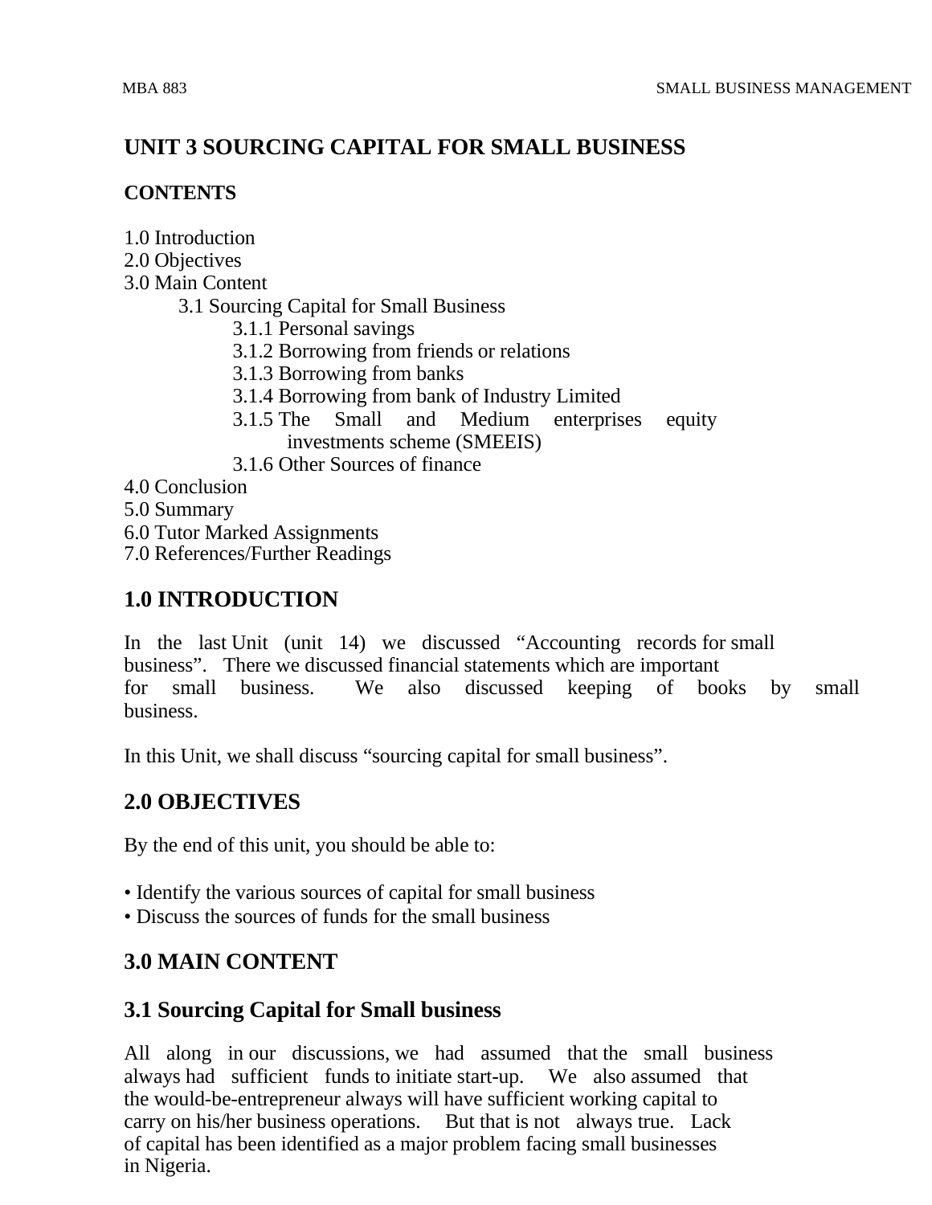# UNIT 3 SOURCING CAPITAL FOR SMALL BUSINESS

**CONTENTS**

1.0 Introduction
2.0 Objectives
3.0 Main Content
    3.1 Sourcing Capital for Small Business
        3.1.1 Personal savings
        3.1.2 Borrowing from friends or relations
        3.1.3 Borrowing from banks
        3.1.4 Borrowing from bank of Industry Limited
        3.1.5 The Small and Medium enterprises equity investments scheme (SMEEIS)
        3.1.6 Other Sources of finance
4.0 Conclusion
5.0 Summary
6.0 Tutor Marked Assignments
7.0 References/Further Readings

## 1.0 INTRODUCTION

In the last Unit (unit 14) we discussed "Accounting records for small business". There we discussed financial statements which are important for small business. We also discussed keeping of books by small business.

In this Unit, we shall discuss "sourcing capital for small business".

## 2.0 OBJECTIVES

By the end of this unit, you should be able to:

• Identify the various sources of capital for small business
• Discuss the sources of funds for the small business

## 3.0 MAIN CONTENT

## 3.1 Sourcing Capital for Small business

All along in our discussions, we had assumed that the small business always had sufficient funds to initiate start-up. We also assumed that the would-be-entrepreneur always will have sufficient working capital to carry on his/her business operations. But that is not always true. Lack of capital has been identified as a major problem facing small businesses in Nigeria.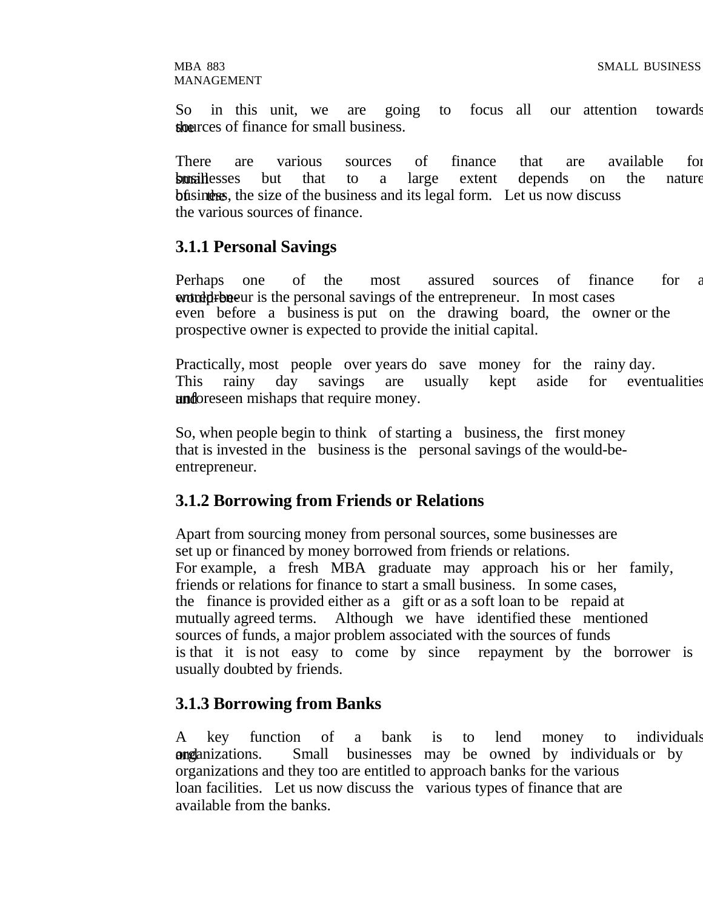So in this unit, we are going to focus all our attention towards the sources of finance for small business.

There are various sources of finance that are available for small businesses but that to a large extent depends on the nature of the business, the size of the business and its legal form. Let us now discuss the various sources of finance.

### 3.1.1 Personal Savings

Perhaps one of the most assured sources of finance for a would-be entrepreneur is the personal savings of the entrepreneur. In most cases even before a business is put on the drawing board, the owner or the prospective owner is expected to provide the initial capital.

Practically, most people over years do save money for the rainy day. This rainy day savings are usually kept aside for eventualities and unforeseen mishaps that require money.

So, when people begin to think of starting a business, the first money that is invested in the business is the personal savings of the would-be-entrepreneur.

### 3.1.2 Borrowing from Friends or Relations

Apart from sourcing money from personal sources, some businesses are set up or financed by money borrowed from friends or relations. For example, a fresh MBA graduate may approach his or her family, friends or relations for finance to start a small business. In some cases, the finance is provided either as a gift or as a soft loan to be repaid at mutually agreed terms. Although we have identified these mentioned sources of funds, a major problem associated with the sources of funds is that it is not easy to come by since repayment by the borrower is usually doubted by friends.

### 3.1.3 Borrowing from Banks

A key function of a bank is to lend money to individuals and organizations. Small businesses may be owned by individuals or by organizations and they too are entitled to approach banks for the various loan facilities. Let us now discuss the various types of finance that are available from the banks.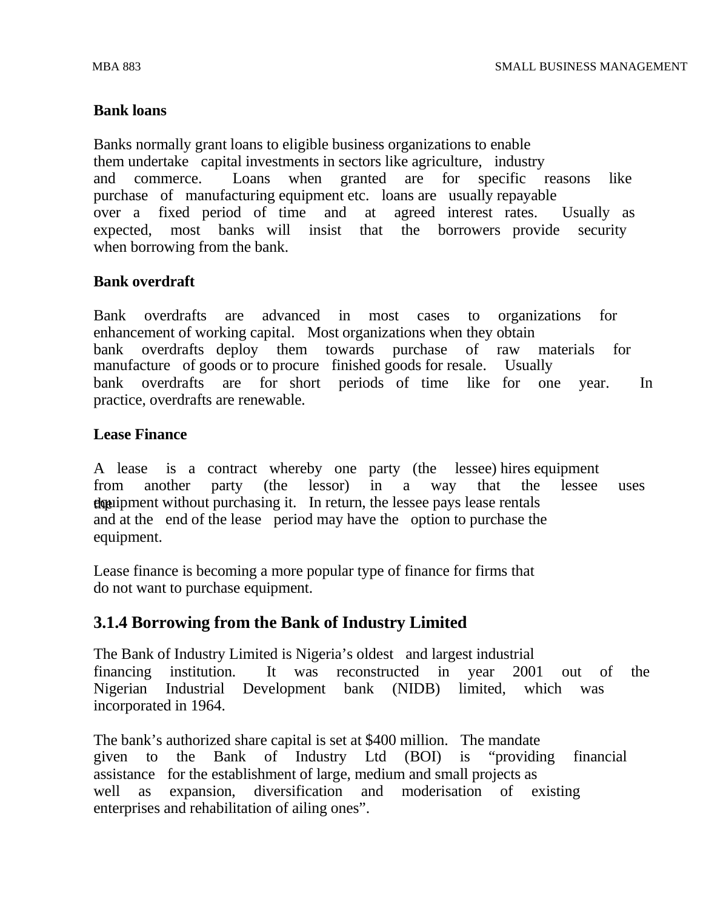**Bank loans**

Banks normally grant loans to eligible business organizations to enable them undertake capital investments in sectors like agriculture, industry and commerce. Loans when granted are for specific reasons like purchase of manufacturing equipment etc. loans are usually repayable over a fixed period of time and at agreed interest rates. Usually as expected, most banks will insist that the borrowers provide security when borrowing from the bank.

**Bank overdraft**

Bank overdrafts are advanced in most cases to organizations for enhancement of working capital. Most organizations when they obtain bank overdrafts deploy them towards purchase of raw materials for manufacture of goods or to procure finished goods for resale. Usually bank overdrafts are for short periods of time like for one year. In practice, overdrafts are renewable.

**Lease Finance**

A lease is a contract whereby one party (the lessee) hires equipment from another party (the lessor) in a way that the lessee uses the equipment without purchasing it. In return, the lessee pays lease rentals and at the end of the lease period may have the option to purchase the equipment.

Lease finance is becoming a more popular type of finance for firms that do not want to purchase equipment.

## 3.1.4 Borrowing from the Bank of Industry Limited

The Bank of Industry Limited is Nigeria's oldest and largest industrial financing institution. It was reconstructed in year 2001 out of the Nigerian Industrial Development bank (NIDB) limited, which was incorporated in 1964.

The bank's authorized share capital is set at $400 million. The mandate given to the Bank of Industry Ltd (BOI) is "providing financial assistance for the establishment of large, medium and small projects as well as expansion, diversification and moderisation of existing enterprises and rehabilitation of ailing ones".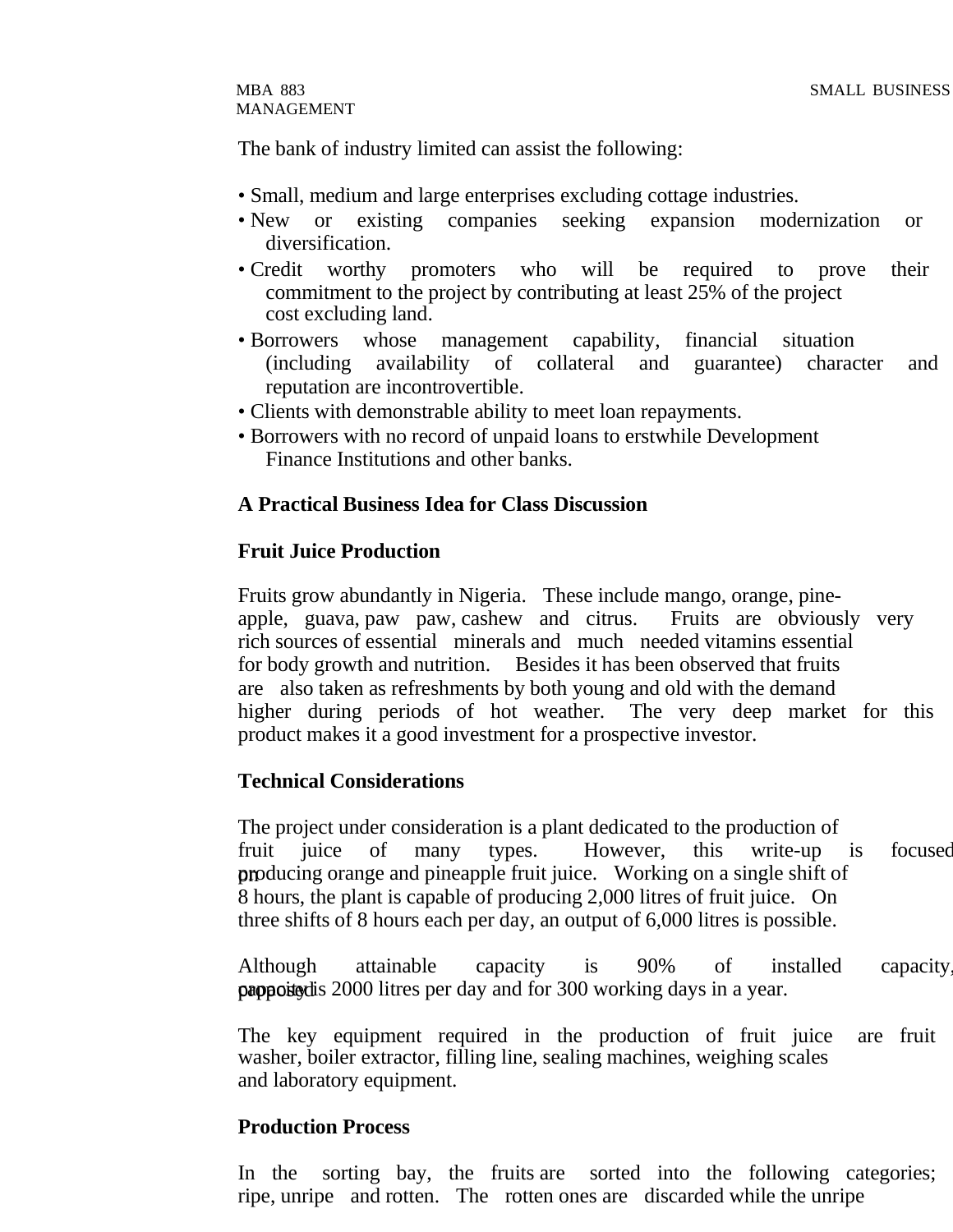The bank of industry limited can assist the following:

- Small, medium and large enterprises excluding cottage industries.
- New or existing companies seeking expansion modernization or diversification.
- Credit worthy promoters who will be required to prove their commitment to the project by contributing at least 25% of the project cost excluding land.
- Borrowers whose management capability, financial situation (including availability of collateral and guarantee) character and reputation are incontrovertible.
- Clients with demonstrable ability to meet loan repayments.
- Borrowers with no record of unpaid loans to erstwhile Development Finance Institutions and other banks.

**A Practical Business Idea for Class Discussion**

**Fruit Juice Production**

Fruits grow abundantly in Nigeria. These include mango, orange, pine-apple, guava, paw paw, cashew and citrus. Fruits are obviously very rich sources of essential minerals and much needed vitamins essential for body growth and nutrition. Besides it has been observed that fruits are also taken as refreshments by both young and old with the demand higher during periods of hot weather. The very deep market for this product makes it a good investment for a prospective investor.

**Technical Considerations**

The project under consideration is a plant dedicated to the production of fruit juice of many types. However, this write-up is focused on producing orange and pineapple fruit juice. Working on a single shift of 8 hours, the plant is capable of producing 2,000 litres of fruit juice. On three shifts of 8 hours each per day, an output of 6,000 litres is possible.

Although attainable capacity is 90% of installed capacity, proposed capacity is 2000 litres per day and for 300 working days in a year.

The key equipment required in the production of fruit juice are fruit washer, boiler extractor, filling line, sealing machines, weighing scales and laboratory equipment.

**Production Process**

In the sorting bay, the fruits are sorted into the following categories; ripe, unripe and rotten. The rotten ones are discarded while the unripe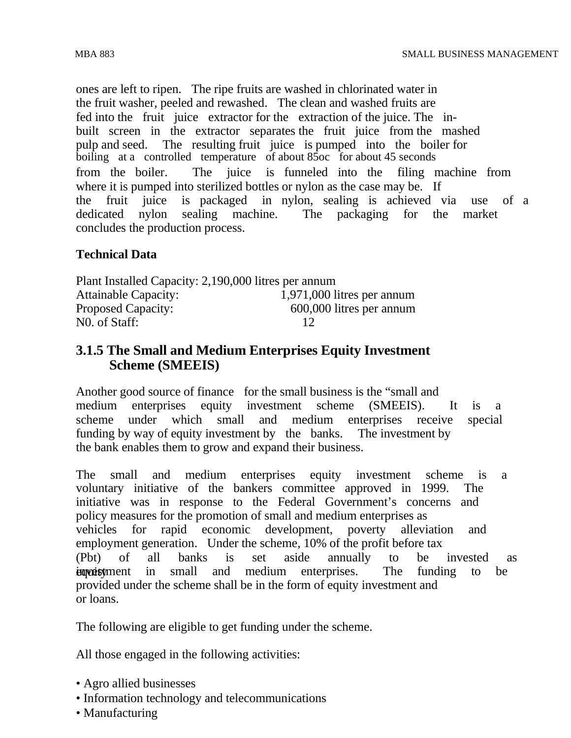ones are left to ripen. The ripe fruits are washed in chlorinated water in the fruit washer, peeled and rewashed. The clean and washed fruits are fed into the fruit juice extractor for the extraction of the juice. The in-built screen in the extractor separates the fruit juice from the mashed pulp and seed. The resulting fruit juice is pumped into the boiler for boiling at a controlled temperature of about 85oc for about 45 seconds from the boiler. The juice is funneled into the filing machine from where it is pumped into sterilized bottles or nylon as the case may be. If the fruit juice is packaged in nylon, sealing is achieved via use of a dedicated nylon sealing machine. The packaging for the market concludes the production process.

**Technical Data**

| | |
|---|---|
| Plant Installed Capacity: | 2,190,000 litres per annum |
| Attainable Capacity: | 1,971,000 litres per annum |
| Proposed Capacity: | 600,000 litres per annum |
| N0. of Staff: | 12 |

### 3.1.5 The Small and Medium Enterprises Equity Investment Scheme (SMEEIS)

Another good source of finance for the small business is the "small and medium enterprises equity investment scheme (SMEEIS). It is a scheme under which small and medium enterprises receive special funding by way of equity investment by the banks. The investment by the bank enables them to grow and expand their business.

The small and medium enterprises equity investment scheme is a voluntary initiative of the bankers committee approved in 1999. The initiative was in response to the Federal Government's concerns and policy measures for the promotion of small and medium enterprises as vehicles for rapid economic development, poverty alleviation and employment generation. Under the scheme, 10% of the profit before tax (Pbt) of all banks is set aside annually to be invested as equity investment in small and medium enterprises. The funding to be provided under the scheme shall be in the form of equity investment and or loans.

The following are eligible to get funding under the scheme.

All those engaged in the following activities:

- Agro allied businesses
- Information technology and telecommunications
- Manufacturing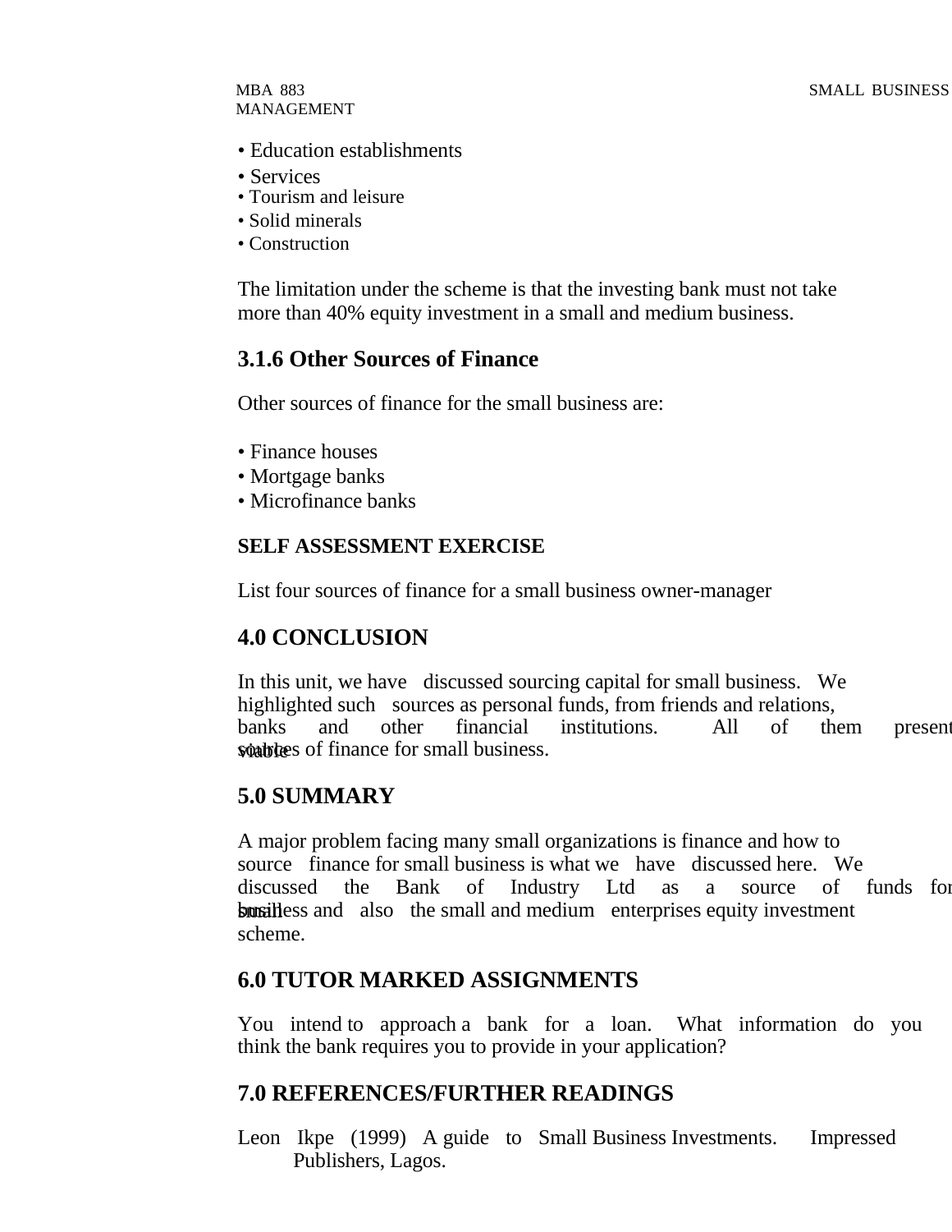- Education establishments
- Services
- Tourism and leisure
- Solid minerals
- Construction

The limitation under the scheme is that the investing bank must not take more than 40% equity investment in a small and medium business.

### 3.1.6 Other Sources of Finance

Other sources of finance for the small business are:

- Finance houses
- Mortgage banks
- Microfinance banks

#### SELF ASSESSMENT EXERCISE

List four sources of finance for a small business owner-manager

## 4.0 CONCLUSION

In this unit, we have discussed sourcing capital for small business. We highlighted such sources as personal funds, from friends and relations, banks and other financial institutions. All of them present viable sources of finance for small business.

## 5.0 SUMMARY

A major problem facing many small organizations is finance and how to source finance for small business is what we have discussed here. We discussed the Bank of Industry Ltd as a source of funds for small business and also the small and medium enterprises equity investment scheme.

## 6.0 TUTOR MARKED ASSIGNMENTS

You intend to approach a bank for a loan. What information do you think the bank requires you to provide in your application?

## 7.0 REFERENCES/FURTHER READINGS

Leon Ikpe (1999) A guide to Small Business Investments. Impressed Publishers, Lagos.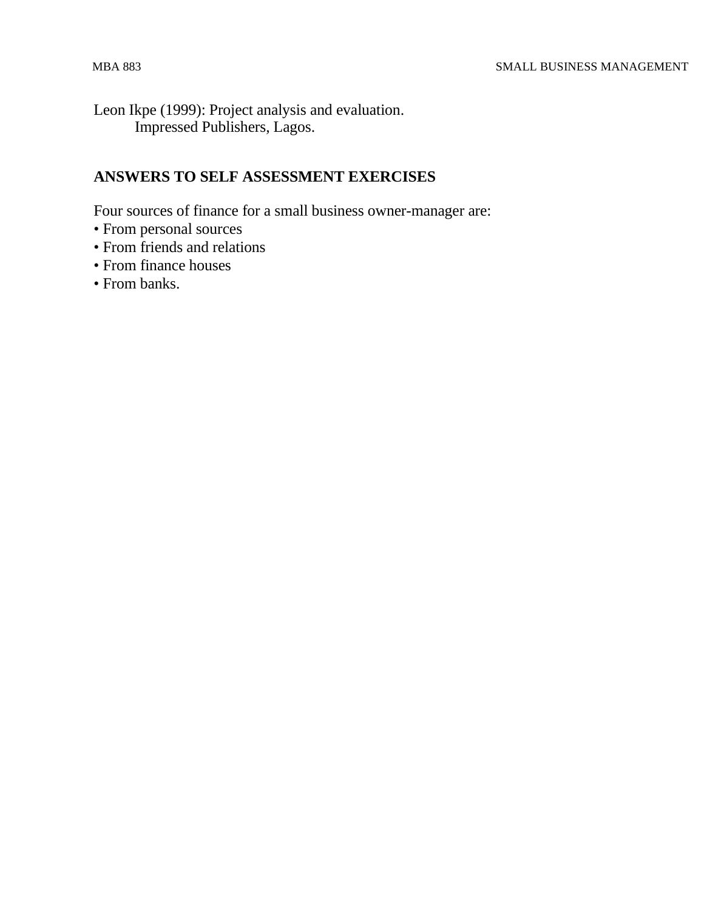Leon Ikpe (1999): Project analysis and evaluation.
Impressed Publishers, Lagos.

## ANSWERS TO SELF ASSESSMENT EXERCISES

Four sources of finance for a small business owner-manager are:

- From personal sources
- From friends and relations
- From finance houses
- From banks.